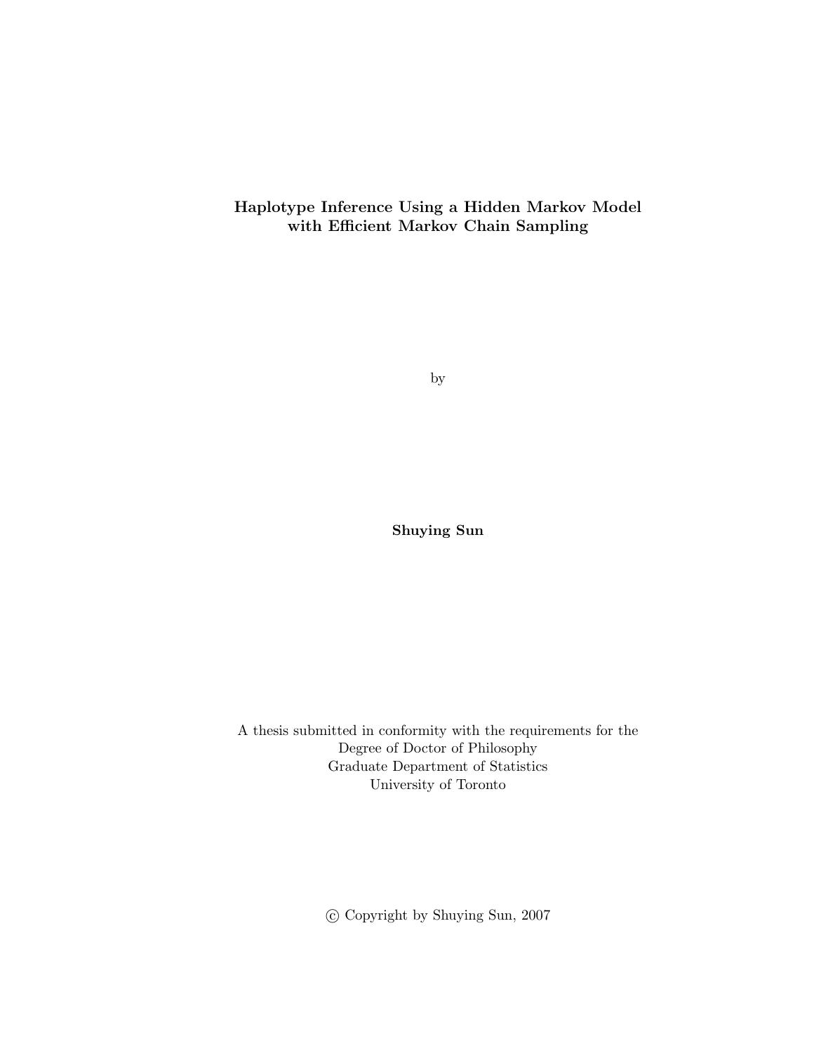# Haplotype Inference Using a Hidden Markov Model with Efficient Markov Chain Sampling

by

**Shuying Sun**

A thesis submitted in conformity with the requirements for the
Degree of Doctor of Philosophy
Graduate Department of Statistics
University of Toronto

© Copyright by Shuying Sun, 2007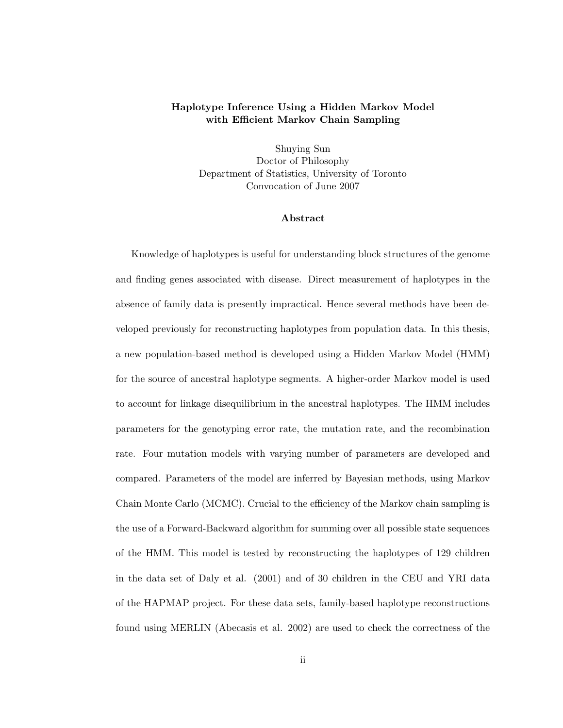**Haplotype Inference Using a Hidden Markov Model with Efficient Markov Chain Sampling**

Shuying Sun
Doctor of Philosophy
Department of Statistics, University of Toronto
Convocation of June 2007

## Abstract

Knowledge of haplotypes is useful for understanding block structures of the genome and finding genes associated with disease. Direct measurement of haplotypes in the absence of family data is presently impractical. Hence several methods have been developed previously for reconstructing haplotypes from population data. In this thesis, a new population-based method is developed using a Hidden Markov Model (HMM) for the source of ancestral haplotype segments. A higher-order Markov model is used to account for linkage disequilibrium in the ancestral haplotypes. The HMM includes parameters for the genotyping error rate, the mutation rate, and the recombination rate. Four mutation models with varying number of parameters are developed and compared. Parameters of the model are inferred by Bayesian methods, using Markov Chain Monte Carlo (MCMC). Crucial to the efficiency of the Markov chain sampling is the use of a Forward-Backward algorithm for summing over all possible state sequences of the HMM. This model is tested by reconstructing the haplotypes of 129 children in the data set of Daly et al. (2001) and of 30 children in the CEU and YRI data of the HAPMAP project. For these data sets, family-based haplotype reconstructions found using MERLIN (Abecasis et al. 2002) are used to check the correctness of the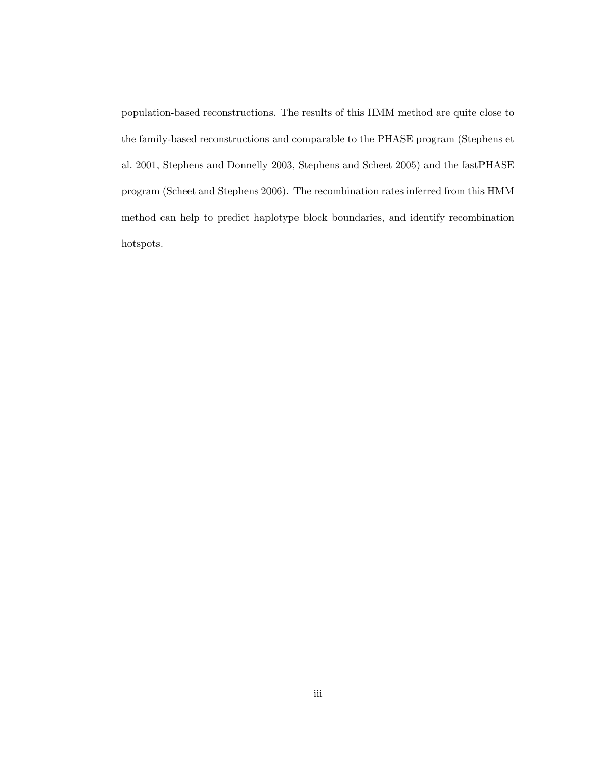population-based reconstructions. The results of this HMM method are quite close to the family-based reconstructions and comparable to the PHASE program (Stephens et al. 2001, Stephens and Donnelly 2003, Stephens and Scheet 2005) and the fastPHASE program (Scheet and Stephens 2006). The recombination rates inferred from this HMM method can help to predict haplotype block boundaries, and identify recombination hotspots.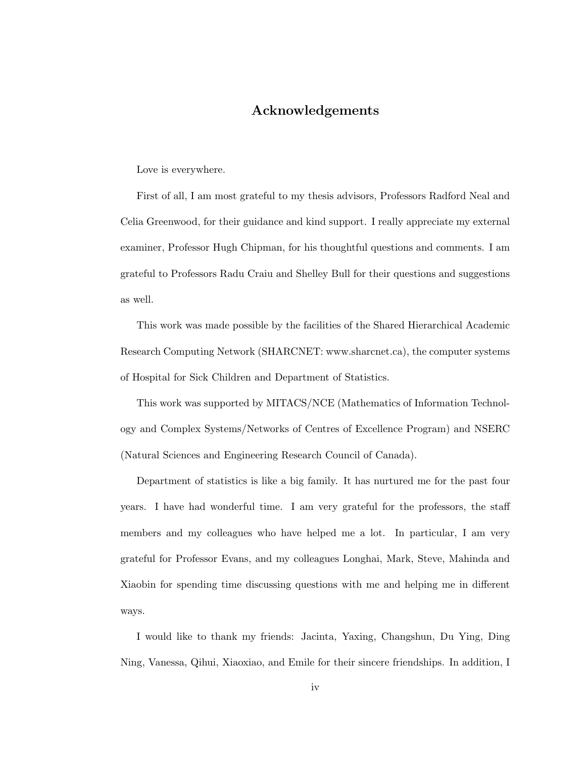# Acknowledgements

Love is everywhere.

First of all, I am most grateful to my thesis advisors, Professors Radford Neal and Celia Greenwood, for their guidance and kind support. I really appreciate my external examiner, Professor Hugh Chipman, for his thoughtful questions and comments. I am grateful to Professors Radu Craiu and Shelley Bull for their questions and suggestions as well.

This work was made possible by the facilities of the Shared Hierarchical Academic Research Computing Network (SHARCNET: www.sharcnet.ca), the computer systems of Hospital for Sick Children and Department of Statistics.

This work was supported by MITACS/NCE (Mathematics of Information Technology and Complex Systems/Networks of Centres of Excellence Program) and NSERC (Natural Sciences and Engineering Research Council of Canada).

Department of statistics is like a big family. It has nurtured me for the past four years. I have had wonderful time. I am very grateful for the professors, the staff members and my colleagues who have helped me a lot. In particular, I am very grateful for Professor Evans, and my colleagues Longhai, Mark, Steve, Mahinda and Xiaobin for spending time discussing questions with me and helping me in different ways.

I would like to thank my friends: Jacinta, Yaxing, Changshun, Du Ying, Ding Ning, Vanessa, Qihui, Xiaoxiao, and Emile for their sincere friendships. In addition, I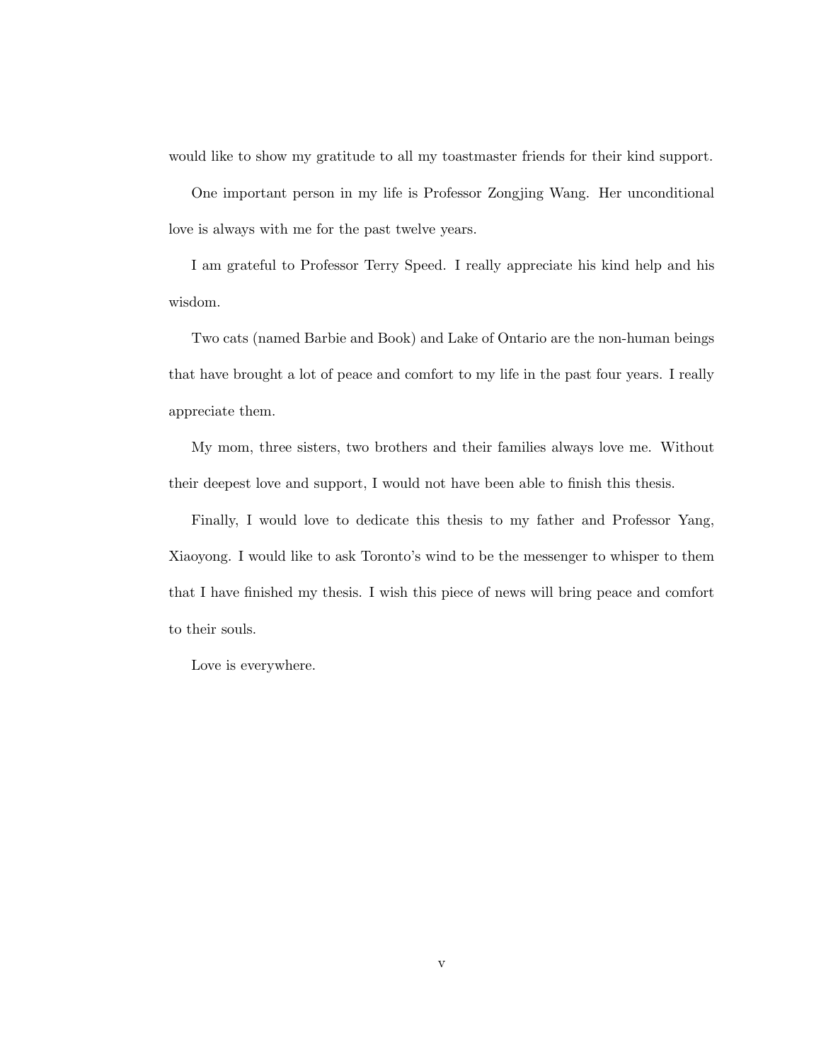would like to show my gratitude to all my toastmaster friends for their kind support.

One important person in my life is Professor Zongjing Wang. Her unconditional love is always with me for the past twelve years.

I am grateful to Professor Terry Speed. I really appreciate his kind help and his wisdom.

Two cats (named Barbie and Book) and Lake of Ontario are the non-human beings that have brought a lot of peace and comfort to my life in the past four years. I really appreciate them.

My mom, three sisters, two brothers and their families always love me. Without their deepest love and support, I would not have been able to finish this thesis.

Finally, I would love to dedicate this thesis to my father and Professor Yang, Xiaoyong. I would like to ask Toronto's wind to be the messenger to whisper to them that I have finished my thesis. I wish this piece of news will bring peace and comfort to their souls.

Love is everywhere.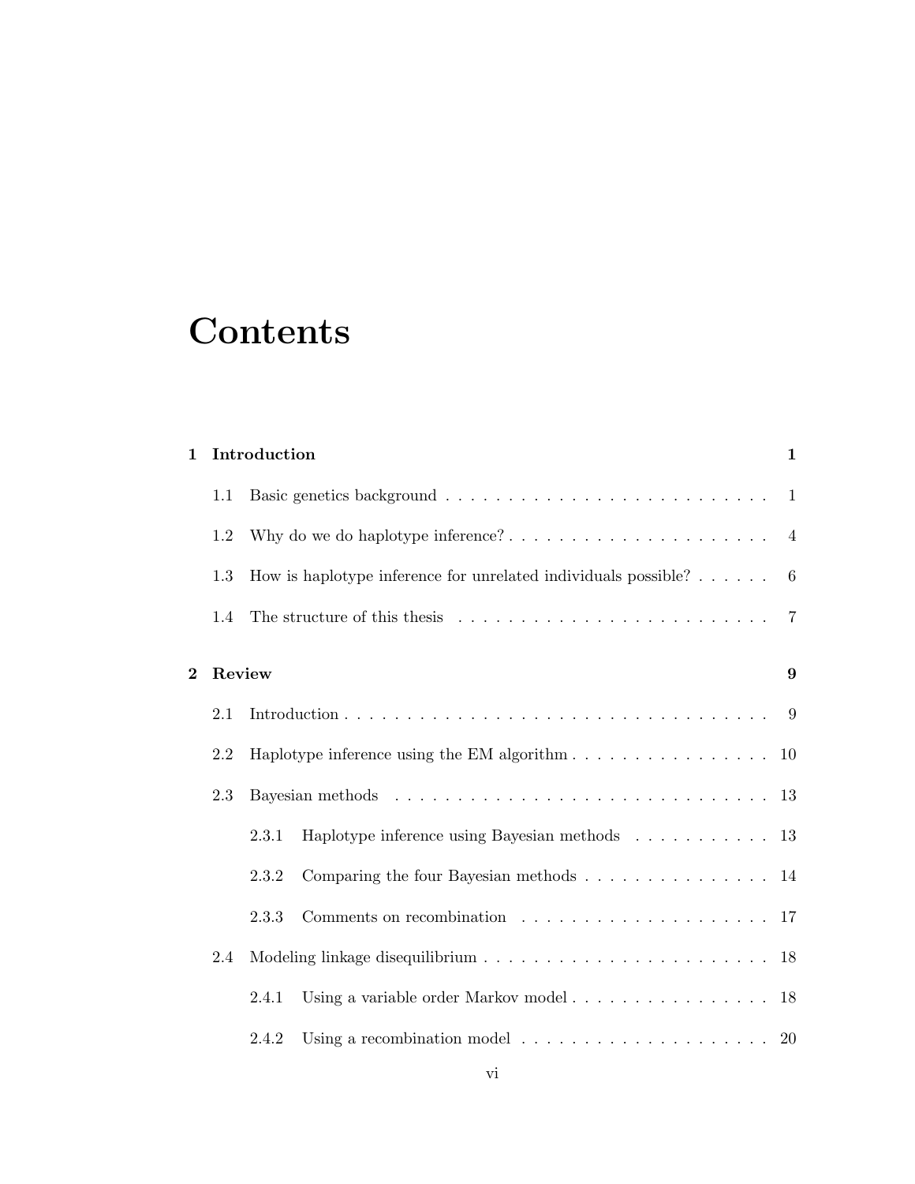# Contents

**1 Introduction** **1**

1.1 Basic genetics background . . . . . . . . . . . . . . . . . . . . . . . . . . 1

1.2 Why do we do haplotype inference? . . . . . . . . . . . . . . . . . . . . . 4

1.3 How is haplotype inference for unrelated individuals possible? . . . . . . 6

1.4 The structure of this thesis . . . . . . . . . . . . . . . . . . . . . . . . . 7

**2 Review** **9**

2.1 Introduction . . . . . . . . . . . . . . . . . . . . . . . . . . . . . . . . . . 9

2.2 Haplotype inference using the EM algorithm . . . . . . . . . . . . . . . . 10

2.3 Bayesian methods . . . . . . . . . . . . . . . . . . . . . . . . . . . . . . . 13

2.3.1 Haplotype inference using Bayesian methods . . . . . . . . . . . . 13

2.3.2 Comparing the four Bayesian methods . . . . . . . . . . . . . . . 14

2.3.3 Comments on recombination . . . . . . . . . . . . . . . . . . . . . 17

2.4 Modeling linkage disequilibrium . . . . . . . . . . . . . . . . . . . . . . . 18

2.4.1 Using a variable order Markov model . . . . . . . . . . . . . . . . 18

2.4.2 Using a recombination model . . . . . . . . . . . . . . . . . . . . 20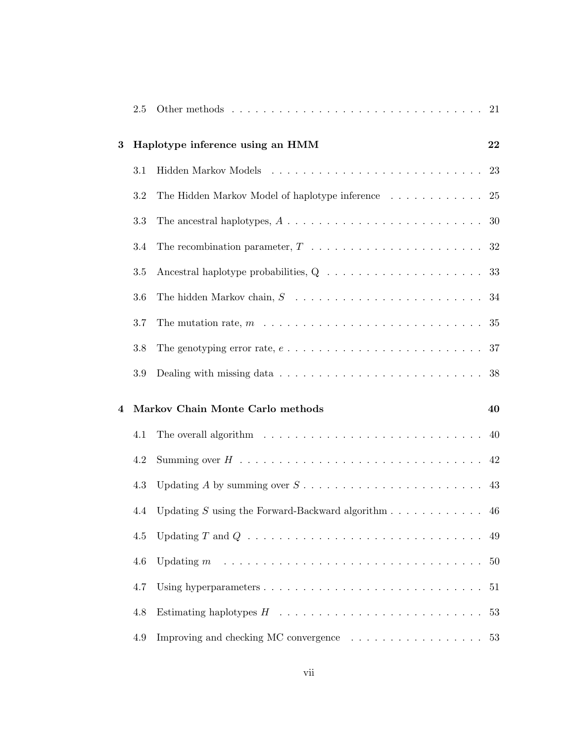2.5 Other methods . . . . . . . . . . . . . . . . . . . . . . . . . . . . . . . . 21

**3 Haplotype inference using an HMM** **22**

3.1 Hidden Markov Models . . . . . . . . . . . . . . . . . . . . . . . . . . . 23

3.2 The Hidden Markov Model of haplotype inference . . . . . . . . . . . . 25

3.3 The ancestral haplotypes, $A$ . . . . . . . . . . . . . . . . . . . . . . . . 30

3.4 The recombination parameter, $T$ . . . . . . . . . . . . . . . . . . . . . 32

3.5 Ancestral haplotype probabilities, Q . . . . . . . . . . . . . . . . . . . 33

3.6 The hidden Markov chain, $S$ . . . . . . . . . . . . . . . . . . . . . . . 34

3.7 The mutation rate, $m$ . . . . . . . . . . . . . . . . . . . . . . . . . . . 35

3.8 The genotyping error rate, $e$ . . . . . . . . . . . . . . . . . . . . . . . . 37

3.9 Dealing with missing data . . . . . . . . . . . . . . . . . . . . . . . . . 38

**4 Markov Chain Monte Carlo methods** **40**

4.1 The overall algorithm . . . . . . . . . . . . . . . . . . . . . . . . . . . 40

4.2 Summing over $H$ . . . . . . . . . . . . . . . . . . . . . . . . . . . . . . 42

4.3 Updating $A$ by summing over $S$ . . . . . . . . . . . . . . . . . . . . . . 43

4.4 Updating $S$ using the Forward-Backward algorithm . . . . . . . . . . . . 46

4.5 Updating $T$ and $Q$ . . . . . . . . . . . . . . . . . . . . . . . . . . . . . 49

4.6 Updating $m$ . . . . . . . . . . . . . . . . . . . . . . . . . . . . . . . . 50

4.7 Using hyperparameters . . . . . . . . . . . . . . . . . . . . . . . . . . . 51

4.8 Estimating haplotypes $H$ . . . . . . . . . . . . . . . . . . . . . . . . . 53

4.9 Improving and checking MC convergence . . . . . . . . . . . . . . . . . 53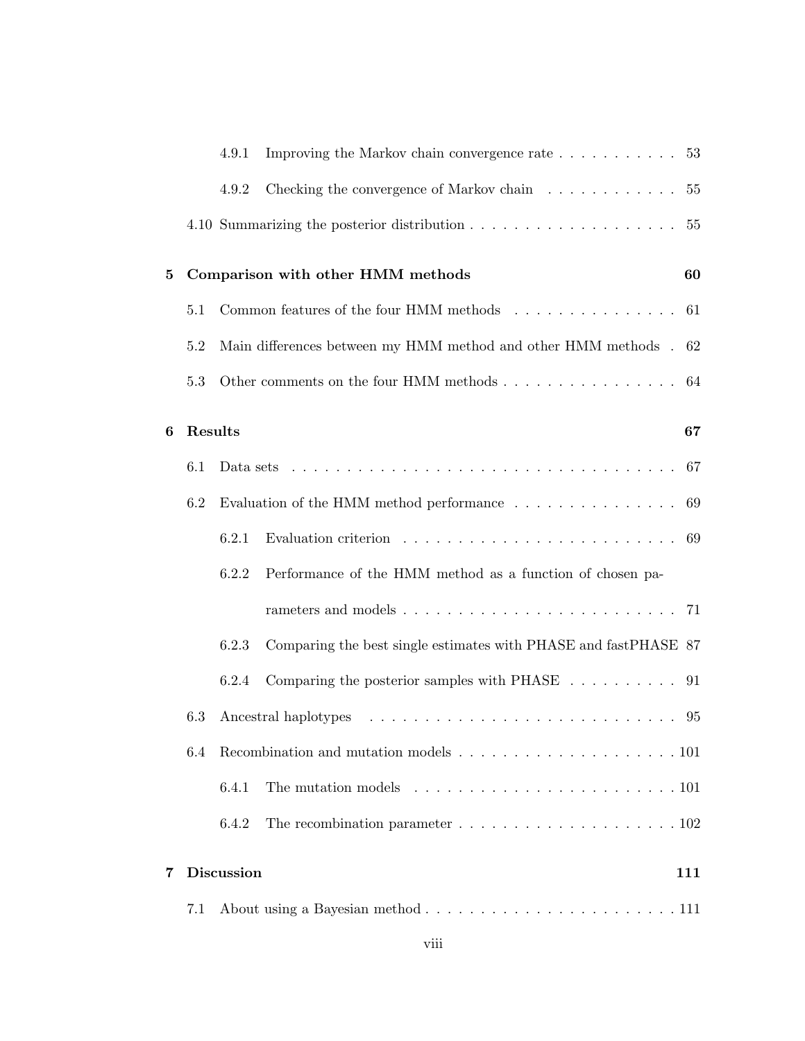4.9.1 Improving the Markov chain convergence rate . . . . . . . . . . . 53

4.9.2 Checking the convergence of Markov chain . . . . . . . . . . . . 55

4.10 Summarizing the posterior distribution . . . . . . . . . . . . . . . . . . . . 55

**5 Comparison with other HMM methods 60**

5.1 Common features of the four HMM methods . . . . . . . . . . . . . . . 61

5.2 Main differences between my HMM method and other HMM methods . 62

5.3 Other comments on the four HMM methods . . . . . . . . . . . . . . . . 64

**6 Results 67**

6.1 Data sets . . . . . . . . . . . . . . . . . . . . . . . . . . . . . . . . . . . . 67

6.2 Evaluation of the HMM method performance . . . . . . . . . . . . . . . 69

6.2.1 Evaluation criterion . . . . . . . . . . . . . . . . . . . . . . . . . 69

6.2.2 Performance of the HMM method as a function of chosen parameters and models . . . . . . . . . . . . . . . . . . . . . . . . . 71

6.2.3 Comparing the best single estimates with PHASE and fastPHASE 87

6.2.4 Comparing the posterior samples with PHASE . . . . . . . . . . 91

6.3 Ancestral haplotypes . . . . . . . . . . . . . . . . . . . . . . . . . . . . . 95

6.4 Recombination and mutation models . . . . . . . . . . . . . . . . . . . . 101

6.4.1 The mutation models . . . . . . . . . . . . . . . . . . . . . . . . 101

6.4.2 The recombination parameter . . . . . . . . . . . . . . . . . . . . 102

**7 Discussion 111**

7.1 About using a Bayesian method . . . . . . . . . . . . . . . . . . . . . . . 111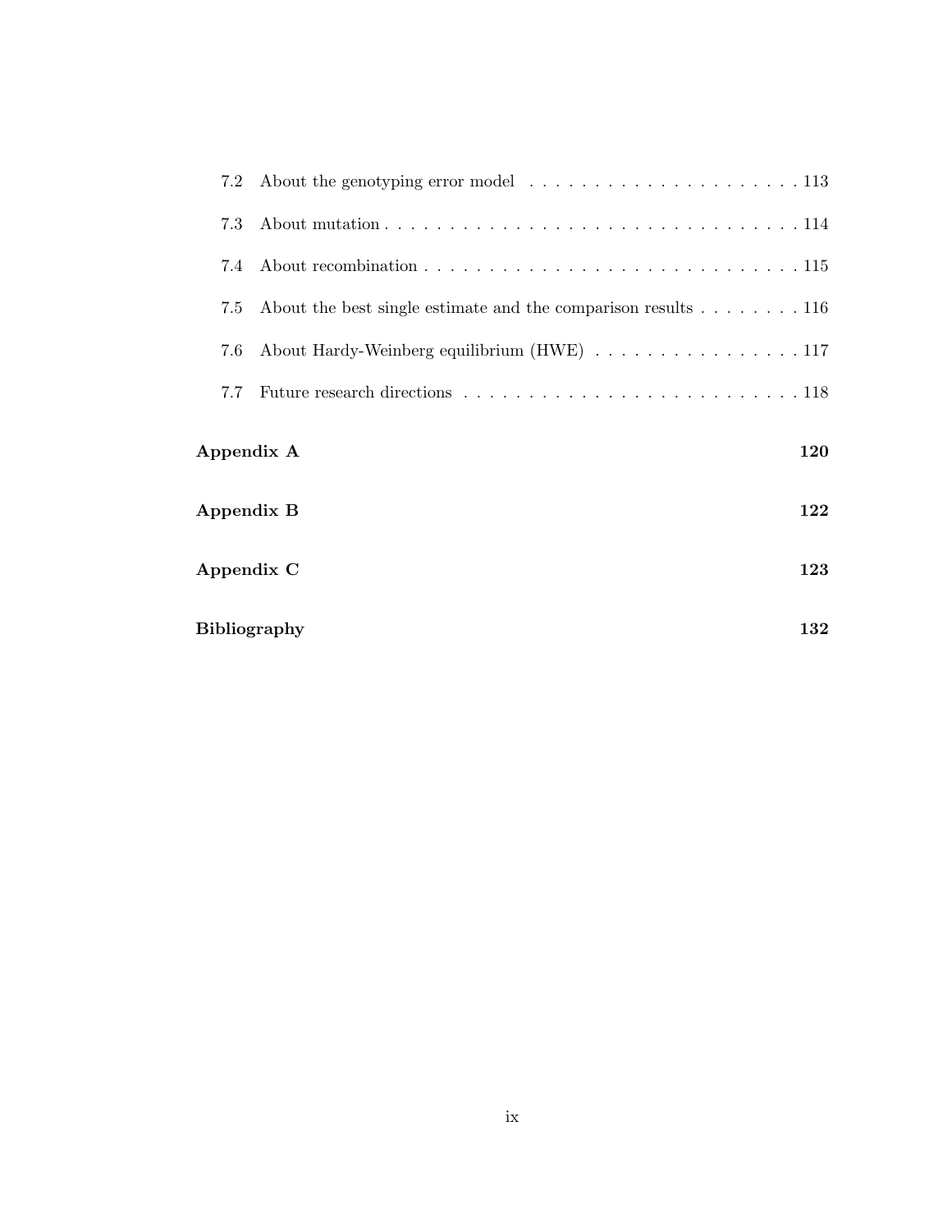7.2 About the genotyping error model . . . . . . . . . . . . . . . . . . . . . . 113

7.3 About mutation . . . . . . . . . . . . . . . . . . . . . . . . . . . . . . . . . 114

7.4 About recombination . . . . . . . . . . . . . . . . . . . . . . . . . . . . . 115

7.5 About the best single estimate and the comparison results . . . . . . . . . 116

7.6 About Hardy-Weinberg equilibrium (HWE) . . . . . . . . . . . . . . . . . 117

7.7 Future research directions . . . . . . . . . . . . . . . . . . . . . . . . . . . 118

**Appendix A** **120**

**Appendix B** **122**

**Appendix C** **123**

**Bibliography** **132**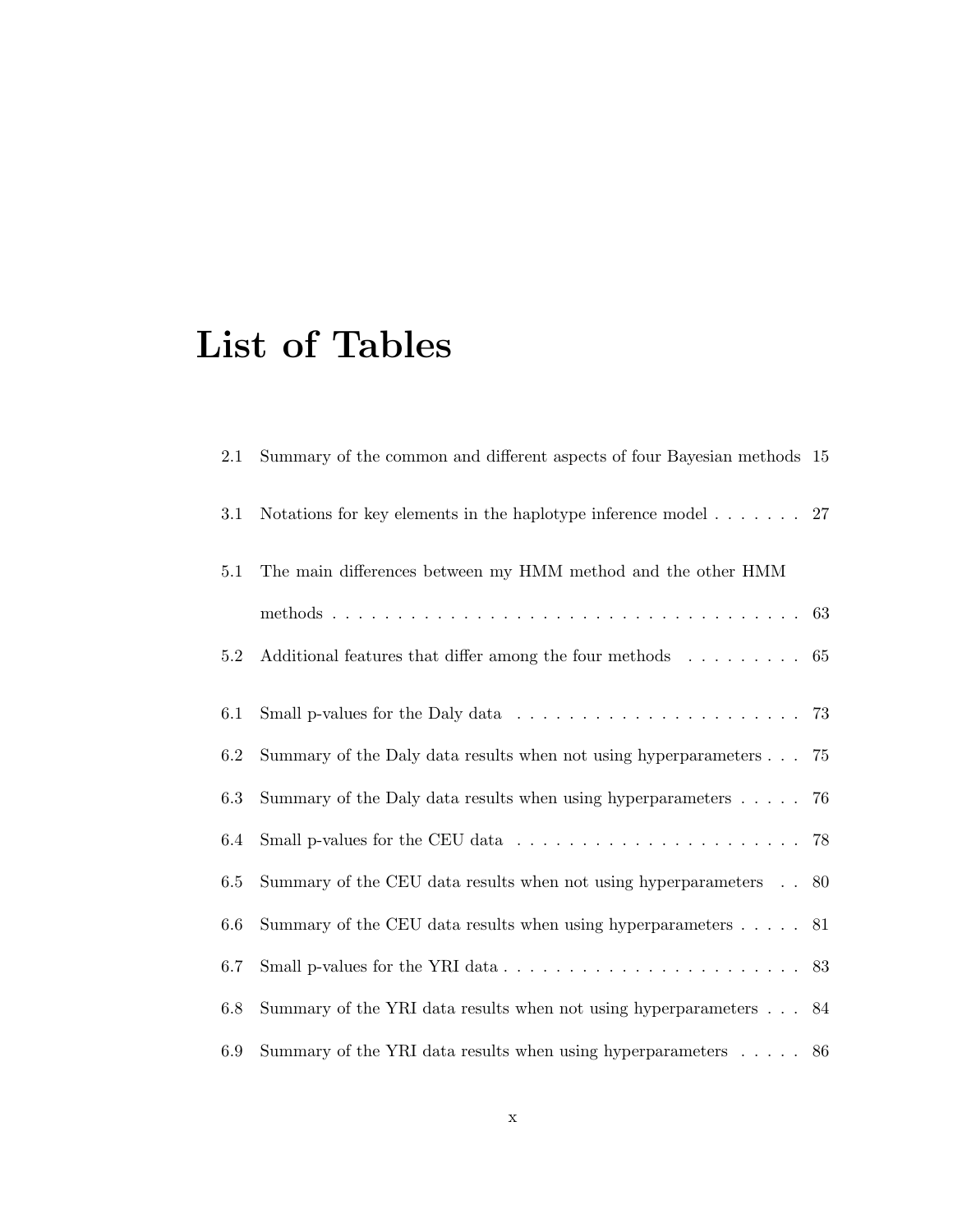# List of Tables

2.1 Summary of the common and different aspects of four Bayesian methods 15

3.1 Notations for key elements in the haplotype inference model . . . . . . . 27

5.1 The main differences between my HMM method and the other HMM methods . . . . . . . . . . . . . . . . . . . . . . . . . . . . . . . . . . . . . 63

5.2 Additional features that differ among the four methods . . . . . . . . . 65

6.1 Small p-values for the Daly data . . . . . . . . . . . . . . . . . . . . . . 73

6.2 Summary of the Daly data results when not using hyperparameters . . . 75

6.3 Summary of the Daly data results when using hyperparameters . . . . . 76

6.4 Small p-values for the CEU data . . . . . . . . . . . . . . . . . . . . . . 78

6.5 Summary of the CEU data results when not using hyperparameters . . 80

6.6 Summary of the CEU data results when using hyperparameters . . . . . 81

6.7 Small p-values for the YRI data . . . . . . . . . . . . . . . . . . . . . . 83

6.8 Summary of the YRI data results when not using hyperparameters . . . 84

6.9 Summary of the YRI data results when using hyperparameters . . . . . 86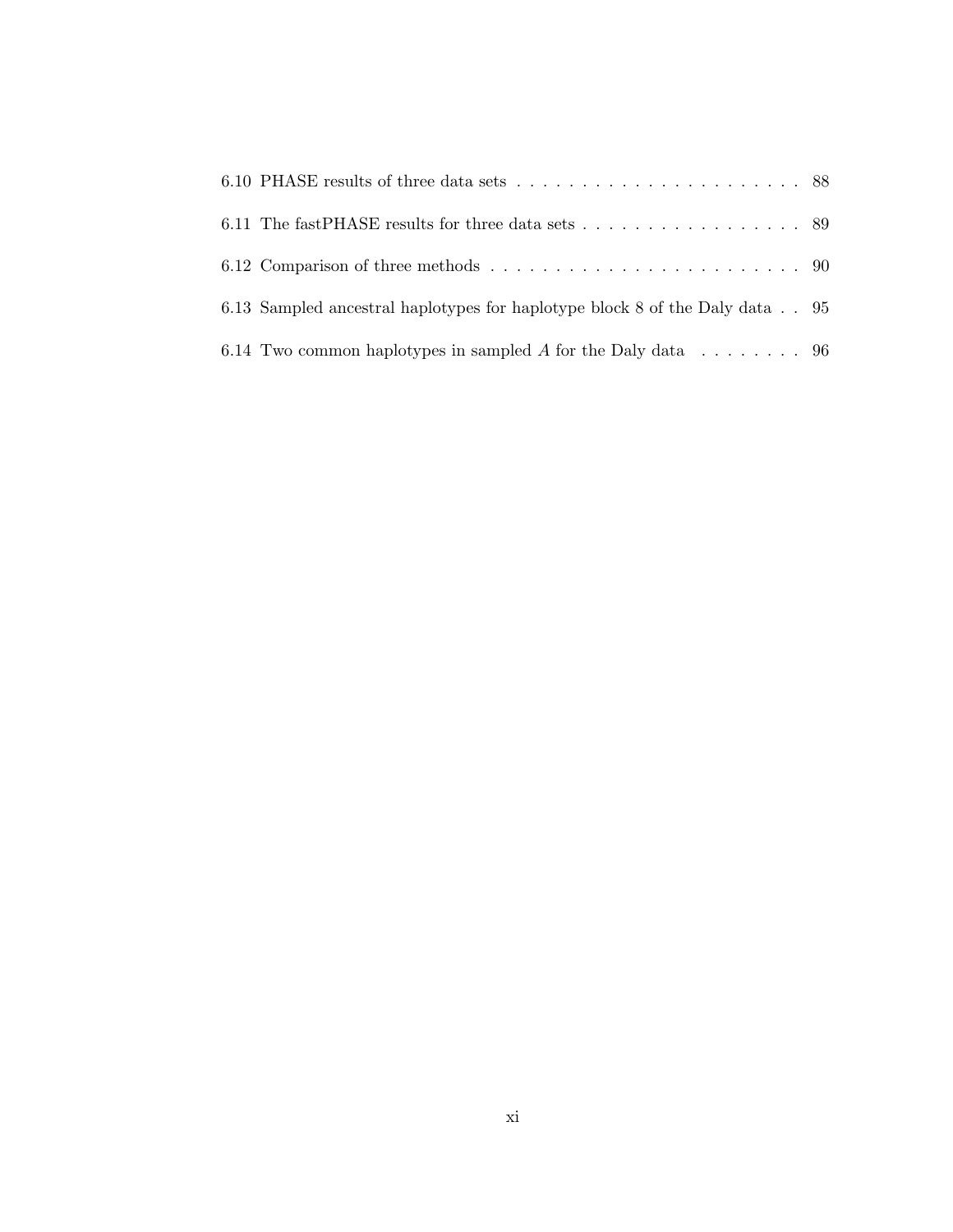6.10 PHASE results of three data sets . . . . . . . . . . . . . . . . . . . . . . . 88

6.11 The fastPHASE results for three data sets . . . . . . . . . . . . . . . . . . 89

6.12 Comparison of three methods . . . . . . . . . . . . . . . . . . . . . . . . 90

6.13 Sampled ancestral haplotypes for haplotype block 8 of the Daly data . . 95

6.14 Two common haplotypes in sampled $A$ for the Daly data . . . . . . . . 96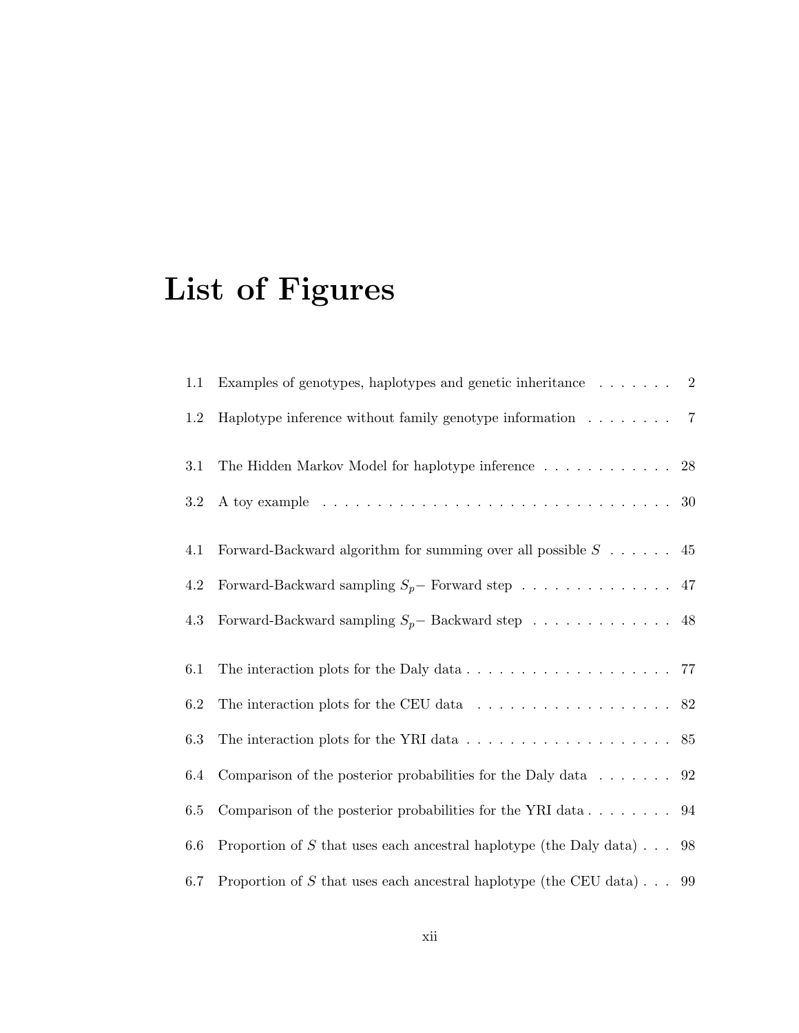# List of Figures

1.1 Examples of genotypes, haplotypes and genetic inheritance . . . . . . . 2

1.2 Haplotype inference without family genotype information . . . . . . . . 7

3.1 The Hidden Markov Model for haplotype inference . . . . . . . . . . . . 28

3.2 A toy example . . . . . . . . . . . . . . . . . . . . . . . . . . . . . . . . . 30

4.1 Forward-Backward algorithm for summing over all possible $S$ . . . . . . 45

4.2 Forward-Backward sampling $S_p-$ Forward step . . . . . . . . . . . . . . 47

4.3 Forward-Backward sampling $S_p-$ Backward step . . . . . . . . . . . . . 48

6.1 The interaction plots for the Daly data . . . . . . . . . . . . . . . . . . . 77

6.2 The interaction plots for the CEU data . . . . . . . . . . . . . . . . . . . 82

6.3 The interaction plots for the YRI data . . . . . . . . . . . . . . . . . . . 85

6.4 Comparison of the posterior probabilities for the Daly data . . . . . . . 92

6.5 Comparison of the posterior probabilities for the YRI data . . . . . . . . 94

6.6 Proportion of $S$ that uses each ancestral haplotype (the Daly data) . . . 98

6.7 Proportion of $S$ that uses each ancestral haplotype (the CEU data) . . . 99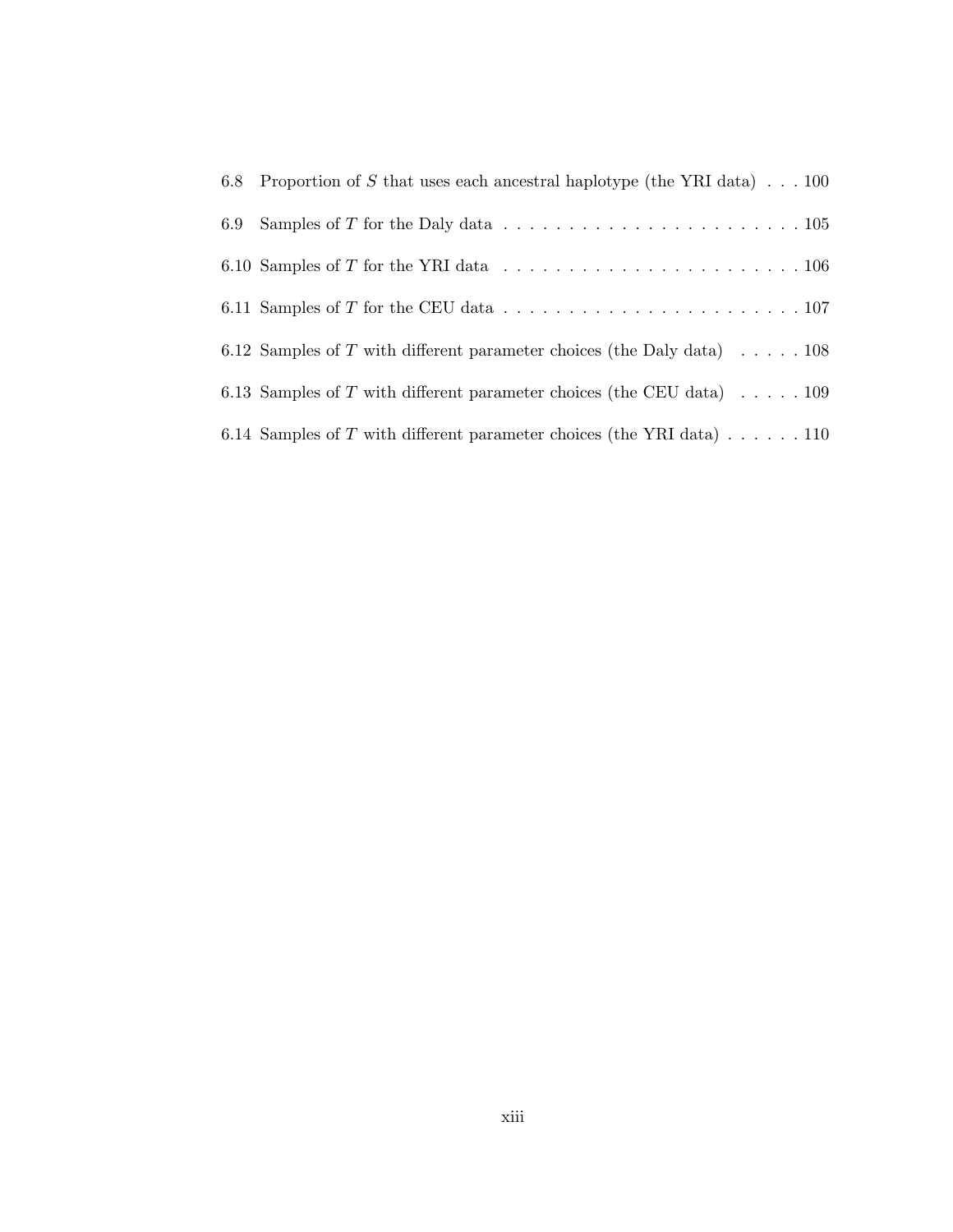6.8 Proportion of $S$ that uses each ancestral haplotype (the YRI data) . . . 100

6.9 Samples of $T$ for the Daly data . . . . . . . . . . . . . . . . . . . . . . . . 105

6.10 Samples of $T$ for the YRI data . . . . . . . . . . . . . . . . . . . . . . . . 106

6.11 Samples of $T$ for the CEU data . . . . . . . . . . . . . . . . . . . . . . . . 107

6.12 Samples of $T$ with different parameter choices (the Daly data) . . . . . 108

6.13 Samples of $T$ with different parameter choices (the CEU data) . . . . . 109

6.14 Samples of $T$ with different parameter choices (the YRI data) . . . . . . 110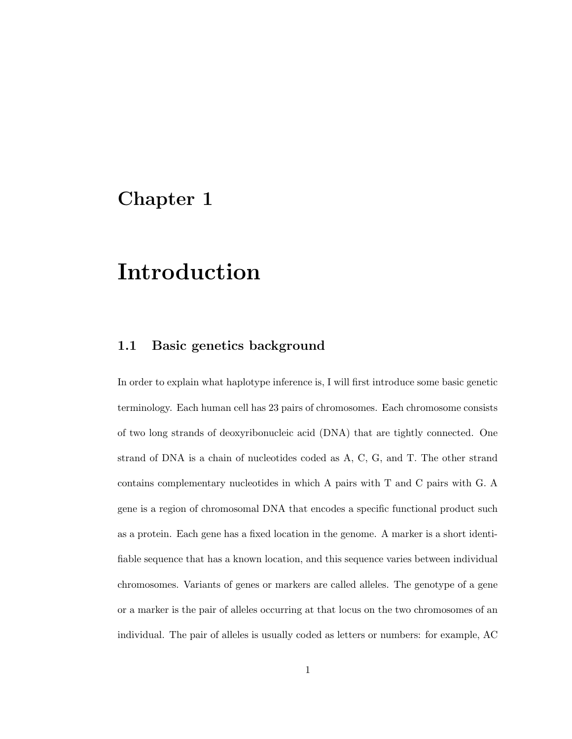# Chapter 1

# Introduction

## 1.1 Basic genetics background

In order to explain what haplotype inference is, I will first introduce some basic genetic terminology. Each human cell has 23 pairs of chromosomes. Each chromosome consists of two long strands of deoxyribonucleic acid (DNA) that are tightly connected. One strand of DNA is a chain of nucleotides coded as A, C, G, and T. The other strand contains complementary nucleotides in which A pairs with T and C pairs with G. A gene is a region of chromosomal DNA that encodes a specific functional product such as a protein. Each gene has a fixed location in the genome. A marker is a short identifiable sequence that has a known location, and this sequence varies between individual chromosomes. Variants of genes or markers are called alleles. The genotype of a gene or a marker is the pair of alleles occurring at that locus on the two chromosomes of an individual. The pair of alleles is usually coded as letters or numbers: for example, AC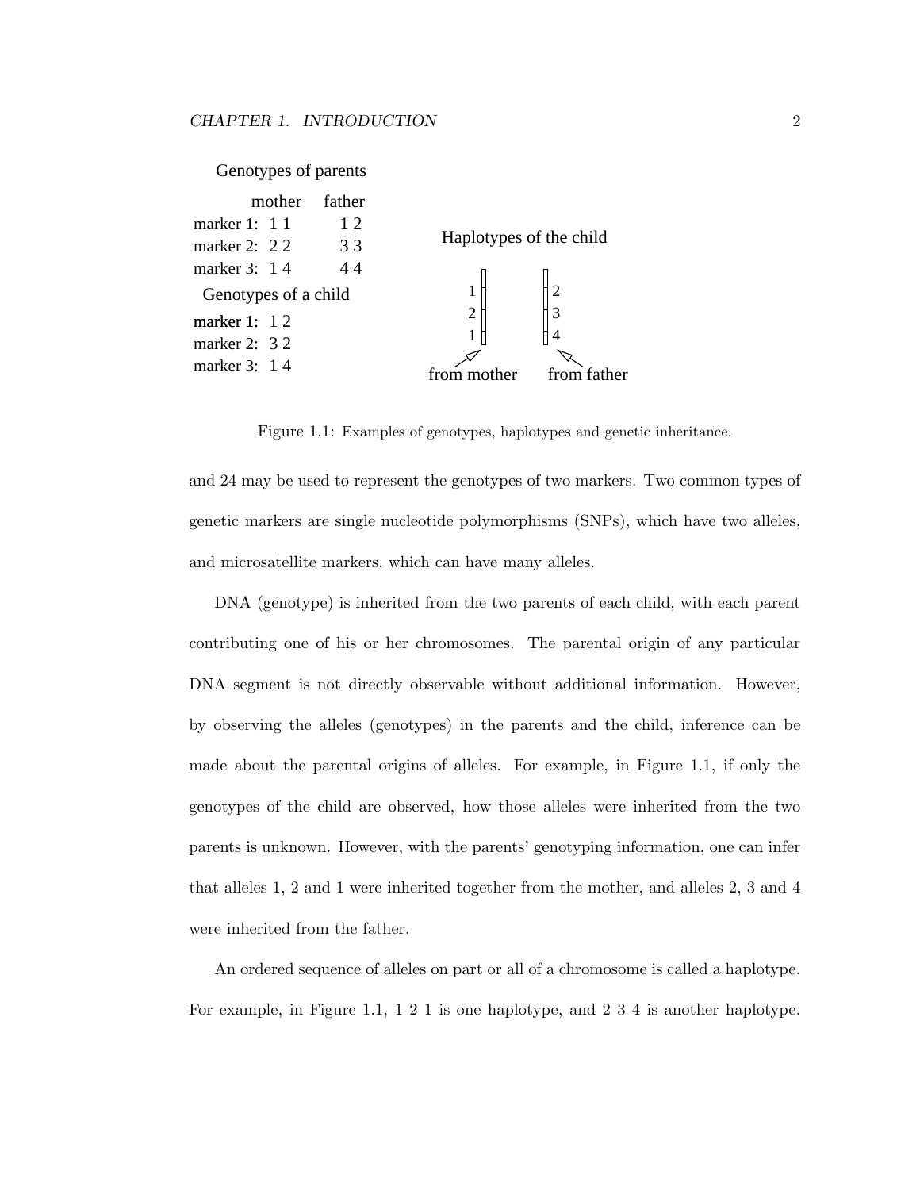Genotypes of parents

| | mother | father |
|---|---|---|
| marker 1: | 1 1 | 1 2 |
| marker 2: | 2 2 | 3 3 |
| marker 3: | 1 4 | 4 4 |

Genotypes of a child

| | |
|---|---|
| marker 1: | 1 2 |
| marker 2: | 3 2 |
| marker 3: | 1 4 |

Haplotypes of the child

1
2
1
from mother

2
3
4
from father

Figure 1.1: Examples of genotypes, haplotypes and genetic inheritance.

and 24 may be used to represent the genotypes of two markers. Two common types of genetic markers are single nucleotide polymorphisms (SNPs), which have two alleles, and microsatellite markers, which can have many alleles.

DNA (genotype) is inherited from the two parents of each child, with each parent contributing one of his or her chromosomes. The parental origin of any particular DNA segment is not directly observable without additional information. However, by observing the alleles (genotypes) in the parents and the child, inference can be made about the parental origins of alleles. For example, in Figure 1.1, if only the genotypes of the child are observed, how those alleles were inherited from the two parents is unknown. However, with the parents' genotyping information, one can infer that alleles 1, 2 and 1 were inherited together from the mother, and alleles 2, 3 and 4 were inherited from the father.

An ordered sequence of alleles on part or all of a chromosome is called a haplotype. For example, in Figure 1.1, 1 2 1 is one haplotype, and 2 3 4 is another haplotype.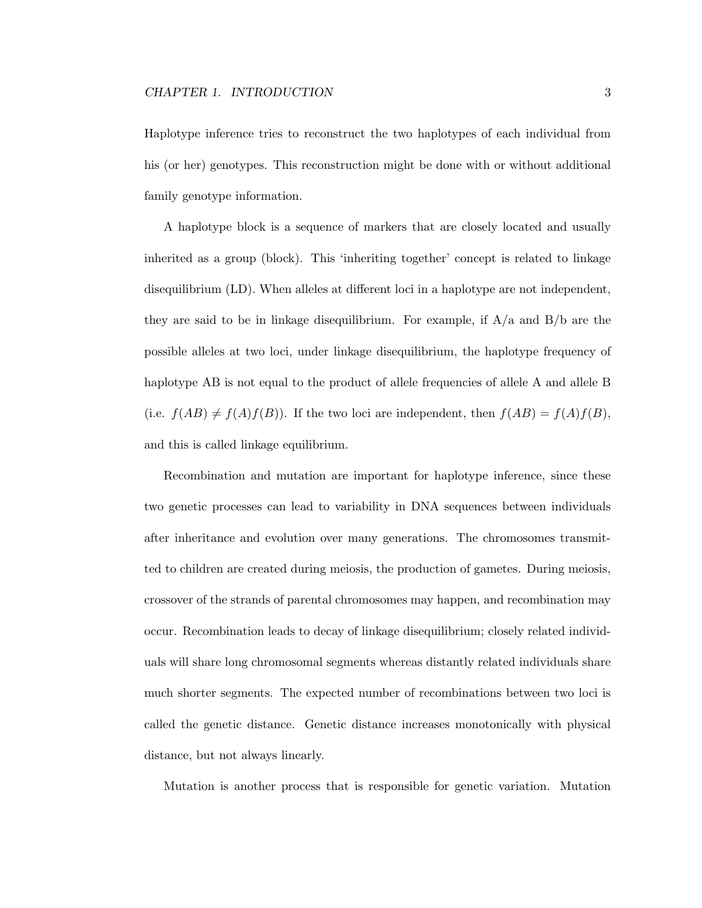Haplotype inference tries to reconstruct the two haplotypes of each individual from his (or her) genotypes. This reconstruction might be done with or without additional family genotype information.

A haplotype block is a sequence of markers that are closely located and usually inherited as a group (block). This 'inheriting together' concept is related to linkage disequilibrium (LD). When alleles at different loci in a haplotype are not independent, they are said to be in linkage disequilibrium. For example, if A/a and B/b are the possible alleles at two loci, under linkage disequilibrium, the haplotype frequency of haplotype AB is not equal to the product of allele frequencies of allele A and allele B (i.e. $f(AB) \neq f(A)f(B)$). If the two loci are independent, then $f(AB) = f(A)f(B)$, and this is called linkage equilibrium.

Recombination and mutation are important for haplotype inference, since these two genetic processes can lead to variability in DNA sequences between individuals after inheritance and evolution over many generations. The chromosomes transmitted to children are created during meiosis, the production of gametes. During meiosis, crossover of the strands of parental chromosomes may happen, and recombination may occur. Recombination leads to decay of linkage disequilibrium; closely related individuals will share long chromosomal segments whereas distantly related individuals share much shorter segments. The expected number of recombinations between two loci is called the genetic distance. Genetic distance increases monotonically with physical distance, but not always linearly.

Mutation is another process that is responsible for genetic variation. Mutation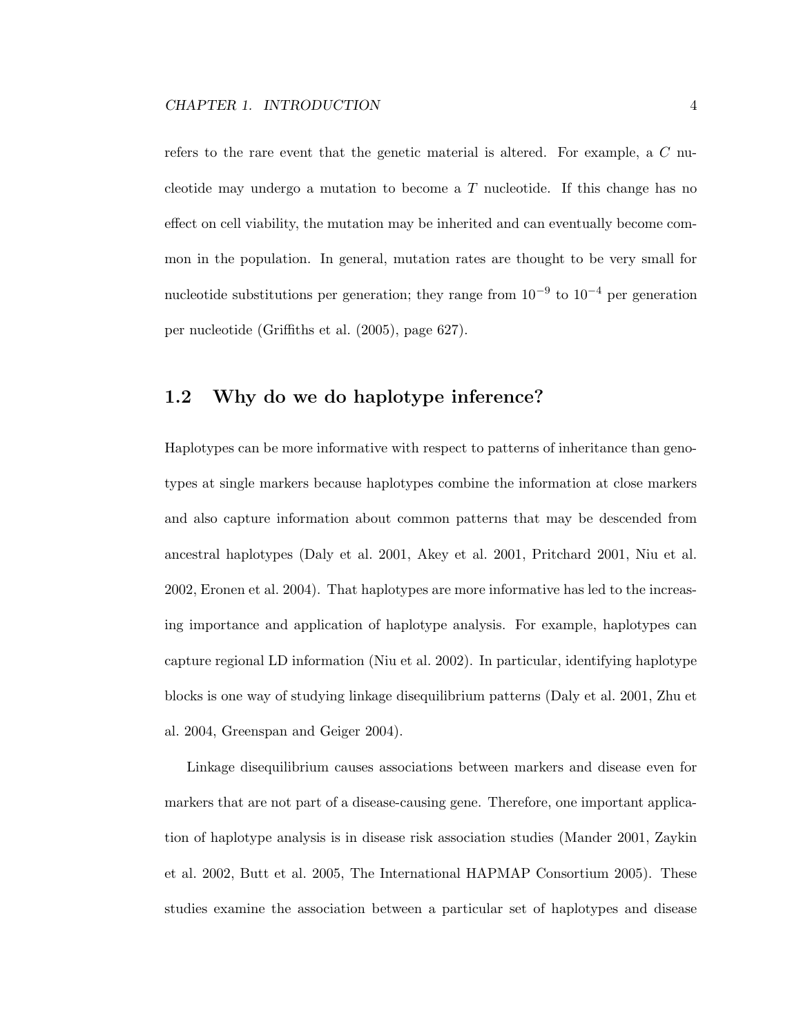refers to the rare event that the genetic material is altered. For example, a $C$ nucleotide may undergo a mutation to become a $T$ nucleotide. If this change has no effect on cell viability, the mutation may be inherited and can eventually become common in the population. In general, mutation rates are thought to be very small for nucleotide substitutions per generation; they range from $10^{-9}$ to $10^{-4}$ per generation per nucleotide (Griffiths et al. (2005), page 627).

## 1.2 Why do we do haplotype inference?

Haplotypes can be more informative with respect to patterns of inheritance than genotypes at single markers because haplotypes combine the information at close markers and also capture information about common patterns that may be descended from ancestral haplotypes (Daly et al. 2001, Akey et al. 2001, Pritchard 2001, Niu et al. 2002, Eronen et al. 2004). That haplotypes are more informative has led to the increasing importance and application of haplotype analysis. For example, haplotypes can capture regional LD information (Niu et al. 2002). In particular, identifying haplotype blocks is one way of studying linkage disequilibrium patterns (Daly et al. 2001, Zhu et al. 2004, Greenspan and Geiger 2004).

Linkage disequilibrium causes associations between markers and disease even for markers that are not part of a disease-causing gene. Therefore, one important application of haplotype analysis is in disease risk association studies (Mander 2001, Zaykin et al. 2002, Butt et al. 2005, The International HAPMAP Consortium 2005). These studies examine the association between a particular set of haplotypes and disease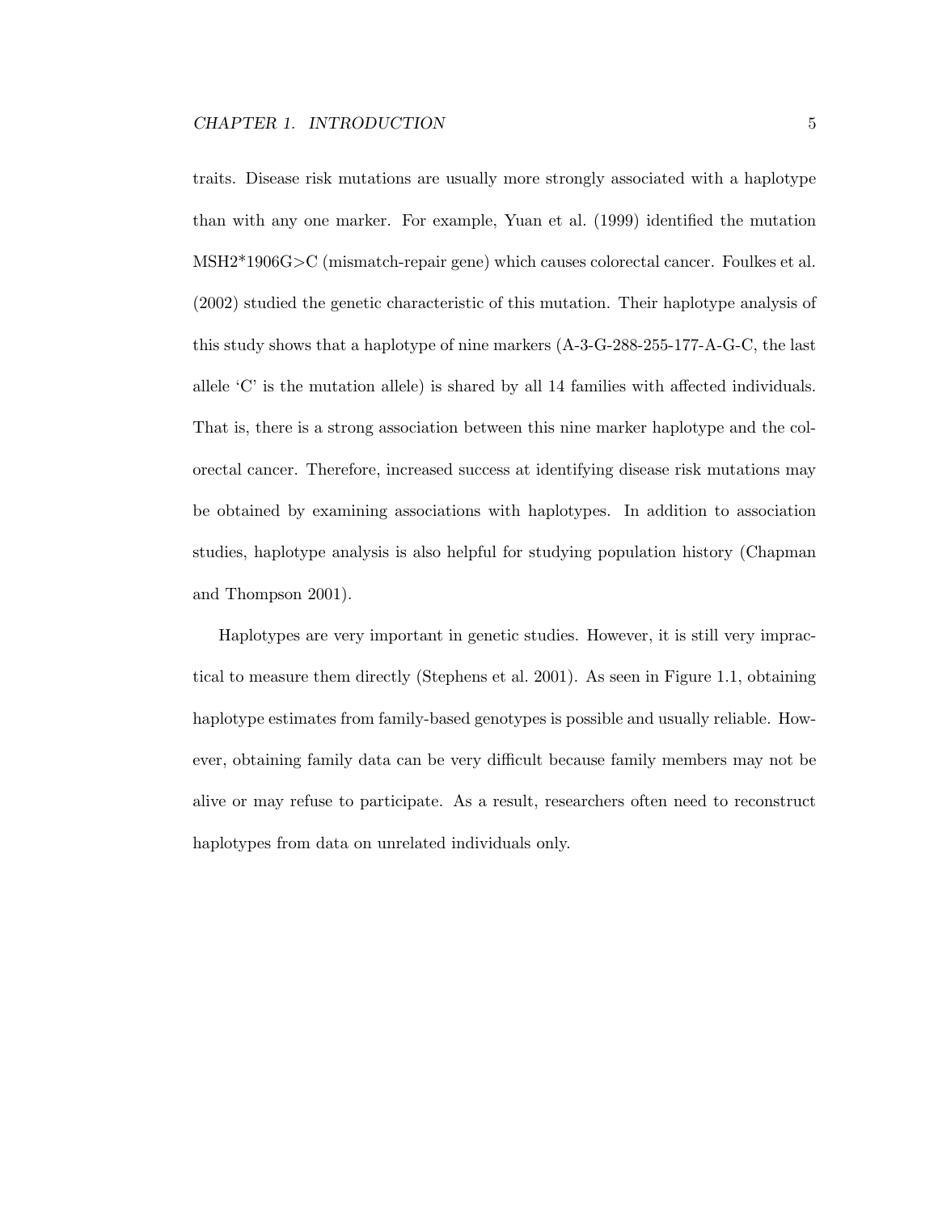traits. Disease risk mutations are usually more strongly associated with a haplotype than with any one marker. For example, Yuan et al. (1999) identified the mutation MSH2*1906G>C (mismatch-repair gene) which causes colorectal cancer. Foulkes et al. (2002) studied the genetic characteristic of this mutation. Their haplotype analysis of this study shows that a haplotype of nine markers (A-3-G-288-255-177-A-G-C, the last allele 'C' is the mutation allele) is shared by all 14 families with affected individuals. That is, there is a strong association between this nine marker haplotype and the colorectal cancer. Therefore, increased success at identifying disease risk mutations may be obtained by examining associations with haplotypes. In addition to association studies, haplotype analysis is also helpful for studying population history (Chapman and Thompson 2001).

Haplotypes are very important in genetic studies. However, it is still very impractical to measure them directly (Stephens et al. 2001). As seen in Figure 1.1, obtaining haplotype estimates from family-based genotypes is possible and usually reliable. However, obtaining family data can be very difficult because family members may not be alive or may refuse to participate. As a result, researchers often need to reconstruct haplotypes from data on unrelated individuals only.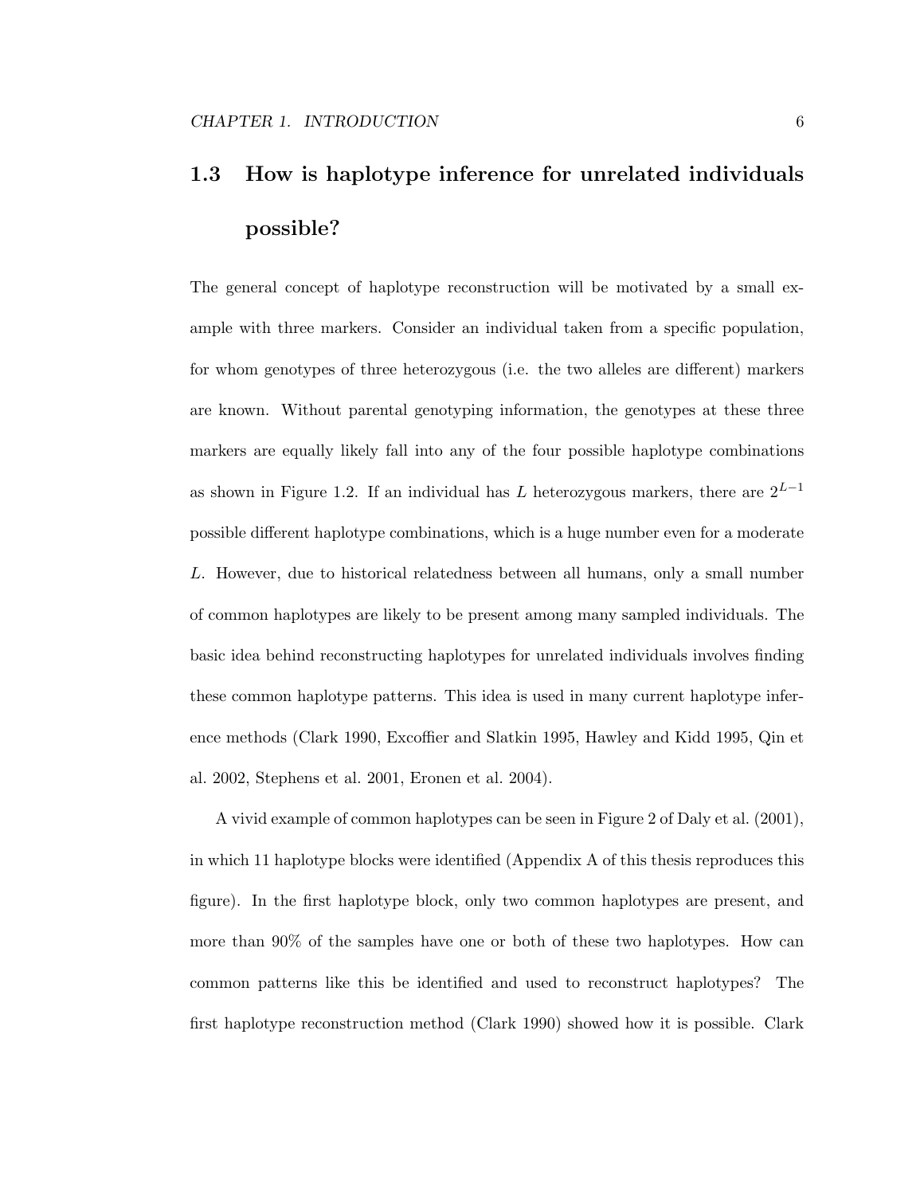## 1.3 How is haplotype inference for unrelated individuals possible?

The general concept of haplotype reconstruction will be motivated by a small example with three markers. Consider an individual taken from a specific population, for whom genotypes of three heterozygous (i.e. the two alleles are different) markers are known. Without parental genotyping information, the genotypes at these three markers are equally likely fall into any of the four possible haplotype combinations as shown in Figure 1.2. If an individual has $L$ heterozygous markers, there are $2^{L-1}$ possible different haplotype combinations, which is a huge number even for a moderate $L$. However, due to historical relatedness between all humans, only a small number of common haplotypes are likely to be present among many sampled individuals. The basic idea behind reconstructing haplotypes for unrelated individuals involves finding these common haplotype patterns. This idea is used in many current haplotype inference methods (Clark 1990, Excoffier and Slatkin 1995, Hawley and Kidd 1995, Qin et al. 2002, Stephens et al. 2001, Eronen et al. 2004).

A vivid example of common haplotypes can be seen in Figure 2 of Daly et al. (2001), in which 11 haplotype blocks were identified (Appendix A of this thesis reproduces this figure). In the first haplotype block, only two common haplotypes are present, and more than 90% of the samples have one or both of these two haplotypes. How can common patterns like this be identified and used to reconstruct haplotypes? The first haplotype reconstruction method (Clark 1990) showed how it is possible. Clark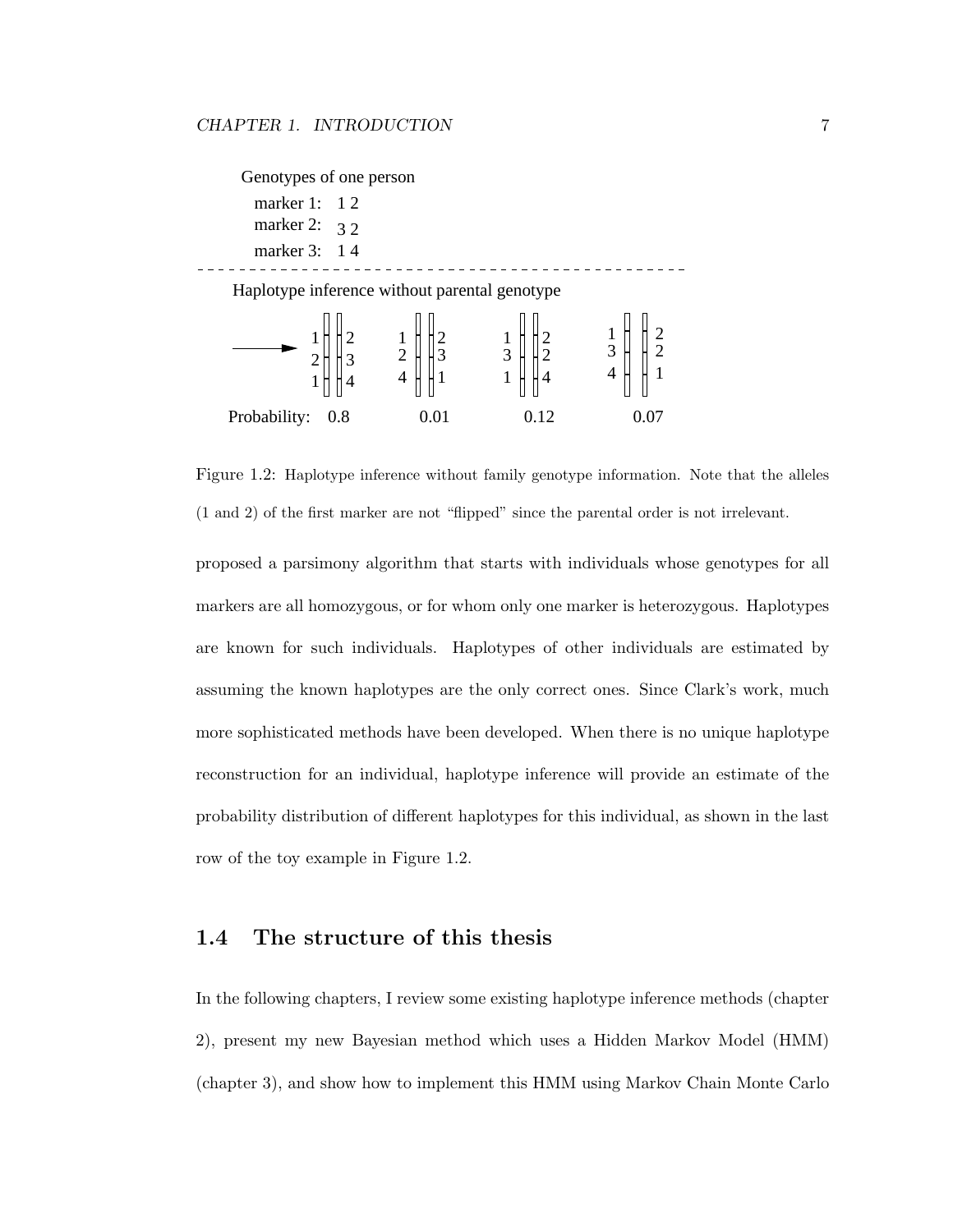Genotypes of one person

marker 1: 1 2

marker 2: 3 2

marker 3: 1 4

Haplotype inference without parental genotype

1 2 | 1 2 | 1 2 | 1 2

2 3 | 2 3 | 3 2 | 3 2

1 4 | 4 1 | 1 4 | 4 1

Probability: 0.8 0.01 0.12 0.07

Figure 1.2: Haplotype inference without family genotype information. Note that the alleles (1 and 2) of the first marker are not "flipped" since the parental order is not irrelevant.

proposed a parsimony algorithm that starts with individuals whose genotypes for all markers are all homozygous, or for whom only one marker is heterozygous. Haplotypes are known for such individuals. Haplotypes of other individuals are estimated by assuming the known haplotypes are the only correct ones. Since Clark's work, much more sophisticated methods have been developed. When there is no unique haplotype reconstruction for an individual, haplotype inference will provide an estimate of the probability distribution of different haplotypes for this individual, as shown in the last row of the toy example in Figure 1.2.

## 1.4 The structure of this thesis

In the following chapters, I review some existing haplotype inference methods (chapter 2), present my new Bayesian method which uses a Hidden Markov Model (HMM) (chapter 3), and show how to implement this HMM using Markov Chain Monte Carlo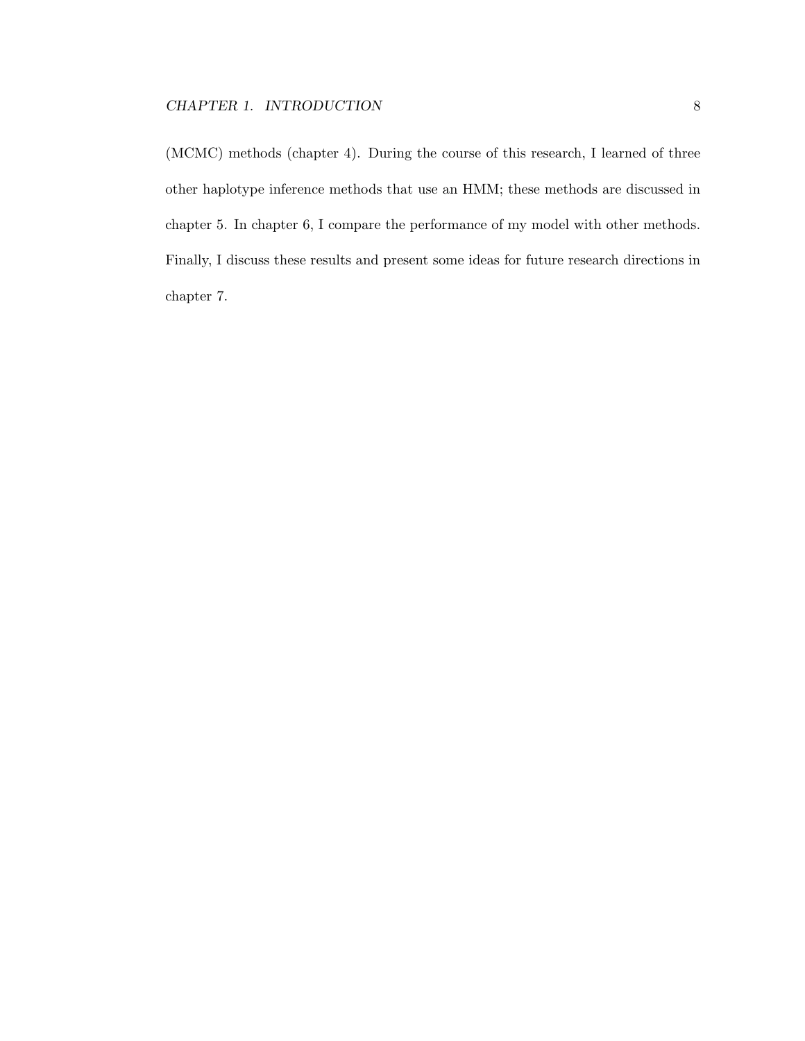(MCMC) methods (chapter 4). During the course of this research, I learned of three other haplotype inference methods that use an HMM; these methods are discussed in chapter 5. In chapter 6, I compare the performance of my model with other methods. Finally, I discuss these results and present some ideas for future research directions in chapter 7.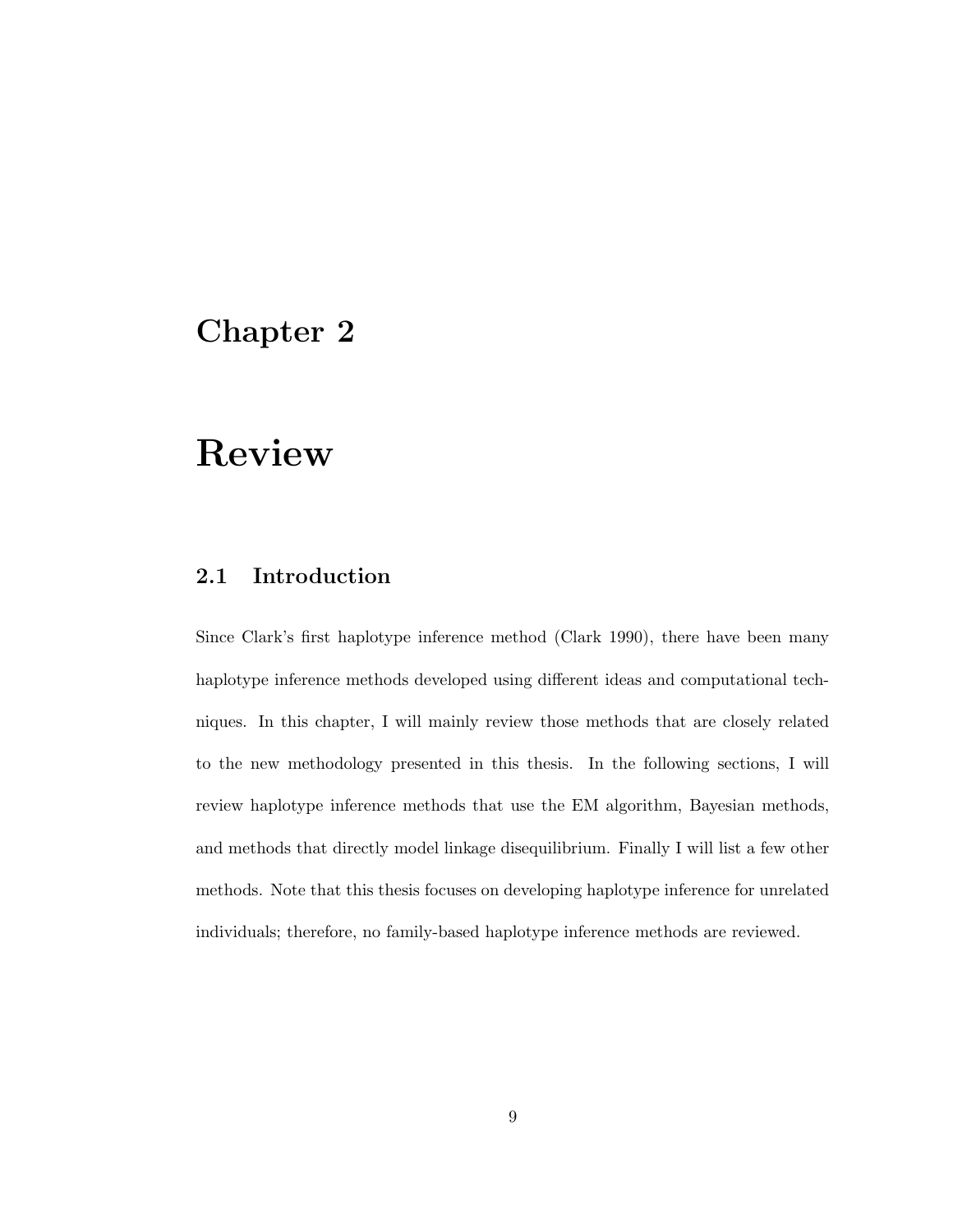# Chapter 2

# Review

## 2.1 Introduction

Since Clark's first haplotype inference method (Clark 1990), there have been many haplotype inference methods developed using different ideas and computational techniques. In this chapter, I will mainly review those methods that are closely related to the new methodology presented in this thesis. In the following sections, I will review haplotype inference methods that use the EM algorithm, Bayesian methods, and methods that directly model linkage disequilibrium. Finally I will list a few other methods. Note that this thesis focuses on developing haplotype inference for unrelated individuals; therefore, no family-based haplotype inference methods are reviewed.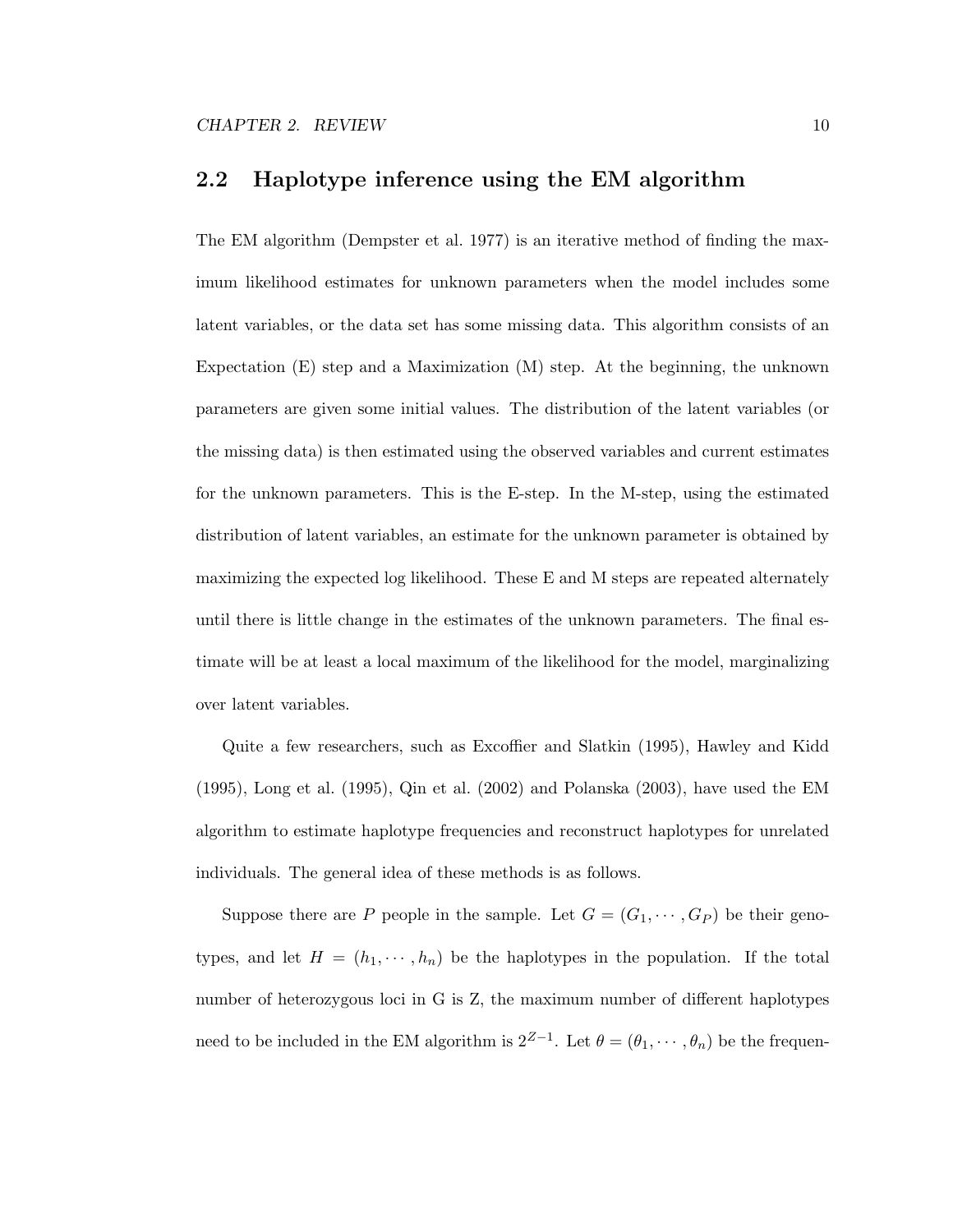## 2.2 Haplotype inference using the EM algorithm

The EM algorithm (Dempster et al. 1977) is an iterative method of finding the maximum likelihood estimates for unknown parameters when the model includes some latent variables, or the data set has some missing data. This algorithm consists of an Expectation (E) step and a Maximization (M) step. At the beginning, the unknown parameters are given some initial values. The distribution of the latent variables (or the missing data) is then estimated using the observed variables and current estimates for the unknown parameters. This is the E-step. In the M-step, using the estimated distribution of latent variables, an estimate for the unknown parameter is obtained by maximizing the expected log likelihood. These E and M steps are repeated alternately until there is little change in the estimates of the unknown parameters. The final estimate will be at least a local maximum of the likelihood for the model, marginalizing over latent variables.

Quite a few researchers, such as Excoffier and Slatkin (1995), Hawley and Kidd (1995), Long et al. (1995), Qin et al. (2002) and Polanska (2003), have used the EM algorithm to estimate haplotype frequencies and reconstruct haplotypes for unrelated individuals. The general idea of these methods is as follows.

Suppose there are $P$ people in the sample. Let $G = (G_1, \cdots, G_P)$ be their genotypes, and let $H = (h_1, \cdots, h_n)$ be the haplotypes in the population. If the total number of heterozygous loci in G is Z, the maximum number of different haplotypes need to be included in the EM algorithm is $2^{Z-1}$. Let $\theta = (\theta_1, \cdots, \theta_n)$ be the frequen-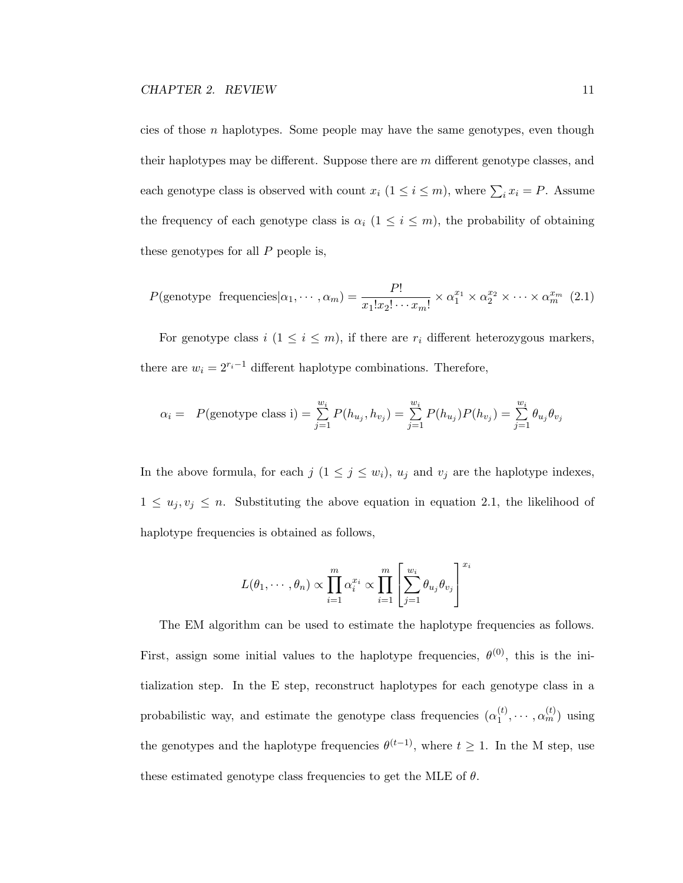cies of those $n$ haplotypes. Some people may have the same genotypes, even though their haplotypes may be different. Suppose there are $m$ different genotype classes, and each genotype class is observed with count $x_i$ ($1 \leq i \leq m$), where $\sum_i x_i = P$. Assume the frequency of each genotype class is $\alpha_i$ ($1 \leq i \leq m$), the probability of obtaining these genotypes for all $P$ people is,

$$P(\text{genotype frequencies}|\alpha_1, \cdots, \alpha_m) = \frac{P!}{x_1!x_2!\cdots x_m!} \times \alpha_1^{x_1} \times \alpha_2^{x_2} \times \cdots \times \alpha_m^{x_m} \quad (2.1)$$

For genotype class $i$ ($1 \leq i \leq m$), if there are $r_i$ different heterozygous markers, there are $w_i = 2^{r_i - 1}$ different haplotype combinations. Therefore,

$$\alpha_i = \quad P(\text{genotype class i}) = \sum_{j=1}^{w_i} P(h_{u_j}, h_{v_j}) = \sum_{j=1}^{w_i} P(h_{u_j})P(h_{v_j}) = \sum_{j=1}^{w_i} \theta_{u_j}\theta_{v_j}$$

In the above formula, for each $j$ ($1 \leq j \leq w_i$), $u_j$ and $v_j$ are the haplotype indexes, $1 \leq u_j, v_j \leq n$. Substituting the above equation in equation 2.1, the likelihood of haplotype frequencies is obtained as follows,

$$L(\theta_1, \cdots, \theta_n) \propto \prod_{i=1}^{m} \alpha_i^{x_i} \propto \prod_{i=1}^{m} \left[ \sum_{j=1}^{w_i} \theta_{u_j}\theta_{v_j} \right]^{x_i}$$

The EM algorithm can be used to estimate the haplotype frequencies as follows. First, assign some initial values to the haplotype frequencies, $\theta^{(0)}$, this is the initialization step. In the E step, reconstruct haplotypes for each genotype class in a probabilistic way, and estimate the genotype class frequencies $(\alpha_1^{(t)}, \cdots, \alpha_m^{(t)})$ using the genotypes and the haplotype frequencies $\theta^{(t-1)}$, where $t \geq 1$. In the M step, use these estimated genotype class frequencies to get the MLE of $\theta$.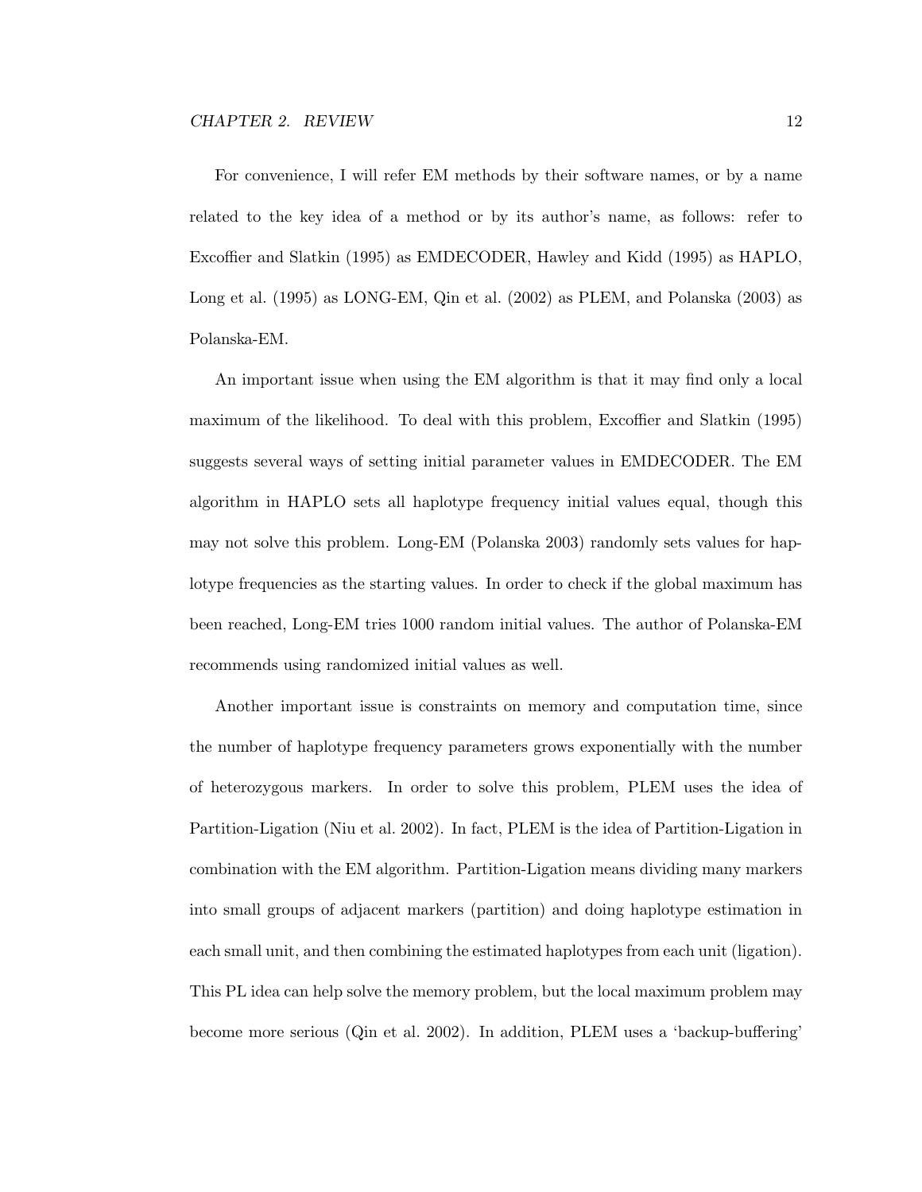For convenience, I will refer EM methods by their software names, or by a name related to the key idea of a method or by its author's name, as follows: refer to Excoffier and Slatkin (1995) as EMDECODER, Hawley and Kidd (1995) as HAPLO, Long et al. (1995) as LONG-EM, Qin et al. (2002) as PLEM, and Polanska (2003) as Polanska-EM.

An important issue when using the EM algorithm is that it may find only a local maximum of the likelihood. To deal with this problem, Excoffier and Slatkin (1995) suggests several ways of setting initial parameter values in EMDECODER. The EM algorithm in HAPLO sets all haplotype frequency initial values equal, though this may not solve this problem. Long-EM (Polanska 2003) randomly sets values for haplotype frequencies as the starting values. In order to check if the global maximum has been reached, Long-EM tries 1000 random initial values. The author of Polanska-EM recommends using randomized initial values as well.

Another important issue is constraints on memory and computation time, since the number of haplotype frequency parameters grows exponentially with the number of heterozygous markers. In order to solve this problem, PLEM uses the idea of Partition-Ligation (Niu et al. 2002). In fact, PLEM is the idea of Partition-Ligation in combination with the EM algorithm. Partition-Ligation means dividing many markers into small groups of adjacent markers (partition) and doing haplotype estimation in each small unit, and then combining the estimated haplotypes from each unit (ligation). This PL idea can help solve the memory problem, but the local maximum problem may become more serious (Qin et al. 2002). In addition, PLEM uses a 'backup-buffering'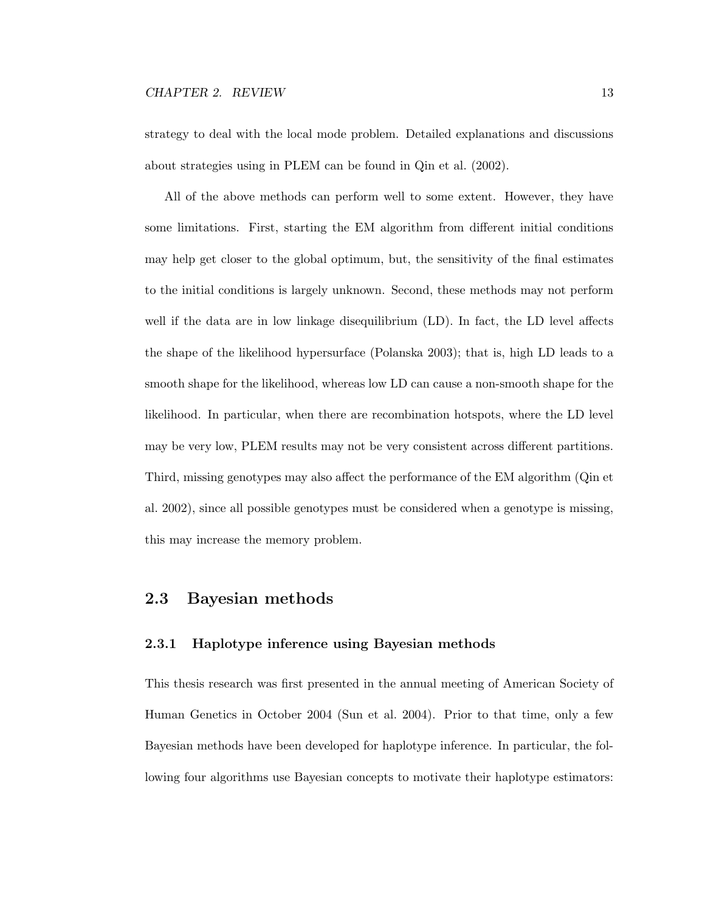strategy to deal with the local mode problem. Detailed explanations and discussions about strategies using in PLEM can be found in Qin et al. (2002).

All of the above methods can perform well to some extent. However, they have some limitations. First, starting the EM algorithm from different initial conditions may help get closer to the global optimum, but, the sensitivity of the final estimates to the initial conditions is largely unknown. Second, these methods may not perform well if the data are in low linkage disequilibrium (LD). In fact, the LD level affects the shape of the likelihood hypersurface (Polanska 2003); that is, high LD leads to a smooth shape for the likelihood, whereas low LD can cause a non-smooth shape for the likelihood. In particular, when there are recombination hotspots, where the LD level may be very low, PLEM results may not be very consistent across different partitions. Third, missing genotypes may also affect the performance of the EM algorithm (Qin et al. 2002), since all possible genotypes must be considered when a genotype is missing, this may increase the memory problem.

## 2.3 Bayesian methods

### 2.3.1 Haplotype inference using Bayesian methods

This thesis research was first presented in the annual meeting of American Society of Human Genetics in October 2004 (Sun et al. 2004). Prior to that time, only a few Bayesian methods have been developed for haplotype inference. In particular, the following four algorithms use Bayesian concepts to motivate their haplotype estimators: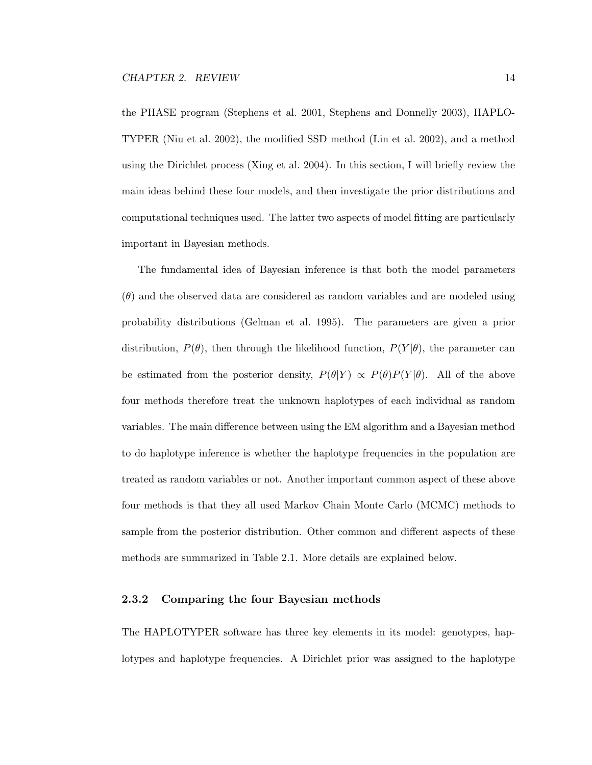the PHASE program (Stephens et al. 2001, Stephens and Donnelly 2003), HAPLOTYPER (Niu et al. 2002), the modified SSD method (Lin et al. 2002), and a method using the Dirichlet process (Xing et al. 2004). In this section, I will briefly review the main ideas behind these four models, and then investigate the prior distributions and computational techniques used. The latter two aspects of model fitting are particularly important in Bayesian methods.

The fundamental idea of Bayesian inference is that both the model parameters ($\theta$) and the observed data are considered as random variables and are modeled using probability distributions (Gelman et al. 1995). The parameters are given a prior distribution, $P(\theta)$, then through the likelihood function, $P(Y|\theta)$, the parameter can be estimated from the posterior density, $P(\theta|Y) \propto P(\theta)P(Y|\theta)$. All of the above four methods therefore treat the unknown haplotypes of each individual as random variables. The main difference between using the EM algorithm and a Bayesian method to do haplotype inference is whether the haplotype frequencies in the population are treated as random variables or not. Another important common aspect of these above four methods is that they all used Markov Chain Monte Carlo (MCMC) methods to sample from the posterior distribution. Other common and different aspects of these methods are summarized in Table 2.1. More details are explained below.

### 2.3.2 Comparing the four Bayesian methods

The HAPLOTYPER software has three key elements in its model: genotypes, haplotypes and haplotype frequencies. A Dirichlet prior was assigned to the haplotype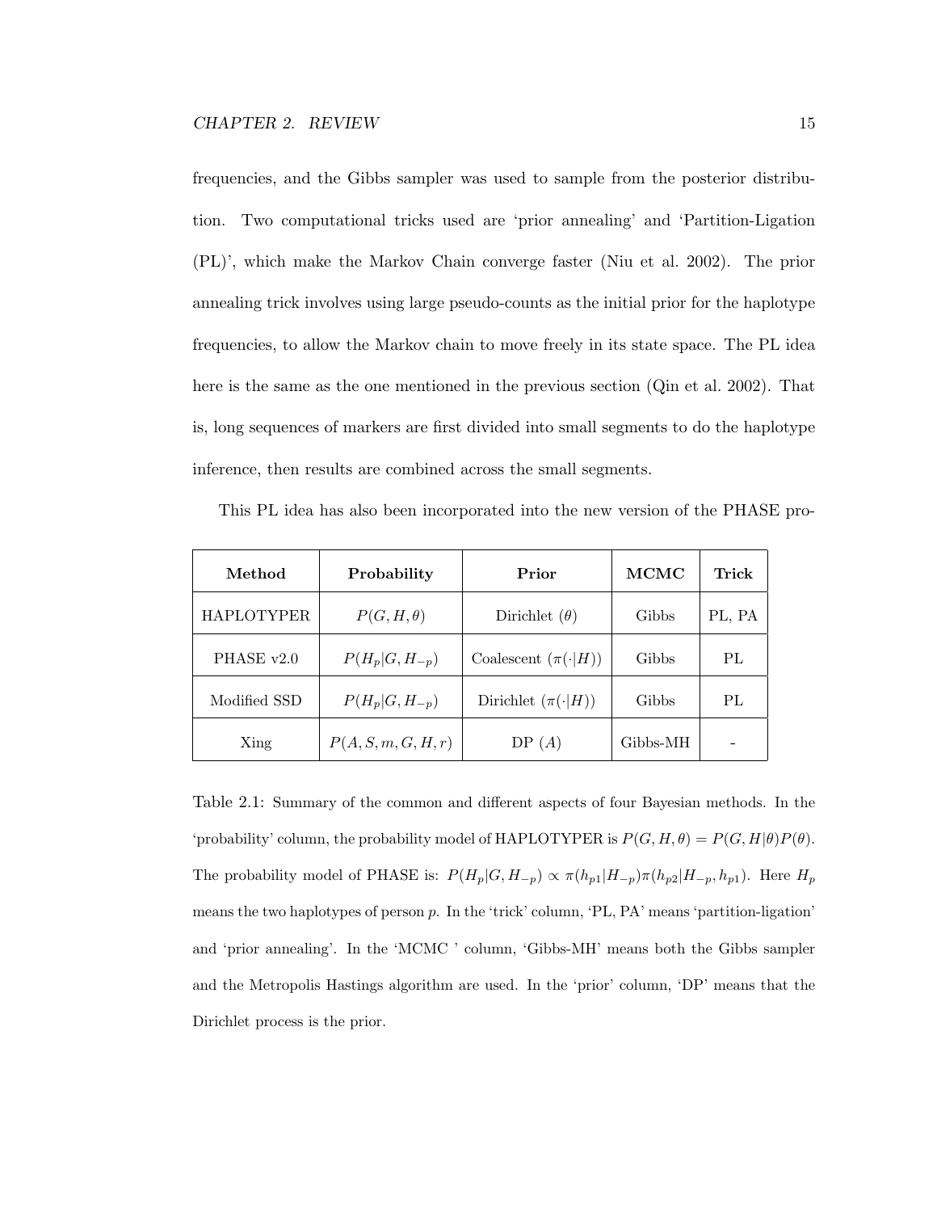frequencies, and the Gibbs sampler was used to sample from the posterior distribution. Two computational tricks used are 'prior annealing' and 'Partition-Ligation (PL)', which make the Markov Chain converge faster (Niu et al. 2002). The prior annealing trick involves using large pseudo-counts as the initial prior for the haplotype frequencies, to allow the Markov chain to move freely in its state space. The PL idea here is the same as the one mentioned in the previous section (Qin et al. 2002). That is, long sequences of markers are first divided into small segments to do the haplotype inference, then results are combined across the small segments.

This PL idea has also been incorporated into the new version of the PHASE pro-

| **Method** | **Probability** | **Prior** | **MCMC** | **Trick** |
|---|---|---|---|---|
| HAPLOTYPER | $P(G, H, \theta)$ | Dirichlet $(\theta)$ | Gibbs | PL, PA |
| PHASE v2.0 | $P(H_p \vert G, H_{-p})$ | Coalescent $(\pi(\cdot \vert H))$ | Gibbs | PL |
| Modified SSD | $P(H_p \vert G, H_{-p})$ | Dirichlet $(\pi(\cdot \vert H))$ | Gibbs | PL |
| Xing | $P(A, S, m, G, H, r)$ | DP $(A)$ | Gibbs-MH | - |

Table 2.1: Summary of the common and different aspects of four Bayesian methods. In the 'probability' column, the probability model of HAPLOTYPER is $P(G, H, \theta) = P(G, H|\theta)P(\theta)$. The probability model of PHASE is: $P(H_p|G, H_{-p}) \propto \pi(h_{p1}|H_{-p})\pi(h_{p2}|H_{-p}, h_{p1})$. Here $H_p$ means the two haplotypes of person $p$. In the 'trick' column, 'PL, PA' means 'partition-ligation' and 'prior annealing'. In the 'MCMC ' column, 'Gibbs-MH' means both the Gibbs sampler and the Metropolis Hastings algorithm are used. In the 'prior' column, 'DP' means that the Dirichlet process is the prior.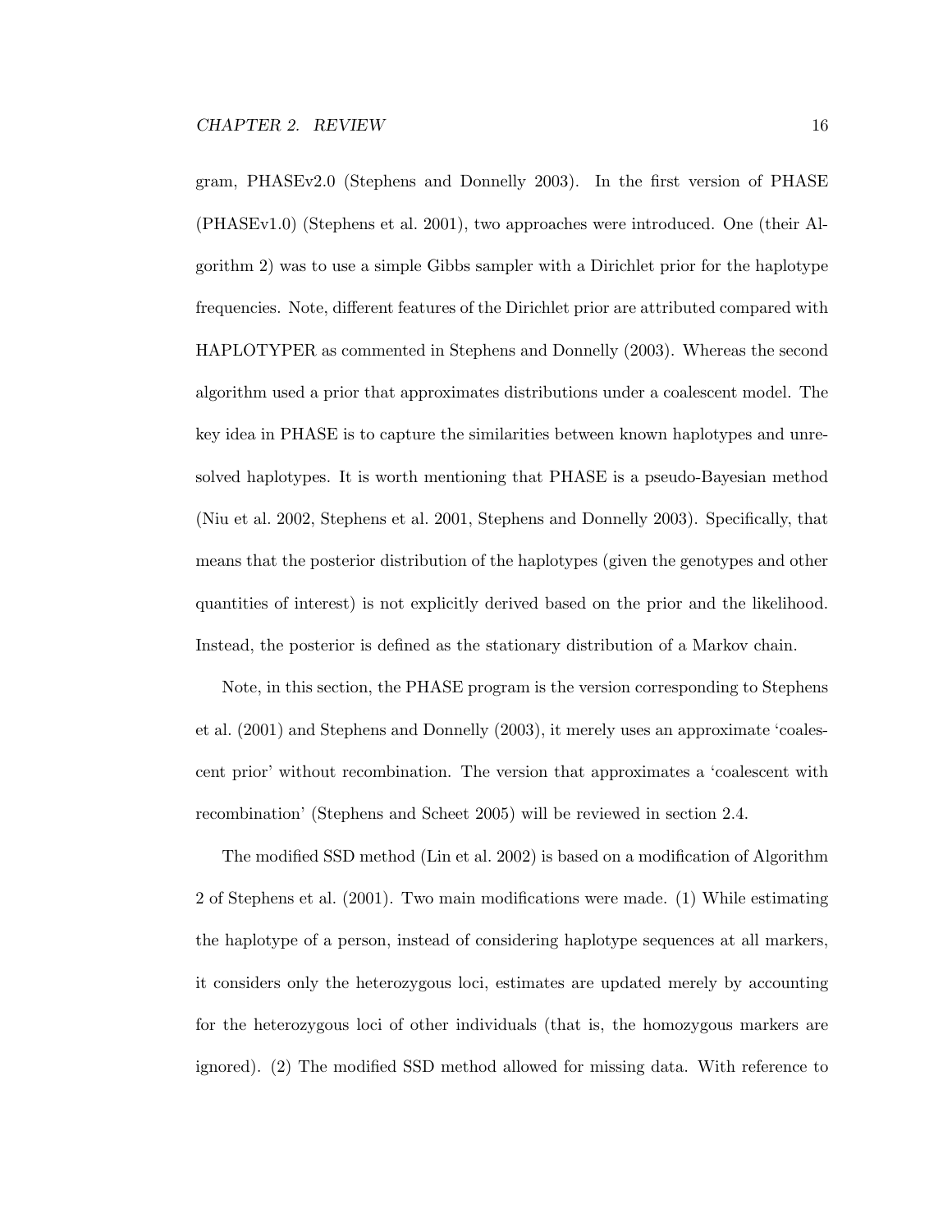gram, PHASEv2.0 (Stephens and Donnelly 2003). In the first version of PHASE (PHASEv1.0) (Stephens et al. 2001), two approaches were introduced. One (their Algorithm 2) was to use a simple Gibbs sampler with a Dirichlet prior for the haplotype frequencies. Note, different features of the Dirichlet prior are attributed compared with HAPLOTYPER as commented in Stephens and Donnelly (2003). Whereas the second algorithm used a prior that approximates distributions under a coalescent model. The key idea in PHASE is to capture the similarities between known haplotypes and unresolved haplotypes. It is worth mentioning that PHASE is a pseudo-Bayesian method (Niu et al. 2002, Stephens et al. 2001, Stephens and Donnelly 2003). Specifically, that means that the posterior distribution of the haplotypes (given the genotypes and other quantities of interest) is not explicitly derived based on the prior and the likelihood. Instead, the posterior is defined as the stationary distribution of a Markov chain.

Note, in this section, the PHASE program is the version corresponding to Stephens et al. (2001) and Stephens and Donnelly (2003), it merely uses an approximate 'coalescent prior' without recombination. The version that approximates a 'coalescent with recombination' (Stephens and Scheet 2005) will be reviewed in section 2.4.

The modified SSD method (Lin et al. 2002) is based on a modification of Algorithm 2 of Stephens et al. (2001). Two main modifications were made. (1) While estimating the haplotype of a person, instead of considering haplotype sequences at all markers, it considers only the heterozygous loci, estimates are updated merely by accounting for the heterozygous loci of other individuals (that is, the homozygous markers are ignored). (2) The modified SSD method allowed for missing data. With reference to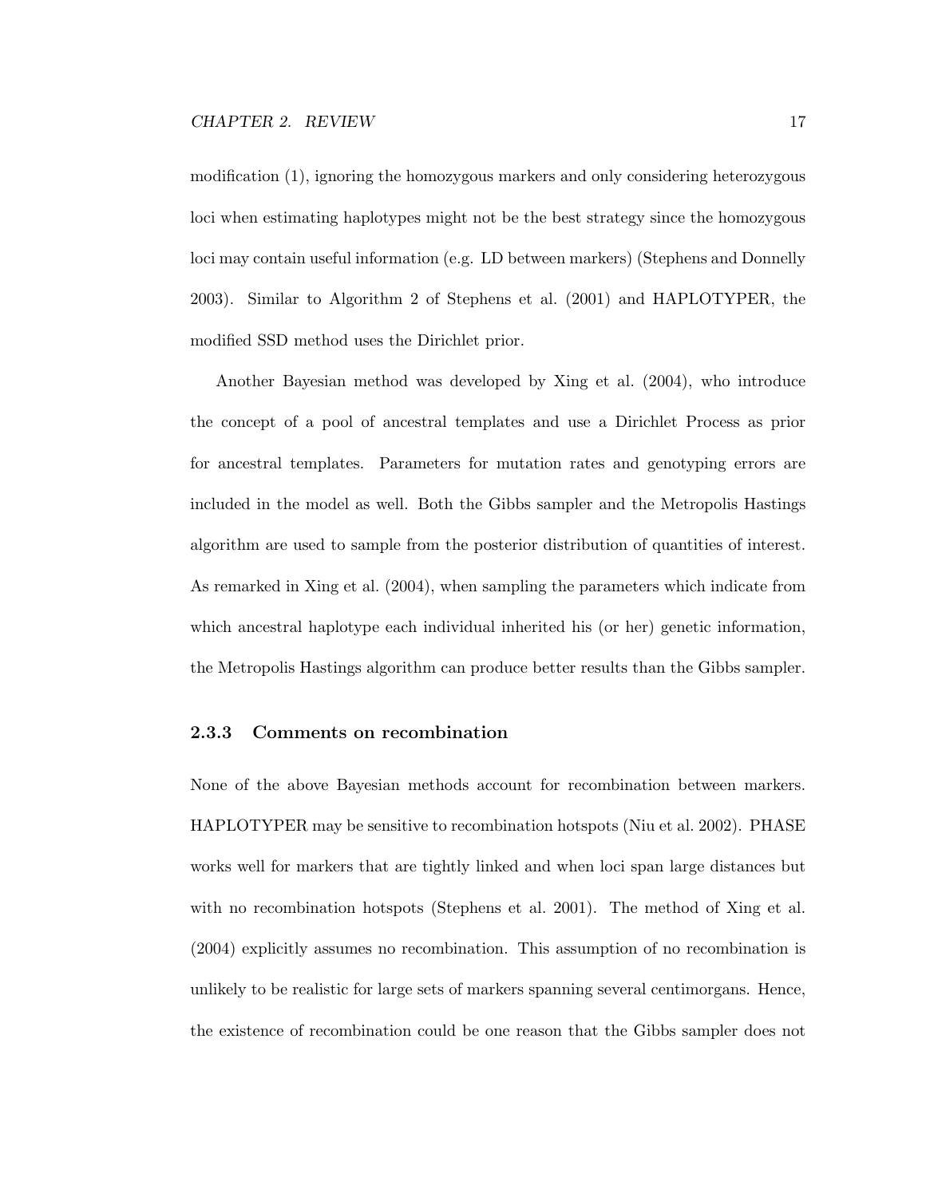modification (1), ignoring the homozygous markers and only considering heterozygous loci when estimating haplotypes might not be the best strategy since the homozygous loci may contain useful information (e.g. LD between markers) (Stephens and Donnelly 2003). Similar to Algorithm 2 of Stephens et al. (2001) and HAPLOTYPER, the modified SSD method uses the Dirichlet prior.

Another Bayesian method was developed by Xing et al. (2004), who introduce the concept of a pool of ancestral templates and use a Dirichlet Process as prior for ancestral templates. Parameters for mutation rates and genotyping errors are included in the model as well. Both the Gibbs sampler and the Metropolis Hastings algorithm are used to sample from the posterior distribution of quantities of interest. As remarked in Xing et al. (2004), when sampling the parameters which indicate from which ancestral haplotype each individual inherited his (or her) genetic information, the Metropolis Hastings algorithm can produce better results than the Gibbs sampler.

### 2.3.3 Comments on recombination

None of the above Bayesian methods account for recombination between markers. HAPLOTYPER may be sensitive to recombination hotspots (Niu et al. 2002). PHASE works well for markers that are tightly linked and when loci span large distances but with no recombination hotspots (Stephens et al. 2001). The method of Xing et al. (2004) explicitly assumes no recombination. This assumption of no recombination is unlikely to be realistic for large sets of markers spanning several centimorgans. Hence, the existence of recombination could be one reason that the Gibbs sampler does not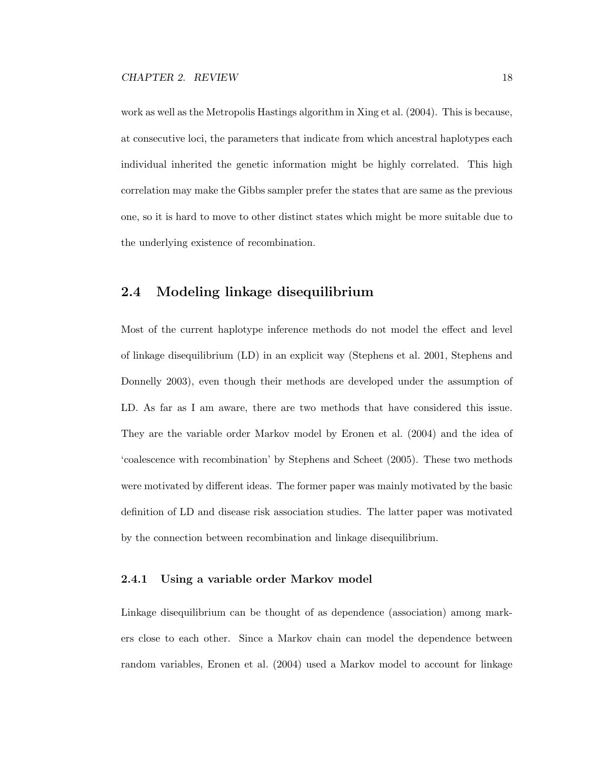work as well as the Metropolis Hastings algorithm in Xing et al. (2004). This is because, at consecutive loci, the parameters that indicate from which ancestral haplotypes each individual inherited the genetic information might be highly correlated. This high correlation may make the Gibbs sampler prefer the states that are same as the previous one, so it is hard to move to other distinct states which might be more suitable due to the underlying existence of recombination.

## 2.4 Modeling linkage disequilibrium

Most of the current haplotype inference methods do not model the effect and level of linkage disequilibrium (LD) in an explicit way (Stephens et al. 2001, Stephens and Donnelly 2003), even though their methods are developed under the assumption of LD. As far as I am aware, there are two methods that have considered this issue. They are the variable order Markov model by Eronen et al. (2004) and the idea of 'coalescence with recombination' by Stephens and Scheet (2005). These two methods were motivated by different ideas. The former paper was mainly motivated by the basic definition of LD and disease risk association studies. The latter paper was motivated by the connection between recombination and linkage disequilibrium.

### 2.4.1 Using a variable order Markov model

Linkage disequilibrium can be thought of as dependence (association) among markers close to each other. Since a Markov chain can model the dependence between random variables, Eronen et al. (2004) used a Markov model to account for linkage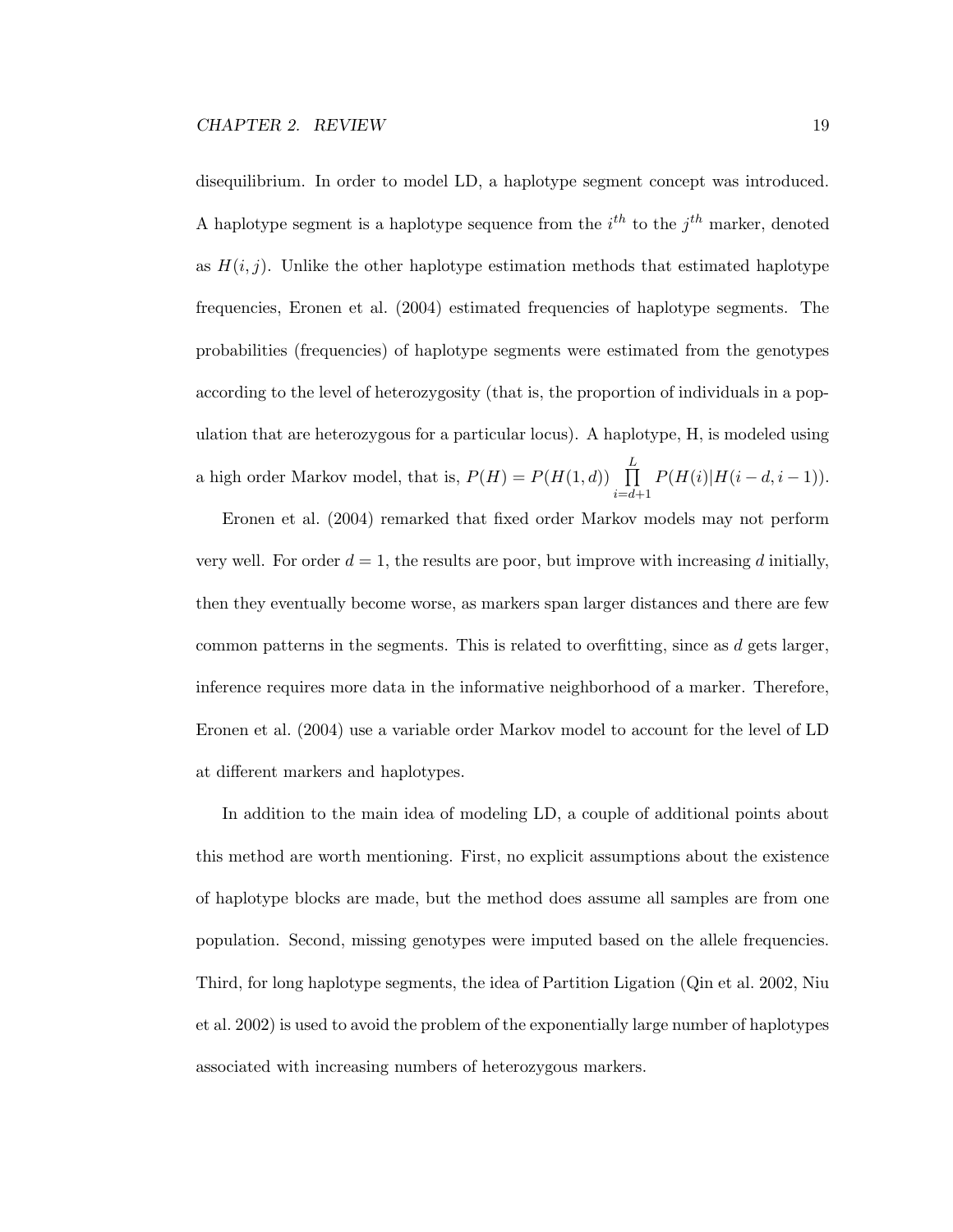disequilibrium. In order to model LD, a haplotype segment concept was introduced. A haplotype segment is a haplotype sequence from the $i^{th}$ to the $j^{th}$ marker, denoted as $H(i, j)$. Unlike the other haplotype estimation methods that estimated haplotype frequencies, Eronen et al. (2004) estimated frequencies of haplotype segments. The probabilities (frequencies) of haplotype segments were estimated from the genotypes according to the level of heterozygosity (that is, the proportion of individuals in a population that are heterozygous for a particular locus). A haplotype, H, is modeled using a high order Markov model, that is, $P(H) = P(H(1, d)) \prod_{i=d+1}^{L} P(H(i)|H(i-d, i-1))$.

Eronen et al. (2004) remarked that fixed order Markov models may not perform very well. For order $d = 1$, the results are poor, but improve with increasing $d$ initially, then they eventually become worse, as markers span larger distances and there are few common patterns in the segments. This is related to overfitting, since as $d$ gets larger, inference requires more data in the informative neighborhood of a marker. Therefore, Eronen et al. (2004) use a variable order Markov model to account for the level of LD at different markers and haplotypes.

In addition to the main idea of modeling LD, a couple of additional points about this method are worth mentioning. First, no explicit assumptions about the existence of haplotype blocks are made, but the method does assume all samples are from one population. Second, missing genotypes were imputed based on the allele frequencies. Third, for long haplotype segments, the idea of Partition Ligation (Qin et al. 2002, Niu et al. 2002) is used to avoid the problem of the exponentially large number of haplotypes associated with increasing numbers of heterozygous markers.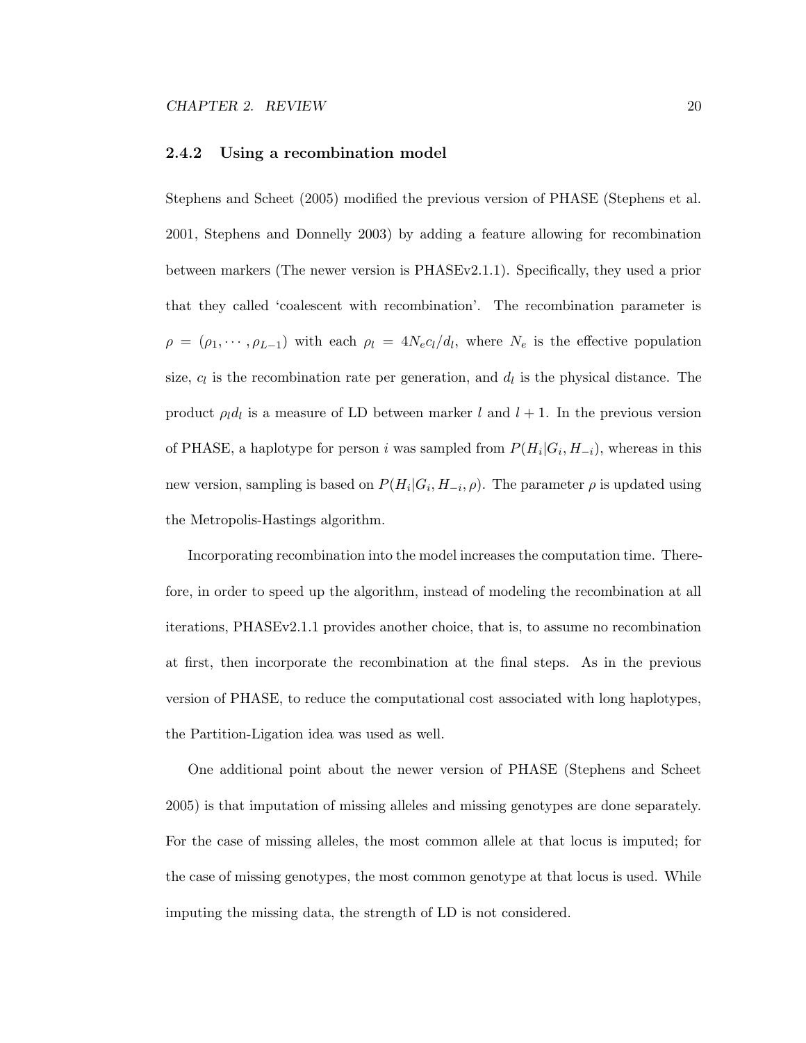### 2.4.2 Using a recombination model

Stephens and Scheet (2005) modified the previous version of PHASE (Stephens et al. 2001, Stephens and Donnelly 2003) by adding a feature allowing for recombination between markers (The newer version is PHASEv2.1.1). Specifically, they used a prior that they called 'coalescent with recombination'. The recombination parameter is $\rho = (\rho_1, \cdots, \rho_{L-1})$ with each $\rho_l = 4N_e c_l / d_l$, where $N_e$ is the effective population size, $c_l$ is the recombination rate per generation, and $d_l$ is the physical distance. The product $\rho_l d_l$ is a measure of LD between marker $l$ and $l+1$. In the previous version of PHASE, a haplotype for person $i$ was sampled from $P(H_i | G_i, H_{-i})$, whereas in this new version, sampling is based on $P(H_i | G_i, H_{-i}, \rho)$. The parameter $\rho$ is updated using the Metropolis-Hastings algorithm.

Incorporating recombination into the model increases the computation time. Therefore, in order to speed up the algorithm, instead of modeling the recombination at all iterations, PHASEv2.1.1 provides another choice, that is, to assume no recombination at first, then incorporate the recombination at the final steps. As in the previous version of PHASE, to reduce the computational cost associated with long haplotypes, the Partition-Ligation idea was used as well.

One additional point about the newer version of PHASE (Stephens and Scheet 2005) is that imputation of missing alleles and missing genotypes are done separately. For the case of missing alleles, the most common allele at that locus is imputed; for the case of missing genotypes, the most common genotype at that locus is used. While imputing the missing data, the strength of LD is not considered.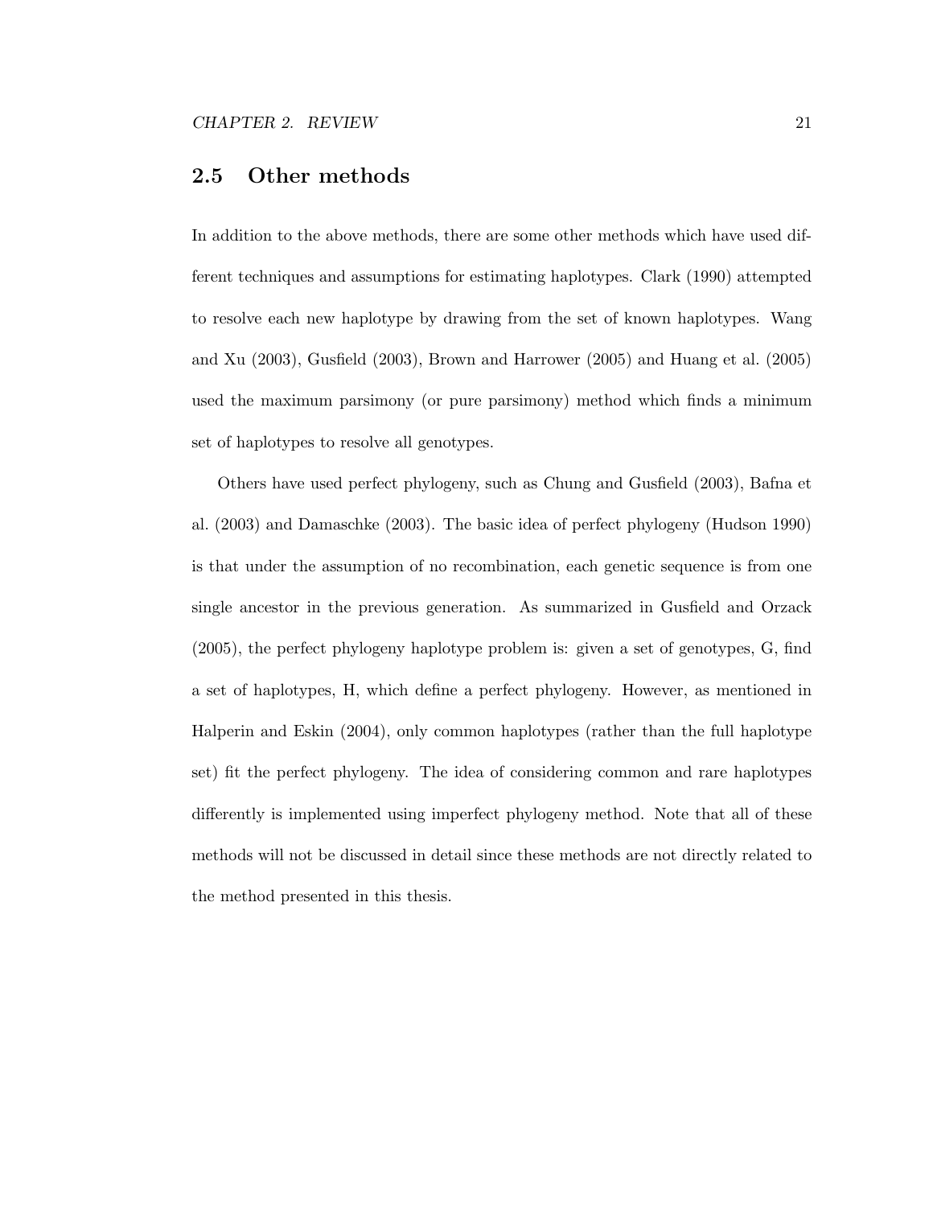## 2.5 Other methods

In addition to the above methods, there are some other methods which have used different techniques and assumptions for estimating haplotypes. Clark (1990) attempted to resolve each new haplotype by drawing from the set of known haplotypes. Wang and Xu (2003), Gusfield (2003), Brown and Harrower (2005) and Huang et al. (2005) used the maximum parsimony (or pure parsimony) method which finds a minimum set of haplotypes to resolve all genotypes.

Others have used perfect phylogeny, such as Chung and Gusfield (2003), Bafna et al. (2003) and Damaschke (2003). The basic idea of perfect phylogeny (Hudson 1990) is that under the assumption of no recombination, each genetic sequence is from one single ancestor in the previous generation. As summarized in Gusfield and Orzack (2005), the perfect phylogeny haplotype problem is: given a set of genotypes, G, find a set of haplotypes, H, which define a perfect phylogeny. However, as mentioned in Halperin and Eskin (2004), only common haplotypes (rather than the full haplotype set) fit the perfect phylogeny. The idea of considering common and rare haplotypes differently is implemented using imperfect phylogeny method. Note that all of these methods will not be discussed in detail since these methods are not directly related to the method presented in this thesis.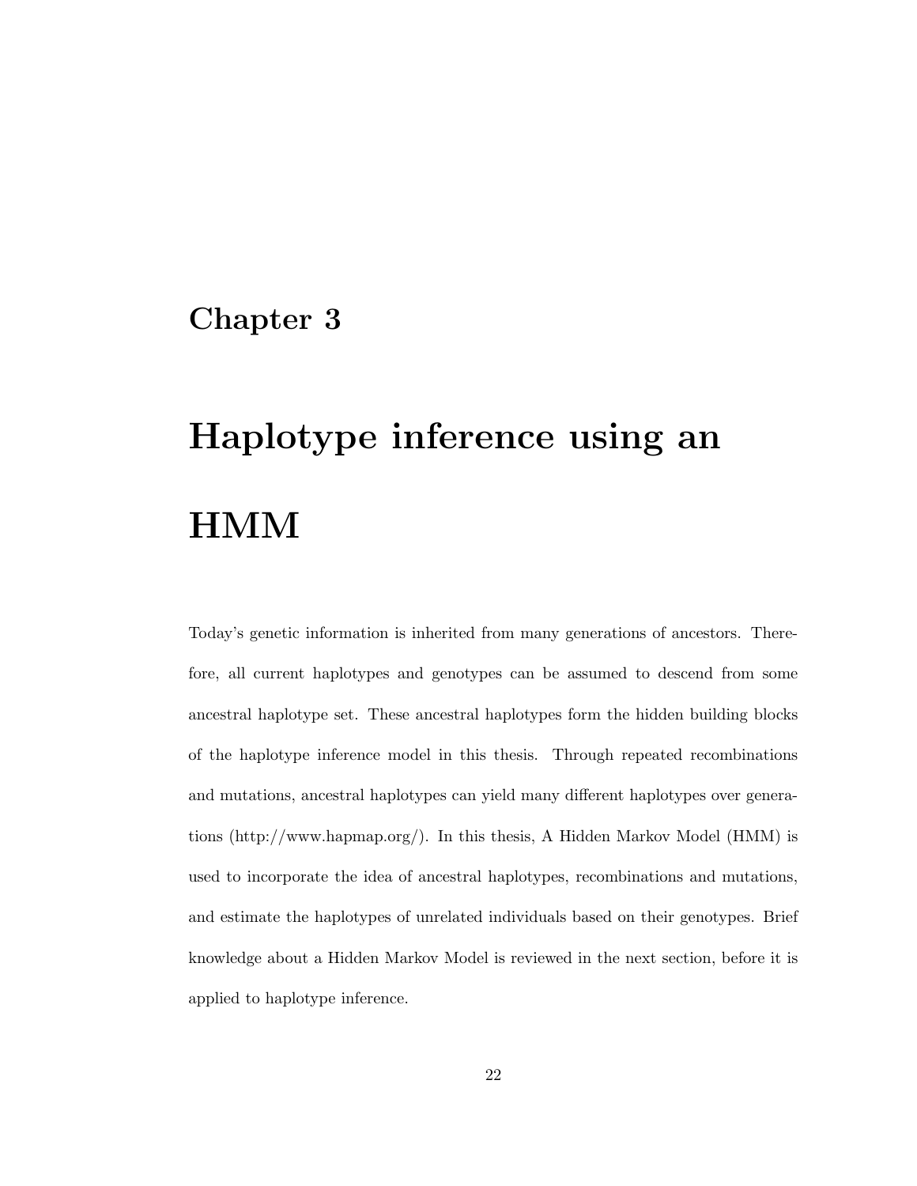# Chapter 3

# Haplotype inference using an HMM

Today's genetic information is inherited from many generations of ancestors. Therefore, all current haplotypes and genotypes can be assumed to descend from some ancestral haplotype set. These ancestral haplotypes form the hidden building blocks of the haplotype inference model in this thesis. Through repeated recombinations and mutations, ancestral haplotypes can yield many different haplotypes over generations (http://www.hapmap.org/). In this thesis, A Hidden Markov Model (HMM) is used to incorporate the idea of ancestral haplotypes, recombinations and mutations, and estimate the haplotypes of unrelated individuals based on their genotypes. Brief knowledge about a Hidden Markov Model is reviewed in the next section, before it is applied to haplotype inference.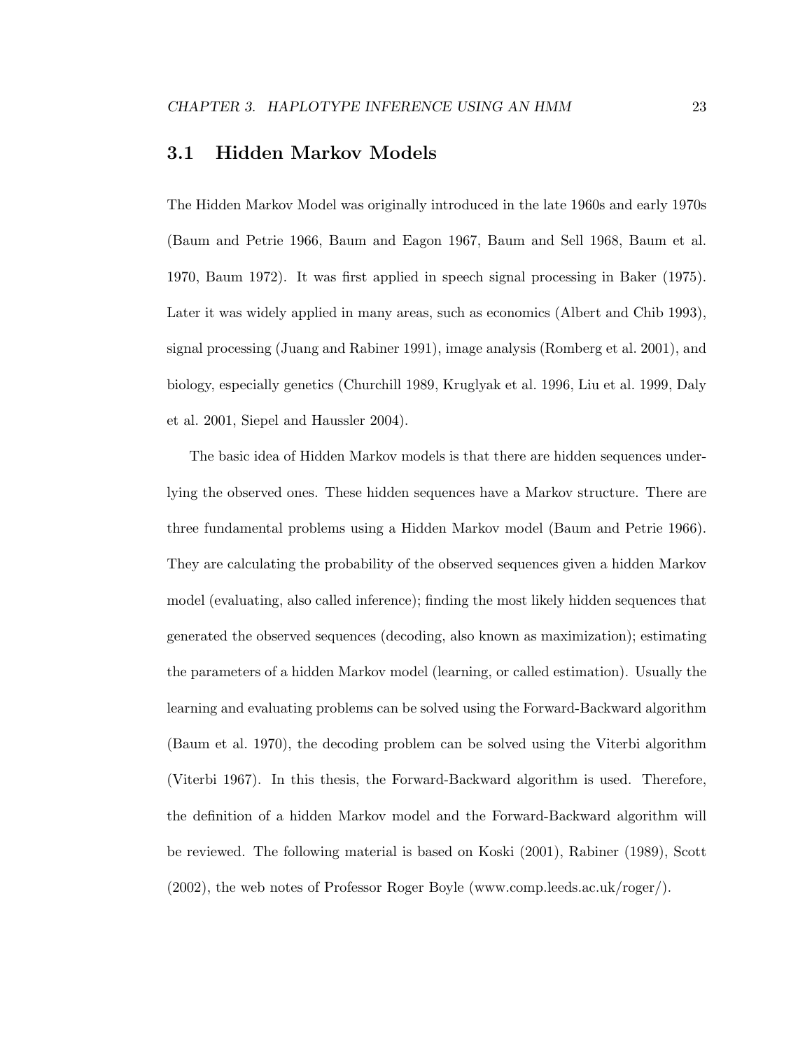## 3.1 Hidden Markov Models

The Hidden Markov Model was originally introduced in the late 1960s and early 1970s (Baum and Petrie 1966, Baum and Eagon 1967, Baum and Sell 1968, Baum et al. 1970, Baum 1972). It was first applied in speech signal processing in Baker (1975). Later it was widely applied in many areas, such as economics (Albert and Chib 1993), signal processing (Juang and Rabiner 1991), image analysis (Romberg et al. 2001), and biology, especially genetics (Churchill 1989, Kruglyak et al. 1996, Liu et al. 1999, Daly et al. 2001, Siepel and Haussler 2004).

The basic idea of Hidden Markov models is that there are hidden sequences underlying the observed ones. These hidden sequences have a Markov structure. There are three fundamental problems using a Hidden Markov model (Baum and Petrie 1966). They are calculating the probability of the observed sequences given a hidden Markov model (evaluating, also called inference); finding the most likely hidden sequences that generated the observed sequences (decoding, also known as maximization); estimating the parameters of a hidden Markov model (learning, or called estimation). Usually the learning and evaluating problems can be solved using the Forward-Backward algorithm (Baum et al. 1970), the decoding problem can be solved using the Viterbi algorithm (Viterbi 1967). In this thesis, the Forward-Backward algorithm is used. Therefore, the definition of a hidden Markov model and the Forward-Backward algorithm will be reviewed. The following material is based on Koski (2001), Rabiner (1989), Scott (2002), the web notes of Professor Roger Boyle (www.comp.leeds.ac.uk/roger/).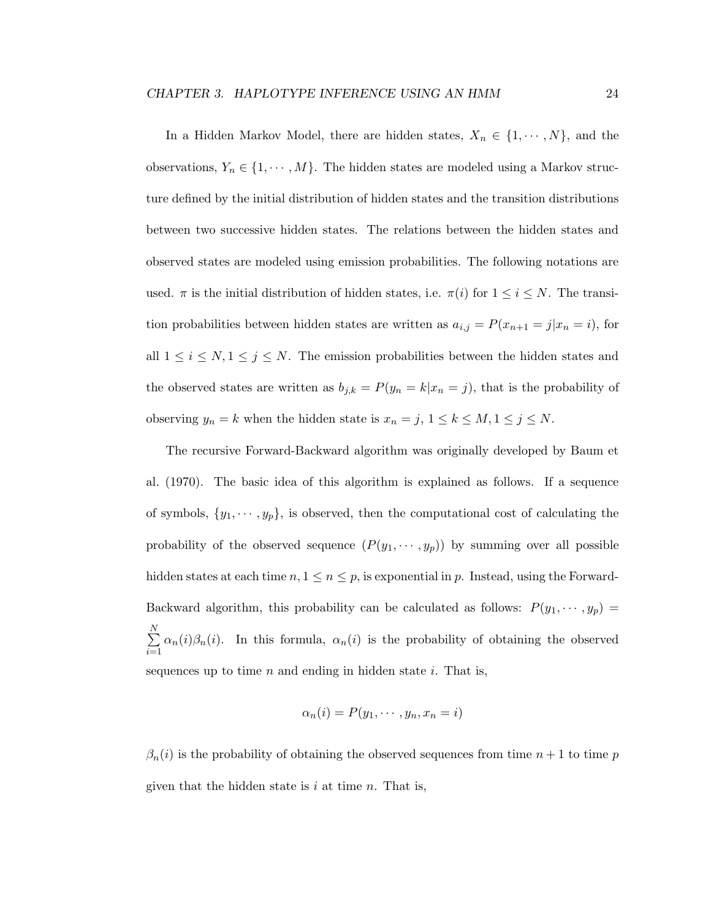In a Hidden Markov Model, there are hidden states, $X_n \in \{1, \cdots, N\}$, and the observations, $Y_n \in \{1, \cdots, M\}$. The hidden states are modeled using a Markov structure defined by the initial distribution of hidden states and the transition distributions between two successive hidden states. The relations between the hidden states and observed states are modeled using emission probabilities. The following notations are used. $\pi$ is the initial distribution of hidden states, i.e. $\pi(i)$ for $1 \leq i \leq N$. The transition probabilities between hidden states are written as $a_{i,j} = P(x_{n+1} = j | x_n = i)$, for all $1 \leq i \leq N, 1 \leq j \leq N$. The emission probabilities between the hidden states and the observed states are written as $b_{j,k} = P(y_n = k | x_n = j)$, that is the probability of observing $y_n = k$ when the hidden state is $x_n = j$, $1 \leq k \leq M, 1 \leq j \leq N$.

The recursive Forward-Backward algorithm was originally developed by Baum et al. (1970). The basic idea of this algorithm is explained as follows. If a sequence of symbols, $\{y_1, \cdots, y_p\}$, is observed, then the computational cost of calculating the probability of the observed sequence ($P(y_1, \cdots, y_p)$) by summing over all possible hidden states at each time $n, 1 \leq n \leq p$, is exponential in $p$. Instead, using the Forward-Backward algorithm, this probability can be calculated as follows: $P(y_1, \cdots, y_p) = \sum_{i=1}^{N} \alpha_n(i)\beta_n(i)$. In this formula, $\alpha_n(i)$ is the probability of obtaining the observed sequences up to time $n$ and ending in hidden state $i$. That is,

$$\alpha_n(i) = P(y_1, \cdots, y_n, x_n = i)$$

$\beta_n(i)$ is the probability of obtaining the observed sequences from time $n+1$ to time $p$ given that the hidden state is $i$ at time $n$. That is,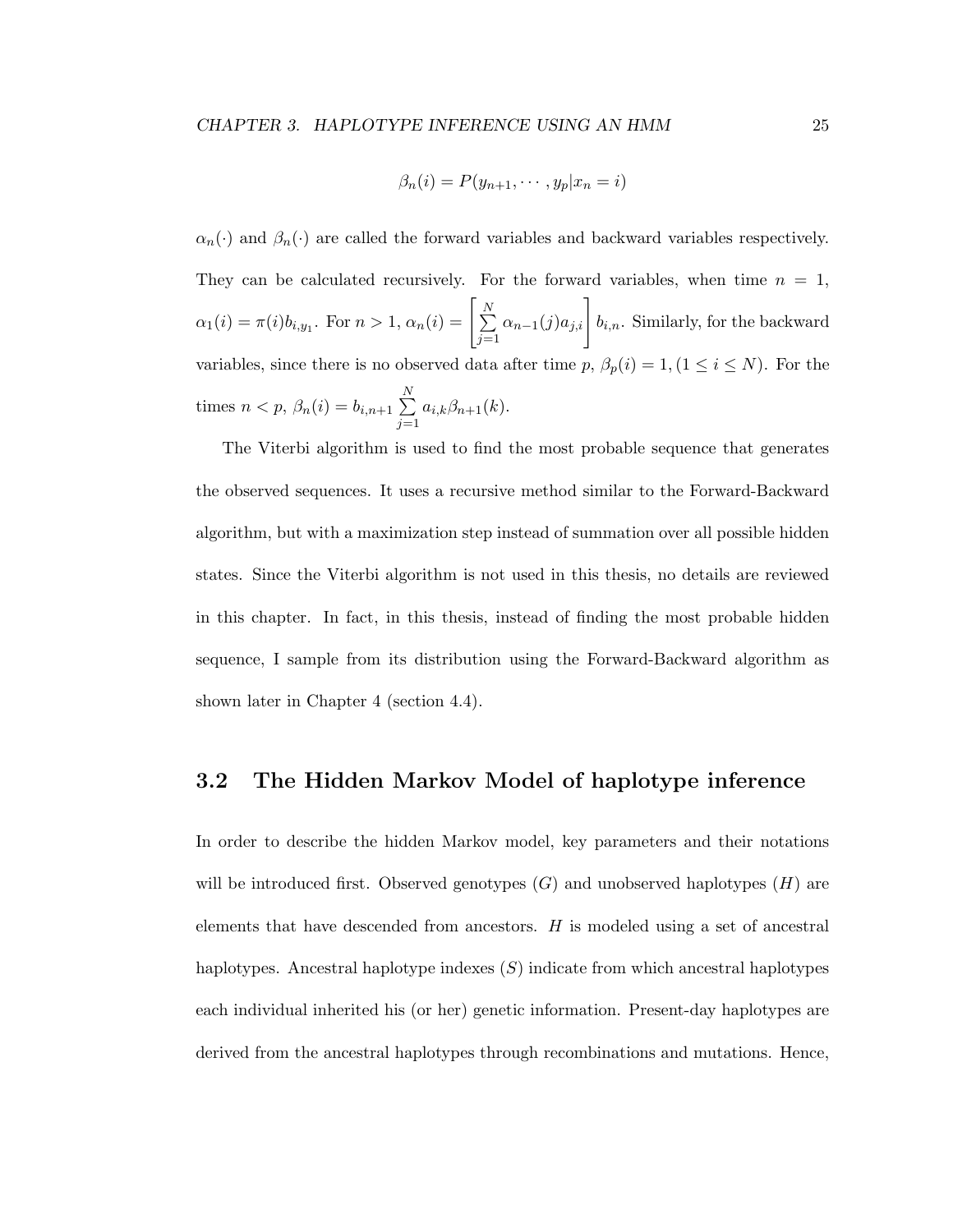$$\beta_n(i) = P(y_{n+1}, \cdots, y_p | x_n = i)$$

$\alpha_n(\cdot)$ and $\beta_n(\cdot)$ are called the forward variables and backward variables respectively. They can be calculated recursively. For the forward variables, when time $n = 1$, $\alpha_1(i) = \pi(i) b_{i,y_1}$. For $n > 1$, $\alpha_n(i) = \left[ \sum_{j=1}^{N} \alpha_{n-1}(j) a_{j,i} \right] b_{i,n}$. Similarly, for the backward variables, since there is no observed data after time $p$, $\beta_p(i) = 1, (1 \leq i \leq N)$. For the times $n < p$, $\beta_n(i) = b_{i,n+1} \sum_{j=1}^{N} a_{i,k} \beta_{n+1}(k)$.

The Viterbi algorithm is used to find the most probable sequence that generates the observed sequences. It uses a recursive method similar to the Forward-Backward algorithm, but with a maximization step instead of summation over all possible hidden states. Since the Viterbi algorithm is not used in this thesis, no details are reviewed in this chapter. In fact, in this thesis, instead of finding the most probable hidden sequence, I sample from its distribution using the Forward-Backward algorithm as shown later in Chapter 4 (section 4.4).

## 3.2 The Hidden Markov Model of haplotype inference

In order to describe the hidden Markov model, key parameters and their notations will be introduced first. Observed genotypes ($G$) and unobserved haplotypes ($H$) are elements that have descended from ancestors. $H$ is modeled using a set of ancestral haplotypes. Ancestral haplotype indexes ($S$) indicate from which ancestral haplotypes each individual inherited his (or her) genetic information. Present-day haplotypes are derived from the ancestral haplotypes through recombinations and mutations. Hence,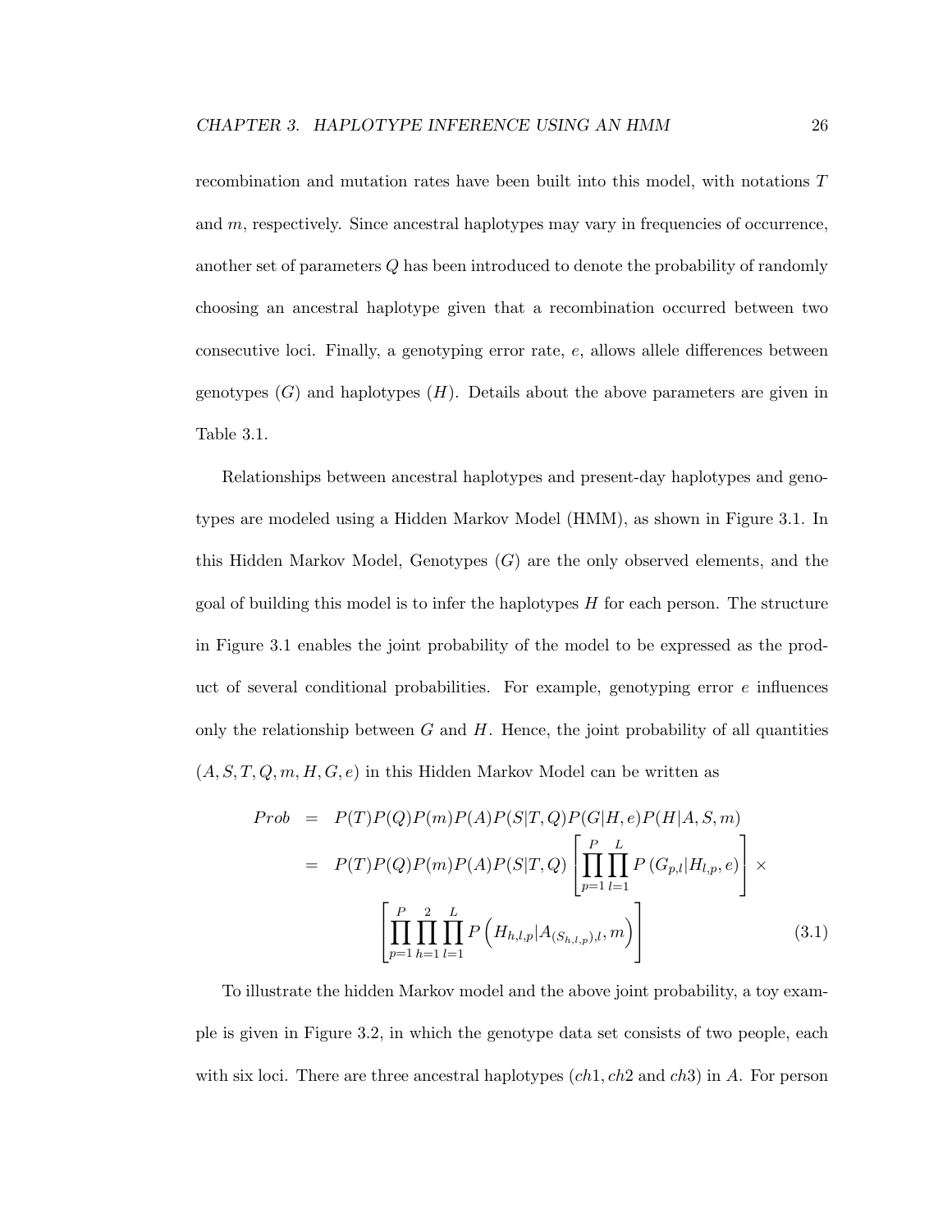recombination and mutation rates have been built into this model, with notations $T$ and $m$, respectively. Since ancestral haplotypes may vary in frequencies of occurrence, another set of parameters $Q$ has been introduced to denote the probability of randomly choosing an ancestral haplotype given that a recombination occurred between two consecutive loci. Finally, a genotyping error rate, $e$, allows allele differences between genotypes ($G$) and haplotypes ($H$). Details about the above parameters are given in Table 3.1.

Relationships between ancestral haplotypes and present-day haplotypes and genotypes are modeled using a Hidden Markov Model (HMM), as shown in Figure 3.1. In this Hidden Markov Model, Genotypes ($G$) are the only observed elements, and the goal of building this model is to infer the haplotypes $H$ for each person. The structure in Figure 3.1 enables the joint probability of the model to be expressed as the product of several conditional probabilities. For example, genotyping error $e$ influences only the relationship between $G$ and $H$. Hence, the joint probability of all quantities $(A, S, T, Q, m, H, G, e)$ in this Hidden Markov Model can be written as

$$
\begin{aligned}
Prob &= P(T)P(Q)P(m)P(A)P(S|T,Q)P(G|H,e)P(H|A,S,m) \\
&= P(T)P(Q)P(m)P(A)P(S|T,Q)\left[\prod_{p=1}^{P}\prod_{l=1}^{L}P\left(G_{p,l}|H_{l,p},e\right)\right]\times \\
&\quad \left[\prod_{p=1}^{P}\prod_{h=1}^{2}\prod_{l=1}^{L}P\left(H_{h,l,p}|A_{(S_{h,l,p}),l},m\right)\right] \qquad (3.1)
\end{aligned}
$$

To illustrate the hidden Markov model and the above joint probability, a toy example is given in Figure 3.2, in which the genotype data set consists of two people, each with six loci. There are three ancestral haplotypes ($ch1, ch2$ and $ch3$) in $A$. For person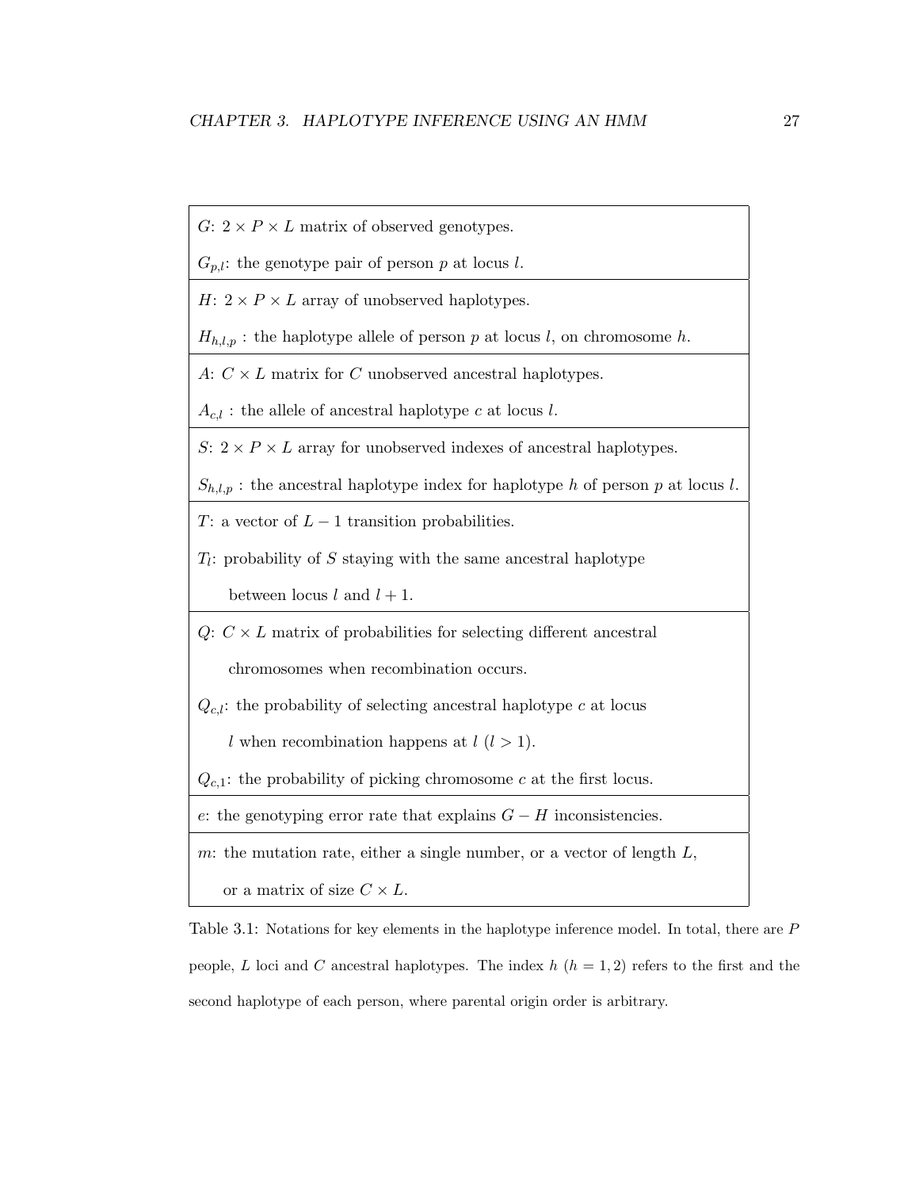| |
|---|
| $G$: $2 \times P \times L$ matrix of observed genotypes.<br>$G_{p,l}$: the genotype pair of person $p$ at locus $l$. |
| $H$: $2 \times P \times L$ array of unobserved haplotypes.<br>$H_{h,l,p}$ : the haplotype allele of person $p$ at locus $l$, on chromosome $h$. |
| $A$: $C \times L$ matrix for $C$ unobserved ancestral haplotypes.<br>$A_{c,l}$ : the allele of ancestral haplotype $c$ at locus $l$. |
| $S$: $2 \times P \times L$ array for unobserved indexes of ancestral haplotypes.<br>$S_{h,l,p}$ : the ancestral haplotype index for haplotype $h$ of person $p$ at locus $l$. |
| $T$: a vector of $L - 1$ transition probabilities.<br>$T_l$: probability of $S$ staying with the same ancestral haplotype between locus $l$ and $l + 1$. |
| $Q$: $C \times L$ matrix of probabilities for selecting different ancestral chromosomes when recombination occurs.<br>$Q_{c,l}$: the probability of selecting ancestral haplotype $c$ at locus $l$ when recombination happens at $l$ ($l > 1$).<br>$Q_{c,1}$: the probability of picking chromosome $c$ at the first locus. |
| $e$: the genotyping error rate that explains $G - H$ inconsistencies. |
| $m$: the mutation rate, either a single number, or a vector of length $L$, or a matrix of size $C \times L$. |

Table 3.1: Notations for key elements in the haplotype inference model. In total, there are $P$ people, $L$ loci and $C$ ancestral haplotypes. The index $h$ ($h = 1, 2$) refers to the first and the second haplotype of each person, where parental origin order is arbitrary.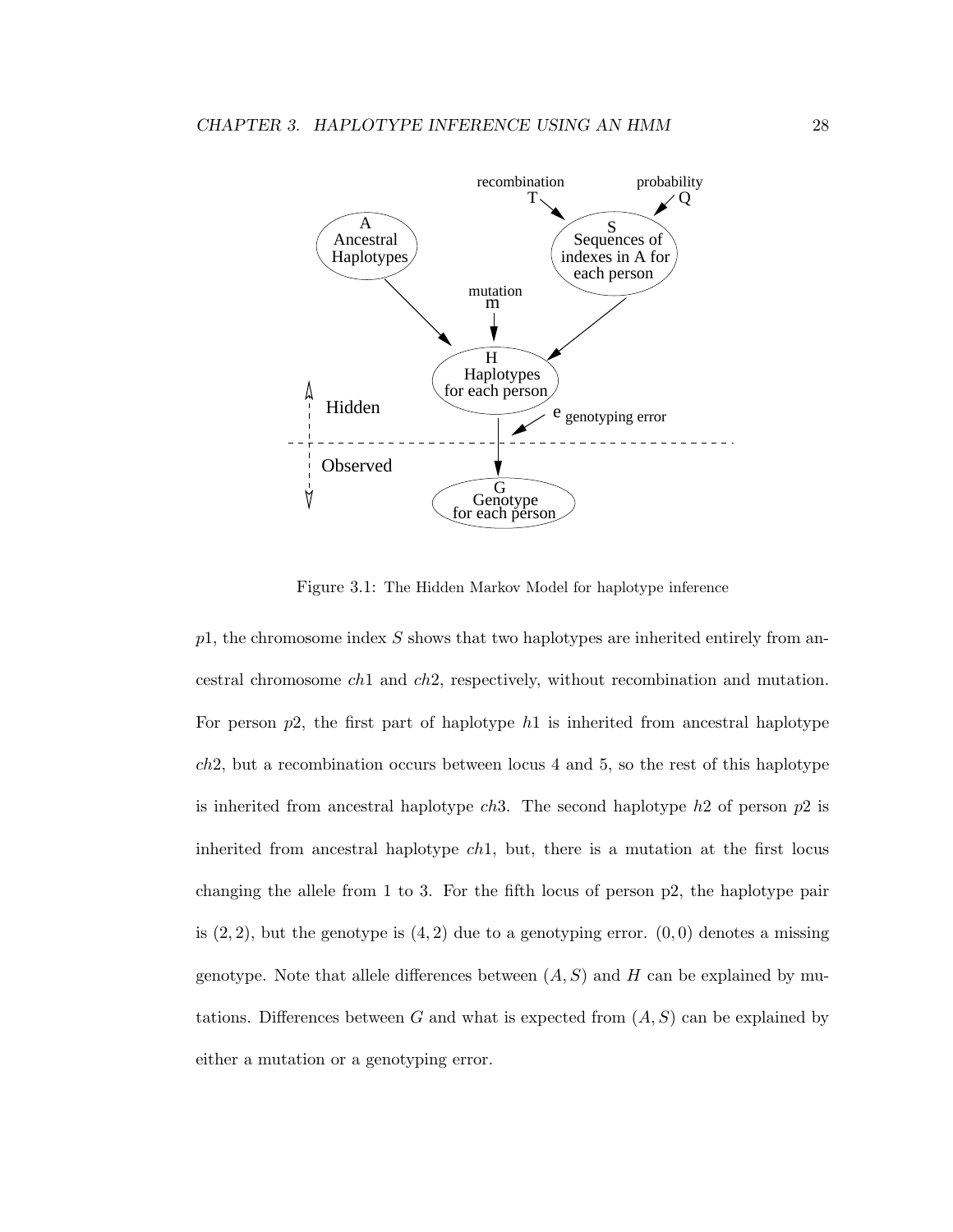recombination
T
probability
Q
A
Ancestral
Haplotypes
S
Sequences of
indexes in A for
each person
mutation
m
H
Haplotypes
for each person
Hidden
e genotyping error
Observed
G
Genotype
for each person

Figure 3.1: The Hidden Markov Model for haplotype inference

$p1$, the chromosome index $S$ shows that two haplotypes are inherited entirely from ancestral chromosome $ch1$ and $ch2$, respectively, without recombination and mutation. For person $p2$, the first part of haplotype $h1$ is inherited from ancestral haplotype $ch2$, but a recombination occurs between locus 4 and 5, so the rest of this haplotype is inherited from ancestral haplotype $ch3$. The second haplotype $h2$ of person $p2$ is inherited from ancestral haplotype $ch1$, but, there is a mutation at the first locus changing the allele from 1 to 3. For the fifth locus of person p2, the haplotype pair is $(2, 2)$, but the genotype is $(4, 2)$ due to a genotyping error. $(0, 0)$ denotes a missing genotype. Note that allele differences between $(A, S)$ and $H$ can be explained by mutations. Differences between $G$ and what is expected from $(A, S)$ can be explained by either a mutation or a genotyping error.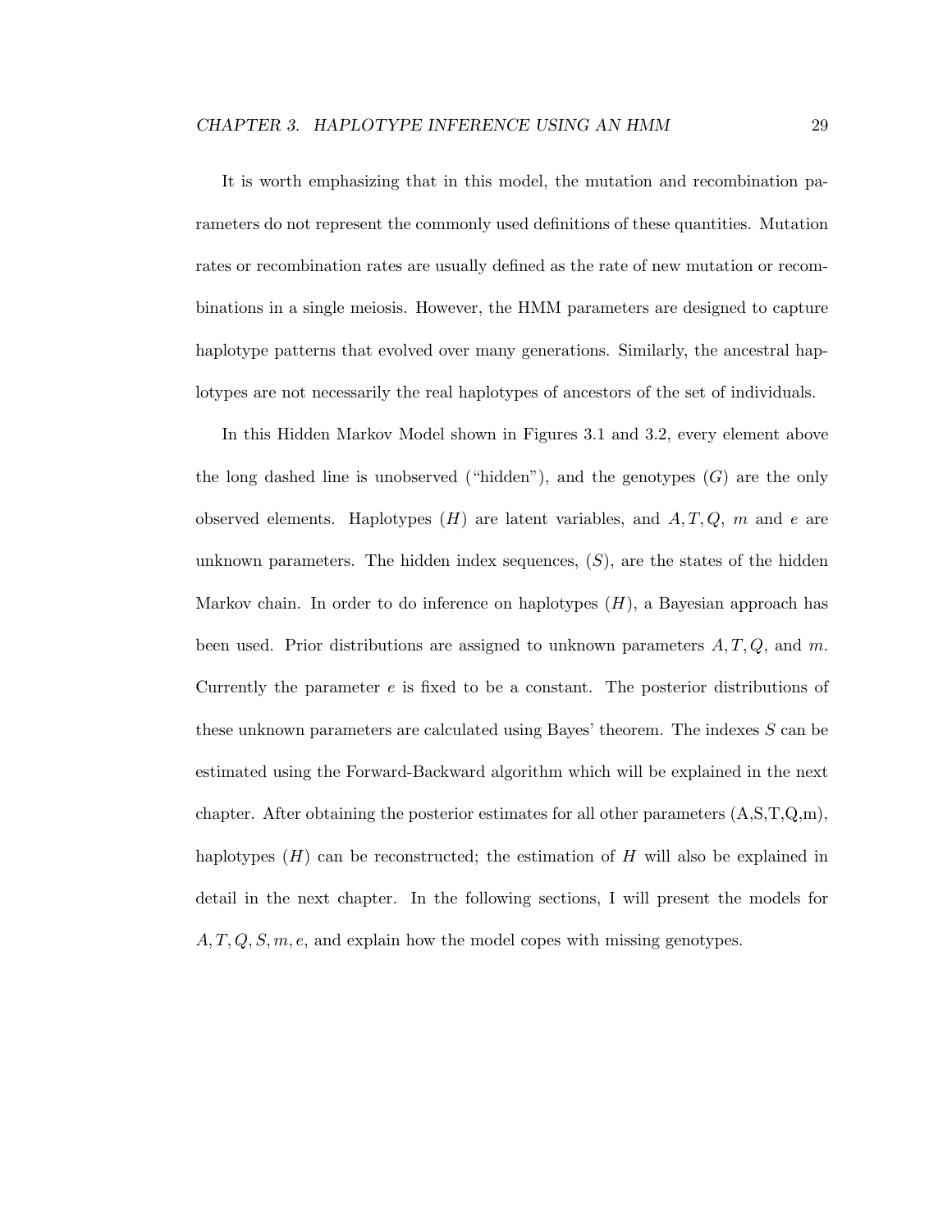It is worth emphasizing that in this model, the mutation and recombination parameters do not represent the commonly used definitions of these quantities. Mutation rates or recombination rates are usually defined as the rate of new mutation or recombinations in a single meiosis. However, the HMM parameters are designed to capture haplotype patterns that evolved over many generations. Similarly, the ancestral haplotypes are not necessarily the real haplotypes of ancestors of the set of individuals.

In this Hidden Markov Model shown in Figures 3.1 and 3.2, every element above the long dashed line is unobserved ("hidden"), and the genotypes ($G$) are the only observed elements. Haplotypes ($H$) are latent variables, and $A, T, Q$, $m$ and $e$ are unknown parameters. The hidden index sequences, ($S$), are the states of the hidden Markov chain. In order to do inference on haplotypes ($H$), a Bayesian approach has been used. Prior distributions are assigned to unknown parameters $A, T, Q$, and $m$. Currently the parameter $e$ is fixed to be a constant. The posterior distributions of these unknown parameters are calculated using Bayes' theorem. The indexes $S$ can be estimated using the Forward-Backward algorithm which will be explained in the next chapter. After obtaining the posterior estimates for all other parameters (A,S,T,Q,m), haplotypes ($H$) can be reconstructed; the estimation of $H$ will also be explained in detail in the next chapter. In the following sections, I will present the models for $A, T, Q, S, m, e$, and explain how the model copes with missing genotypes.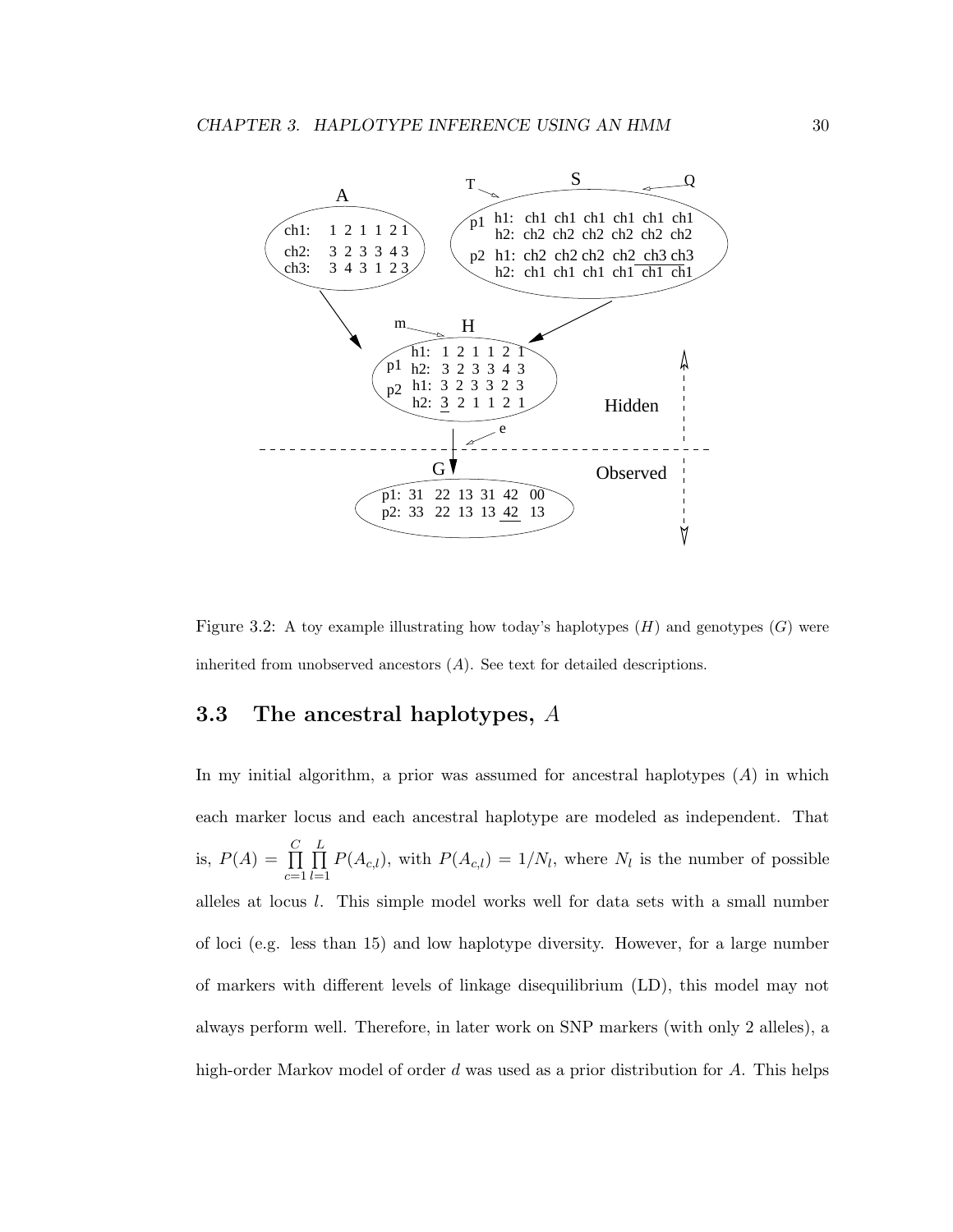A

ch1: 1 2 1 1 2 1
ch2: 3 2 3 3 4 3
ch3: 3 4 3 1 2 3

T S Q

p1 h1: ch1 ch1 ch1 ch1 ch1 ch1
h2: ch2 ch2 ch2 ch2 ch2 ch2
p2 h1: ch2 ch2 ch2 ch2 ch3 ch3
h2: ch1 ch1 ch1 ch1 ch1 ch1

m H

p1 h1: 1 2 1 1 2 1
h2: 3 2 3 3 4 3
p2 h1: 3 2 3 3 2 3
h2: 3 2 1 1 2 1

Hidden

e

Observed

G

p1: 31 22 13 31 42 00
p2: 33 22 13 13 42 13

Figure 3.2: A toy example illustrating how today's haplotypes ($H$) and genotypes ($G$) were inherited from unobserved ancestors ($A$). See text for detailed descriptions.

## 3.3 The ancestral haplotypes, $A$

In my initial algorithm, a prior was assumed for ancestral haplotypes ($A$) in which each marker locus and each ancestral haplotype are modeled as independent. That is, $P(A) = \prod_{c=1}^{C} \prod_{l=1}^{L} P(A_{c,l})$, with $P(A_{c,l}) = 1/N_l$, where $N_l$ is the number of possible alleles at locus $l$. This simple model works well for data sets with a small number of loci (e.g. less than 15) and low haplotype diversity. However, for a large number of markers with different levels of linkage disequilibrium (LD), this model may not always perform well. Therefore, in later work on SNP markers (with only 2 alleles), a high-order Markov model of order $d$ was used as a prior distribution for $A$. This helps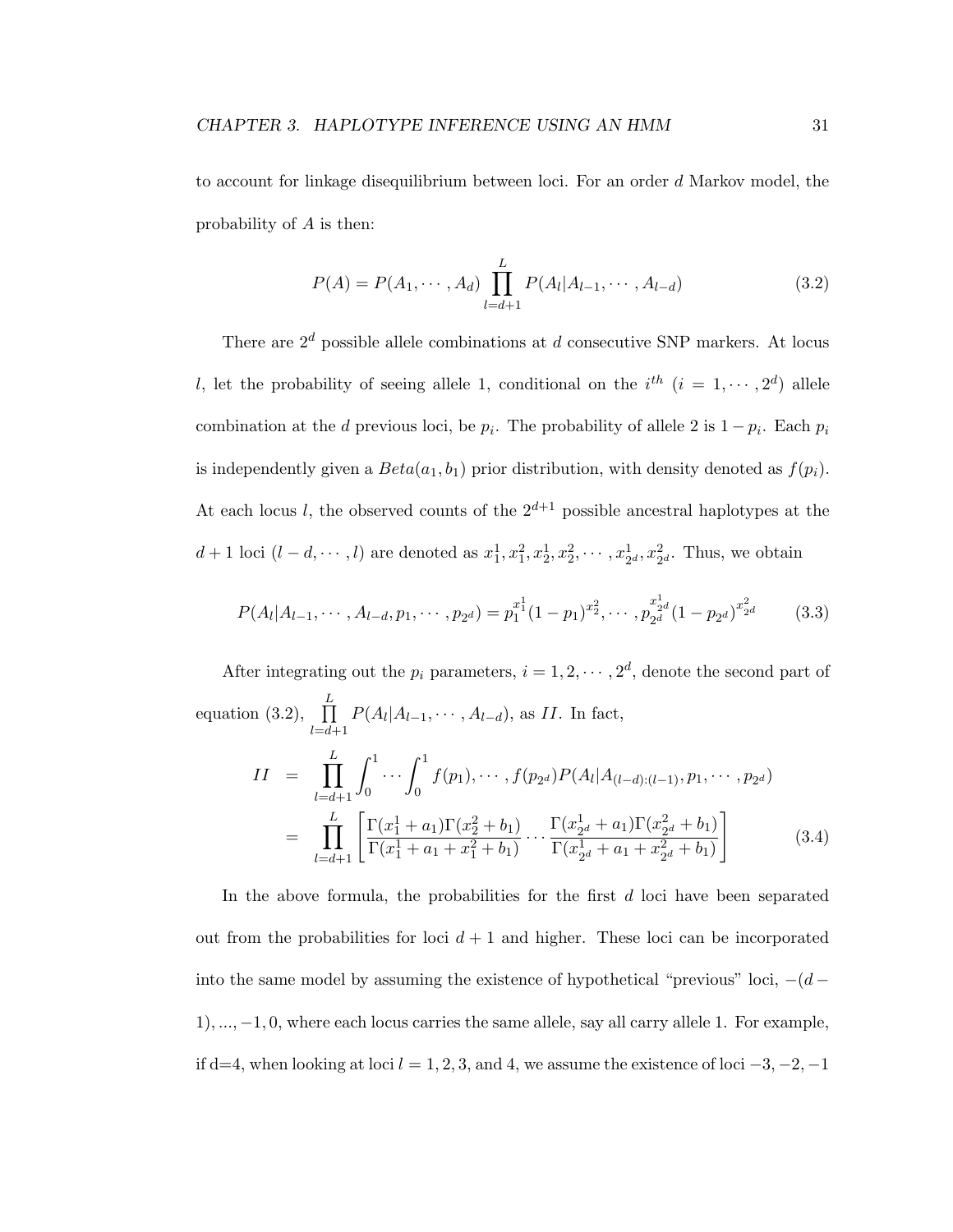to account for linkage disequilibrium between loci. For an order $d$ Markov model, the probability of $A$ is then:

$$P(A) = P(A_1, \cdots, A_d) \prod_{l=d+1}^{L} P(A_l | A_{l-1}, \cdots, A_{l-d}) \tag{3.2}$$

There are $2^d$ possible allele combinations at $d$ consecutive SNP markers. At locus $l$, let the probability of seeing allele 1, conditional on the $i^{th}$ ($i = 1, \cdots, 2^d$) allele combination at the $d$ previous loci, be $p_i$. The probability of allele 2 is $1 - p_i$. Each $p_i$ is independently given a $Beta(a_1, b_1)$ prior distribution, with density denoted as $f(p_i)$. At each locus $l$, the observed counts of the $2^{d+1}$ possible ancestral haplotypes at the $d+1$ loci $(l-d, \cdots, l)$ are denoted as $x_1^1, x_1^2, x_2^1, x_2^2, \cdots, x_{2^d}^1, x_{2^d}^2$. Thus, we obtain

$$P(A_l | A_{l-1}, \cdots, A_{l-d}, p_1, \cdots, p_{2^d}) = p_1^{x_1^1}(1-p_1)^{x_1^2}, \cdots, p_{2^d}^{x_{2^d}^1}(1-p_{2^d})^{x_{2^d}^2} \tag{3.3}$$

After integrating out the $p_i$ parameters, $i = 1, 2, \cdots, 2^d$, denote the second part of equation (3.2), $\prod_{l=d+1}^{L} P(A_l | A_{l-1}, \cdots, A_{l-d})$, as $II$. In fact,

$$\begin{aligned} II &= \prod_{l=d+1}^{L} \int_0^1 \cdots \int_0^1 f(p_1), \cdots, f(p_{2^d}) P(A_l | A_{(l-d):(l-1)}, p_1, \cdots, p_{2^d}) \\ &= \prod_{l=d+1}^{L} \left[ \frac{\Gamma(x_1^1 + a_1)\Gamma(x_1^2 + b_1)}{\Gamma(x_1^1 + a_1 + x_1^2 + b_1)} \cdots \frac{\Gamma(x_{2^d}^1 + a_1)\Gamma(x_{2^d}^2 + b_1)}{\Gamma(x_{2^d}^1 + a_1 + x_{2^d}^2 + b_1)} \right] \end{aligned} \tag{3.4}$$

In the above formula, the probabilities for the first $d$ loci have been separated out from the probabilities for loci $d+1$ and higher. These loci can be incorporated into the same model by assuming the existence of hypothetical "previous" loci, $-(d-1), ..., -1, 0$, where each locus carries the same allele, say all carry allele 1. For example, if d=4, when looking at loci $l = 1, 2, 3$, and 4, we assume the existence of loci $-3, -2, -1$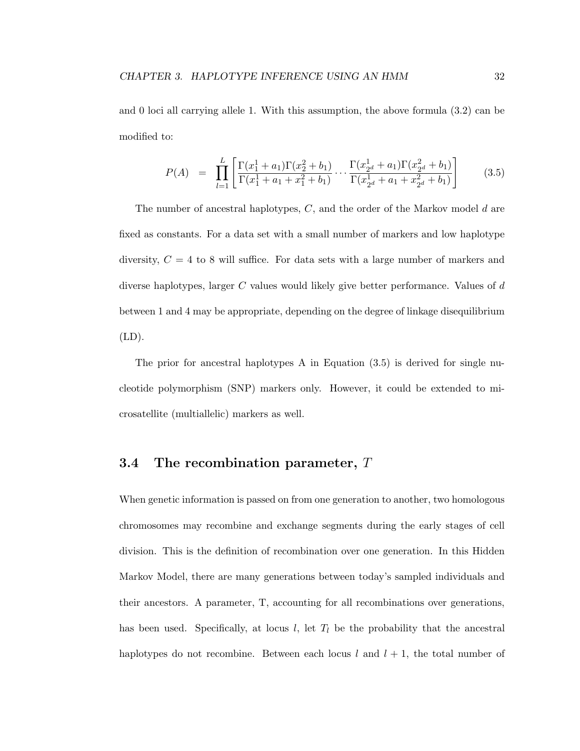and 0 loci all carrying allele 1. With this assumption, the above formula (3.2) can be modified to:

$$P(A) = \prod_{l=1}^{L} \left[ \frac{\Gamma(x_1^1 + a_1)\Gamma(x_2^2 + b_1)}{\Gamma(x_1^1 + a_1 + x_1^2 + b_1)} \cdots \frac{\Gamma(x_{2^d}^1 + a_1)\Gamma(x_{2^d}^2 + b_1)}{\Gamma(x_{2^d}^1 + a_1 + x_{2^d}^2 + b_1)} \right] \quad (3.5)$$

The number of ancestral haplotypes, $C$, and the order of the Markov model $d$ are fixed as constants. For a data set with a small number of markers and low haplotype diversity, $C = 4$ to 8 will suffice. For data sets with a large number of markers and diverse haplotypes, larger $C$ values would likely give better performance. Values of $d$ between 1 and 4 may be appropriate, depending on the degree of linkage disequilibrium (LD).

The prior for ancestral haplotypes A in Equation (3.5) is derived for single nucleotide polymorphism (SNP) markers only. However, it could be extended to microsatellite (multiallelic) markers as well.

## 3.4 The recombination parameter, $T$

When genetic information is passed on from one generation to another, two homologous chromosomes may recombine and exchange segments during the early stages of cell division. This is the definition of recombination over one generation. In this Hidden Markov Model, there are many generations between today's sampled individuals and their ancestors. A parameter, T, accounting for all recombinations over generations, has been used. Specifically, at locus $l$, let $T_l$ be the probability that the ancestral haplotypes do not recombine. Between each locus $l$ and $l + 1$, the total number of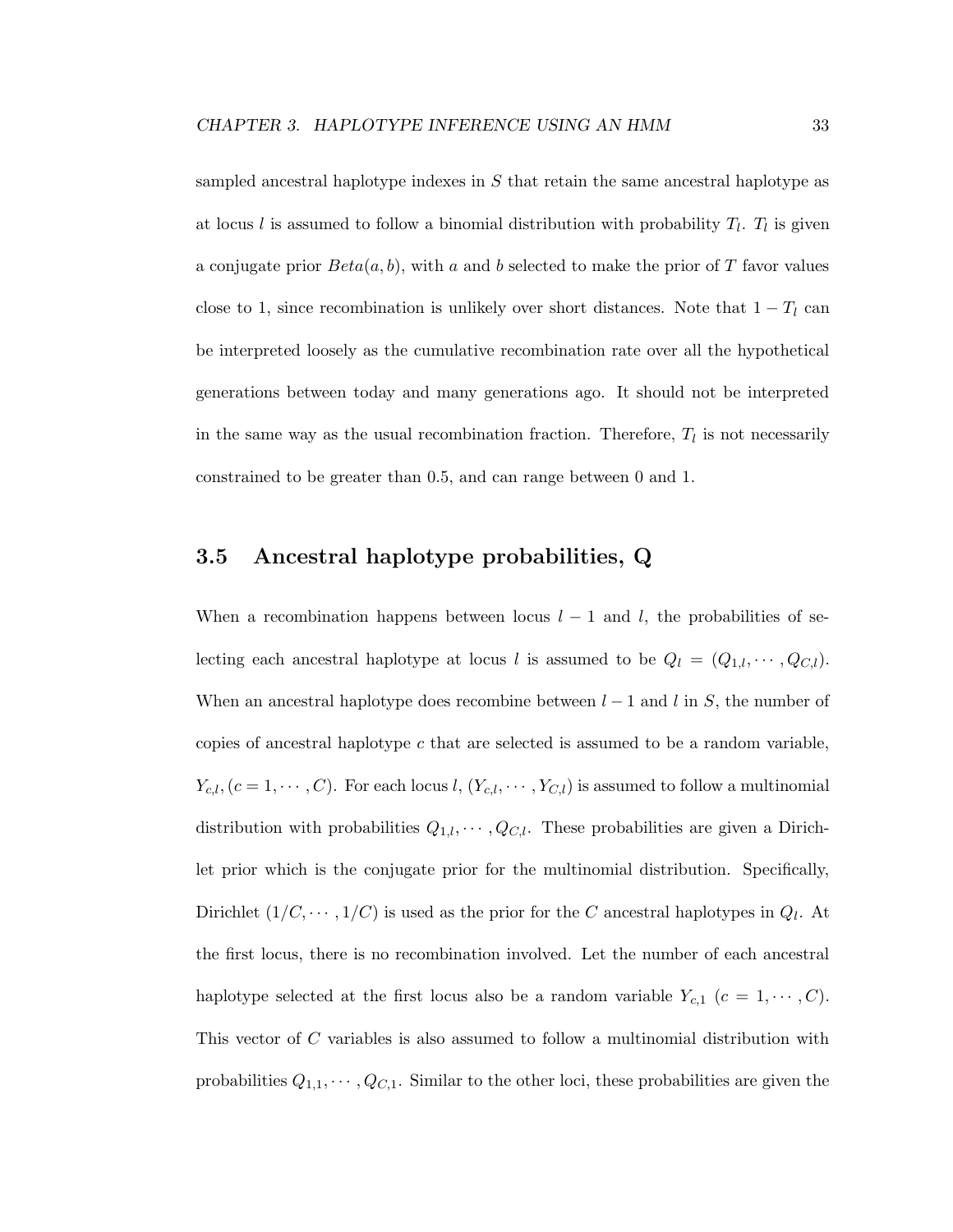sampled ancestral haplotype indexes in $S$ that retain the same ancestral haplotype as at locus $l$ is assumed to follow a binomial distribution with probability $T_l$. $T_l$ is given a conjugate prior $Beta(a, b)$, with $a$ and $b$ selected to make the prior of $T$ favor values close to 1, since recombination is unlikely over short distances. Note that $1 - T_l$ can be interpreted loosely as the cumulative recombination rate over all the hypothetical generations between today and many generations ago. It should not be interpreted in the same way as the usual recombination fraction. Therefore, $T_l$ is not necessarily constrained to be greater than 0.5, and can range between 0 and 1.

## 3.5 Ancestral haplotype probabilities, Q

When a recombination happens between locus $l - 1$ and $l$, the probabilities of selecting each ancestral haplotype at locus $l$ is assumed to be $Q_l = (Q_{1,l}, \cdots, Q_{C,l})$. When an ancestral haplotype does recombine between $l - 1$ and $l$ in $S$, the number of copies of ancestral haplotype $c$ that are selected is assumed to be a random variable, $Y_{c,l}, (c = 1, \cdots, C)$. For each locus $l$, $(Y_{c,l}, \cdots, Y_{C,l})$ is assumed to follow a multinomial distribution with probabilities $Q_{1,l}, \cdots, Q_{C,l}$. These probabilities are given a Dirichlet prior which is the conjugate prior for the multinomial distribution. Specifically, Dirichlet $(1/C, \cdots, 1/C)$ is used as the prior for the $C$ ancestral haplotypes in $Q_l$. At the first locus, there is no recombination involved. Let the number of each ancestral haplotype selected at the first locus also be a random variable $Y_{c,1}$ $(c = 1, \cdots, C)$. This vector of $C$ variables is also assumed to follow a multinomial distribution with probabilities $Q_{1,1}, \cdots, Q_{C,1}$. Similar to the other loci, these probabilities are given the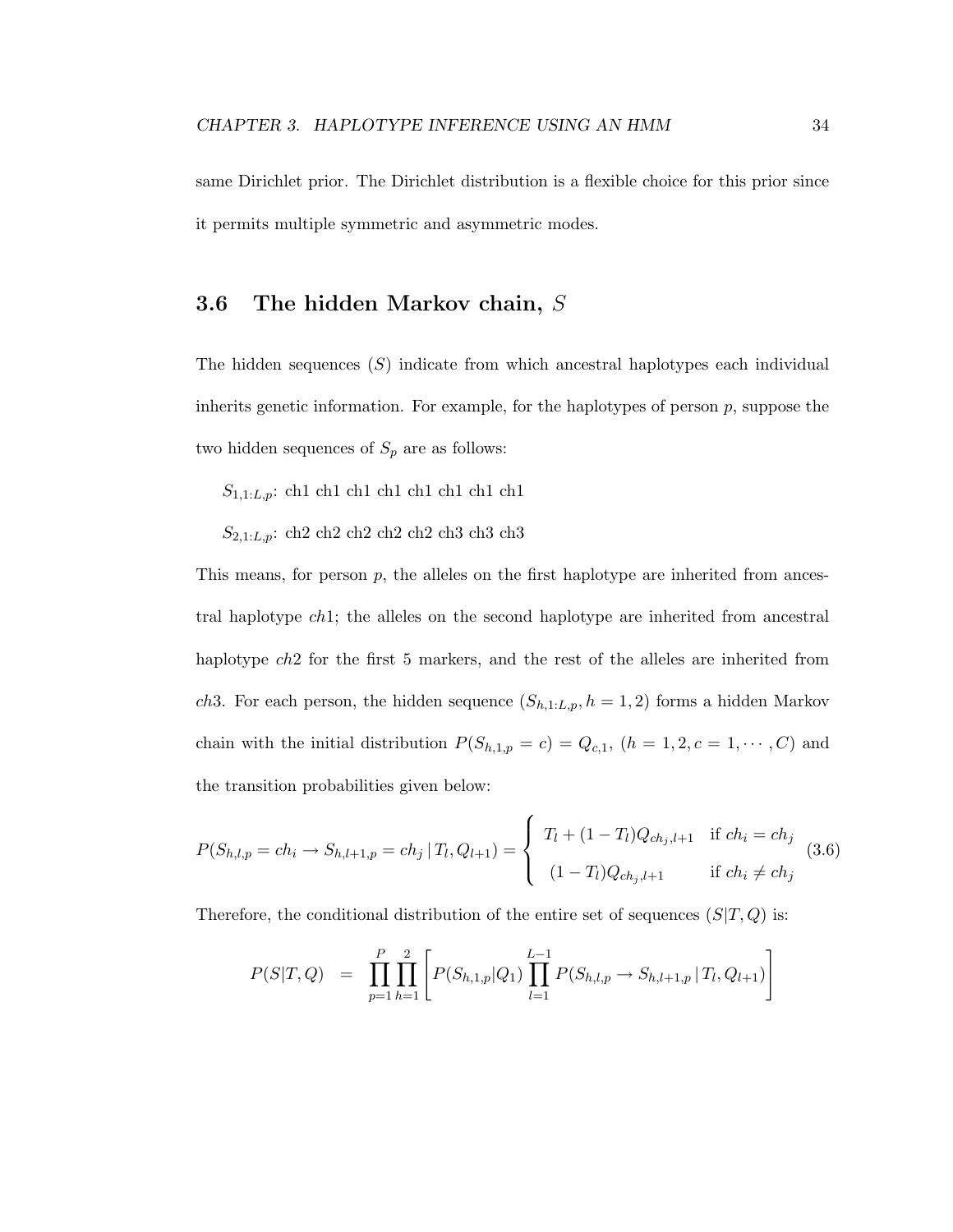same Dirichlet prior. The Dirichlet distribution is a flexible choice for this prior since it permits multiple symmetric and asymmetric modes.

## 3.6 The hidden Markov chain, $S$

The hidden sequences ($S$) indicate from which ancestral haplotypes each individual inherits genetic information. For example, for the haplotypes of person $p$, suppose the two hidden sequences of $S_p$ are as follows:

$S_{1,1:L,p}$: ch1 ch1 ch1 ch1 ch1 ch1 ch1 ch1

$S_{2,1:L,p}$: ch2 ch2 ch2 ch2 ch2 ch3 ch3 ch3

This means, for person $p$, the alleles on the first haplotype are inherited from ancestral haplotype $ch1$; the alleles on the second haplotype are inherited from ancestral haplotype $ch2$ for the first 5 markers, and the rest of the alleles are inherited from $ch3$. For each person, the hidden sequence ($S_{h,1:L,p}, h = 1, 2$) forms a hidden Markov chain with the initial distribution $P(S_{h,1,p} = c) = Q_{c,1}$, ($h = 1, 2, c = 1, \cdots, C$) and the transition probabilities given below:

$$P(S_{h,l,p} = ch_i \to S_{h,l+1,p} = ch_j \,|\, T_l, Q_{l+1}) = \begin{cases} T_l + (1 - T_l)Q_{ch_j,l+1} & \text{if } ch_i = ch_j \\ (1 - T_l)Q_{ch_j,l+1} & \text{if } ch_i \neq ch_j \end{cases} \quad (3.6)$$

Therefore, the conditional distribution of the entire set of sequences ($S|T, Q$) is:

$$P(S|T, Q) = \prod_{p=1}^{P} \prod_{h=1}^{2} \left[ P(S_{h,1,p}|Q_1) \prod_{l=1}^{L-1} P(S_{h,l,p} \to S_{h,l+1,p} \,|\, T_l, Q_{l+1}) \right]$$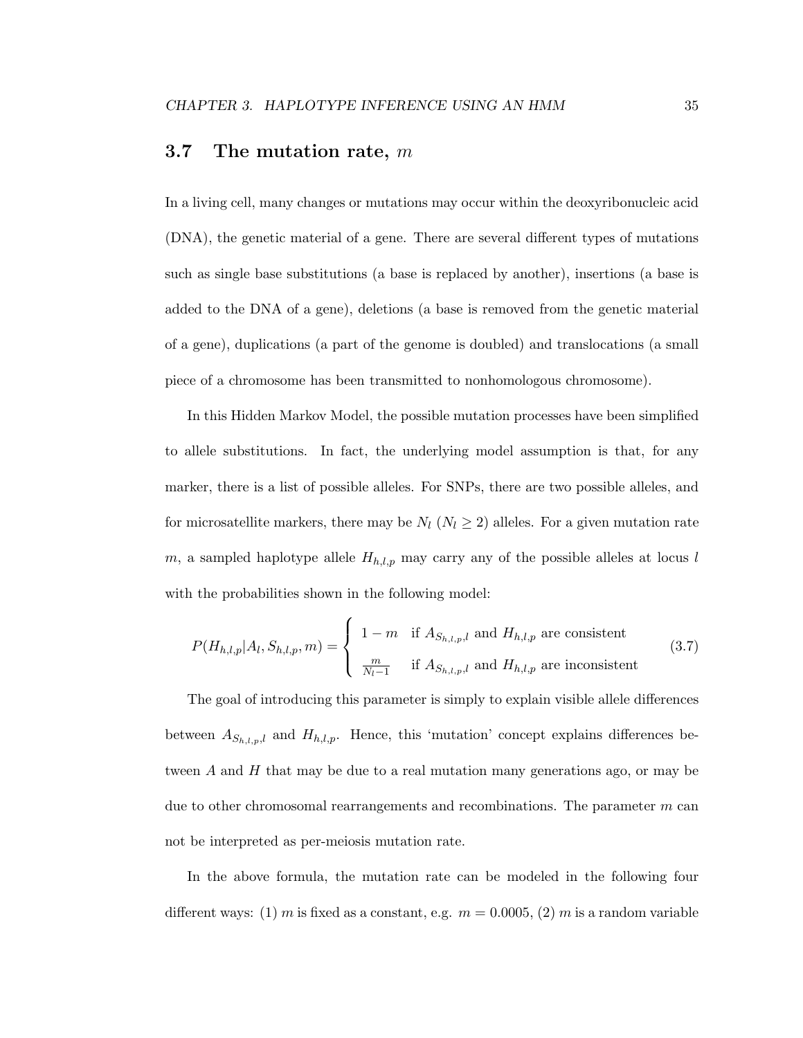## 3.7 The mutation rate, $m$

In a living cell, many changes or mutations may occur within the deoxyribonucleic acid (DNA), the genetic material of a gene. There are several different types of mutations such as single base substitutions (a base is replaced by another), insertions (a base is added to the DNA of a gene), deletions (a base is removed from the genetic material of a gene), duplications (a part of the genome is doubled) and translocations (a small piece of a chromosome has been transmitted to nonhomologous chromosome).

In this Hidden Markov Model, the possible mutation processes have been simplified to allele substitutions. In fact, the underlying model assumption is that, for any marker, there is a list of possible alleles. For SNPs, there are two possible alleles, and for microsatellite markers, there may be $N_l$ ($N_l \geq 2$) alleles. For a given mutation rate $m$, a sampled haplotype allele $H_{h,l,p}$ may carry any of the possible alleles at locus $l$ with the probabilities shown in the following model:

$$P(H_{h,l,p}|A_l, S_{h,l,p}, m) = \begin{cases} 1-m & \text{if } A_{S_{h,l,p},l} \text{ and } H_{h,l,p} \text{ are consistent} \\ \frac{m}{N_l - 1} & \text{if } A_{S_{h,l,p},l} \text{ and } H_{h,l,p} \text{ are inconsistent} \end{cases} \tag{3.7}$$

The goal of introducing this parameter is simply to explain visible allele differences between $A_{S_{h,l,p},l}$ and $H_{h,l,p}$. Hence, this 'mutation' concept explains differences between $A$ and $H$ that may be due to a real mutation many generations ago, or may be due to other chromosomal rearrangements and recombinations. The parameter $m$ can not be interpreted as per-meiosis mutation rate.

In the above formula, the mutation rate can be modeled in the following four different ways: (1) $m$ is fixed as a constant, e.g. $m = 0.0005$, (2) $m$ is a random variable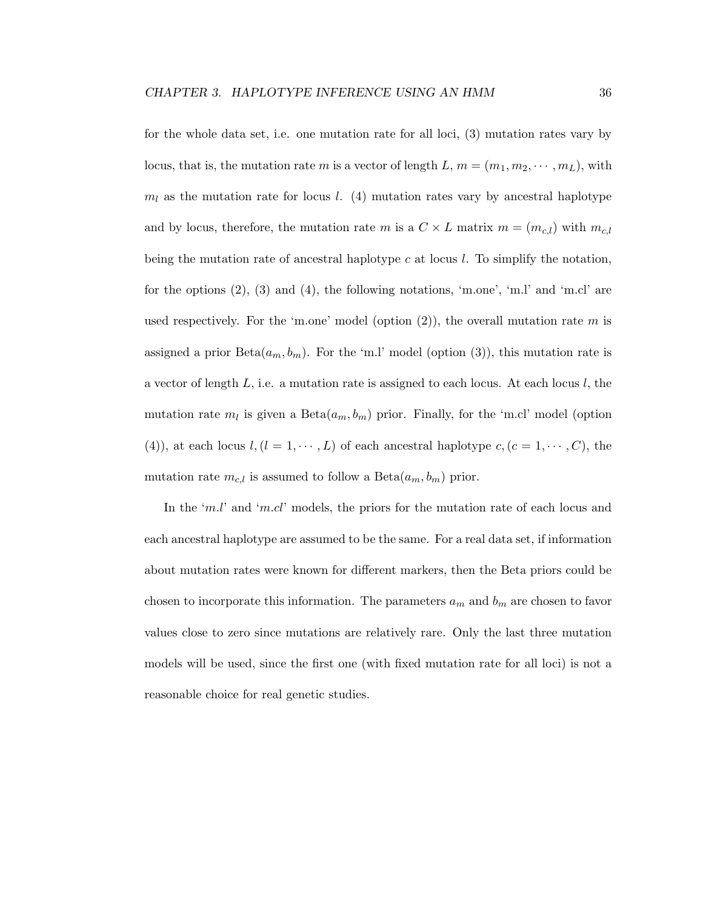for the whole data set, i.e. one mutation rate for all loci, (3) mutation rates vary by locus, that is, the mutation rate $m$ is a vector of length $L$, $m = (m_1, m_2, \cdots, m_L)$, with $m_l$ as the mutation rate for locus $l$. (4) mutation rates vary by ancestral haplotype and by locus, therefore, the mutation rate $m$ is a $C \times L$ matrix $m = (m_{c,l})$ with $m_{c,l}$ being the mutation rate of ancestral haplotype $c$ at locus $l$. To simplify the notation, for the options (2), (3) and (4), the following notations, 'm.one', 'm.l' and 'm.cl' are used respectively. For the 'm.one' model (option (2)), the overall mutation rate $m$ is assigned a prior Beta$(a_m, b_m)$. For the 'm.l' model (option (3)), this mutation rate is a vector of length $L$, i.e. a mutation rate is assigned to each locus. At each locus $l$, the mutation rate $m_l$ is given a Beta$(a_m, b_m)$ prior. Finally, for the 'm.cl' model (option (4)), at each locus $l, (l = 1, \cdots, L)$ of each ancestral haplotype $c, (c = 1, \cdots, C)$, the mutation rate $m_{c,l}$ is assumed to follow a Beta$(a_m, b_m)$ prior.

In the '*m.l*' and '*m.cl*' models, the priors for the mutation rate of each locus and each ancestral haplotype are assumed to be the same. For a real data set, if information about mutation rates were known for different markers, then the Beta priors could be chosen to incorporate this information. The parameters $a_m$ and $b_m$ are chosen to favor values close to zero since mutations are relatively rare. Only the last three mutation models will be used, since the first one (with fixed mutation rate for all loci) is not a reasonable choice for real genetic studies.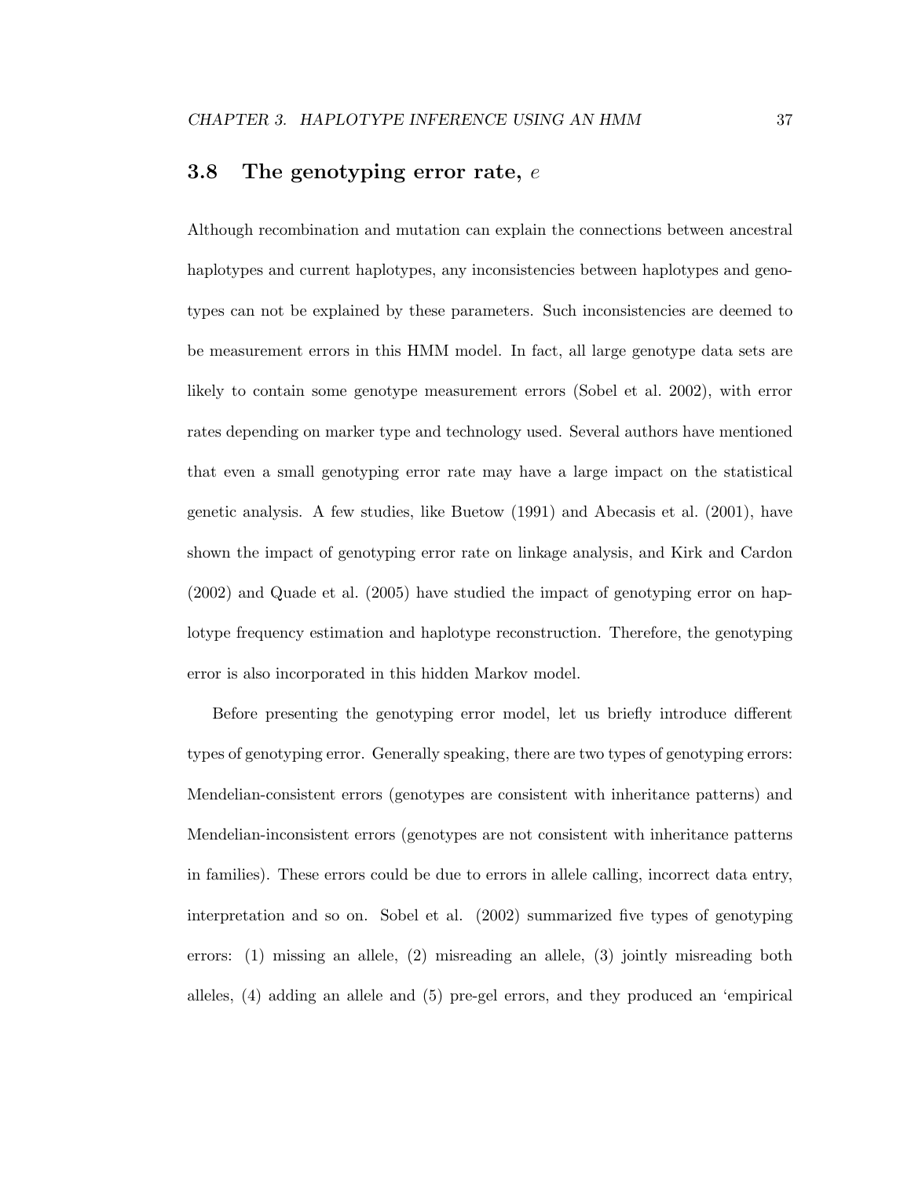## 3.8 The genotyping error rate, $e$

Although recombination and mutation can explain the connections between ancestral haplotypes and current haplotypes, any inconsistencies between haplotypes and genotypes can not be explained by these parameters. Such inconsistencies are deemed to be measurement errors in this HMM model. In fact, all large genotype data sets are likely to contain some genotype measurement errors (Sobel et al. 2002), with error rates depending on marker type and technology used. Several authors have mentioned that even a small genotyping error rate may have a large impact on the statistical genetic analysis. A few studies, like Buetow (1991) and Abecasis et al. (2001), have shown the impact of genotyping error rate on linkage analysis, and Kirk and Cardon (2002) and Quade et al. (2005) have studied the impact of genotyping error on haplotype frequency estimation and haplotype reconstruction. Therefore, the genotyping error is also incorporated in this hidden Markov model.

Before presenting the genotyping error model, let us briefly introduce different types of genotyping error. Generally speaking, there are two types of genotyping errors: Mendelian-consistent errors (genotypes are consistent with inheritance patterns) and Mendelian-inconsistent errors (genotypes are not consistent with inheritance patterns in families). These errors could be due to errors in allele calling, incorrect data entry, interpretation and so on. Sobel et al. (2002) summarized five types of genotyping errors: (1) missing an allele, (2) misreading an allele, (3) jointly misreading both alleles, (4) adding an allele and (5) pre-gel errors, and they produced an 'empirical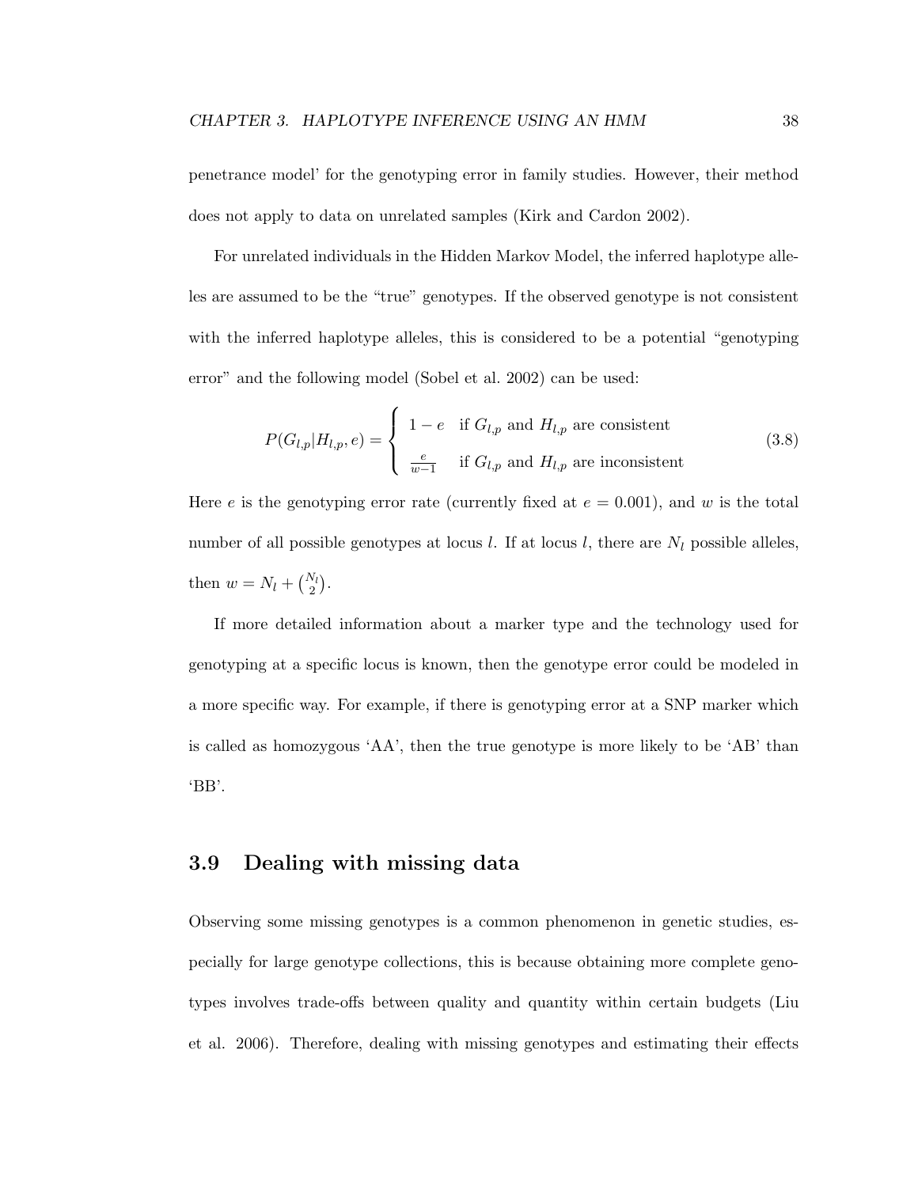penetrance model' for the genotyping error in family studies. However, their method does not apply to data on unrelated samples (Kirk and Cardon 2002).

For unrelated individuals in the Hidden Markov Model, the inferred haplotype alleles are assumed to be the "true" genotypes. If the observed genotype is not consistent with the inferred haplotype alleles, this is considered to be a potential "genotyping error" and the following model (Sobel et al. 2002) can be used:

$$P(G_{l,p}|H_{l,p}, e) = \begin{cases} 1 - e & \text{if } G_{l,p} \text{ and } H_{l,p} \text{ are consistent} \\ \frac{e}{w-1} & \text{if } G_{l,p} \text{ and } H_{l,p} \text{ are inconsistent} \end{cases} \tag{3.8}$$

Here $e$ is the genotyping error rate (currently fixed at $e = 0.001$), and $w$ is the total number of all possible genotypes at locus $l$. If at locus $l$, there are $N_l$ possible alleles, then $w = N_l + \binom{N_l}{2}$.

If more detailed information about a marker type and the technology used for genotyping at a specific locus is known, then the genotype error could be modeled in a more specific way. For example, if there is genotyping error at a SNP marker which is called as homozygous 'AA', then the true genotype is more likely to be 'AB' than 'BB'.

## 3.9 Dealing with missing data

Observing some missing genotypes is a common phenomenon in genetic studies, especially for large genotype collections, this is because obtaining more complete genotypes involves trade-offs between quality and quantity within certain budgets (Liu et al. 2006). Therefore, dealing with missing genotypes and estimating their effects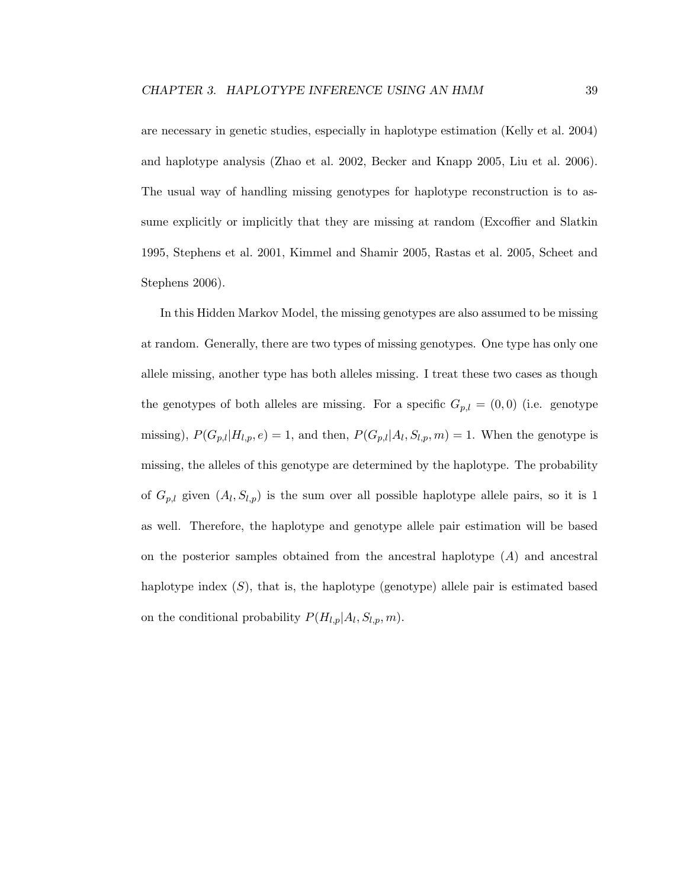are necessary in genetic studies, especially in haplotype estimation (Kelly et al. 2004) and haplotype analysis (Zhao et al. 2002, Becker and Knapp 2005, Liu et al. 2006). The usual way of handling missing genotypes for haplotype reconstruction is to assume explicitly or implicitly that they are missing at random (Excoffier and Slatkin 1995, Stephens et al. 2001, Kimmel and Shamir 2005, Rastas et al. 2005, Scheet and Stephens 2006).

In this Hidden Markov Model, the missing genotypes are also assumed to be missing at random. Generally, there are two types of missing genotypes. One type has only one allele missing, another type has both alleles missing. I treat these two cases as though the genotypes of both alleles are missing. For a specific $G_{p,l} = (0, 0)$ (i.e. genotype missing), $P(G_{p,l}|H_{l,p}, e) = 1$, and then, $P(G_{p,l}|A_l, S_{l,p}, m) = 1$. When the genotype is missing, the alleles of this genotype are determined by the haplotype. The probability of $G_{p,l}$ given $(A_l, S_{l,p})$ is the sum over all possible haplotype allele pairs, so it is 1 as well. Therefore, the haplotype and genotype allele pair estimation will be based on the posterior samples obtained from the ancestral haplotype ($A$) and ancestral haplotype index ($S$), that is, the haplotype (genotype) allele pair is estimated based on the conditional probability $P(H_{l,p}|A_l, S_{l,p}, m)$.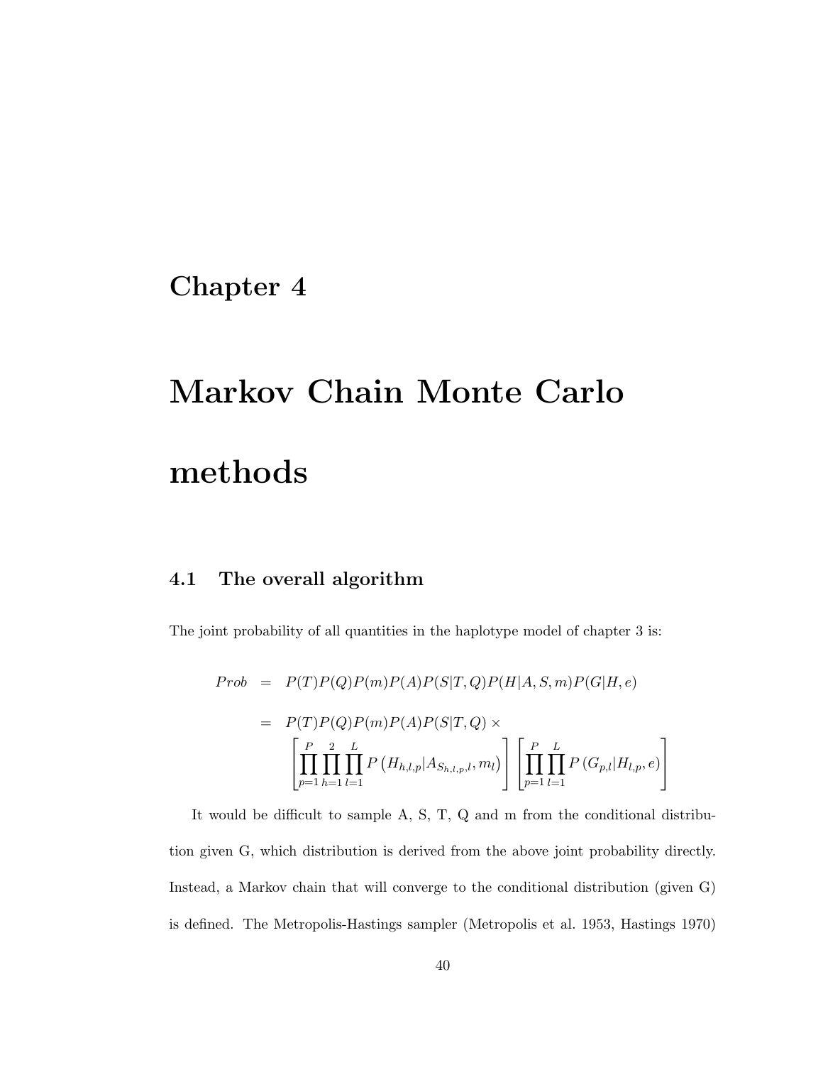# Chapter 4

# Markov Chain Monte Carlo methods

## 4.1 The overall algorithm

The joint probability of all quantities in the haplotype model of chapter 3 is:

$$
\begin{aligned}
Prob &= P(T)P(Q)P(m)P(A)P(S|T,Q)P(H|A,S,m)P(G|H,e) \\
&= P(T)P(Q)P(m)P(A)P(S|T,Q) \times \\
&\quad \left[\prod_{p=1}^{P}\prod_{h=1}^{2}\prod_{l=1}^{L} P\left(H_{h,l,p}|A_{S_{h,l,p},l}, m_l\right)\right]\left[\prod_{p=1}^{P}\prod_{l=1}^{L} P\left(G_{p,l}|H_{l,p}, e\right)\right]
\end{aligned}
$$

It would be difficult to sample A, S, T, Q and m from the conditional distribution given G, which distribution is derived from the above joint probability directly. Instead, a Markov chain that will converge to the conditional distribution (given G) is defined. The Metropolis-Hastings sampler (Metropolis et al. 1953, Hastings 1970)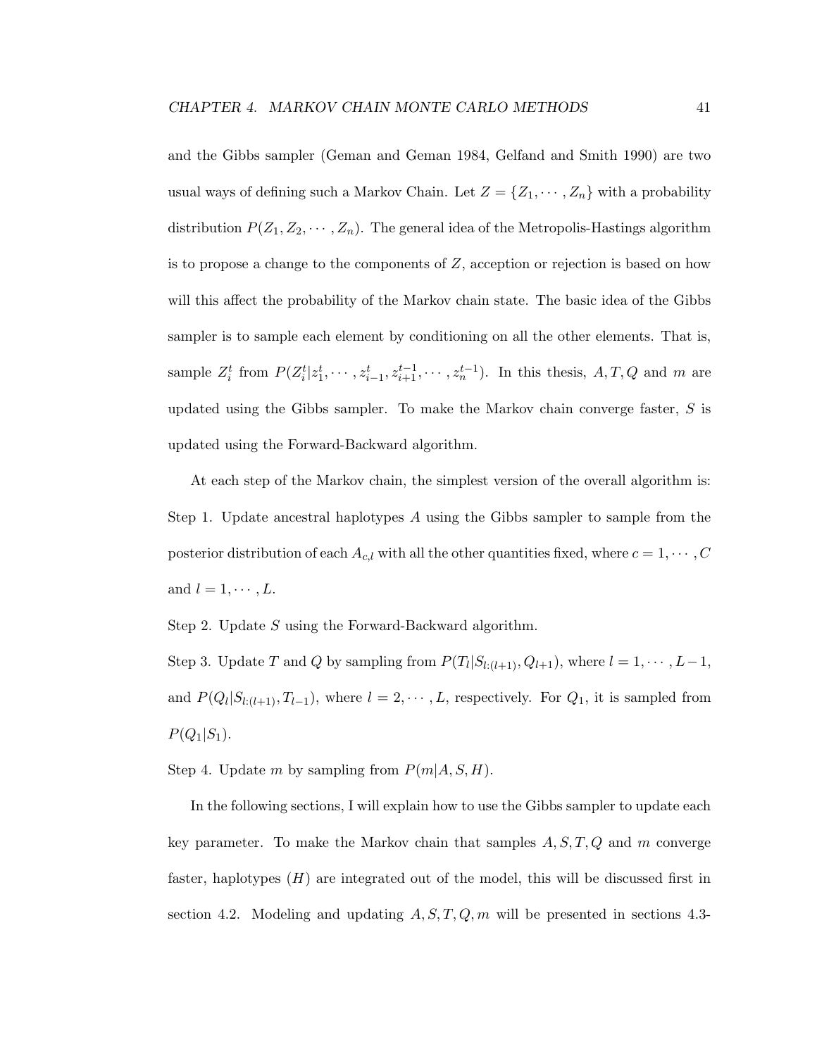and the Gibbs sampler (Geman and Geman 1984, Gelfand and Smith 1990) are two usual ways of defining such a Markov Chain. Let $Z = \{Z_1, \cdots, Z_n\}$ with a probability distribution $P(Z_1, Z_2, \cdots, Z_n)$. The general idea of the Metropolis-Hastings algorithm is to propose a change to the components of $Z$, acception or rejection is based on how will this affect the probability of the Markov chain state. The basic idea of the Gibbs sampler is to sample each element by conditioning on all the other elements. That is, sample $Z_i^t$ from $P(Z_i^t | z_1^t, \cdots, z_{i-1}^t, z_{i+1}^{t-1}, \cdots, z_n^{t-1})$. In this thesis, $A, T, Q$ and $m$ are updated using the Gibbs sampler. To make the Markov chain converge faster, $S$ is updated using the Forward-Backward algorithm.

At each step of the Markov chain, the simplest version of the overall algorithm is:

Step 1. Update ancestral haplotypes $A$ using the Gibbs sampler to sample from the posterior distribution of each $A_{c,l}$ with all the other quantities fixed, where $c = 1, \cdots, C$ and $l = 1, \cdots, L$.

Step 2. Update $S$ using the Forward-Backward algorithm.

Step 3. Update $T$ and $Q$ by sampling from $P(T_l | S_{l:(l+1)}, Q_{l+1})$, where $l = 1, \cdots, L-1$, and $P(Q_l | S_{l:(l+1)}, T_{l-1})$, where $l = 2, \cdots, L$, respectively. For $Q_1$, it is sampled from $P(Q_1 | S_1)$.

Step 4. Update $m$ by sampling from $P(m | A, S, H)$.

In the following sections, I will explain how to use the Gibbs sampler to update each key parameter. To make the Markov chain that samples $A, S, T, Q$ and $m$ converge faster, haplotypes ($H$) are integrated out of the model, this will be discussed first in section 4.2. Modeling and updating $A, S, T, Q, m$ will be presented in sections 4.3-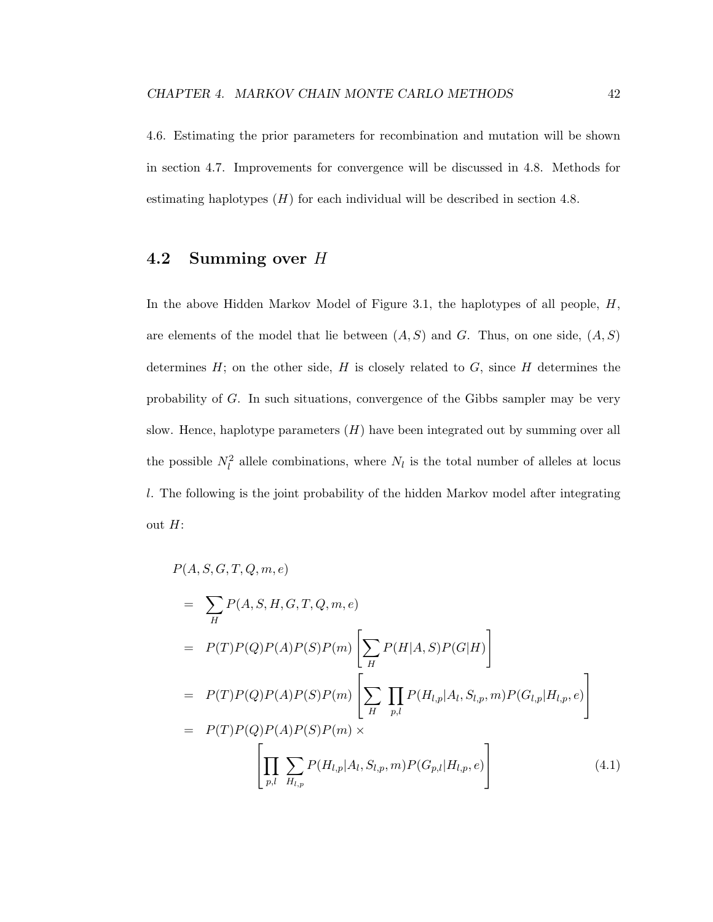4.6. Estimating the prior parameters for recombination and mutation will be shown in section 4.7. Improvements for convergence will be discussed in 4.8. Methods for estimating haplotypes ($H$) for each individual will be described in section 4.8.

## 4.2 Summing over $H$

In the above Hidden Markov Model of Figure 3.1, the haplotypes of all people, $H$, are elements of the model that lie between $(A, S)$ and $G$. Thus, on one side, $(A, S)$ determines $H$; on the other side, $H$ is closely related to $G$, since $H$ determines the probability of $G$. In such situations, convergence of the Gibbs sampler may be very slow. Hence, haplotype parameters ($H$) have been integrated out by summing over all the possible $N_l^2$ allele combinations, where $N_l$ is the total number of alleles at locus $l$. The following is the joint probability of the hidden Markov model after integrating out $H$:

$$
\begin{aligned}
& P(A, S, G, T, Q, m, e) \\
&= \sum_H P(A, S, H, G, T, Q, m, e) \\
&= P(T)P(Q)P(A)P(S)P(m) \left[ \sum_H P(H|A, S)P(G|H) \right] \\
&= P(T)P(Q)P(A)P(S)P(m) \left[ \sum_H \prod_{p,l} P(H_{l,p}|A_l, S_{l,p}, m)P(G_{l,p}|H_{l,p}, e) \right] \\
&= P(T)P(Q)P(A)P(S)P(m) \times \\
&\qquad \left[ \prod_{p,l} \sum_{H_{l,p}} P(H_{l,p}|A_l, S_{l,p}, m)P(G_{p,l}|H_{l,p}, e) \right] \qquad (4.1)
\end{aligned}
$$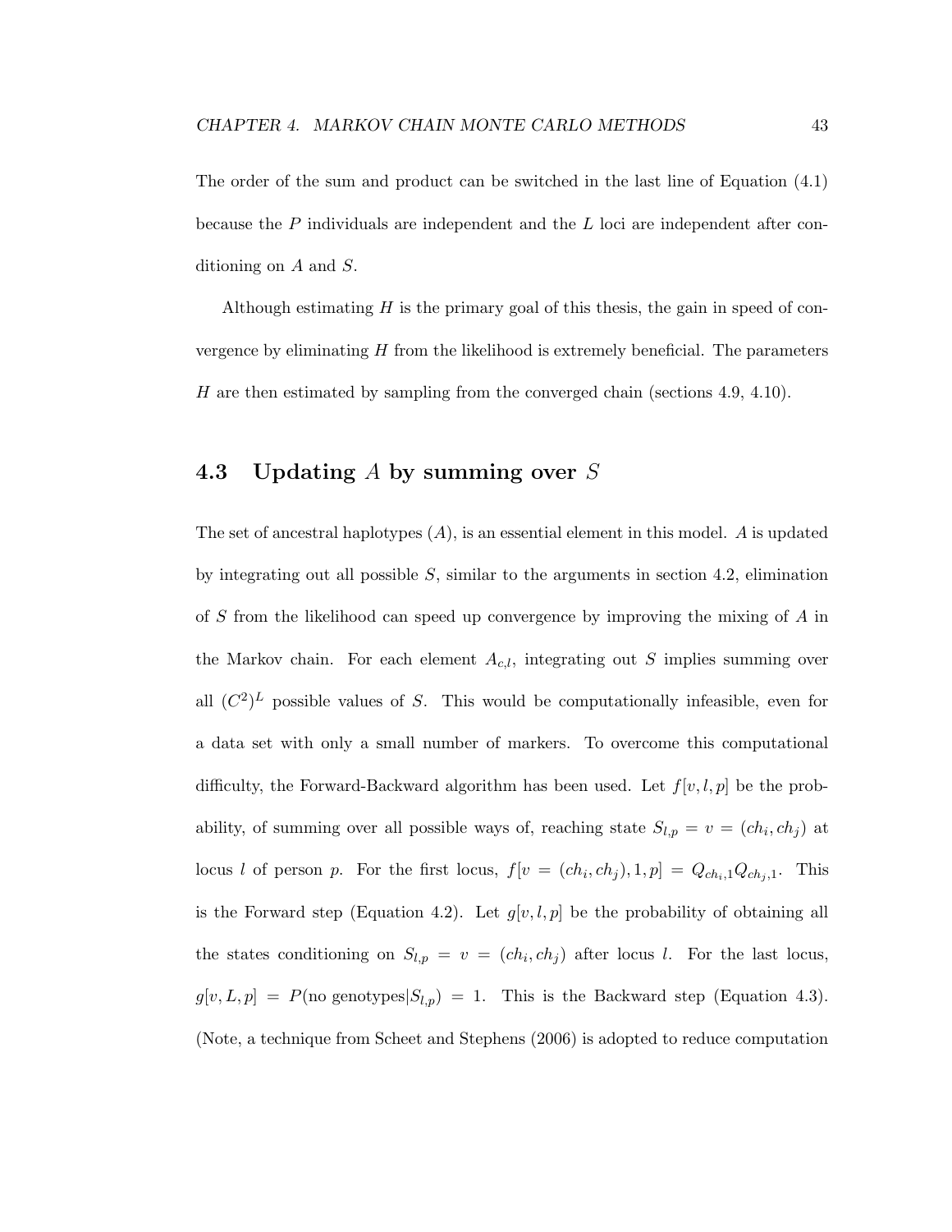The order of the sum and product can be switched in the last line of Equation (4.1) because the $P$ individuals are independent and the $L$ loci are independent after conditioning on $A$ and $S$.

Although estimating $H$ is the primary goal of this thesis, the gain in speed of convergence by eliminating $H$ from the likelihood is extremely beneficial. The parameters $H$ are then estimated by sampling from the converged chain (sections 4.9, 4.10).

## 4.3 Updating $A$ by summing over $S$

The set of ancestral haplotypes ($A$), is an essential element in this model. $A$ is updated by integrating out all possible $S$, similar to the arguments in section 4.2, elimination of $S$ from the likelihood can speed up convergence by improving the mixing of $A$ in the Markov chain. For each element $A_{c,l}$, integrating out $S$ implies summing over all $(C^2)^L$ possible values of $S$. This would be computationally infeasible, even for a data set with only a small number of markers. To overcome this computational difficulty, the Forward-Backward algorithm has been used. Let $f[v, l, p]$ be the probability, of summing over all possible ways of, reaching state $S_{l,p} = v = (ch_i, ch_j)$ at locus $l$ of person $p$. For the first locus, $f[v = (ch_i, ch_j), 1, p] = Q_{ch_i,1}Q_{ch_j,1}$. This is the Forward step (Equation 4.2). Let $g[v, l, p]$ be the probability of obtaining all the states conditioning on $S_{l,p} = v = (ch_i, ch_j)$ after locus $l$. For the last locus, $g[v, L, p] = P(\text{no genotypes}|S_{l,p}) = 1$. This is the Backward step (Equation 4.3). (Note, a technique from Scheet and Stephens (2006) is adopted to reduce computation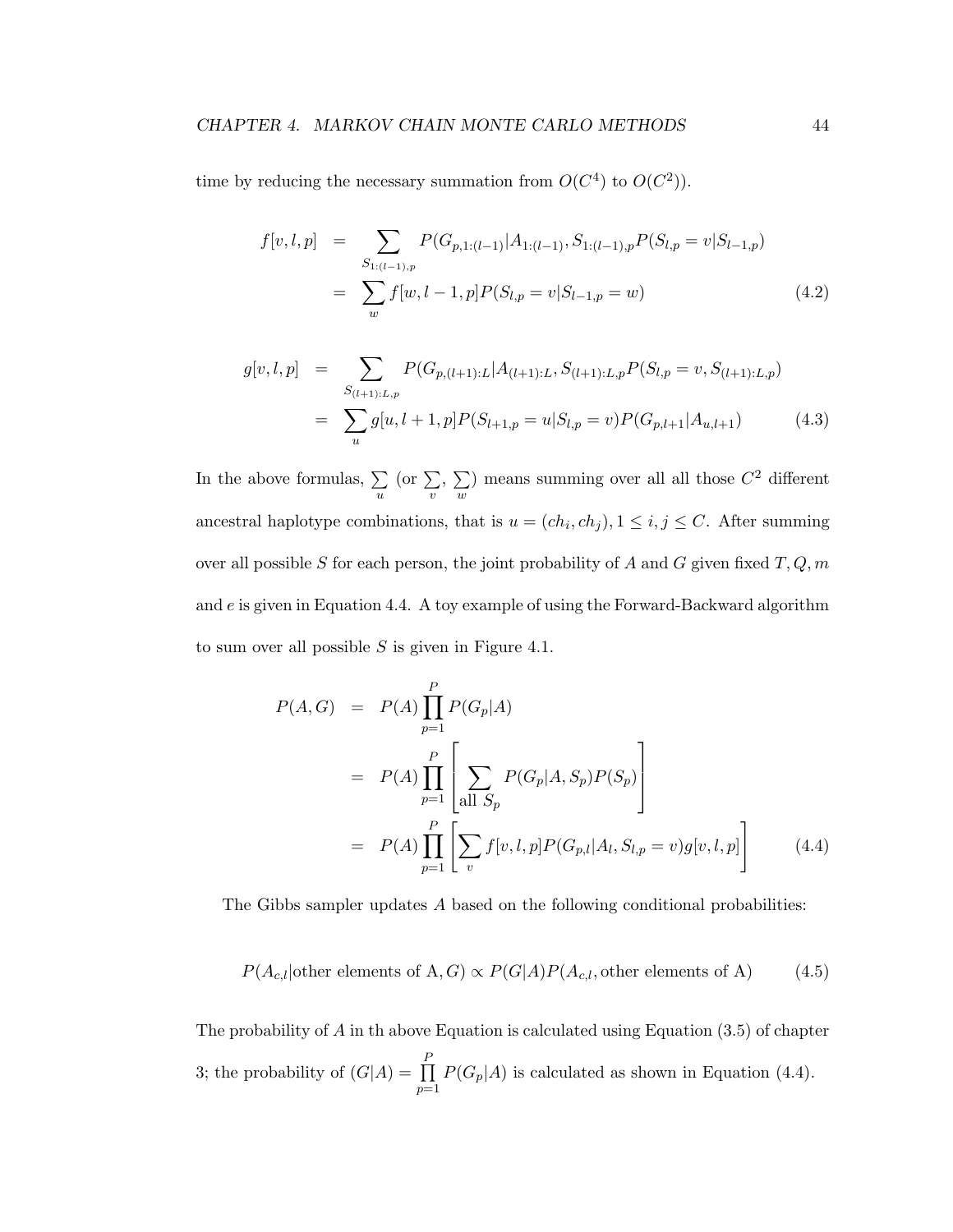time by reducing the necessary summation from $O(C^4)$ to $O(C^2)$).

$$
\begin{aligned}
f[v,l,p] &= \sum_{S_{1:(l-1),p}} P(G_{p,1:(l-1)}|A_{1:(l-1)}, S_{1:(l-1),p}P(S_{l,p}=v|S_{l-1,p}) \\
&= \sum_{w} f[w,l-1,p]P(S_{l,p}=v|S_{l-1,p}=w)
\end{aligned} \tag{4.2}
$$

$$
\begin{aligned}
g[v,l,p] &= \sum_{S_{(l+1):L,p}} P(G_{p,(l+1):L}|A_{(l+1):L}, S_{(l+1):L,p}P(S_{l,p}=v, S_{(l+1):L,p}) \\
&= \sum_{u} g[u,l+1,p]P(S_{l+1,p}=u|S_{l,p}=v)P(G_{p,l+1}|A_{u,l+1})
\end{aligned} \tag{4.3}
$$

In the above formulas, $\sum_u$ (or $\sum_v$, $\sum_w$) means summing over all all those $C^2$ different ancestral haplotype combinations, that is $u = (ch_i, ch_j), 1 \le i, j \le C$. After summing over all possible $S$ for each person, the joint probability of $A$ and $G$ given fixed $T, Q, m$ and $e$ is given in Equation 4.4. A toy example of using the Forward-Backward algorithm to sum over all possible $S$ is given in Figure 4.1.

$$
\begin{aligned}
P(A,G) &= P(A)\prod_{p=1}^{P} P(G_p|A) \\
&= P(A)\prod_{p=1}^{P}\left[\sum_{\text{all } S_p} P(G_p|A,S_p)P(S_p)\right] \\
&= P(A)\prod_{p=1}^{P}\left[\sum_{v} f[v,l,p]P(G_{p,l}|A_l, S_{l,p}=v)g[v,l,p]\right]
\end{aligned} \tag{4.4}
$$

The Gibbs sampler updates $A$ based on the following conditional probabilities:

$$
P(A_{c,l}|\text{other elements of A}, G) \propto P(G|A)P(A_{c,l}, \text{other elements of A}) \tag{4.5}
$$

The probability of $A$ in th above Equation is calculated using Equation (3.5) of chapter 3; the probability of $(G|A) = \prod_{p=1}^{P} P(G_p|A)$ is calculated as shown in Equation (4.4).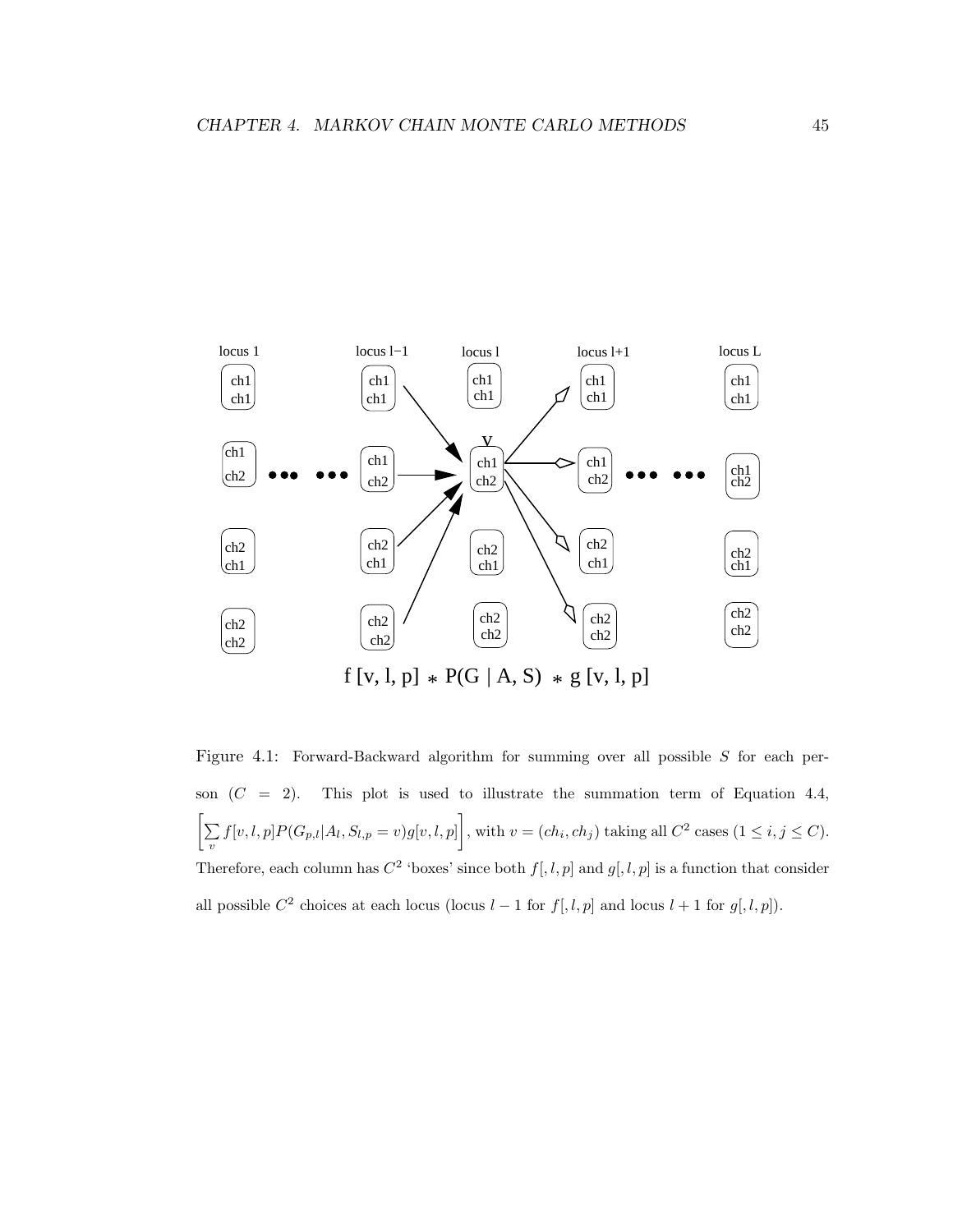locus 1
locus l−1
locus l
locus l+1
locus L

ch1 ch1
ch1 ch2
ch2 ch1
ch2 ch2

v

f [v, l, p] * P(G | A, S) * g [v, l, p]

Figure 4.1: Forward-Backward algorithm for summing over all possible $S$ for each person ($C = 2$). This plot is used to illustrate the summation term of Equation 4.4, $\left[\sum_v f[v,l,p]P(G_{p,l}|A_l, S_{l,p} = v)g[v,l,p]\right]$, with $v = (ch_i, ch_j)$ taking all $C^2$ cases ($1 \leq i, j \leq C$). Therefore, each column has $C^2$ 'boxes' since both $f[,l,p]$ and $g[,l,p]$ is a function that consider all possible $C^2$ choices at each locus (locus $l-1$ for $f[,l,p]$ and locus $l+1$ for $g[,l,p]$).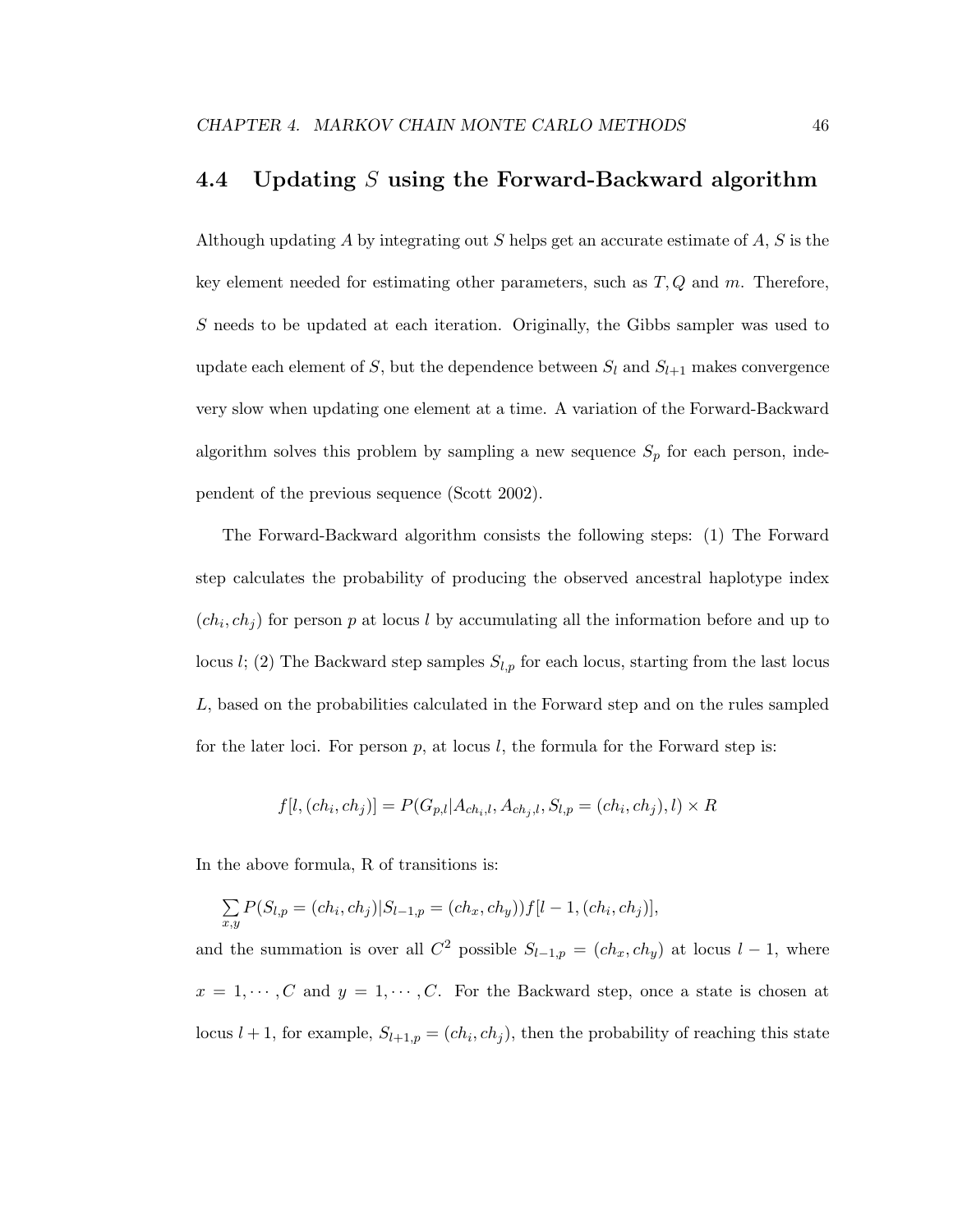## 4.4 Updating $S$ using the Forward-Backward algorithm

Although updating $A$ by integrating out $S$ helps get an accurate estimate of $A$, $S$ is the key element needed for estimating other parameters, such as $T, Q$ and $m$. Therefore, $S$ needs to be updated at each iteration. Originally, the Gibbs sampler was used to update each element of $S$, but the dependence between $S_l$ and $S_{l+1}$ makes convergence very slow when updating one element at a time. A variation of the Forward-Backward algorithm solves this problem by sampling a new sequence $S_p$ for each person, independent of the previous sequence (Scott 2002).

The Forward-Backward algorithm consists the following steps: (1) The Forward step calculates the probability of producing the observed ancestral haplotype index $(ch_i, ch_j)$ for person $p$ at locus $l$ by accumulating all the information before and up to locus $l$; (2) The Backward step samples $S_{l,p}$ for each locus, starting from the last locus $L$, based on the probabilities calculated in the Forward step and on the rules sampled for the later loci. For person $p$, at locus $l$, the formula for the Forward step is:

$$f[l, (ch_i, ch_j)] = P(G_{p,l}|A_{ch_i,l}, A_{ch_j,l}, S_{l,p} = (ch_i, ch_j), l) \times R$$

In the above formula, R of transitions is:

$$\sum_{x,y} P(S_{l,p} = (ch_i, ch_j)|S_{l-1,p} = (ch_x, ch_y))f[l-1, (ch_i, ch_j)],$$

and the summation is over all $C^2$ possible $S_{l-1,p} = (ch_x, ch_y)$ at locus $l-1$, where $x = 1, \cdots, C$ and $y = 1, \cdots, C$. For the Backward step, once a state is chosen at locus $l+1$, for example, $S_{l+1,p} = (ch_i, ch_j)$, then the probability of reaching this state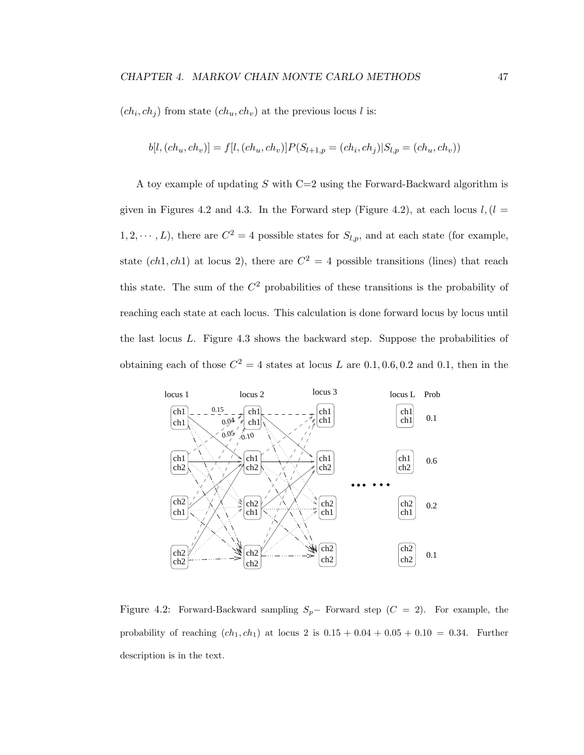$(ch_i, ch_j)$ from state $(ch_u, ch_v)$ at the previous locus $l$ is:

$$b[l,(ch_u,ch_v)] = f[l,(ch_u,ch_v)]P(S_{l+1,p} = (ch_i,ch_j)|S_{l,p} = (ch_u,ch_v))$$

A toy example of updating $S$ with C=2 using the Forward-Backward algorithm is given in Figures 4.2 and 4.3. In the Forward step (Figure 4.2), at each locus $l, (l = 1, 2, \cdots, L)$, there are $C^2 = 4$ possible states for $S_{l,p}$, and at each state (for example, state $(ch1, ch1)$ at locus 2), there are $C^2 = 4$ possible transitions (lines) that reach this state. The sum of the $C^2$ probabilities of these transitions is the probability of reaching each state at each locus. This calculation is done forward locus by locus until the last locus $L$. Figure 4.3 shows the backward step. Suppose the probabilities of obtaining each of those $C^2 = 4$ states at locus $L$ are $0.1, 0.6, 0.2$ and $0.1$, then in the

locus 1 locus 2 locus 3 locus L Prob

ch1 ch1 — 0.15, 0.04, 0.05, 0.10

ch1 ch1 0.1

ch1 ch2 0.6

ch2 ch1 0.2

ch2 ch2 0.1

Figure 4.2: Forward-Backward sampling $S_p-$ Forward step ($C = 2$). For example, the probability of reaching $(ch_1, ch_1)$ at locus 2 is $0.15 + 0.04 + 0.05 + 0.10 = 0.34$. Further description is in the text.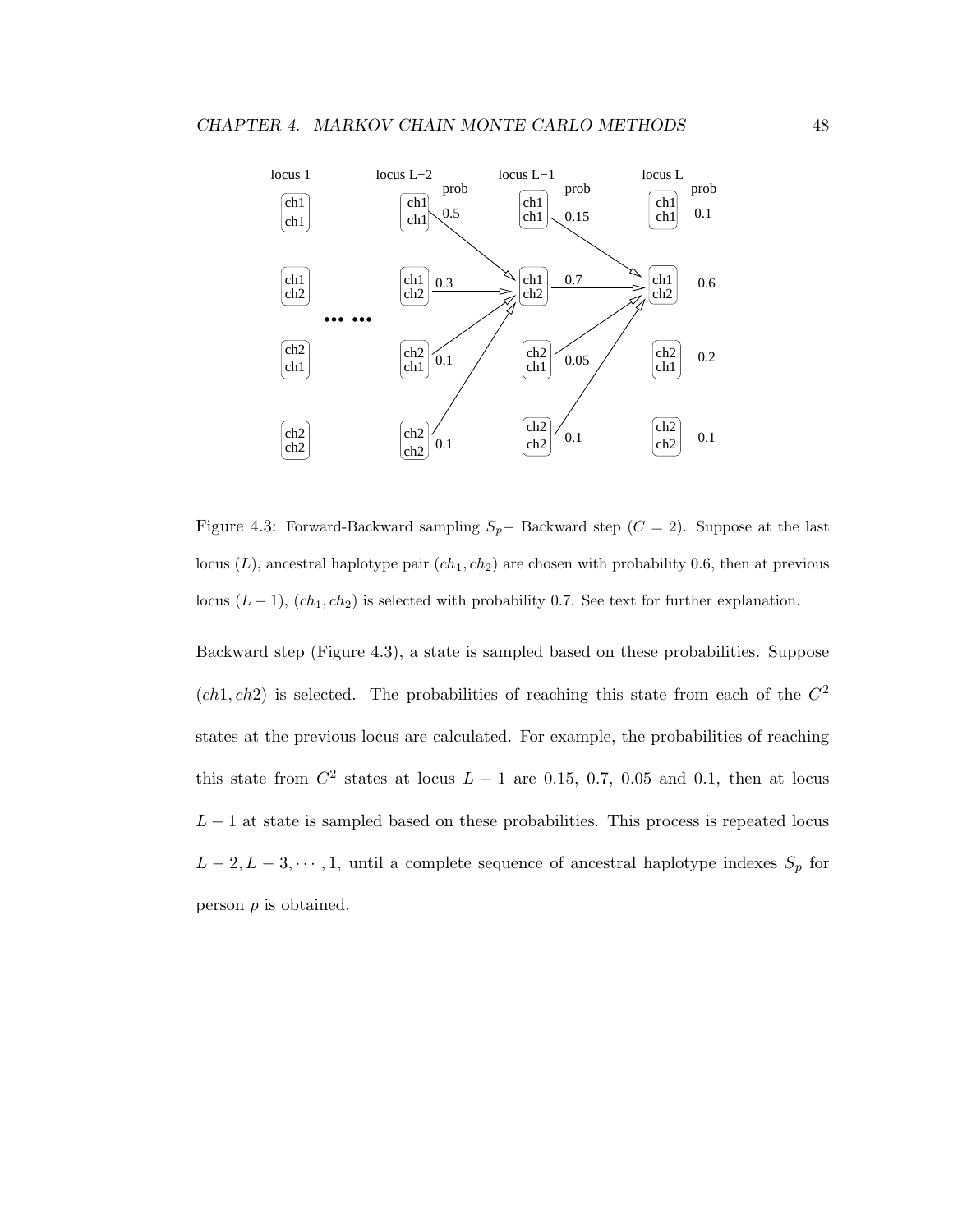locus 1

locus L−2

locus L−1

locus L

prob

ch1 ch1

ch1 ch2

ch2 ch1

ch2 ch2

•••  •••

ch1 ch1  0.5

ch1 ch2  0.3

ch2 ch1  0.1

ch2 ch2  0.1

ch1 ch1  0.15

ch1 ch2  0.7

ch2 ch1  0.05

ch2 ch2  0.1

ch1 ch1  0.1

ch1 ch2  0.6

ch2 ch1  0.2

ch2 ch2  0.1

Figure 4.3: Forward-Backward sampling $S_p$− Backward step ($C = 2$). Suppose at the last locus ($L$), ancestral haplotype pair $(ch_1, ch_2)$ are chosen with probability 0.6, then at previous locus ($L-1$), $(ch_1, ch_2)$ is selected with probability 0.7. See text for further explanation.

Backward step (Figure 4.3), a state is sampled based on these probabilities. Suppose $(ch1, ch2)$ is selected. The probabilities of reaching this state from each of the $C^2$ states at the previous locus are calculated. For example, the probabilities of reaching this state from $C^2$ states at locus $L-1$ are 0.15, 0.7, 0.05 and 0.1, then at locus $L-1$ at state is sampled based on these probabilities. This process is repeated locus $L-2, L-3, \cdots, 1$, until a complete sequence of ancestral haplotype indexes $S_p$ for person $p$ is obtained.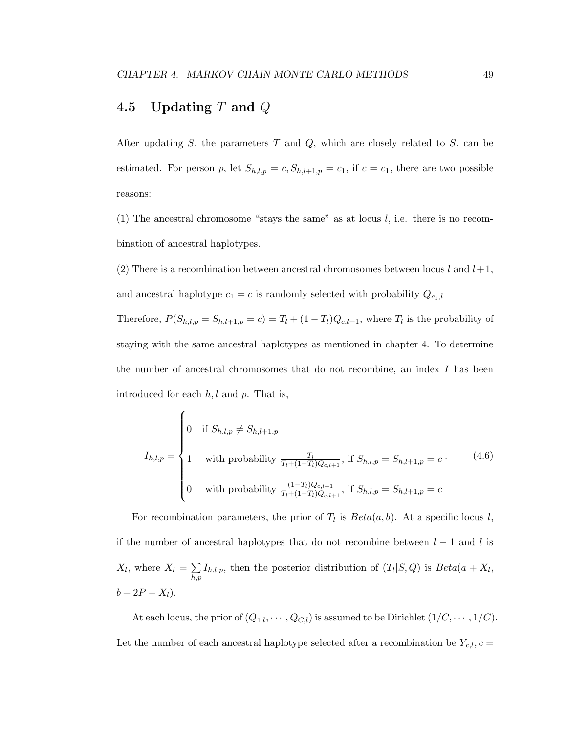## 4.5 Updating $T$ and $Q$

After updating $S$, the parameters $T$ and $Q$, which are closely related to $S$, can be estimated. For person $p$, let $S_{h,l,p} = c, S_{h,l+1,p} = c_1$, if $c = c_1$, there are two possible reasons:

(1) The ancestral chromosome "stays the same" as at locus $l$, i.e. there is no recombination of ancestral haplotypes.

(2) There is a recombination between ancestral chromosomes between locus $l$ and $l+1$, and ancestral haplotype $c_1 = c$ is randomly selected with probability $Q_{c_1,l}$

Therefore, $P(S_{h,l,p} = S_{h,l+1,p} = c) = T_l + (1 - T_l)Q_{c,l+1}$, where $T_l$ is the probability of staying with the same ancestral haplotypes as mentioned in chapter 4. To determine the number of ancestral chromosomes that do not recombine, an index $I$ has been introduced for each $h, l$ and $p$. That is,

$$I_{h,l,p} = \begin{cases} 0 & \text{if } S_{h,l,p} \neq S_{h,l+1,p} \\ 1 & \text{with probability } \frac{T_l}{T_l + (1-T_l)Q_{c,l+1}}, \text{ if } S_{h,l,p} = S_{h,l+1,p} = c \\ 0 & \text{with probability } \frac{(1-T_l)Q_{c,l+1}}{T_l + (1-T_l)Q_{c,l+1}}, \text{ if } S_{h,l,p} = S_{h,l+1,p} = c \end{cases} \quad (4.6)$$

For recombination parameters, the prior of $T_l$ is $Beta(a, b)$. At a specific locus $l$, if the number of ancestral haplotypes that do not recombine between $l-1$ and $l$ is $X_l$, where $X_l = \sum_{h,p} I_{h,l,p}$, then the posterior distribution of $(T_l|S, Q)$ is $Beta(a + X_l, b + 2P - X_l)$.

At each locus, the prior of $(Q_{1,l}, \cdots, Q_{C,l})$ is assumed to be Dirichlet $(1/C, \cdots, 1/C)$. Let the number of each ancestral haplotype selected after a recombination be $Y_{c,l}, c =$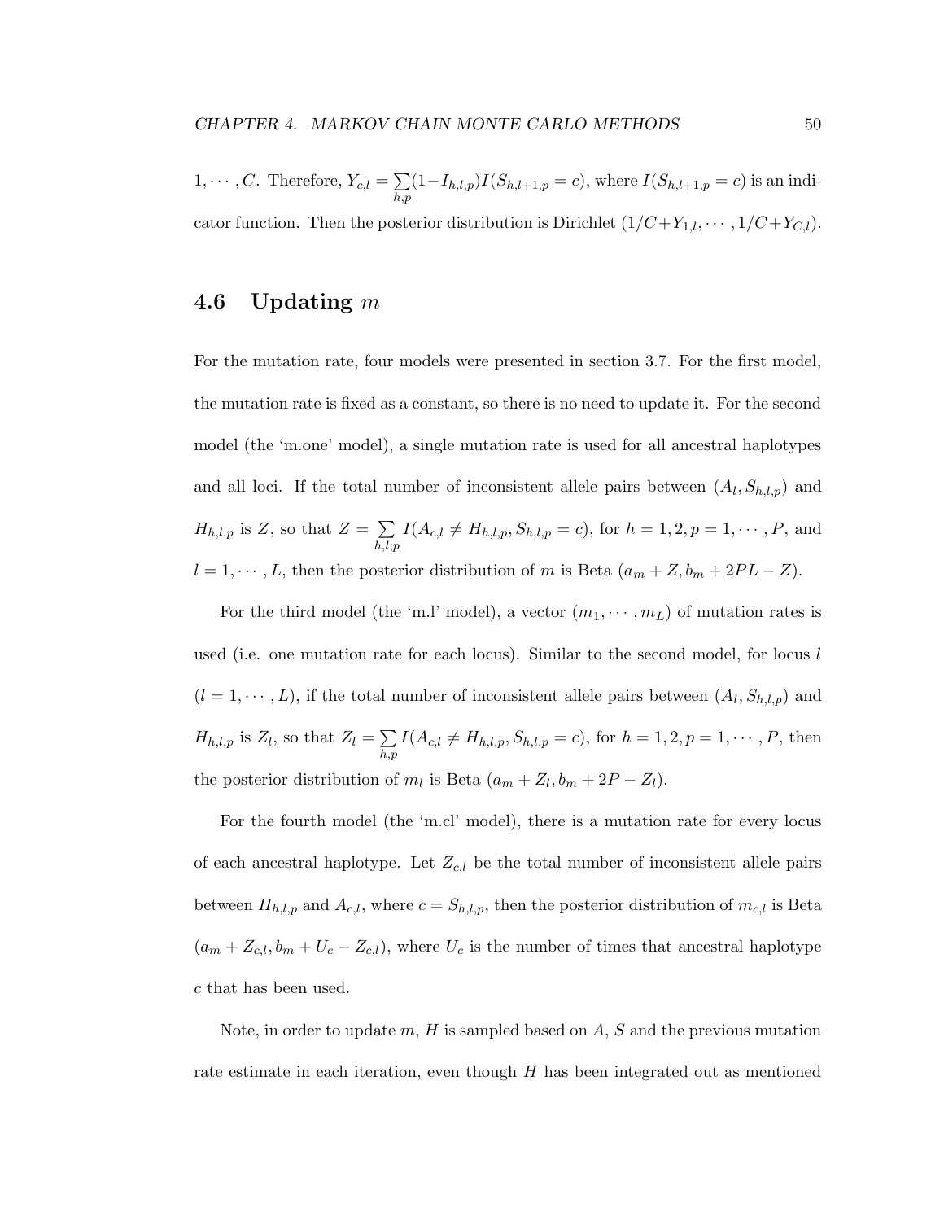$1, \cdots, C$. Therefore, $Y_{c,l} = \sum_{h,p}(1-I_{h,l,p})I(S_{h,l+1,p} = c)$, where $I(S_{h,l+1,p} = c)$ is an indicator function. Then the posterior distribution is Dirichlet $(1/C+Y_{1,l}, \cdots, 1/C+Y_{C,l})$.

## 4.6 Updating $m$

For the mutation rate, four models were presented in section 3.7. For the first model, the mutation rate is fixed as a constant, so there is no need to update it. For the second model (the 'm.one' model), a single mutation rate is used for all ancestral haplotypes and all loci. If the total number of inconsistent allele pairs between $(A_l, S_{h,l,p})$ and $H_{h,l,p}$ is $Z$, so that $Z = \sum_{h,l,p} I(A_{c,l} \neq H_{h,l,p}, S_{h,l,p} = c)$, for $h = 1, 2, p = 1, \cdots, P$, and $l = 1, \cdots, L$, then the posterior distribution of $m$ is Beta $(a_m + Z, b_m + 2PL - Z)$.

For the third model (the 'm.l' model), a vector $(m_1, \cdots, m_L)$ of mutation rates is used (i.e. one mutation rate for each locus). Similar to the second model, for locus $l$ $(l = 1, \cdots, L)$, if the total number of inconsistent allele pairs between $(A_l, S_{h,l,p})$ and $H_{h,l,p}$ is $Z_l$, so that $Z_l = \sum_{h,p} I(A_{c,l} \neq H_{h,l,p}, S_{h,l,p} = c)$, for $h = 1, 2, p = 1, \cdots, P$, then the posterior distribution of $m_l$ is Beta $(a_m + Z_l, b_m + 2P - Z_l)$.

For the fourth model (the 'm.cl' model), there is a mutation rate for every locus of each ancestral haplotype. Let $Z_{c,l}$ be the total number of inconsistent allele pairs between $H_{h,l,p}$ and $A_{c,l}$, where $c = S_{h,l,p}$, then the posterior distribution of $m_{c,l}$ is Beta $(a_m + Z_{c,l}, b_m + U_c - Z_{c,l})$, where $U_c$ is the number of times that ancestral haplotype $c$ that has been used.

Note, in order to update $m$, $H$ is sampled based on $A$, $S$ and the previous mutation rate estimate in each iteration, even though $H$ has been integrated out as mentioned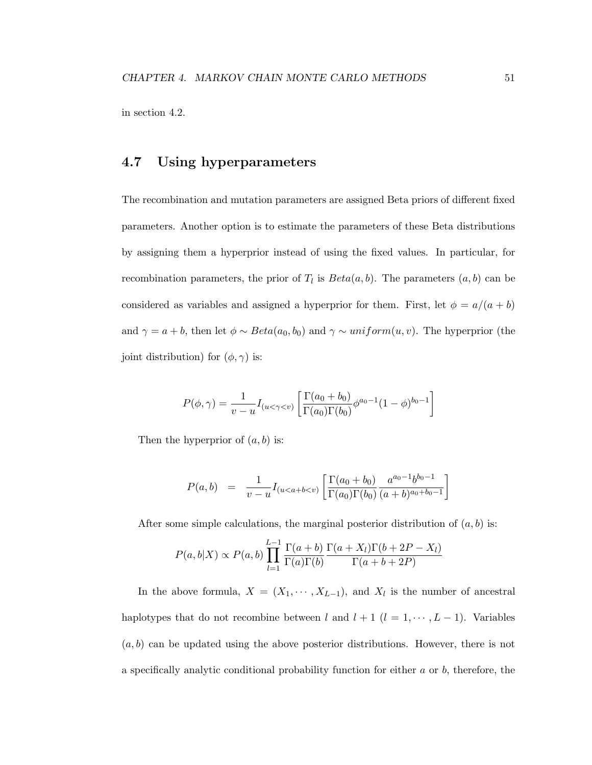in section 4.2.

## 4.7 Using hyperparameters

The recombination and mutation parameters are assigned Beta priors of different fixed parameters. Another option is to estimate the parameters of these Beta distributions by assigning them a hyperprior instead of using the fixed values. In particular, for recombination parameters, the prior of $T_l$ is $Beta(a, b)$. The parameters $(a, b)$ can be considered as variables and assigned a hyperprior for them. First, let $\phi = a/(a+b)$ and $\gamma = a + b$, then let $\phi \sim Beta(a_0, b_0)$ and $\gamma \sim uniform(u, v)$. The hyperprior (the joint distribution) for $(\phi, \gamma)$ is:

$$P(\phi, \gamma) = \frac{1}{v-u} I_{(u<\gamma<v)} \left[ \frac{\Gamma(a_0 + b_0)}{\Gamma(a_0)\Gamma(b_0)} \phi^{a_0 - 1} (1 - \phi)^{b_0 - 1} \right]$$

Then the hyperprior of $(a, b)$ is:

$$P(a, b) = \frac{1}{v-u} I_{(u<a+b<v)} \left[ \frac{\Gamma(a_0 + b_0)}{\Gamma(a_0)\Gamma(b_0)} \frac{a^{a_0 - 1} b^{b_0 - 1}}{(a+b)^{a_0 + b_0 - 1}} \right]$$

After some simple calculations, the marginal posterior distribution of $(a, b)$ is:

$$P(a, b|X) \propto P(a, b) \prod_{l=1}^{L-1} \frac{\Gamma(a+b)}{\Gamma(a)\Gamma(b)} \frac{\Gamma(a + X_l)\Gamma(b + 2P - X_l)}{\Gamma(a + b + 2P)}$$

In the above formula, $X = (X_1, \cdots, X_{L-1})$, and $X_l$ is the number of ancestral haplotypes that do not recombine between $l$ and $l+1$ ($l = 1, \cdots, L-1$). Variables $(a, b)$ can be updated using the above posterior distributions. However, there is not a specifically analytic conditional probability function for either $a$ or $b$, therefore, the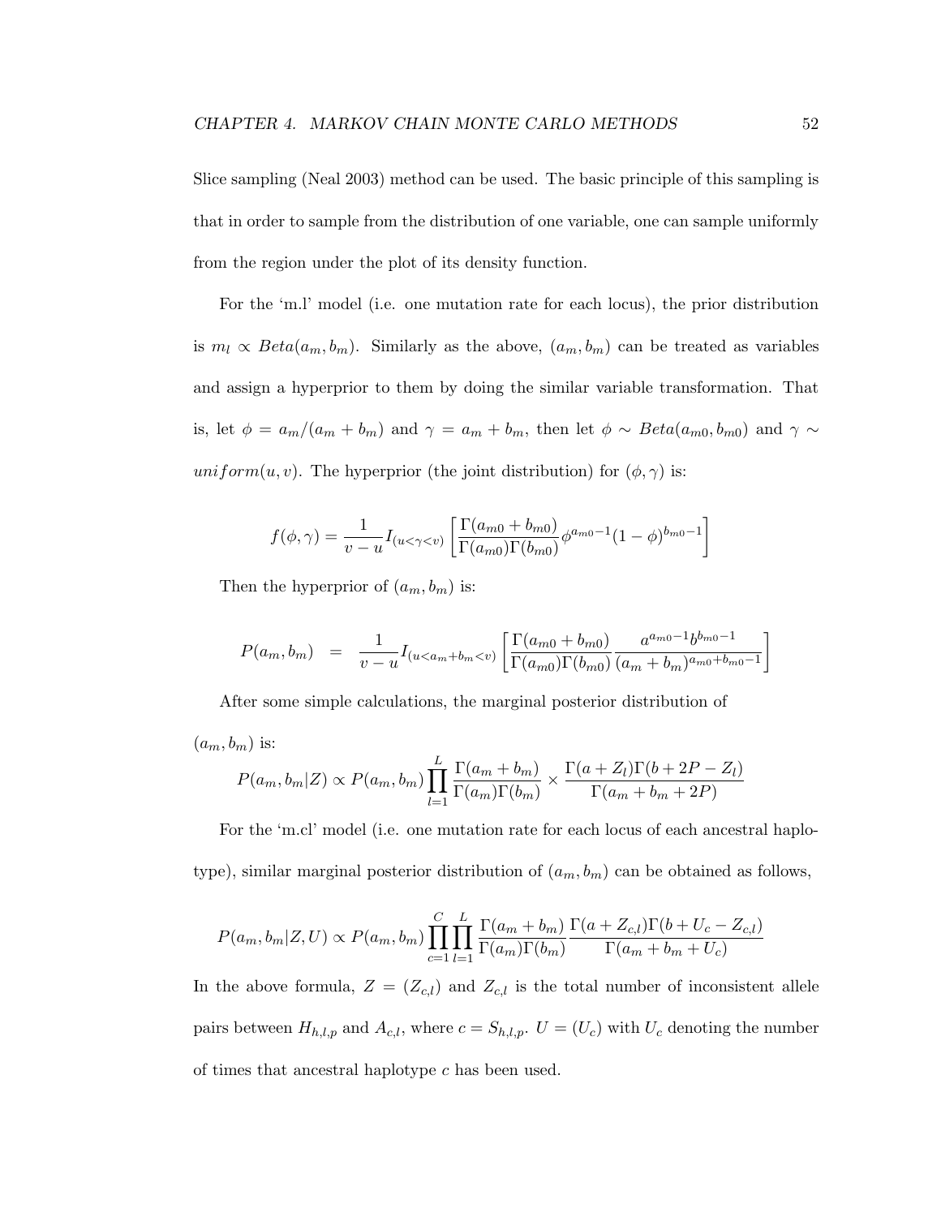Slice sampling (Neal 2003) method can be used. The basic principle of this sampling is that in order to sample from the distribution of one variable, one can sample uniformly from the region under the plot of its density function.

For the 'm.l' model (i.e. one mutation rate for each locus), the prior distribution is $m_l \propto Beta(a_m, b_m)$. Similarly as the above, $(a_m, b_m)$ can be treated as variables and assign a hyperprior to them by doing the similar variable transformation. That is, let $\phi = a_m/(a_m + b_m)$ and $\gamma = a_m + b_m$, then let $\phi \sim Beta(a_{m0}, b_{m0})$ and $\gamma \sim uniform(u, v)$. The hyperprior (the joint distribution) for $(\phi, \gamma)$ is:

$$f(\phi, \gamma) = \frac{1}{v-u} I_{(u<\gamma<v)} \left[ \frac{\Gamma(a_{m0} + b_{m0})}{\Gamma(a_{m0})\Gamma(b_{m0})} \phi^{a_{m0}-1} (1-\phi)^{b_{m0}-1} \right]$$

Then the hyperprior of $(a_m, b_m)$ is:

$$P(a_m, b_m) = \frac{1}{v-u} I_{(u<a_m+b_m<v)} \left[ \frac{\Gamma(a_{m0} + b_{m0})}{\Gamma(a_{m0})\Gamma(b_{m0})} \frac{a^{a_{m0}-1} b^{b_{m0}-1}}{(a_m + b_m)^{a_{m0}+b_{m0}-1}} \right]$$

After some simple calculations, the marginal posterior distribution of $(a_m, b_m)$ is:

$$P(a_m, b_m|Z) \propto P(a_m, b_m) \prod_{l=1}^{L} \frac{\Gamma(a_m + b_m)}{\Gamma(a_m)\Gamma(b_m)} \times \frac{\Gamma(a + Z_l)\Gamma(b + 2P - Z_l)}{\Gamma(a_m + b_m + 2P)}$$

For the 'm.cl' model (i.e. one mutation rate for each locus of each ancestral haplotype), similar marginal posterior distribution of $(a_m, b_m)$ can be obtained as follows,

$$P(a_m, b_m|Z, U) \propto P(a_m, b_m) \prod_{c=1}^{C} \prod_{l=1}^{L} \frac{\Gamma(a_m + b_m)}{\Gamma(a_m)\Gamma(b_m)} \frac{\Gamma(a + Z_{c,l})\Gamma(b + U_c - Z_{c,l})}{\Gamma(a_m + b_m + U_c)}$$

In the above formula, $Z = (Z_{c,l})$ and $Z_{c,l}$ is the total number of inconsistent allele pairs between $H_{h,l,p}$ and $A_{c,l}$, where $c = S_{h,l,p}$. $U = (U_c)$ with $U_c$ denoting the number of times that ancestral haplotype $c$ has been used.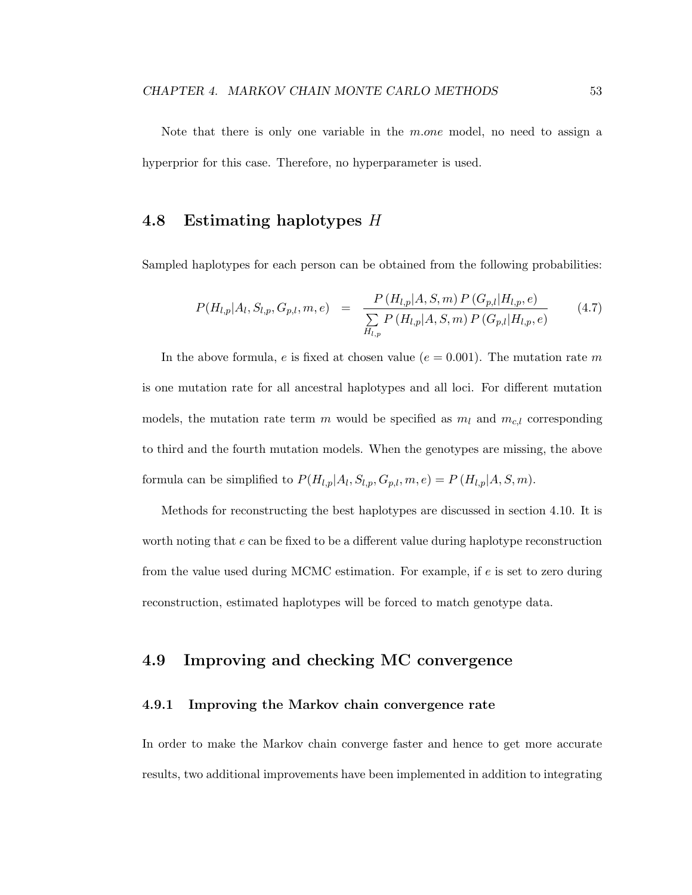Note that there is only one variable in the *m.one* model, no need to assign a hyperprior for this case. Therefore, no hyperparameter is used.

## 4.8 Estimating haplotypes $H$

Sampled haplotypes for each person can be obtained from the following probabilities:

$$P(H_{l,p}|A_l, S_{l,p}, G_{p,l}, m, e) = \frac{P(H_{l,p}|A, S, m)\, P(G_{p,l}|H_{l,p}, e)}{\sum_{H_{l,p}} P(H_{l,p}|A, S, m)\, P(G_{p,l}|H_{l,p}, e)} \qquad (4.7)$$

In the above formula, $e$ is fixed at chosen value ($e = 0.001$). The mutation rate $m$ is one mutation rate for all ancestral haplotypes and all loci. For different mutation models, the mutation rate term $m$ would be specified as $m_l$ and $m_{c,l}$ corresponding to third and the fourth mutation models. When the genotypes are missing, the above formula can be simplified to $P(H_{l,p}|A_l, S_{l,p}, G_{p,l}, m, e) = P(H_{l,p}|A, S, m)$.

Methods for reconstructing the best haplotypes are discussed in section 4.10. It is worth noting that $e$ can be fixed to be a different value during haplotype reconstruction from the value used during MCMC estimation. For example, if $e$ is set to zero during reconstruction, estimated haplotypes will be forced to match genotype data.

## 4.9 Improving and checking MC convergence

### 4.9.1 Improving the Markov chain convergence rate

In order to make the Markov chain converge faster and hence to get more accurate results, two additional improvements have been implemented in addition to integrating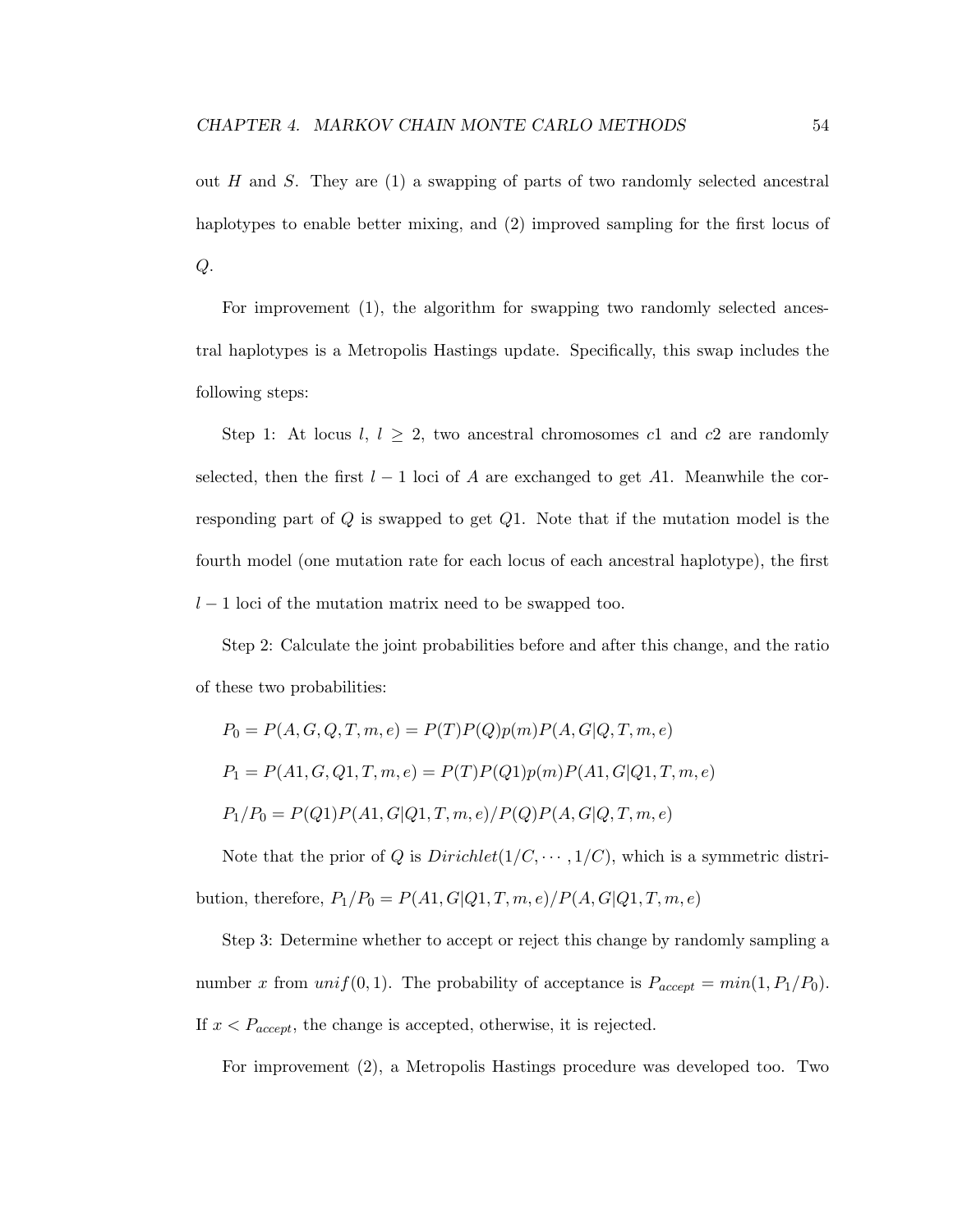out $H$ and $S$. They are (1) a swapping of parts of two randomly selected ancestral haplotypes to enable better mixing, and (2) improved sampling for the first locus of $Q$.

For improvement (1), the algorithm for swapping two randomly selected ancestral haplotypes is a Metropolis Hastings update. Specifically, this swap includes the following steps:

Step 1: At locus $l$, $l \geq 2$, two ancestral chromosomes $c1$ and $c2$ are randomly selected, then the first $l-1$ loci of $A$ are exchanged to get $A1$. Meanwhile the corresponding part of $Q$ is swapped to get $Q1$. Note that if the mutation model is the fourth model (one mutation rate for each locus of each ancestral haplotype), the first $l-1$ loci of the mutation matrix need to be swapped too.

Step 2: Calculate the joint probabilities before and after this change, and the ratio of these two probabilities:

$P_0 = P(A, G, Q, T, m, e) = P(T)P(Q)p(m)P(A, G|Q, T, m, e)$

$P_1 = P(A1, G, Q1, T, m, e) = P(T)P(Q1)p(m)P(A1, G|Q1, T, m, e)$

$P_1/P_0 = P(Q1)P(A1, G|Q1, T, m, e)/P(Q)P(A, G|Q, T, m, e)$

Note that the prior of $Q$ is $Dirichlet(1/C, \cdots, 1/C)$, which is a symmetric distribution, therefore, $P_1/P_0 = P(A1, G|Q1, T, m, e)/P(A, G|Q1, T, m, e)$

Step 3: Determine whether to accept or reject this change by randomly sampling a number $x$ from $unif(0, 1)$. The probability of acceptance is $P_{accept} = min(1, P_1/P_0)$. If $x < P_{accept}$, the change is accepted, otherwise, it is rejected.

For improvement (2), a Metropolis Hastings procedure was developed too. Two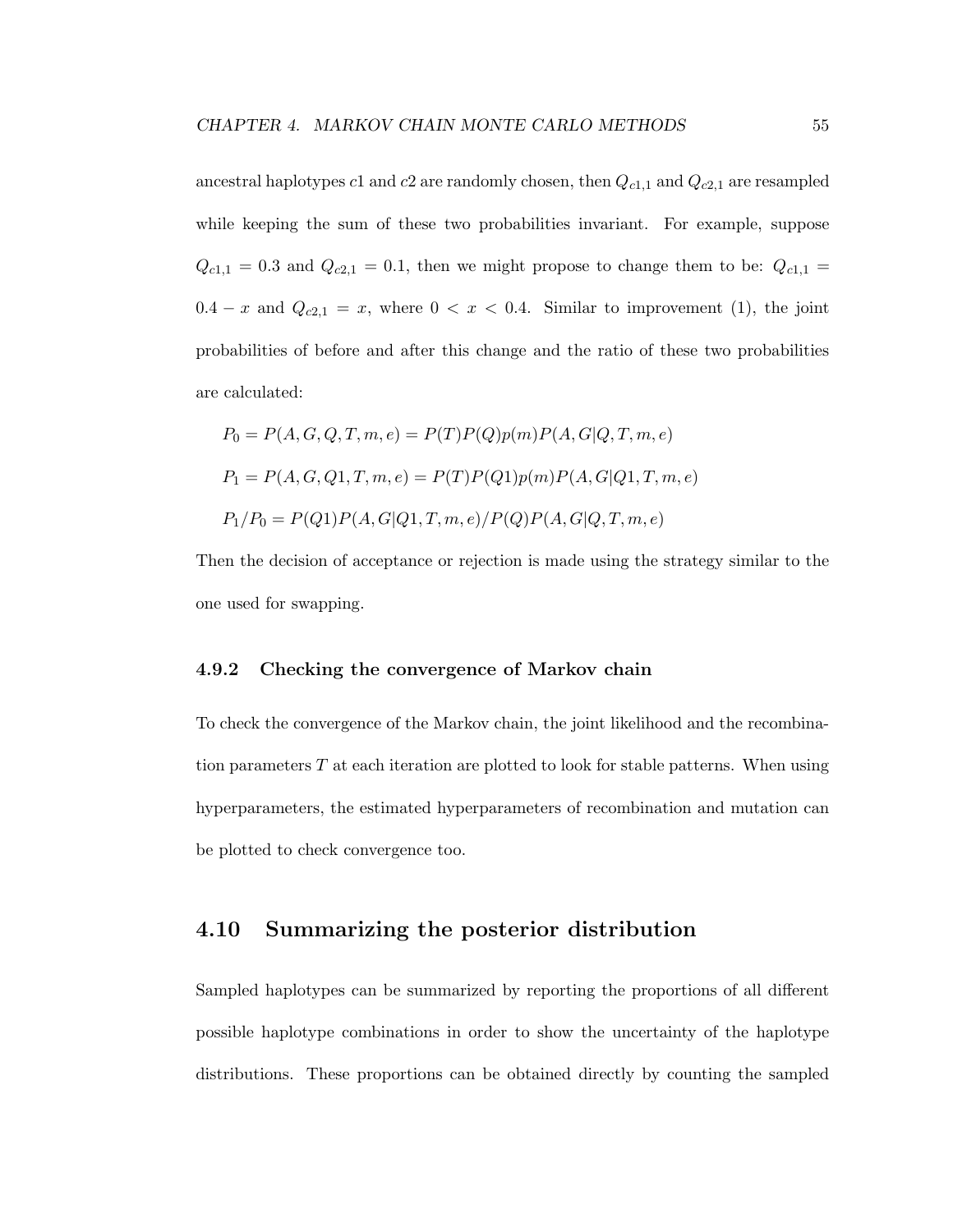ancestral haplotypes $c1$ and $c2$ are randomly chosen, then $Q_{c1,1}$ and $Q_{c2,1}$ are resampled while keeping the sum of these two probabilities invariant. For example, suppose $Q_{c1,1} = 0.3$ and $Q_{c2,1} = 0.1$, then we might propose to change them to be: $Q_{c1,1} = 0.4 - x$ and $Q_{c2,1} = x$, where $0 < x < 0.4$. Similar to improvement (1), the joint probabilities of before and after this change and the ratio of these two probabilities are calculated:

$$P_0 = P(A, G, Q, T, m, e) = P(T)P(Q)p(m)P(A, G|Q, T, m, e)$$

$$P_1 = P(A, G, Q1, T, m, e) = P(T)P(Q1)p(m)P(A, G|Q1, T, m, e)$$

$$P_1/P_0 = P(Q1)P(A, G|Q1, T, m, e)/P(Q)P(A, G|Q, T, m, e)$$

Then the decision of acceptance or rejection is made using the strategy similar to the one used for swapping.

### 4.9.2 Checking the convergence of Markov chain

To check the convergence of the Markov chain, the joint likelihood and the recombination parameters $T$ at each iteration are plotted to look for stable patterns. When using hyperparameters, the estimated hyperparameters of recombination and mutation can be plotted to check convergence too.

## 4.10 Summarizing the posterior distribution

Sampled haplotypes can be summarized by reporting the proportions of all different possible haplotype combinations in order to show the uncertainty of the haplotype distributions. These proportions can be obtained directly by counting the sampled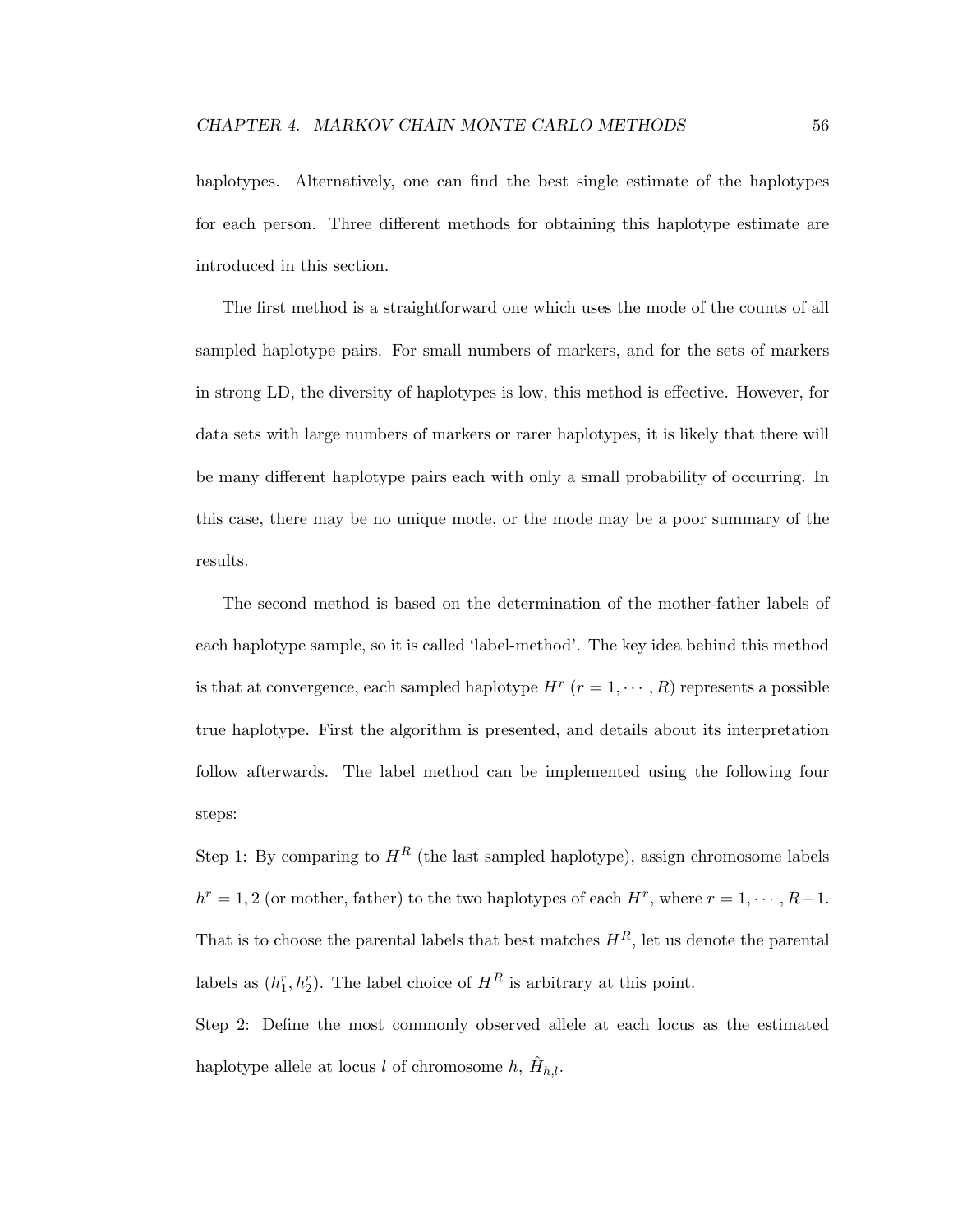haplotypes. Alternatively, one can find the best single estimate of the haplotypes for each person. Three different methods for obtaining this haplotype estimate are introduced in this section.

The first method is a straightforward one which uses the mode of the counts of all sampled haplotype pairs. For small numbers of markers, and for the sets of markers in strong LD, the diversity of haplotypes is low, this method is effective. However, for data sets with large numbers of markers or rarer haplotypes, it is likely that there will be many different haplotype pairs each with only a small probability of occurring. In this case, there may be no unique mode, or the mode may be a poor summary of the results.

The second method is based on the determination of the mother-father labels of each haplotype sample, so it is called 'label-method'. The key idea behind this method is that at convergence, each sampled haplotype $H^r$ ($r = 1, \cdots, R$) represents a possible true haplotype. First the algorithm is presented, and details about its interpretation follow afterwards. The label method can be implemented using the following four steps:

Step 1: By comparing to $H^R$ (the last sampled haplotype), assign chromosome labels $h^r = 1, 2$ (or mother, father) to the two haplotypes of each $H^r$, where $r = 1, \cdots, R-1$. That is to choose the parental labels that best matches $H^R$, let us denote the parental labels as $(h_1^r, h_2^r)$. The label choice of $H^R$ is arbitrary at this point.

Step 2: Define the most commonly observed allele at each locus as the estimated haplotype allele at locus $l$ of chromosome $h$, $\hat{H}_{h,l}$.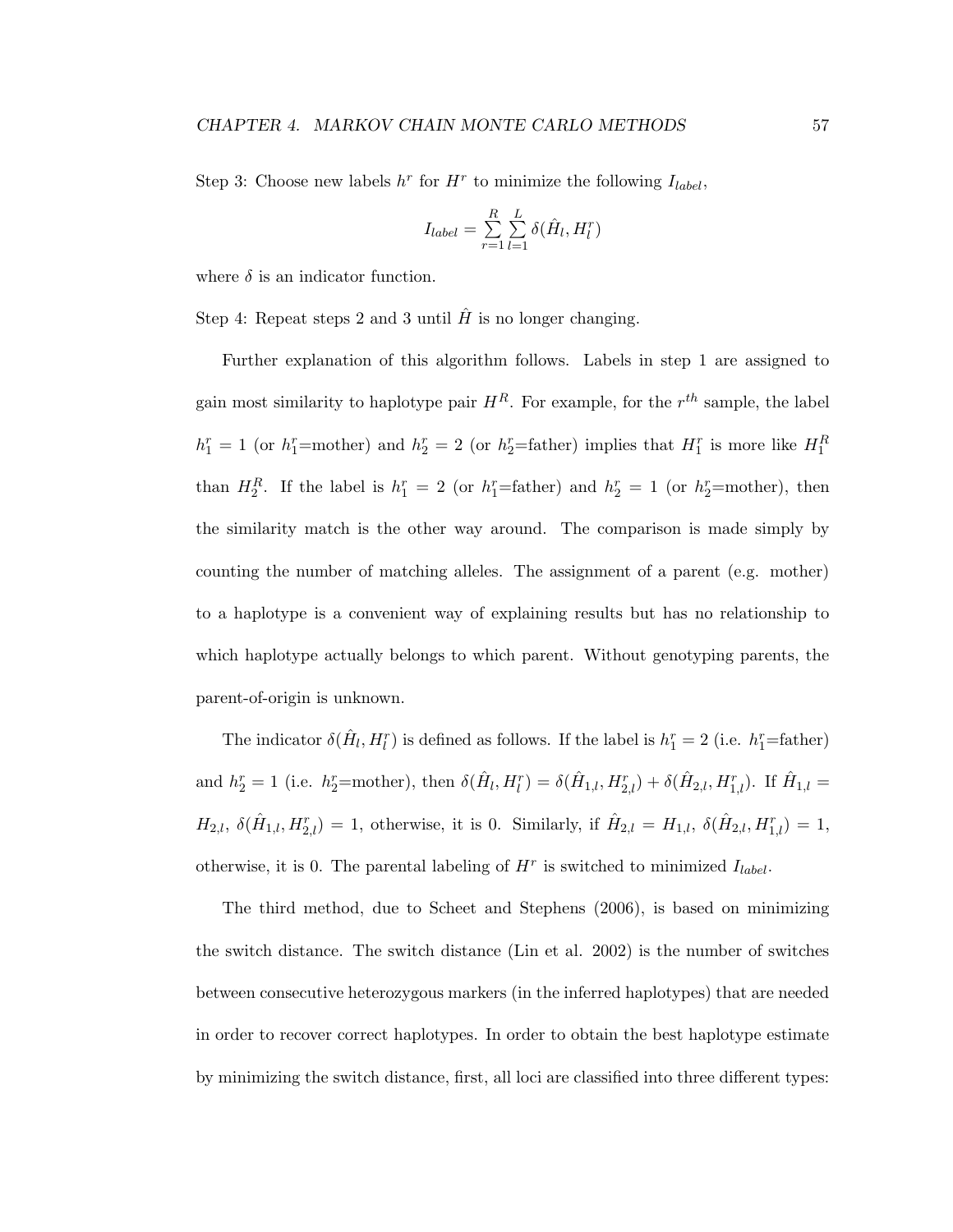Step 3: Choose new labels $h^r$ for $H^r$ to minimize the following $I_{label}$,

$$I_{label} = \sum_{r=1}^{R} \sum_{l=1}^{L} \delta(\hat{H}_l, H_l^r)$$

where $\delta$ is an indicator function.

Step 4: Repeat steps 2 and 3 until $\hat{H}$ is no longer changing.

Further explanation of this algorithm follows. Labels in step 1 are assigned to gain most similarity to haplotype pair $H^R$. For example, for the $r^{th}$ sample, the label $h_1^r = 1$ (or $h_1^r$=mother) and $h_2^r = 2$ (or $h_2^r$=father) implies that $H_1^r$ is more like $H_1^R$ than $H_2^R$. If the label is $h_1^r = 2$ (or $h_1^r$=father) and $h_2^r = 1$ (or $h_2^r$=mother), then the similarity match is the other way around. The comparison is made simply by counting the number of matching alleles. The assignment of a parent (e.g. mother) to a haplotype is a convenient way of explaining results but has no relationship to which haplotype actually belongs to which parent. Without genotyping parents, the parent-of-origin is unknown.

The indicator $\delta(\hat{H}_l, H_l^r)$ is defined as follows. If the label is $h_1^r = 2$ (i.e. $h_1^r$=father) and $h_2^r = 1$ (i.e. $h_2^r$=mother), then $\delta(\hat{H}_l, H_l^r) = \delta(\hat{H}_{1,l}, H_{2,l}^r) + \delta(\hat{H}_{2,l}, H_{1,l}^r)$. If $\hat{H}_{1,l} = H_{2,l}$, $\delta(\hat{H}_{1,l}, H_{2,l}^r) = 1$, otherwise, it is 0. Similarly, if $\hat{H}_{2,l} = H_{1,l}$, $\delta(\hat{H}_{2,l}, H_{1,l}^r) = 1$, otherwise, it is 0. The parental labeling of $H^r$ is switched to minimized $I_{label}$.

The third method, due to Scheet and Stephens (2006), is based on minimizing the switch distance. The switch distance (Lin et al. 2002) is the number of switches between consecutive heterozygous markers (in the inferred haplotypes) that are needed in order to recover correct haplotypes. In order to obtain the best haplotype estimate by minimizing the switch distance, first, all loci are classified into three different types: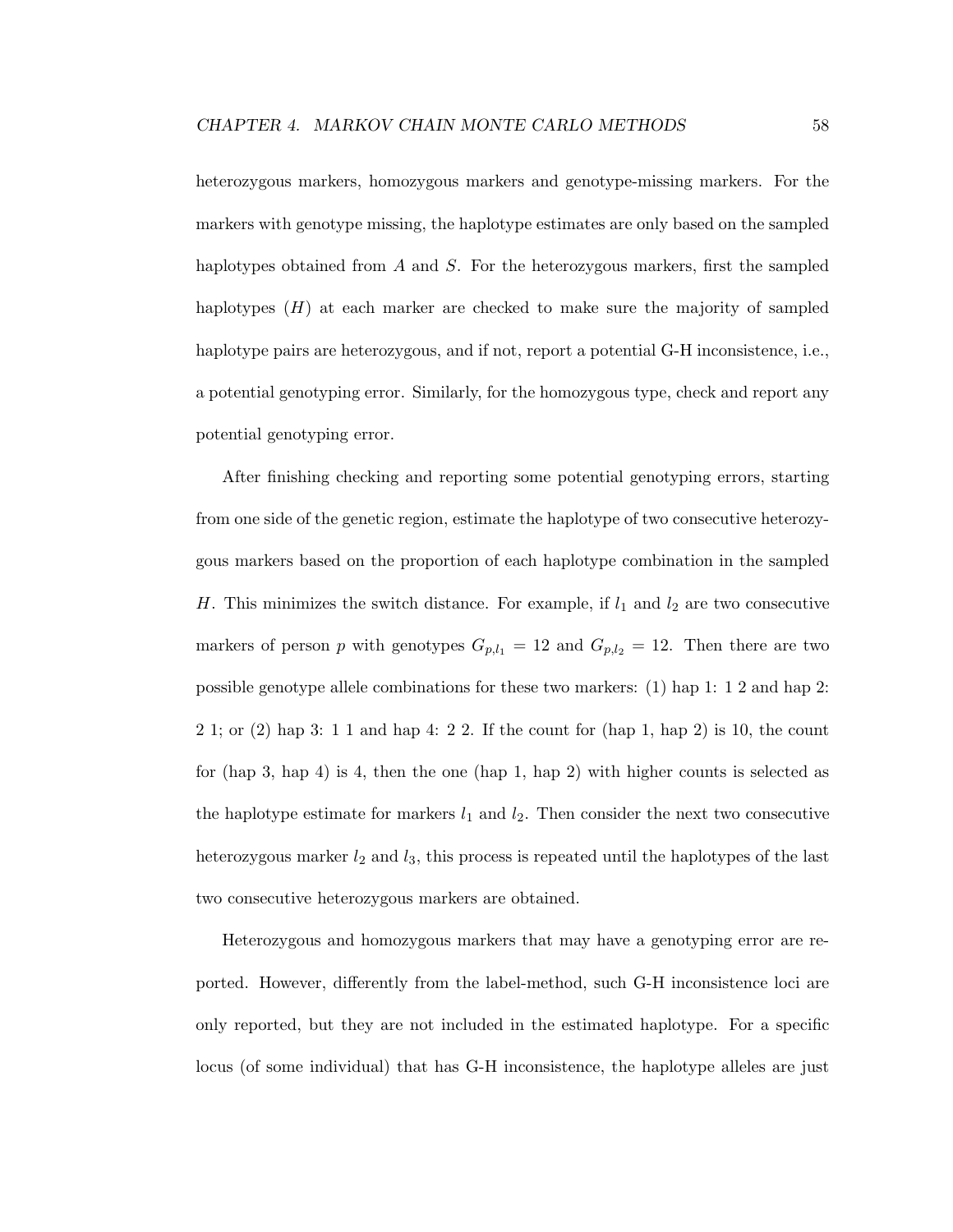heterozygous markers, homozygous markers and genotype-missing markers. For the markers with genotype missing, the haplotype estimates are only based on the sampled haplotypes obtained from $A$ and $S$. For the heterozygous markers, first the sampled haplotypes ($H$) at each marker are checked to make sure the majority of sampled haplotype pairs are heterozygous, and if not, report a potential G-H inconsistence, i.e., a potential genotyping error. Similarly, for the homozygous type, check and report any potential genotyping error.

After finishing checking and reporting some potential genotyping errors, starting from one side of the genetic region, estimate the haplotype of two consecutive heterozygous markers based on the proportion of each haplotype combination in the sampled $H$. This minimizes the switch distance. For example, if $l_1$ and $l_2$ are two consecutive markers of person $p$ with genotypes $G_{p,l_1} = 12$ and $G_{p,l_2} = 12$. Then there are two possible genotype allele combinations for these two markers: (1) hap 1: 1 2 and hap 2: 2 1; or (2) hap 3: 1 1 and hap 4: 2 2. If the count for (hap 1, hap 2) is 10, the count for (hap 3, hap 4) is 4, then the one (hap 1, hap 2) with higher counts is selected as the haplotype estimate for markers $l_1$ and $l_2$. Then consider the next two consecutive heterozygous marker $l_2$ and $l_3$, this process is repeated until the haplotypes of the last two consecutive heterozygous markers are obtained.

Heterozygous and homozygous markers that may have a genotyping error are reported. However, differently from the label-method, such G-H inconsistence loci are only reported, but they are not included in the estimated haplotype. For a specific locus (of some individual) that has G-H inconsistence, the haplotype alleles are just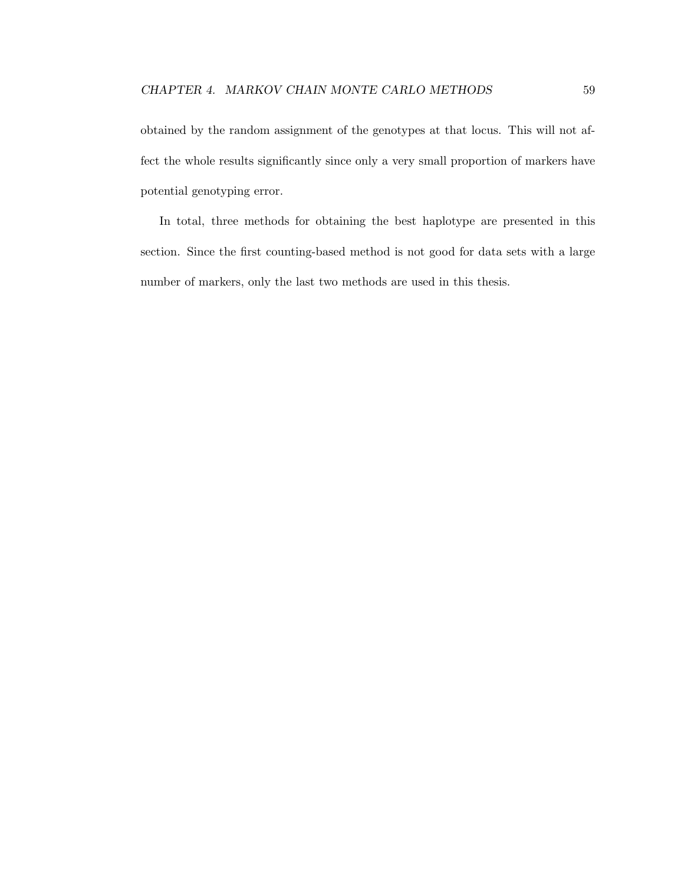obtained by the random assignment of the genotypes at that locus. This will not affect the whole results significantly since only a very small proportion of markers have potential genotyping error.

In total, three methods for obtaining the best haplotype are presented in this section. Since the first counting-based method is not good for data sets with a large number of markers, only the last two methods are used in this thesis.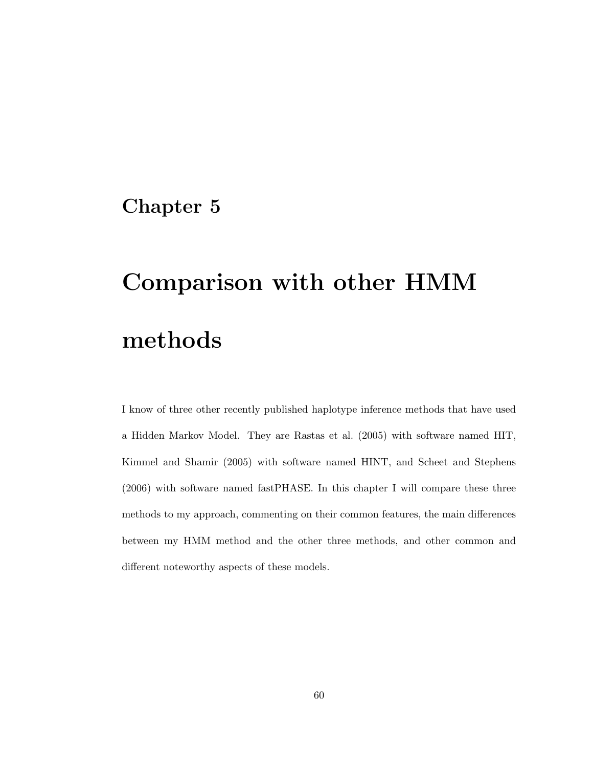# Chapter 5

# Comparison with other HMM methods

I know of three other recently published haplotype inference methods that have used a Hidden Markov Model. They are Rastas et al. (2005) with software named HIT, Kimmel and Shamir (2005) with software named HINT, and Scheet and Stephens (2006) with software named fastPHASE. In this chapter I will compare these three methods to my approach, commenting on their common features, the main differences between my HMM method and the other three methods, and other common and different noteworthy aspects of these models.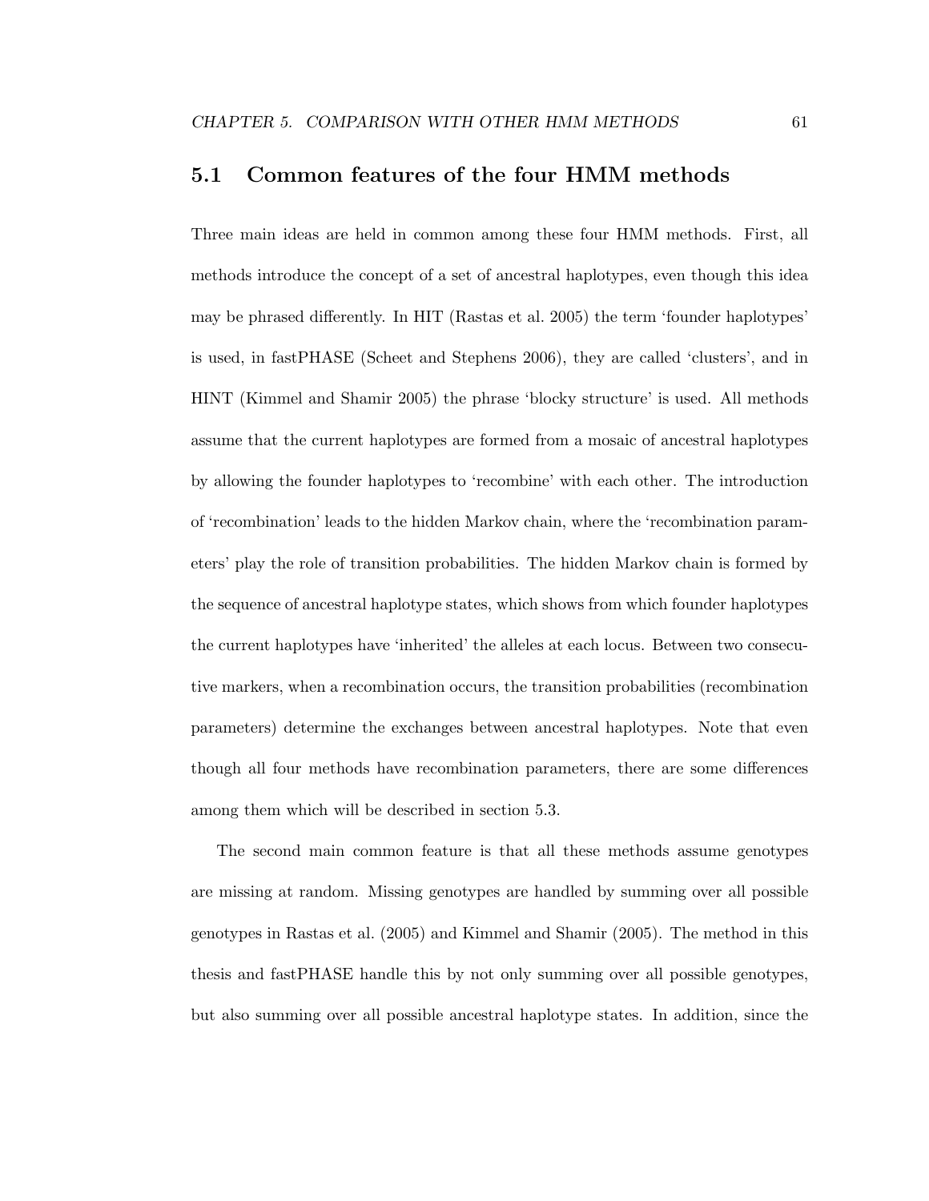## 5.1 Common features of the four HMM methods

Three main ideas are held in common among these four HMM methods. First, all methods introduce the concept of a set of ancestral haplotypes, even though this idea may be phrased differently. In HIT (Rastas et al. 2005) the term 'founder haplotypes' is used, in fastPHASE (Scheet and Stephens 2006), they are called 'clusters', and in HINT (Kimmel and Shamir 2005) the phrase 'blocky structure' is used. All methods assume that the current haplotypes are formed from a mosaic of ancestral haplotypes by allowing the founder haplotypes to 'recombine' with each other. The introduction of 'recombination' leads to the hidden Markov chain, where the 'recombination parameters' play the role of transition probabilities. The hidden Markov chain is formed by the sequence of ancestral haplotype states, which shows from which founder haplotypes the current haplotypes have 'inherited' the alleles at each locus. Between two consecutive markers, when a recombination occurs, the transition probabilities (recombination parameters) determine the exchanges between ancestral haplotypes. Note that even though all four methods have recombination parameters, there are some differences among them which will be described in section 5.3.

The second main common feature is that all these methods assume genotypes are missing at random. Missing genotypes are handled by summing over all possible genotypes in Rastas et al. (2005) and Kimmel and Shamir (2005). The method in this thesis and fastPHASE handle this by not only summing over all possible genotypes, but also summing over all possible ancestral haplotype states. In addition, since the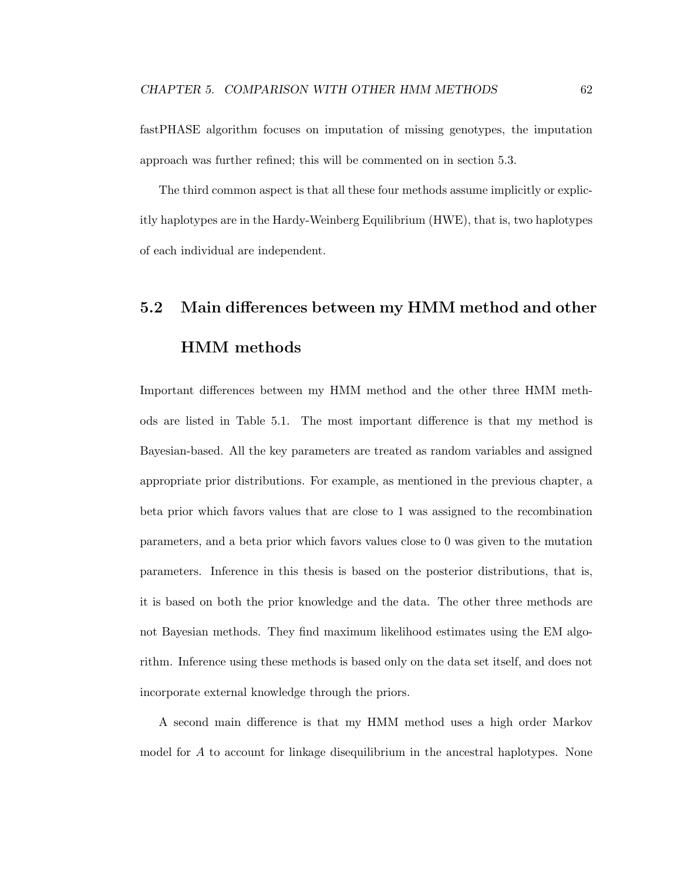fastPHASE algorithm focuses on imputation of missing genotypes, the imputation approach was further refined; this will be commented on in section 5.3.

The third common aspect is that all these four methods assume implicitly or explicitly haplotypes are in the Hardy-Weinberg Equilibrium (HWE), that is, two haplotypes of each individual are independent.

## 5.2 Main differences between my HMM method and other HMM methods

Important differences between my HMM method and the other three HMM methods are listed in Table 5.1. The most important difference is that my method is Bayesian-based. All the key parameters are treated as random variables and assigned appropriate prior distributions. For example, as mentioned in the previous chapter, a beta prior which favors values that are close to 1 was assigned to the recombination parameters, and a beta prior which favors values close to 0 was given to the mutation parameters. Inference in this thesis is based on the posterior distributions, that is, it is based on both the prior knowledge and the data. The other three methods are not Bayesian methods. They find maximum likelihood estimates using the EM algorithm. Inference using these methods is based only on the data set itself, and does not incorporate external knowledge through the priors.

A second main difference is that my HMM method uses a high order Markov model for $A$ to account for linkage disequilibrium in the ancestral haplotypes. None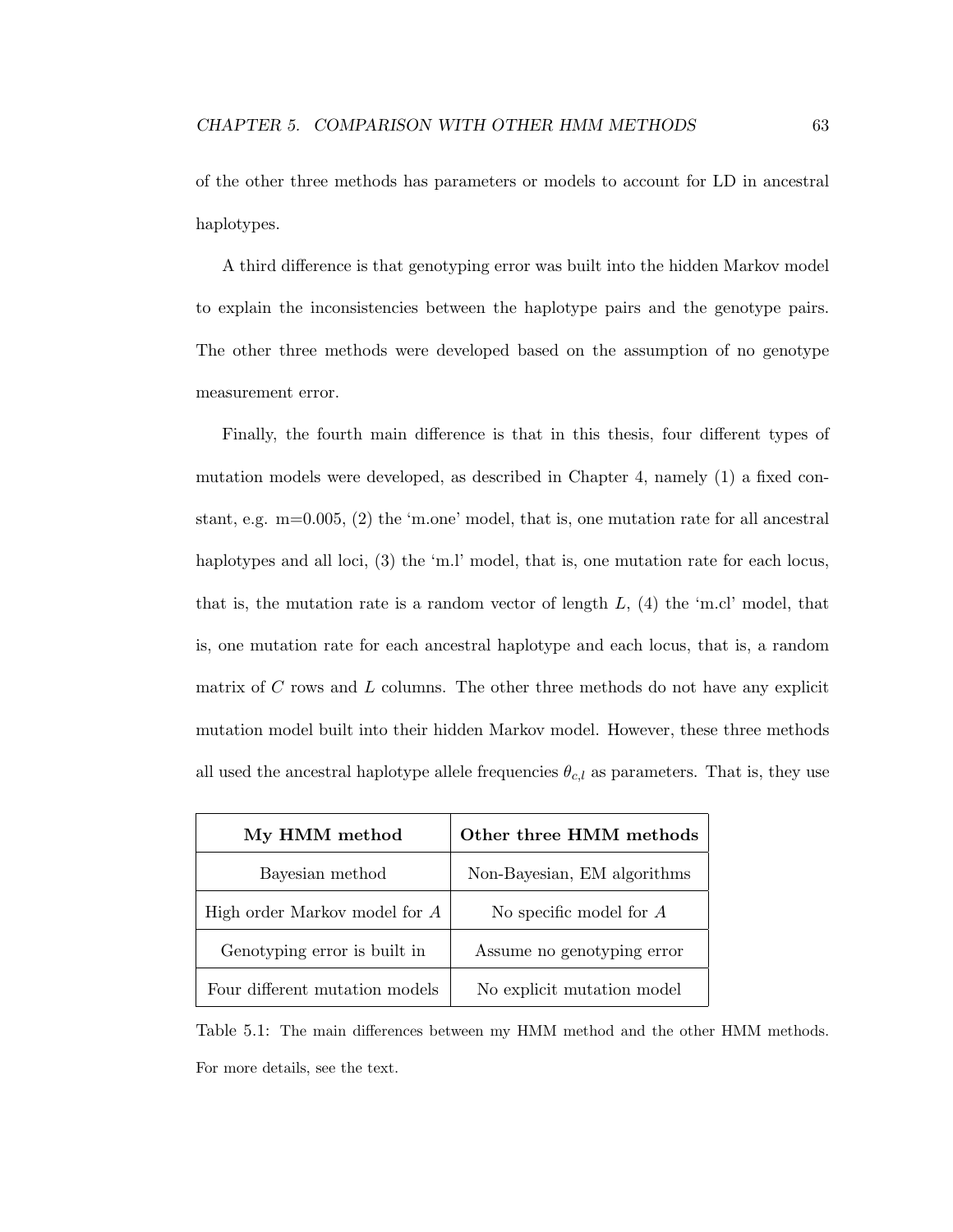of the other three methods has parameters or models to account for LD in ancestral haplotypes.

A third difference is that genotyping error was built into the hidden Markov model to explain the inconsistencies between the haplotype pairs and the genotype pairs. The other three methods were developed based on the assumption of no genotype measurement error.

Finally, the fourth main difference is that in this thesis, four different types of mutation models were developed, as described in Chapter 4, namely (1) a fixed constant, e.g. m=0.005, (2) the 'm.one' model, that is, one mutation rate for all ancestral haplotypes and all loci, (3) the 'm.l' model, that is, one mutation rate for each locus, that is, the mutation rate is a random vector of length $L$, (4) the 'm.cl' model, that is, one mutation rate for each ancestral haplotype and each locus, that is, a random matrix of $C$ rows and $L$ columns. The other three methods do not have any explicit mutation model built into their hidden Markov model. However, these three methods all used the ancestral haplotype allele frequencies $\theta_{c,l}$ as parameters. That is, they use

| **My HMM method** | **Other three HMM methods** |
|---|---|
| Bayesian method | Non-Bayesian, EM algorithms |
| High order Markov model for $A$ | No specific model for $A$ |
| Genotyping error is built in | Assume no genotyping error |
| Four different mutation models | No explicit mutation model |

Table 5.1: The main differences between my HMM method and the other HMM methods. For more details, see the text.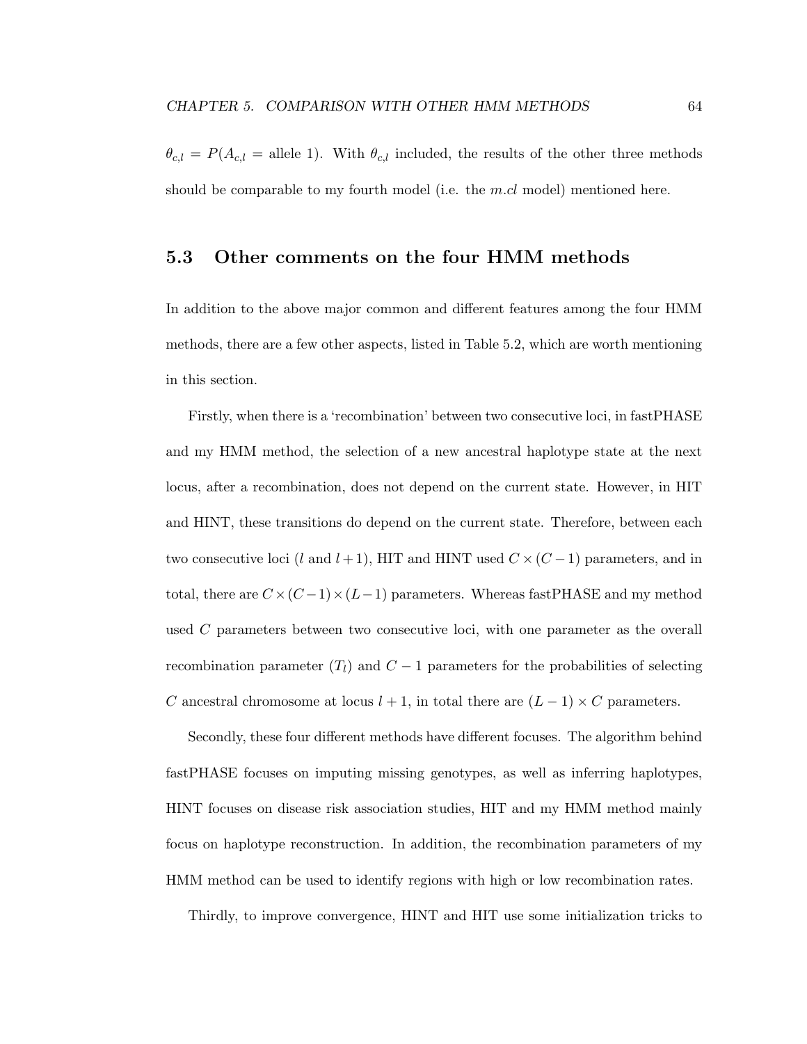$\theta_{c,l} = P(A_{c,l} = \text{allele 1})$. With $\theta_{c,l}$ included, the results of the other three methods should be comparable to my fourth model (i.e. the $m.cl$ model) mentioned here.

## 5.3 Other comments on the four HMM methods

In addition to the above major common and different features among the four HMM methods, there are a few other aspects, listed in Table 5.2, which are worth mentioning in this section.

Firstly, when there is a 'recombination' between two consecutive loci, in fastPHASE and my HMM method, the selection of a new ancestral haplotype state at the next locus, after a recombination, does not depend on the current state. However, in HIT and HINT, these transitions do depend on the current state. Therefore, between each two consecutive loci ($l$ and $l+1$), HIT and HINT used $C \times (C-1)$ parameters, and in total, there are $C \times (C-1) \times (L-1)$ parameters. Whereas fastPHASE and my method used $C$ parameters between two consecutive loci, with one parameter as the overall recombination parameter ($T_l$) and $C-1$ parameters for the probabilities of selecting $C$ ancestral chromosome at locus $l+1$, in total there are $(L-1) \times C$ parameters.

Secondly, these four different methods have different focuses. The algorithm behind fastPHASE focuses on imputing missing genotypes, as well as inferring haplotypes, HINT focuses on disease risk association studies, HIT and my HMM method mainly focus on haplotype reconstruction. In addition, the recombination parameters of my HMM method can be used to identify regions with high or low recombination rates.

Thirdly, to improve convergence, HINT and HIT use some initialization tricks to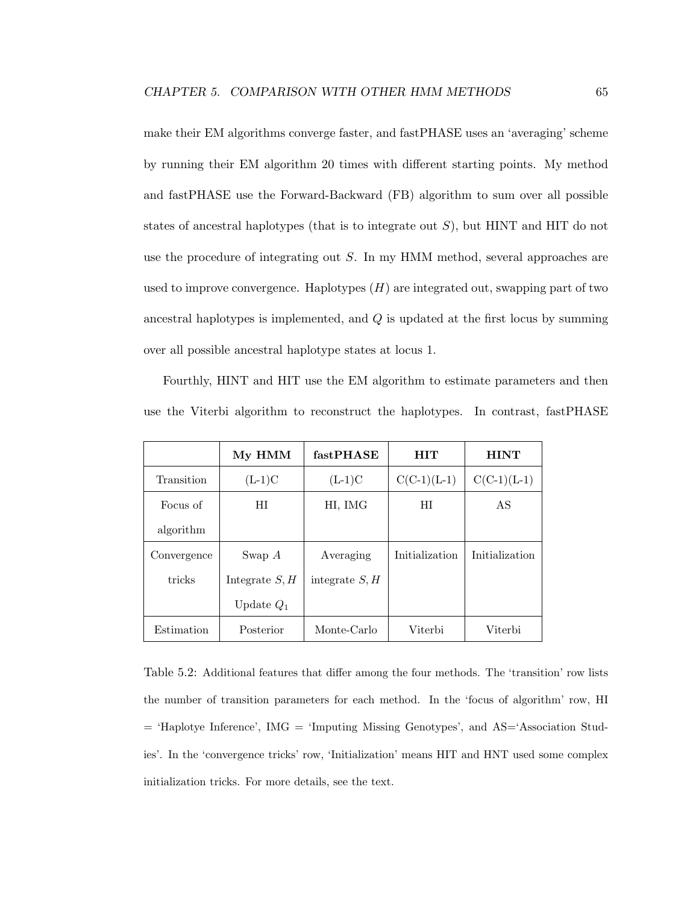make their EM algorithms converge faster, and fastPHASE uses an 'averaging' scheme by running their EM algorithm 20 times with different starting points. My method and fastPHASE use the Forward-Backward (FB) algorithm to sum over all possible states of ancestral haplotypes (that is to integrate out $S$), but HINT and HIT do not use the procedure of integrating out $S$. In my HMM method, several approaches are used to improve convergence. Haplotypes ($H$) are integrated out, swapping part of two ancestral haplotypes is implemented, and $Q$ is updated at the first locus by summing over all possible ancestral haplotype states at locus 1.

Fourthly, HINT and HIT use the EM algorithm to estimate parameters and then use the Viterbi algorithm to reconstruct the haplotypes. In contrast, fastPHASE

| | **My HMM** | **fastPHASE** | **HIT** | **HINT** |
|---|---|---|---|---|
| Transition | (L-1)C | (L-1)C | C(C-1)(L-1) | C(C-1)(L-1) |
| Focus of algorithm | HI | HI, IMG | HI | AS |
| Convergence tricks | Swap $A$ Integrate $S, H$ Update $Q_1$ | Averaging integrate $S, H$ | Initialization | Initialization |
| Estimation | Posterior | Monte-Carlo | Viterbi | Viterbi |

Table 5.2: Additional features that differ among the four methods. The 'transition' row lists the number of transition parameters for each method. In the 'focus of algorithm' row, HI = 'Haplotye Inference', IMG = 'Imputing Missing Genotypes', and AS='Association Studies'. In the 'convergence tricks' row, 'Initialization' means HIT and HNT used some complex initialization tricks. For more details, see the text.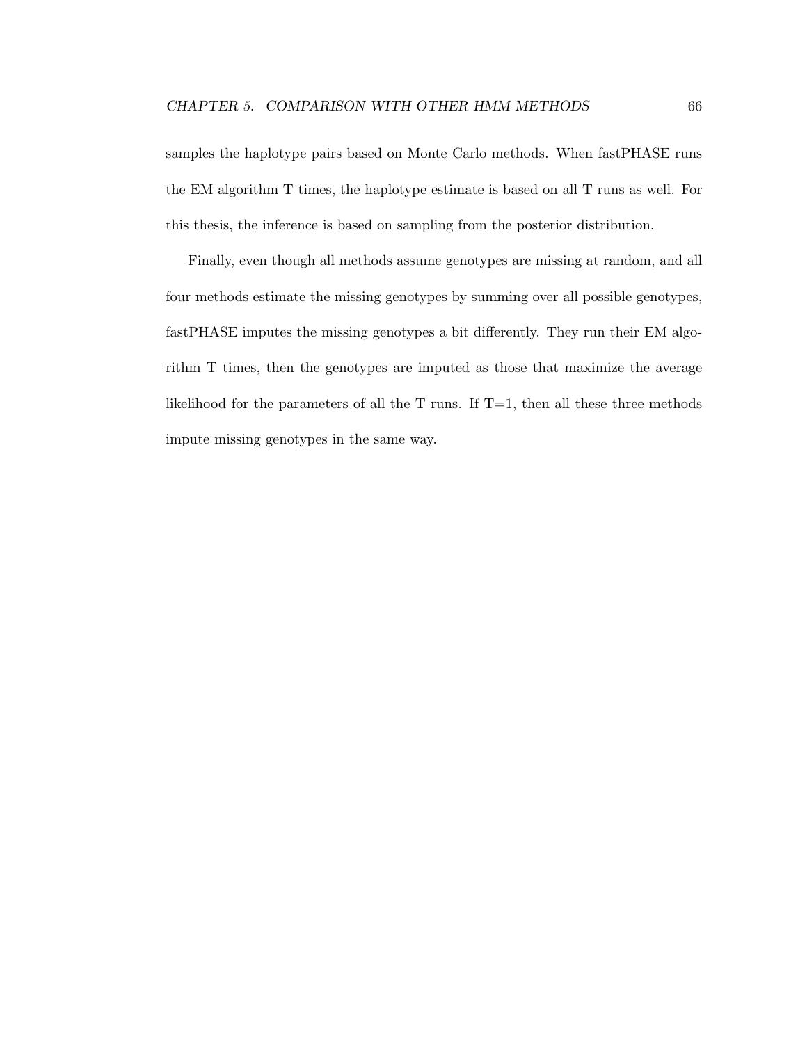samples the haplotype pairs based on Monte Carlo methods. When fastPHASE runs the EM algorithm T times, the haplotype estimate is based on all T runs as well. For this thesis, the inference is based on sampling from the posterior distribution.

Finally, even though all methods assume genotypes are missing at random, and all four methods estimate the missing genotypes by summing over all possible genotypes, fastPHASE imputes the missing genotypes a bit differently. They run their EM algorithm T times, then the genotypes are imputed as those that maximize the average likelihood for the parameters of all the T runs. If T=1, then all these three methods impute missing genotypes in the same way.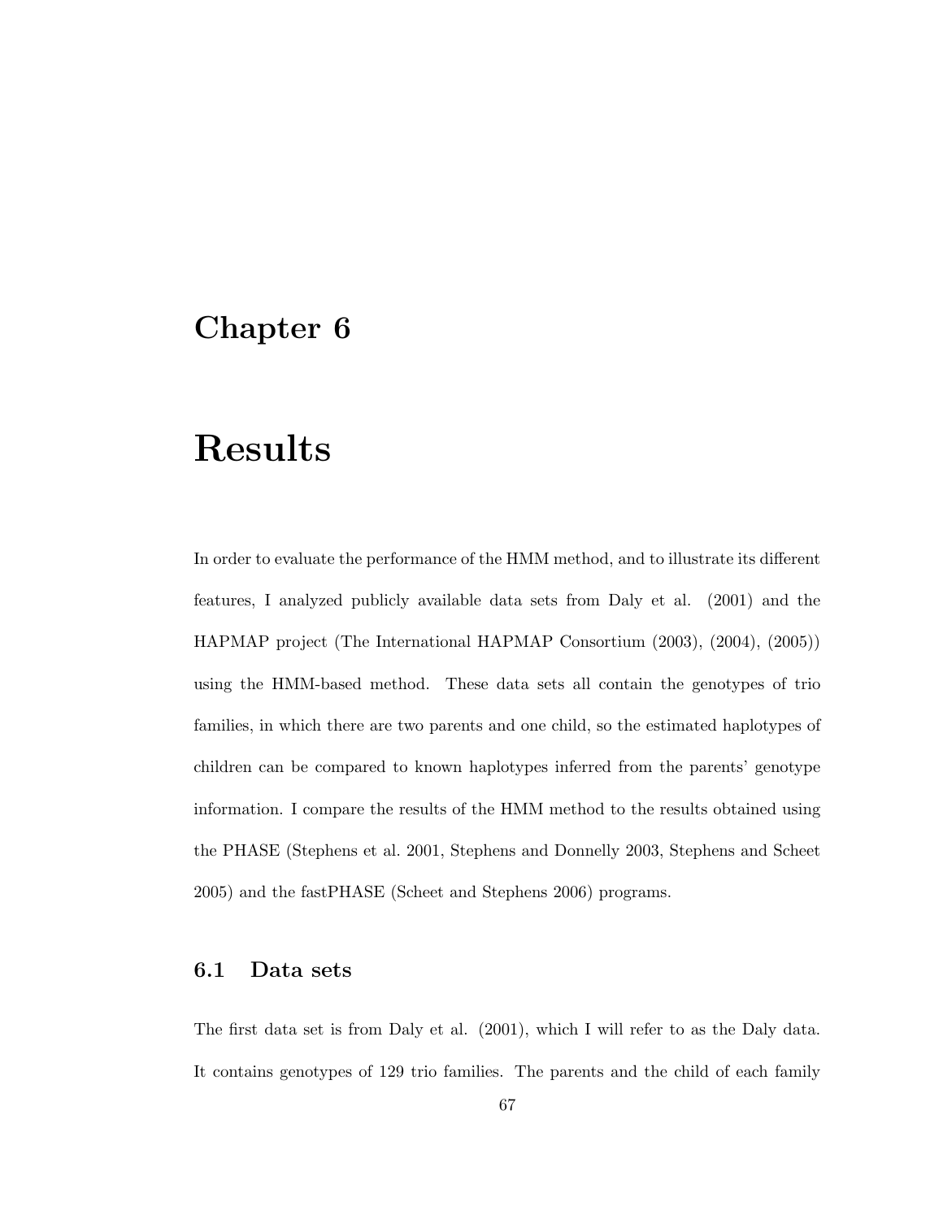# Chapter 6

# Results

In order to evaluate the performance of the HMM method, and to illustrate its different features, I analyzed publicly available data sets from Daly et al. (2001) and the HAPMAP project (The International HAPMAP Consortium (2003), (2004), (2005)) using the HMM-based method. These data sets all contain the genotypes of trio families, in which there are two parents and one child, so the estimated haplotypes of children can be compared to known haplotypes inferred from the parents' genotype information. I compare the results of the HMM method to the results obtained using the PHASE (Stephens et al. 2001, Stephens and Donnelly 2003, Stephens and Scheet 2005) and the fastPHASE (Scheet and Stephens 2006) programs.

## 6.1 Data sets

The first data set is from Daly et al. (2001), which I will refer to as the Daly data. It contains genotypes of 129 trio families. The parents and the child of each family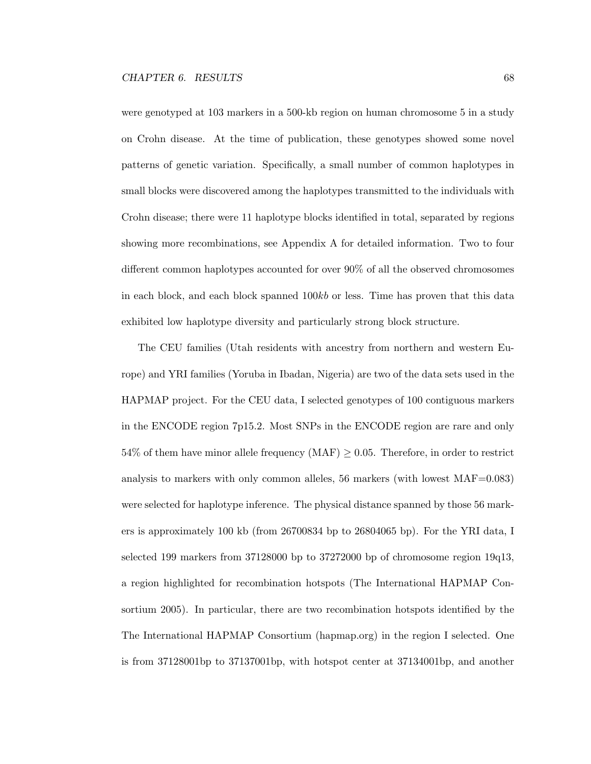were genotyped at 103 markers in a 500-kb region on human chromosome 5 in a study on Crohn disease. At the time of publication, these genotypes showed some novel patterns of genetic variation. Specifically, a small number of common haplotypes in small blocks were discovered among the haplotypes transmitted to the individuals with Crohn disease; there were 11 haplotype blocks identified in total, separated by regions showing more recombinations, see Appendix A for detailed information. Two to four different common haplotypes accounted for over 90% of all the observed chromosomes in each block, and each block spanned 100*kb* or less. Time has proven that this data exhibited low haplotype diversity and particularly strong block structure.

The CEU families (Utah residents with ancestry from northern and western Europe) and YRI families (Yoruba in Ibadan, Nigeria) are two of the data sets used in the HAPMAP project. For the CEU data, I selected genotypes of 100 contiguous markers in the ENCODE region 7p15.2. Most SNPs in the ENCODE region are rare and only 54% of them have minor allele frequency (MAF) $\geq 0.05$. Therefore, in order to restrict analysis to markers with only common alleles, 56 markers (with lowest MAF=0.083) were selected for haplotype inference. The physical distance spanned by those 56 markers is approximately 100 kb (from 26700834 bp to 26804065 bp). For the YRI data, I selected 199 markers from 37128000 bp to 37272000 bp of chromosome region 19q13, a region highlighted for recombination hotspots (The International HAPMAP Consortium 2005). In particular, there are two recombination hotspots identified by the The International HAPMAP Consortium (hapmap.org) in the region I selected. One is from 37128001bp to 37137001bp, with hotspot center at 37134001bp, and another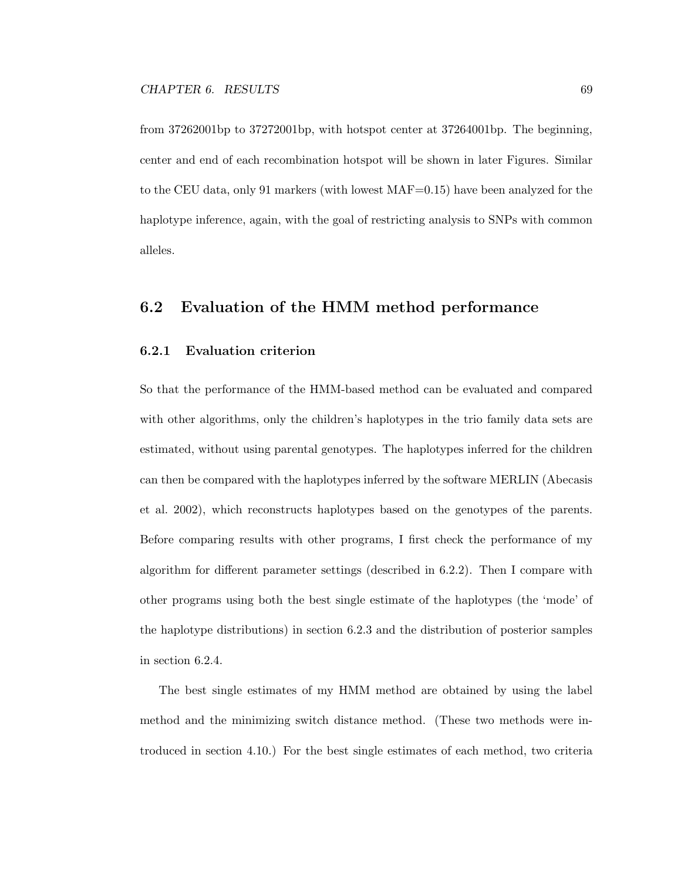from 37262001bp to 37272001bp, with hotspot center at 37264001bp. The beginning, center and end of each recombination hotspot will be shown in later Figures. Similar to the CEU data, only 91 markers (with lowest MAF=0.15) have been analyzed for the haplotype inference, again, with the goal of restricting analysis to SNPs with common alleles.

## 6.2 Evaluation of the HMM method performance

### 6.2.1 Evaluation criterion

So that the performance of the HMM-based method can be evaluated and compared with other algorithms, only the children's haplotypes in the trio family data sets are estimated, without using parental genotypes. The haplotypes inferred for the children can then be compared with the haplotypes inferred by the software MERLIN (Abecasis et al. 2002), which reconstructs haplotypes based on the genotypes of the parents. Before comparing results with other programs, I first check the performance of my algorithm for different parameter settings (described in 6.2.2). Then I compare with other programs using both the best single estimate of the haplotypes (the 'mode' of the haplotype distributions) in section 6.2.3 and the distribution of posterior samples in section 6.2.4.

The best single estimates of my HMM method are obtained by using the label method and the minimizing switch distance method. (These two methods were introduced in section 4.10.) For the best single estimates of each method, two criteria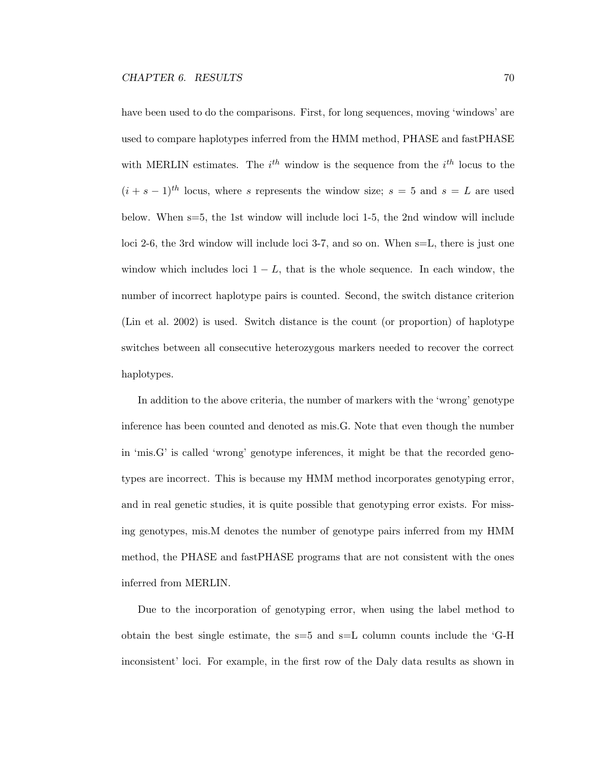have been used to do the comparisons. First, for long sequences, moving 'windows' are used to compare haplotypes inferred from the HMM method, PHASE and fastPHASE with MERLIN estimates. The $i^{th}$ window is the sequence from the $i^{th}$ locus to the $(i+s-1)^{th}$ locus, where $s$ represents the window size; $s=5$ and $s=L$ are used below. When s=5, the 1st window will include loci 1-5, the 2nd window will include loci 2-6, the 3rd window will include loci 3-7, and so on. When s=L, there is just one window which includes loci $1-L$, that is the whole sequence. In each window, the number of incorrect haplotype pairs is counted. Second, the switch distance criterion (Lin et al. 2002) is used. Switch distance is the count (or proportion) of haplotype switches between all consecutive heterozygous markers needed to recover the correct haplotypes.

In addition to the above criteria, the number of markers with the 'wrong' genotype inference has been counted and denoted as mis.G. Note that even though the number in 'mis.G' is called 'wrong' genotype inferences, it might be that the recorded genotypes are incorrect. This is because my HMM method incorporates genotyping error, and in real genetic studies, it is quite possible that genotyping error exists. For missing genotypes, mis.M denotes the number of genotype pairs inferred from my HMM method, the PHASE and fastPHASE programs that are not consistent with the ones inferred from MERLIN.

Due to the incorporation of genotyping error, when using the label method to obtain the best single estimate, the s=5 and s=L column counts include the 'G-H inconsistent' loci. For example, in the first row of the Daly data results as shown in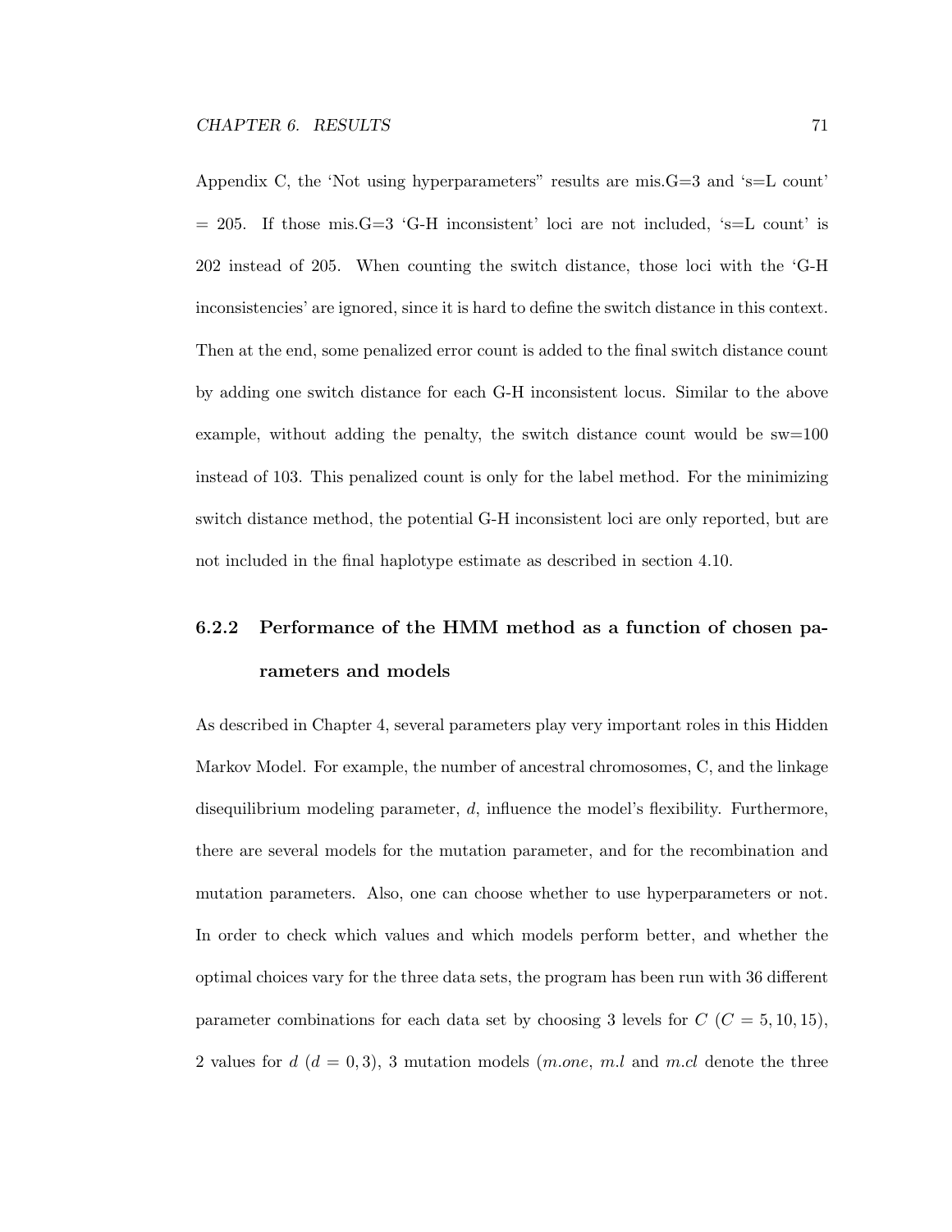Appendix C, the 'Not using hyperparameters" results are mis.G=3 and 's=L count' = 205. If those mis.G=3 'G-H inconsistent' loci are not included, 's=L count' is 202 instead of 205. When counting the switch distance, those loci with the 'G-H inconsistencies' are ignored, since it is hard to define the switch distance in this context. Then at the end, some penalized error count is added to the final switch distance count by adding one switch distance for each G-H inconsistent locus. Similar to the above example, without adding the penalty, the switch distance count would be sw=100 instead of 103. This penalized count is only for the label method. For the minimizing switch distance method, the potential G-H inconsistent loci are only reported, but are not included in the final haplotype estimate as described in section 4.10.

### 6.2.2 Performance of the HMM method as a function of chosen parameters and models

As described in Chapter 4, several parameters play very important roles in this Hidden Markov Model. For example, the number of ancestral chromosomes, C, and the linkage disequilibrium modeling parameter, $d$, influence the model's flexibility. Furthermore, there are several models for the mutation parameter, and for the recombination and mutation parameters. Also, one can choose whether to use hyperparameters or not. In order to check which values and which models perform better, and whether the optimal choices vary for the three data sets, the program has been run with 36 different parameter combinations for each data set by choosing 3 levels for $C$ ($C = 5, 10, 15$), 2 values for $d$ ($d = 0, 3$), 3 mutation models (*m.one*, *m.l* and *m.cl* denote the three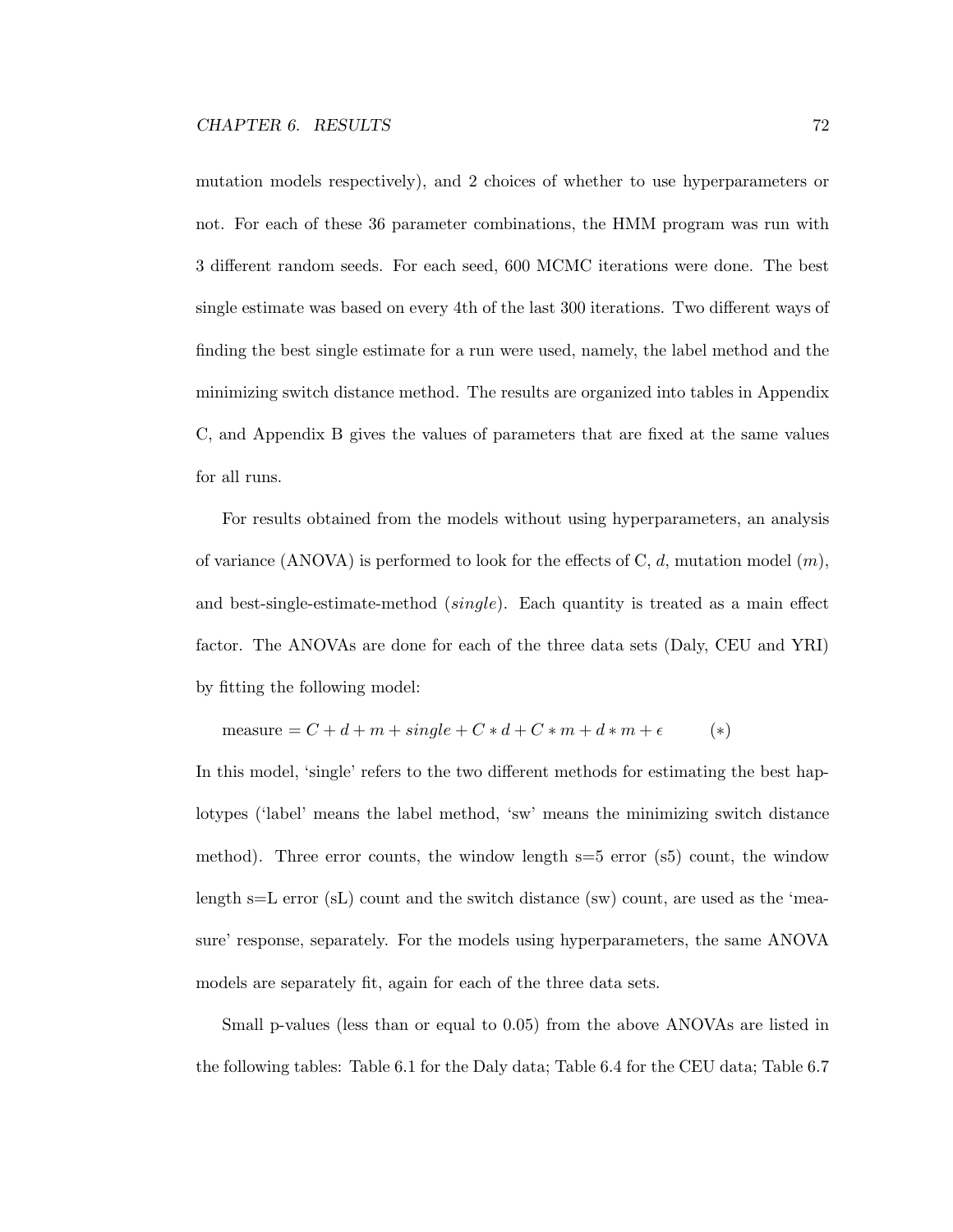mutation models respectively), and 2 choices of whether to use hyperparameters or not. For each of these 36 parameter combinations, the HMM program was run with 3 different random seeds. For each seed, 600 MCMC iterations were done. The best single estimate was based on every 4th of the last 300 iterations. Two different ways of finding the best single estimate for a run were used, namely, the label method and the minimizing switch distance method. The results are organized into tables in Appendix C, and Appendix B gives the values of parameters that are fixed at the same values for all runs.

For results obtained from the models without using hyperparameters, an analysis of variance (ANOVA) is performed to look for the effects of C, $d$, mutation model ($m$), and best-single-estimate-method (*single*). Each quantity is treated as a main effect factor. The ANOVAs are done for each of the three data sets (Daly, CEU and YRI) by fitting the following model:

$$\text{measure} = C + d + m + single + C * d + C * m + d * m + \epsilon \qquad (*)$$

In this model, 'single' refers to the two different methods for estimating the best haplotypes ('label' means the label method, 'sw' means the minimizing switch distance method). Three error counts, the window length s=5 error (s5) count, the window length s=L error (sL) count and the switch distance (sw) count, are used as the 'measure' response, separately. For the models using hyperparameters, the same ANOVA models are separately fit, again for each of the three data sets.

Small p-values (less than or equal to 0.05) from the above ANOVAs are listed in the following tables: Table 6.1 for the Daly data; Table 6.4 for the CEU data; Table 6.7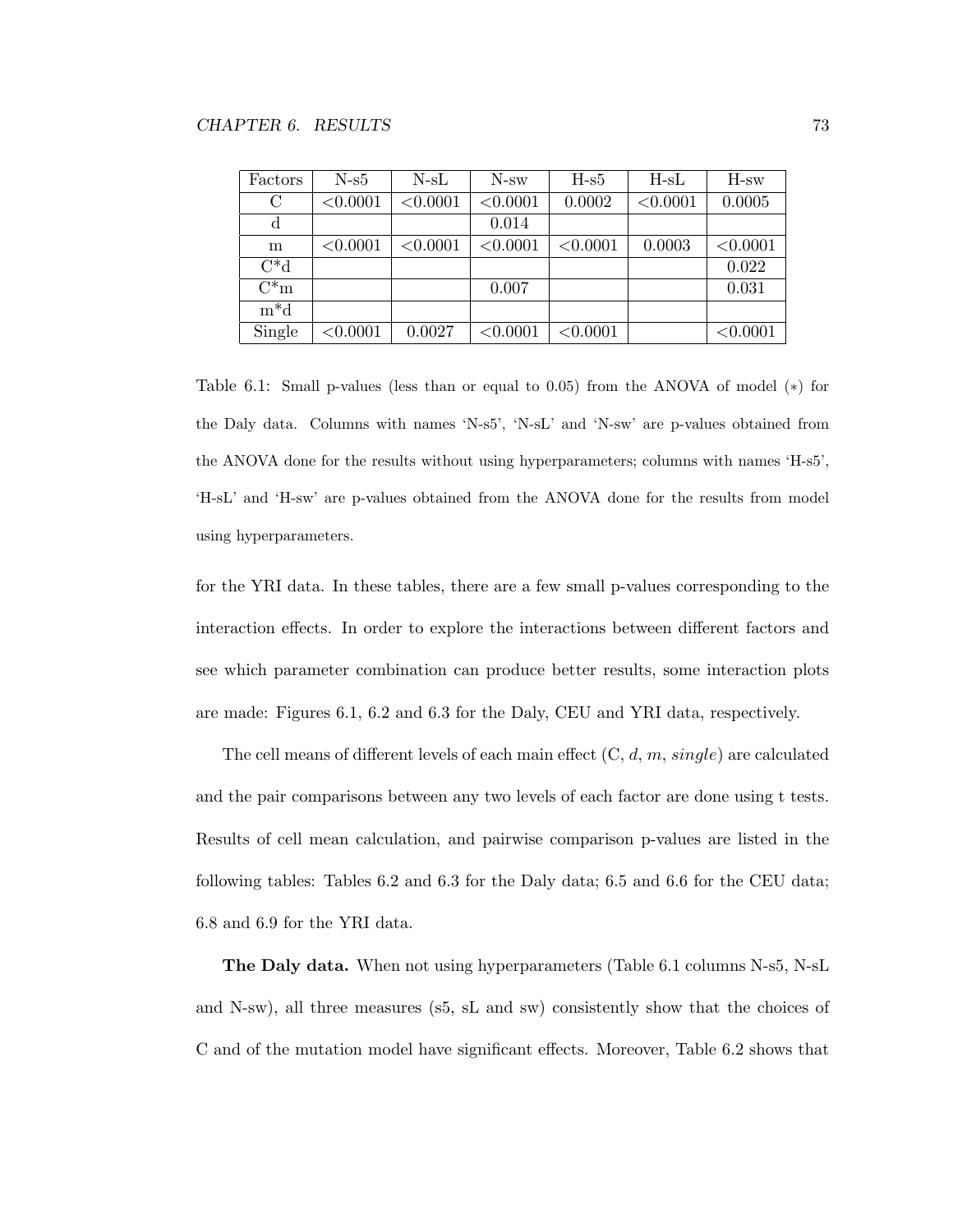| Factors | N-s5 | N-sL | N-sw | H-s5 | H-sL | H-sw |
|---|---|---|---|---|---|---|
| C | <0.0001 | <0.0001 | <0.0001 | 0.0002 | <0.0001 | 0.0005 |
| d | | | 0.014 | | | |
| m | <0.0001 | <0.0001 | <0.0001 | <0.0001 | 0.0003 | <0.0001 |
| C*d | | | | | | 0.022 |
| C*m | | | 0.007 | | | 0.031 |
| m*d | | | | | | |
| Single | <0.0001 | 0.0027 | <0.0001 | <0.0001 | | <0.0001 |

Table 6.1: Small p-values (less than or equal to 0.05) from the ANOVA of model ($*$) for the Daly data. Columns with names 'N-s5', 'N-sL' and 'N-sw' are p-values obtained from the ANOVA done for the results without using hyperparameters; columns with names 'H-s5', 'H-sL' and 'H-sw' are p-values obtained from the ANOVA done for the results from model using hyperparameters.

for the YRI data. In these tables, there are a few small p-values corresponding to the interaction effects. In order to explore the interactions between different factors and see which parameter combination can produce better results, some interaction plots are made: Figures 6.1, 6.2 and 6.3 for the Daly, CEU and YRI data, respectively.

The cell means of different levels of each main effect (C, $d$, $m$, $single$) are calculated and the pair comparisons between any two levels of each factor are done using t tests. Results of cell mean calculation, and pairwise comparison p-values are listed in the following tables: Tables 6.2 and 6.3 for the Daly data; 6.5 and 6.6 for the CEU data; 6.8 and 6.9 for the YRI data.

**The Daly data.** When not using hyperparameters (Table 6.1 columns N-s5, N-sL and N-sw), all three measures (s5, sL and sw) consistently show that the choices of C and of the mutation model have significant effects. Moreover, Table 6.2 shows that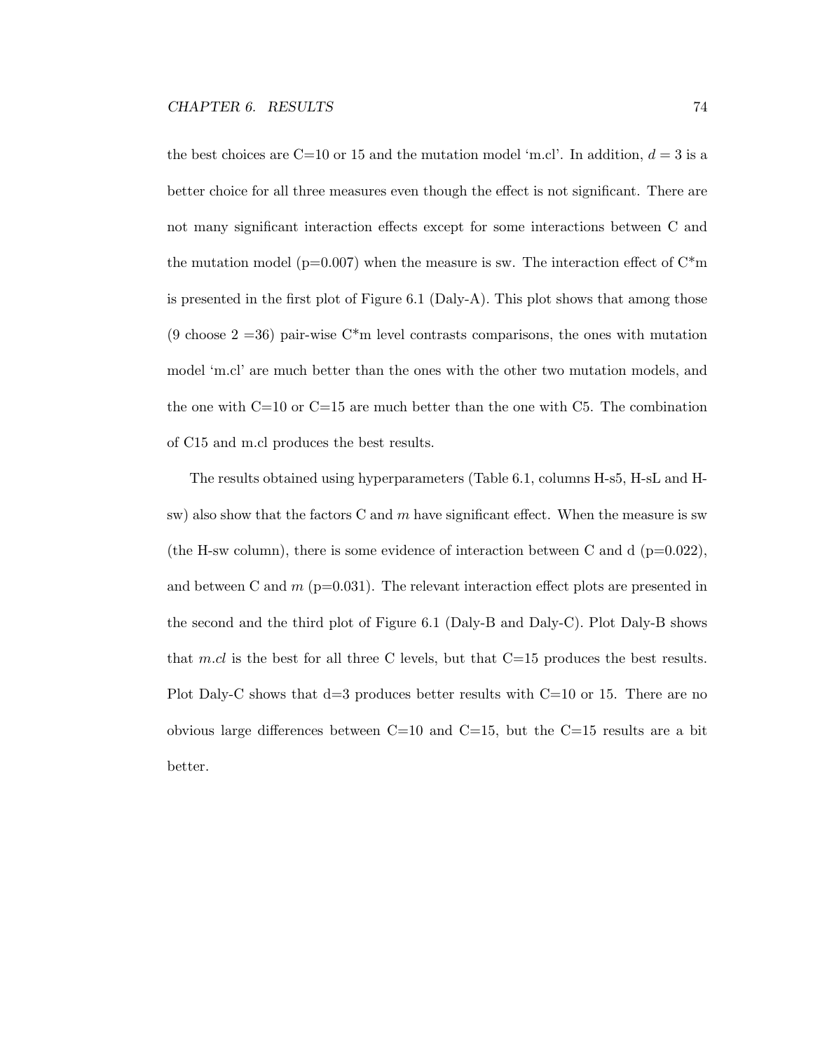the best choices are C=10 or 15 and the mutation model 'm.cl'. In addition, $d = 3$ is a better choice for all three measures even though the effect is not significant. There are not many significant interaction effects except for some interactions between C and the mutation model (p=0.007) when the measure is sw. The interaction effect of C*m is presented in the first plot of Figure 6.1 (Daly-A). This plot shows that among those (9 choose 2 =36) pair-wise C*m level contrasts comparisons, the ones with mutation model 'm.cl' are much better than the ones with the other two mutation models, and the one with C=10 or C=15 are much better than the one with C5. The combination of C15 and m.cl produces the best results.

The results obtained using hyperparameters (Table 6.1, columns H-s5, H-sL and H-sw) also show that the factors C and $m$ have significant effect. When the measure is sw (the H-sw column), there is some evidence of interaction between C and d (p=0.022), and between C and $m$ (p=0.031). The relevant interaction effect plots are presented in the second and the third plot of Figure 6.1 (Daly-B and Daly-C). Plot Daly-B shows that *m.cl* is the best for all three C levels, but that C=15 produces the best results. Plot Daly-C shows that d=3 produces better results with C=10 or 15. There are no obvious large differences between C=10 and C=15, but the C=15 results are a bit better.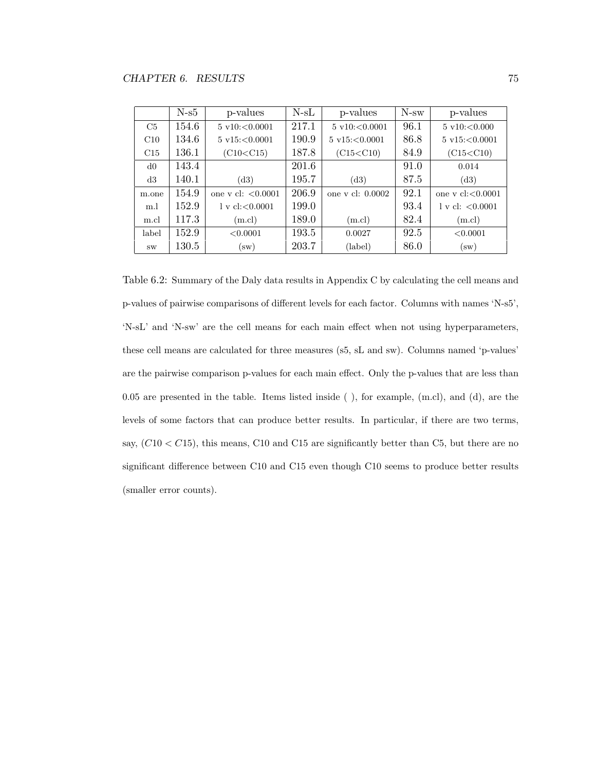| | N-s5 | p-values | N-sL | p-values | N-sw | p-values |
|---|---|---|---|---|---|---|
| C5 | 154.6 | 5 v10:<0.0001 | 217.1 | 5 v10:<0.0001 | 96.1 | 5 v10:<0.000 |
| C10 | 134.6 | 5 v15:<0.0001 | 190.9 | 5 v15:<0.0001 | 86.8 | 5 v15:<0.0001 |
| C15 | 136.1 | (C10<C15) | 187.8 | (C15<C10) | 84.9 | (C15<C10) |
| d0 | 143.4 | | 201.6 | | 91.0 | 0.014 |
| d3 | 140.1 | (d3) | 195.7 | (d3) | 87.5 | (d3) |
| m.one | 154.9 | one v cl: <0.0001 | 206.9 | one v cl: 0.0002 | 92.1 | one v cl:<0.0001 |
| m.l | 152.9 | l v cl:<0.0001 | 199.0 | | 93.4 | l v cl: <0.0001 |
| m.cl | 117.3 | (m.cl) | 189.0 | (m.cl) | 82.4 | (m.cl) |
| label | 152.9 | <0.0001 | 193.5 | 0.0027 | 92.5 | <0.0001 |
| sw | 130.5 | (sw) | 203.7 | (label) | 86.0 | (sw) |

Table 6.2: Summary of the Daly data results in Appendix C by calculating the cell means and p-values of pairwise comparisons of different levels for each factor. Columns with names 'N-s5', 'N-sL' and 'N-sw' are the cell means for each main effect when not using hyperparameters, these cell means are calculated for three measures (s5, sL and sw). Columns named 'p-values' are the pairwise comparison p-values for each main effect. Only the p-values that are less than 0.05 are presented in the table. Items listed inside ( ), for example, (m.cl), and (d), are the levels of some factors that can produce better results. In particular, if there are two terms, say, $(C10 < C15)$, this means, C10 and C15 are significantly better than C5, but there are no significant difference between C10 and C15 even though C10 seems to produce better results (smaller error counts).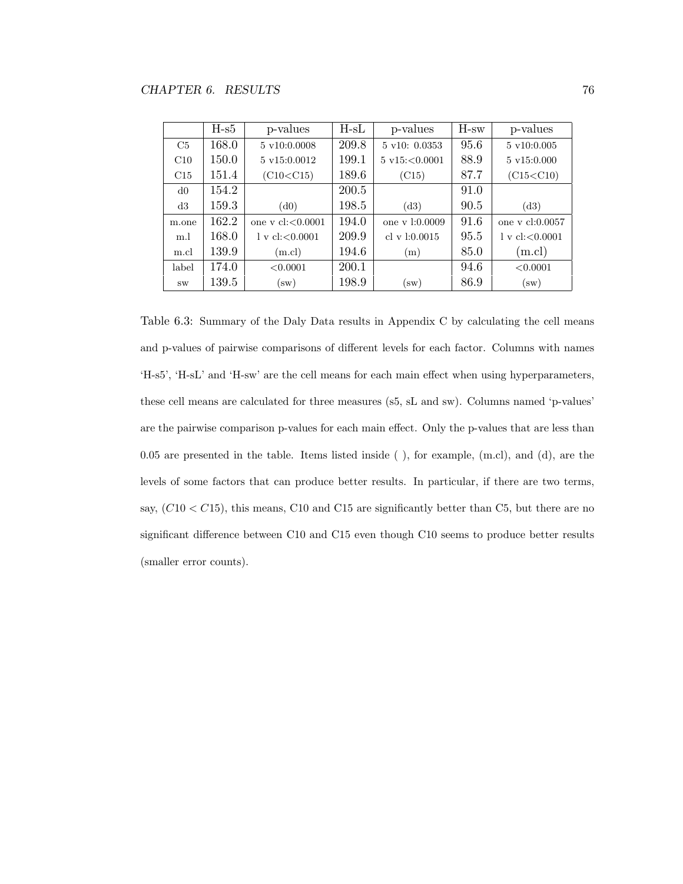| | H-s5 | p-values | H-sL | p-values | H-sw | p-values |
|---|---|---|---|---|---|---|
| C5 | 168.0 | 5 v10:0.0008 | 209.8 | 5 v10: 0.0353 | 95.6 | 5 v10:0.005 |
| C10 | 150.0 | 5 v15:0.0012 | 199.1 | 5 v15:<0.0001 | 88.9 | 5 v15:0.000 |
| C15 | 151.4 | (C10<C15) | 189.6 | (C15) | 87.7 | (C15<C10) |
| d0 | 154.2 | | 200.5 | | 91.0 | |
| d3 | 159.3 | (d0) | 198.5 | (d3) | 90.5 | (d3) |
| m.one | 162.2 | one v cl:<0.0001 | 194.0 | one v l:0.0009 | 91.6 | one v cl:0.0057 |
| m.l | 168.0 | l v cl:<0.0001 | 209.9 | cl v l:0.0015 | 95.5 | l v cl:<0.0001 |
| m.cl | 139.9 | (m.cl) | 194.6 | (m) | 85.0 | (m.cl) |
| label | 174.0 | <0.0001 | 200.1 | | 94.6 | <0.0001 |
| sw | 139.5 | (sw) | 198.9 | (sw) | 86.9 | (sw) |

Table 6.3: Summary of the Daly Data results in Appendix C by calculating the cell means and p-values of pairwise comparisons of different levels for each factor. Columns with names 'H-s5', 'H-sL' and 'H-sw' are the cell means for each main effect when using hyperparameters, these cell means are calculated for three measures (s5, sL and sw). Columns named 'p-values' are the pairwise comparison p-values for each main effect. Only the p-values that are less than 0.05 are presented in the table. Items listed inside ( ), for example, (m.cl), and (d), are the levels of some factors that can produce better results. In particular, if there are two terms, say, ($C10 < C15$), this means, C10 and C15 are significantly better than C5, but there are no significant difference between C10 and C15 even though C10 seems to produce better results (smaller error counts).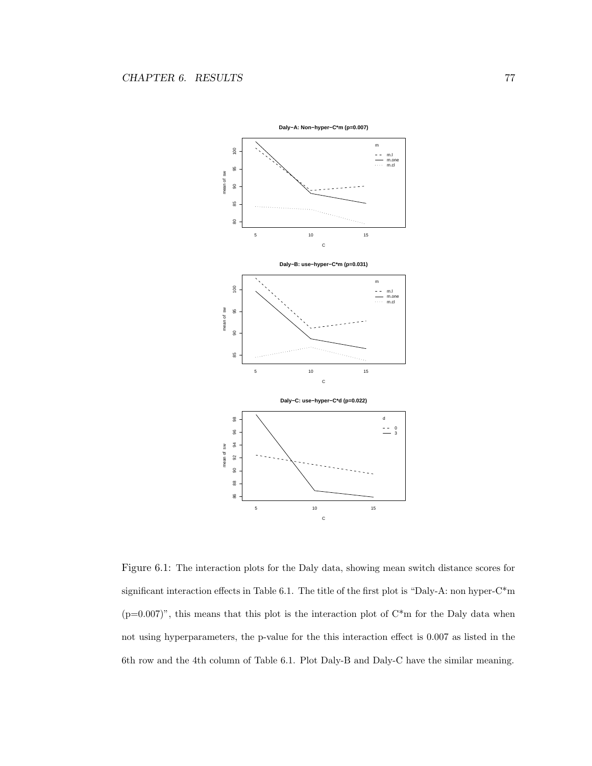Daly−A: Non−hyper−C*m (p=0.007)

m

m.l
m.one
m.cl

mean of sw

100
95
90
85
80

5
10
15

C

Daly−B: use−hyper−C*m (p=0.031)

m

m.l
m.one
m.cl

mean of sw

100
95
90
85

5
10
15

C

Daly−C: use−hyper−C*d (p=0.022)

d

0
3

mean of sw

98
96
94
92
90
88
86

5
10
15

C

Figure 6.1: The interaction plots for the Daly data, showing mean switch distance scores for significant interaction effects in Table 6.1. The title of the first plot is "Daly-A: non hyper-C*m (p=0.007)", this means that this plot is the interaction plot of C*m for the Daly data when not using hyperparameters, the p-value for the this interaction effect is 0.007 as listed in the 6th row and the 4th column of Table 6.1. Plot Daly-B and Daly-C have the similar meaning.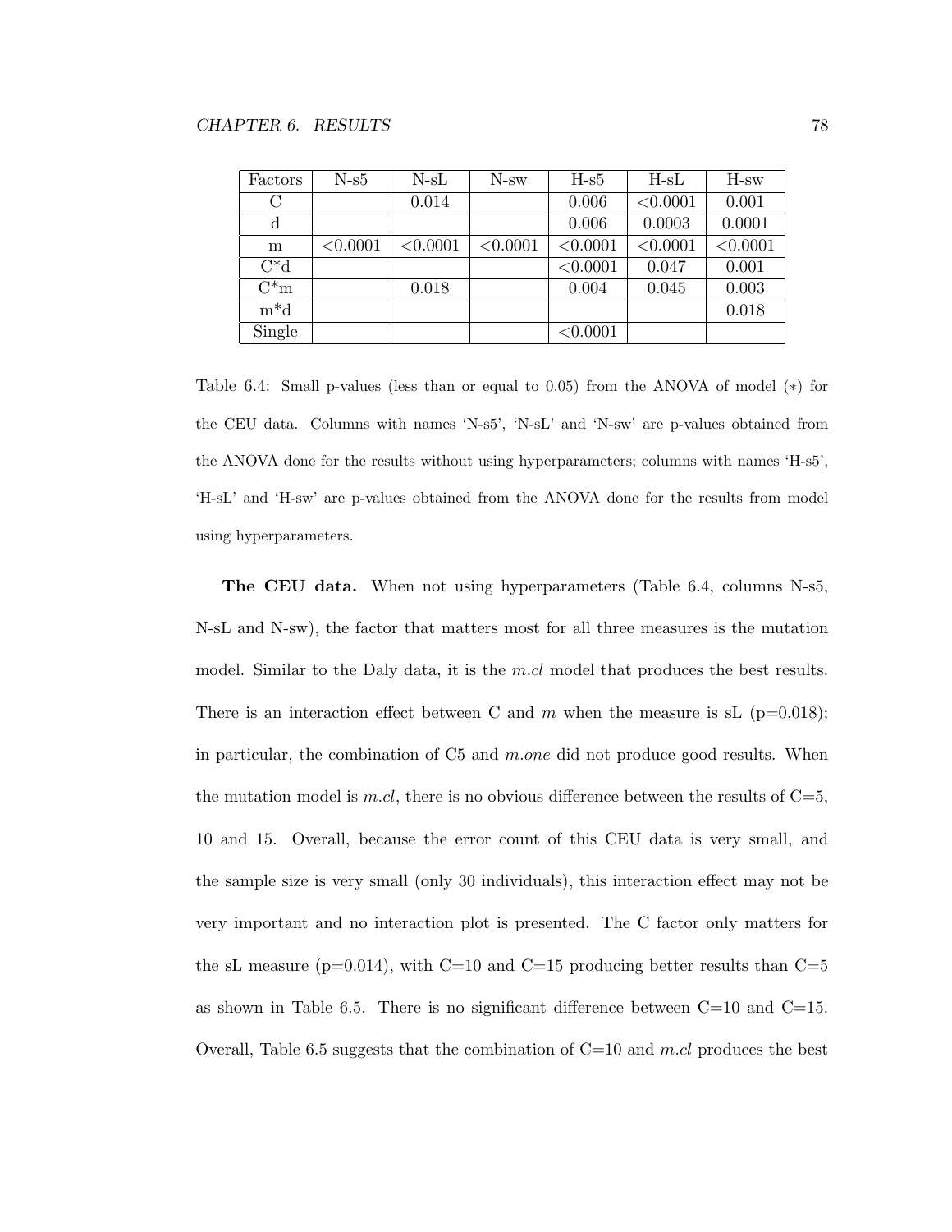| Factors | N-s5 | N-sL | N-sw | H-s5 | H-sL | H-sw |
|---|---|---|---|---|---|---|
| C | | 0.014 | | 0.006 | <0.0001 | 0.001 |
| d | | | | 0.006 | 0.0003 | 0.0001 |
| m | <0.0001 | <0.0001 | <0.0001 | <0.0001 | <0.0001 | <0.0001 |
| C*d | | | | <0.0001 | 0.047 | 0.001 |
| C*m | | 0.018 | | 0.004 | 0.045 | 0.003 |
| m*d | | | | | | 0.018 |
| Single | | | | <0.0001 | | |

Table 6.4: Small p-values (less than or equal to 0.05) from the ANOVA of model (∗) for the CEU data. Columns with names 'N-s5', 'N-sL' and 'N-sw' are p-values obtained from the ANOVA done for the results without using hyperparameters; columns with names 'H-s5', 'H-sL' and 'H-sw' are p-values obtained from the ANOVA done for the results from model using hyperparameters.

**The CEU data.** When not using hyperparameters (Table 6.4, columns N-s5, N-sL and N-sw), the factor that matters most for all three measures is the mutation model. Similar to the Daly data, it is the *m.cl* model that produces the best results. There is an interaction effect between C and *m* when the measure is sL (p=0.018); in particular, the combination of C5 and *m.one* did not produce good results. When the mutation model is *m.cl*, there is no obvious difference between the results of C=5, 10 and 15. Overall, because the error count of this CEU data is very small, and the sample size is very small (only 30 individuals), this interaction effect may not be very important and no interaction plot is presented. The C factor only matters for the sL measure (p=0.014), with C=10 and C=15 producing better results than C=5 as shown in Table 6.5. There is no significant difference between C=10 and C=15. Overall, Table 6.5 suggests that the combination of C=10 and *m.cl* produces the best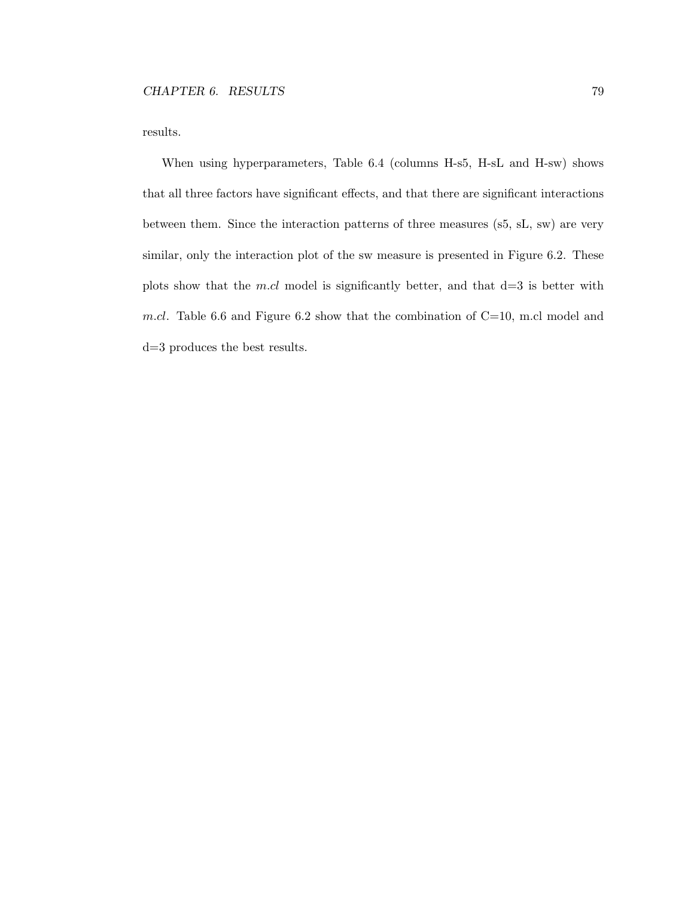results.

When using hyperparameters, Table 6.4 (columns H-s5, H-sL and H-sw) shows that all three factors have significant effects, and that there are significant interactions between them. Since the interaction patterns of three measures (s5, sL, sw) are very similar, only the interaction plot of the sw measure is presented in Figure 6.2. These plots show that the *m.cl* model is significantly better, and that d=3 is better with *m.cl*. Table 6.6 and Figure 6.2 show that the combination of C=10, m.cl model and d=3 produces the best results.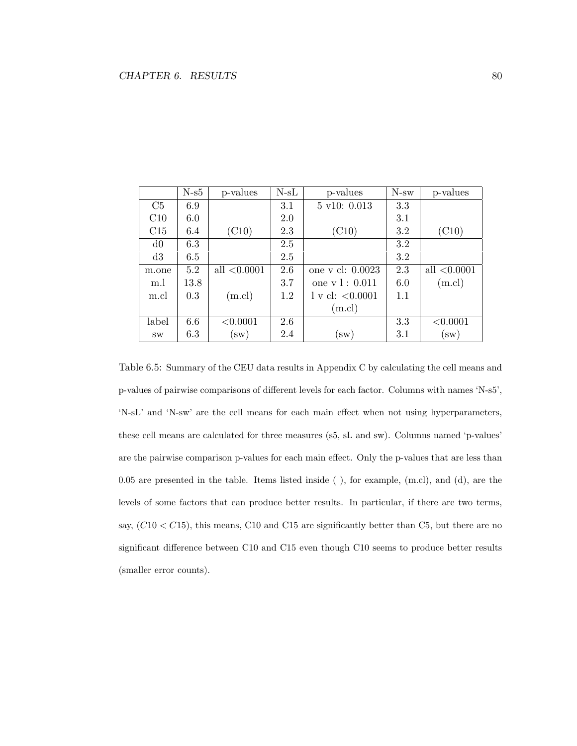| | N-s5 | p-values | N-sL | p-values | N-sw | p-values |
|---|---|---|---|---|---|---|
| C5 | 6.9 | | 3.1 | 5 v10: 0.013 | 3.3 | |
| C10 | 6.0 | | 2.0 | | 3.1 | |
| C15 | 6.4 | (C10) | 2.3 | (C10) | 3.2 | (C10) |
| d0 | 6.3 | | 2.5 | | 3.2 | |
| d3 | 6.5 | | 2.5 | | 3.2 | |
| m.one | 5.2 | all <0.0001 | 2.6 | one v cl: 0.0023 | 2.3 | all <0.0001 |
| m.l | 13.8 | | 3.7 | one v l : 0.011 | 6.0 | (m.cl) |
| m.cl | 0.3 | (m.cl) | 1.2 | l v cl: <0.0001 | 1.1 | |
| | | | | (m.cl) | | |
| label | 6.6 | <0.0001 | 2.6 | | 3.3 | <0.0001 |
| sw | 6.3 | (sw) | 2.4 | (sw) | 3.1 | (sw) |

Table 6.5: Summary of the CEU data results in Appendix C by calculating the cell means and p-values of pairwise comparisons of different levels for each factor. Columns with names 'N-s5', 'N-sL' and 'N-sw' are the cell means for each main effect when not using hyperparameters, these cell means are calculated for three measures (s5, sL and sw). Columns named 'p-values' are the pairwise comparison p-values for each main effect. Only the p-values that are less than 0.05 are presented in the table. Items listed inside ( ), for example, (m.cl), and (d), are the levels of some factors that can produce better results. In particular, if there are two terms, say, ($C10 < C15$), this means, C10 and C15 are significantly better than C5, but there are no significant difference between C10 and C15 even though C10 seems to produce better results (smaller error counts).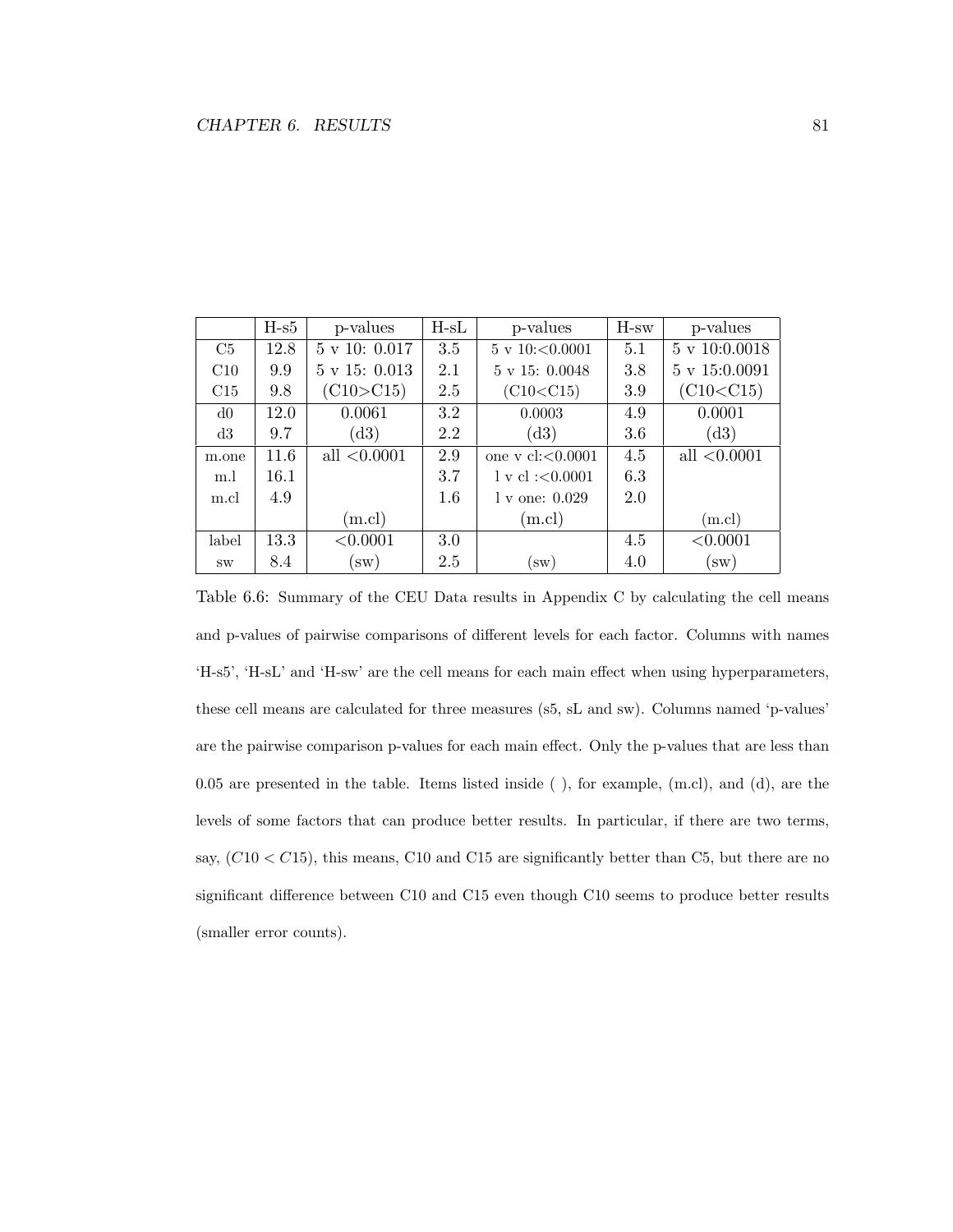| | H-s5 | p-values | H-sL | p-values | H-sw | p-values |
|---|---|---|---|---|---|---|
| C5 | 12.8 | 5 v 10: 0.017 | 3.5 | 5 v 10:<0.0001 | 5.1 | 5 v 10:0.0018 |
| C10 | 9.9 | 5 v 15: 0.013 | 2.1 | 5 v 15: 0.0048 | 3.8 | 5 v 15:0.0091 |
| C15 | 9.8 | (C10>C15) | 2.5 | (C10<C15) | 3.9 | (C10<C15) |
| d0 | 12.0 | 0.0061 | 3.2 | 0.0003 | 4.9 | 0.0001 |
| d3 | 9.7 | (d3) | 2.2 | (d3) | 3.6 | (d3) |
| m.one | 11.6 | all <0.0001 | 2.9 | one v cl:<0.0001 | 4.5 | all <0.0001 |
| m.l | 16.1 | | 3.7 | l v cl :<0.0001 | 6.3 | |
| m.cl | 4.9 | | 1.6 | l v one: 0.029 | 2.0 | |
| | | (m.cl) | | (m.cl) | | (m.cl) |
| label | 13.3 | <0.0001 | 3.0 | | 4.5 | <0.0001 |
| sw | 8.4 | (sw) | 2.5 | (sw) | 4.0 | (sw) |

Table 6.6: Summary of the CEU Data results in Appendix C by calculating the cell means and p-values of pairwise comparisons of different levels for each factor. Columns with names 'H-s5', 'H-sL' and 'H-sw' are the cell means for each main effect when using hyperparameters, these cell means are calculated for three measures (s5, sL and sw). Columns named 'p-values' are the pairwise comparison p-values for each main effect. Only the p-values that are less than 0.05 are presented in the table. Items listed inside ( ), for example, (m.cl), and (d), are the levels of some factors that can produce better results. In particular, if there are two terms, say, ($C10 < C15$), this means, C10 and C15 are significantly better than C5, but there are no significant difference between C10 and C15 even though C10 seems to produce better results (smaller error counts).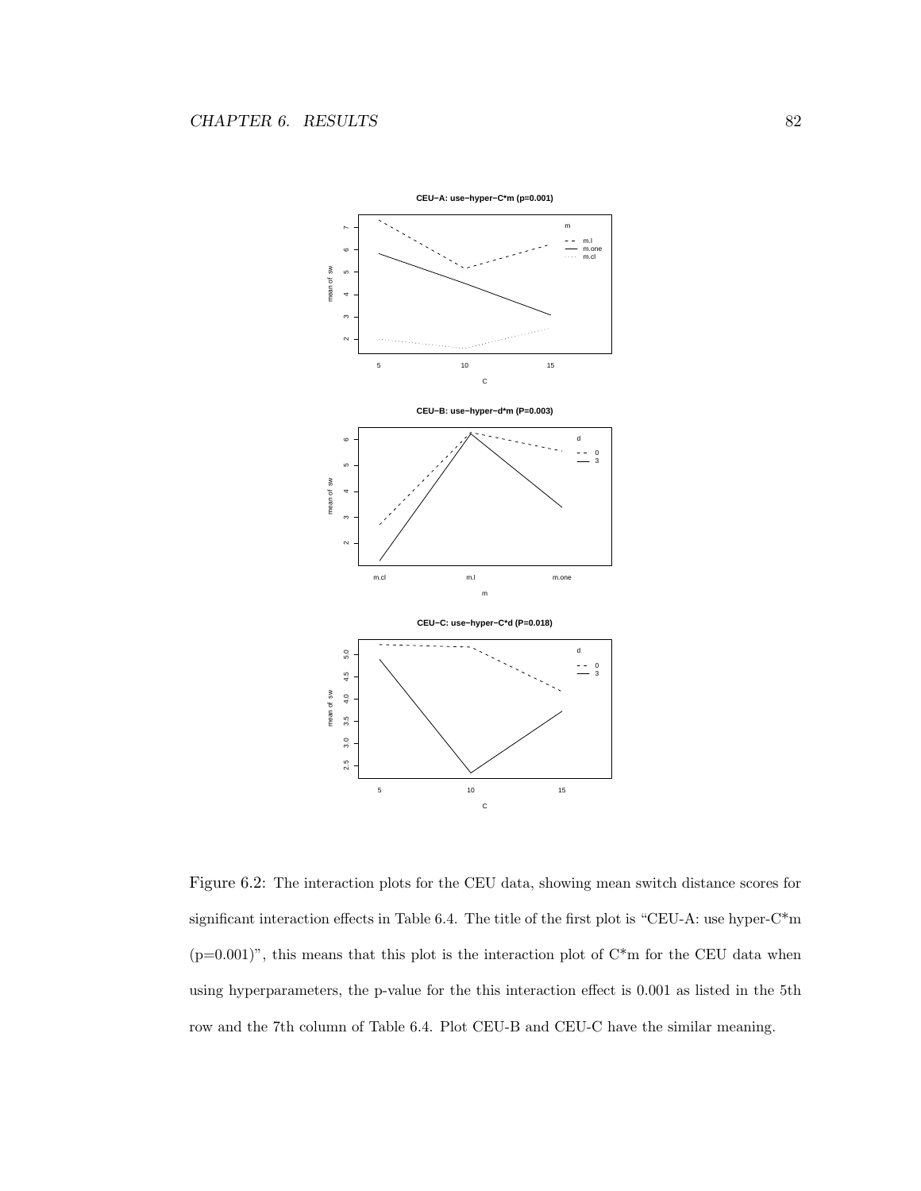CEU−A: use−hyper−C*m (p=0.001)

mean of sw

7
6
5
4
3
2

5 10 15

C

m

m.l
m.one
m.cl

CEU−B: use−hyper−d*m (P=0.003)

mean of sw

6
5
4
3
2

m.cl m.l m.one

m

d

0
3

CEU−C: use−hyper−C*d (P=0.018)

mean of sw

5.0
4.5
4.0
3.5
3.0
2.5

5 10 15

C

d

0
3

Figure 6.2: The interaction plots for the CEU data, showing mean switch distance scores for significant interaction effects in Table 6.4. The title of the first plot is "CEU-A: use hyper-C*m (p=0.001)", this means that this plot is the interaction plot of C*m for the CEU data when using hyperparameters, the p-value for the this interaction effect is 0.001 as listed in the 5th row and the 7th column of Table 6.4. Plot CEU-B and CEU-C have the similar meaning.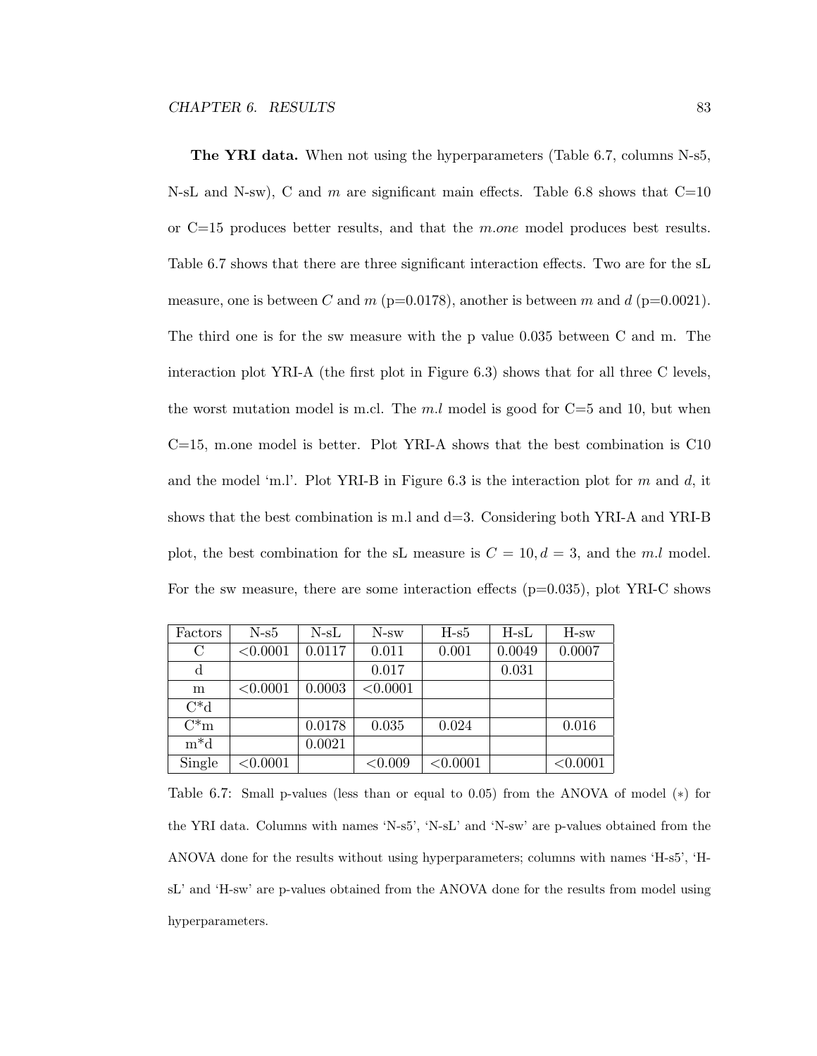**The YRI data.** When not using the hyperparameters (Table 6.7, columns N-s5, N-sL and N-sw), C and $m$ are significant main effects. Table 6.8 shows that C=10 or C=15 produces better results, and that the *m.one* model produces best results. Table 6.7 shows that there are three significant interaction effects. Two are for the sL measure, one is between $C$ and $m$ (p=0.0178), another is between $m$ and $d$ (p=0.0021). The third one is for the sw measure with the p value 0.035 between C and m. The interaction plot YRI-A (the first plot in Figure 6.3) shows that for all three C levels, the worst mutation model is m.cl. The *m.l* model is good for C=5 and 10, but when C=15, m.one model is better. Plot YRI-A shows that the best combination is C10 and the model 'm.l'. Plot YRI-B in Figure 6.3 is the interaction plot for $m$ and $d$, it shows that the best combination is m.l and d=3. Considering both YRI-A and YRI-B plot, the best combination for the sL measure is $C = 10, d = 3$, and the *m.l* model. For the sw measure, there are some interaction effects (p=0.035), plot YRI-C shows

| Factors | N-s5 | N-sL | N-sw | H-s5 | H-sL | H-sw |
|---|---|---|---|---|---|---|
| C | <0.0001 | 0.0117 | 0.011 | 0.001 | 0.0049 | 0.0007 |
| d | | | 0.017 | | 0.031 | |
| m | <0.0001 | 0.0003 | <0.0001 | | | |
| C*d | | | | | | |
| C*m | | 0.0178 | 0.035 | 0.024 | | 0.016 |
| m*d | | 0.0021 | | | | |
| Single | <0.0001 | | <0.009 | <0.0001 | | <0.0001 |

Table 6.7: Small p-values (less than or equal to 0.05) from the ANOVA of model $(*)$ for the YRI data. Columns with names 'N-s5', 'N-sL' and 'N-sw' are p-values obtained from the ANOVA done for the results without using hyperparameters; columns with names 'H-s5', 'H-sL' and 'H-sw' are p-values obtained from the ANOVA done for the results from model using hyperparameters.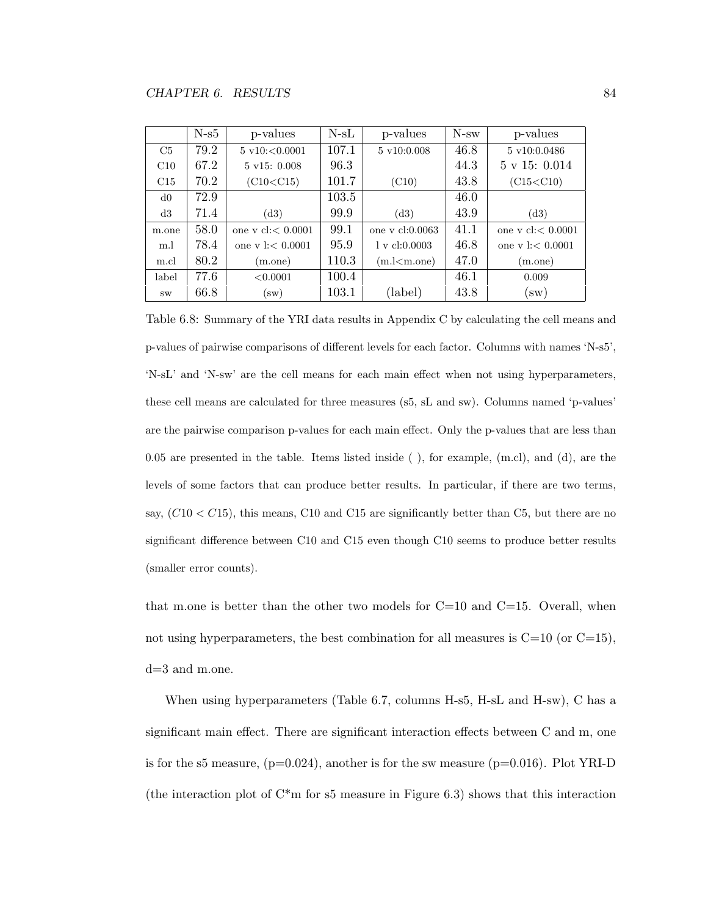| | N-s5 | p-values | N-sL | p-values | N-sw | p-values |
|---|---|---|---|---|---|---|
| C5 | 79.2 | 5 v10:<0.0001 | 107.1 | 5 v10:0.008 | 46.8 | 5 v10:0.0486 |
| C10 | 67.2 | 5 v15: 0.008 | 96.3 | | 44.3 | 5 v 15: 0.014 |
| C15 | 70.2 | (C10<C15) | 101.7 | (C10) | 43.8 | (C15<C10) |
| d0 | 72.9 | | 103.5 | | 46.0 | |
| d3 | 71.4 | (d3) | 99.9 | (d3) | 43.9 | (d3) |
| m.one | 58.0 | one v cl:< 0.0001 | 99.1 | one v cl:0.0063 | 41.1 | one v cl:< 0.0001 |
| m.l | 78.4 | one v l:< 0.0001 | 95.9 | l v cl:0.0003 | 46.8 | one v l:< 0.0001 |
| m.cl | 80.2 | (m.one) | 110.3 | (m.l<m.one) | 47.0 | (m.one) |
| label | 77.6 | <0.0001 | 100.4 | | 46.1 | 0.009 |
| sw | 66.8 | (sw) | 103.1 | (label) | 43.8 | (sw) |

Table 6.8: Summary of the YRI data results in Appendix C by calculating the cell means and p-values of pairwise comparisons of different levels for each factor. Columns with names 'N-s5', 'N-sL' and 'N-sw' are the cell means for each main effect when not using hyperparameters, these cell means are calculated for three measures (s5, sL and sw). Columns named 'p-values' are the pairwise comparison p-values for each main effect. Only the p-values that are less than 0.05 are presented in the table. Items listed inside ( ), for example, (m.cl), and (d), are the levels of some factors that can produce better results. In particular, if there are two terms, say, $(C10 < C15)$, this means, C10 and C15 are significantly better than C5, but there are no significant difference between C10 and C15 even though C10 seems to produce better results (smaller error counts).

that m.one is better than the other two models for C=10 and C=15. Overall, when not using hyperparameters, the best combination for all measures is C=10 (or C=15), d=3 and m.one.

When using hyperparameters (Table 6.7, columns H-s5, H-sL and H-sw), C has a significant main effect. There are significant interaction effects between C and m, one is for the s5 measure, (p=0.024), another is for the sw measure (p=0.016). Plot YRI-D (the interaction plot of C*m for s5 measure in Figure 6.3) shows that this interaction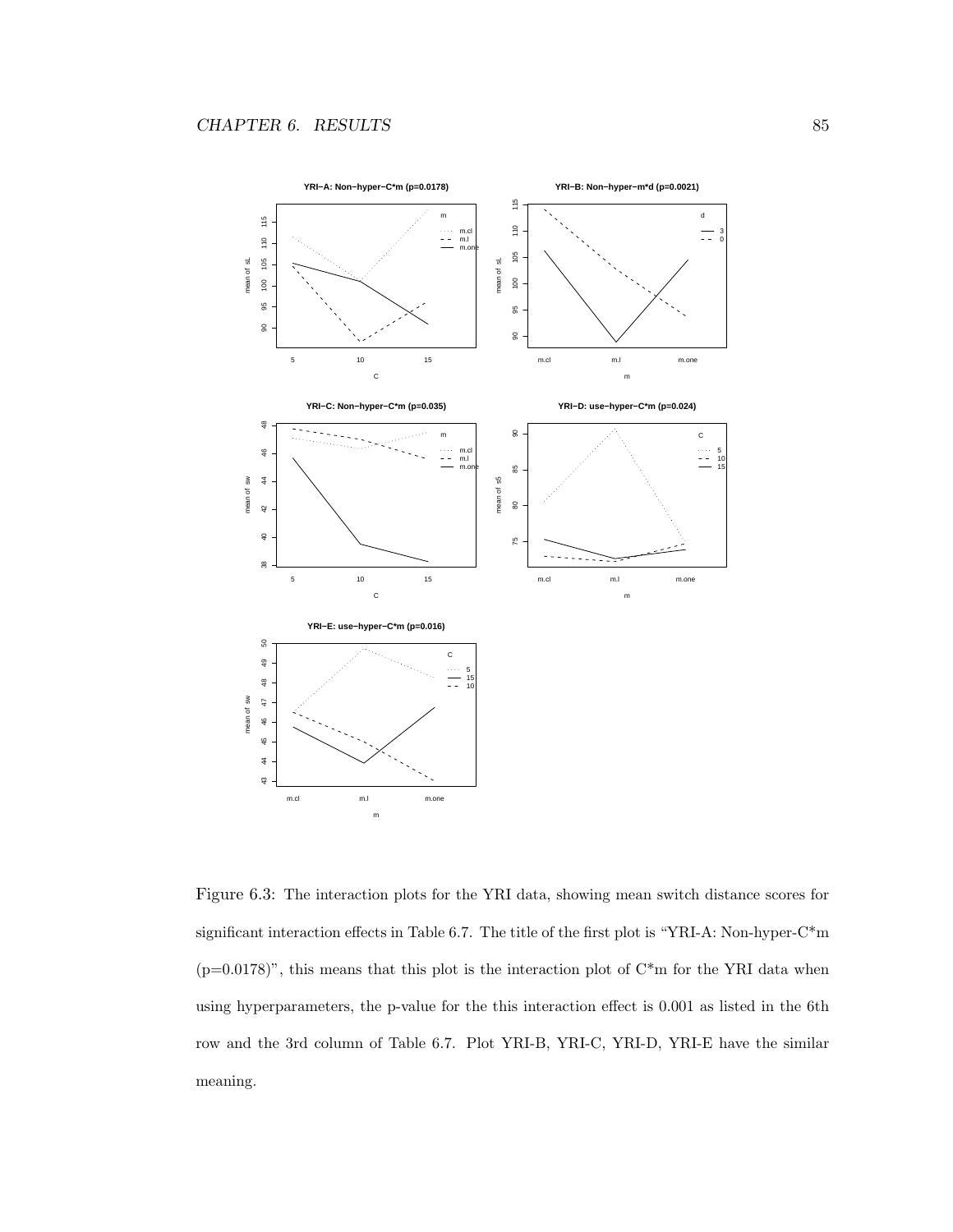YRI−A: Non−hyper−C*m (p=0.0178)

mean of sL

90
95
100
105
110
115

5
10
15

C

m
m.cl
m.l
m.one

YRI−B: Non−hyper−m*d (p=0.0021)

mean of sL

90
95
100
105
110
115

m.cl
m.l
m.one

m

d
3
0

YRI−C: Non−hyper−C*m (p=0.035)

mean of sw

38
40
42
44
46
48

5
10
15

C

m
m.cl
m.l
m.one

YRI−D: use−hyper−C*m (p=0.024)

mean of s5

75
80
85
90

m.cl
m.l
m.one

m

C
5
10
15

YRI−E: use−hyper−C*m (p=0.016)

mean of sw

43
44
45
46
47
48
49
50

m.cl
m.l
m.one

m

C
5
15
10

Figure 6.3: The interaction plots for the YRI data, showing mean switch distance scores for significant interaction effects in Table 6.7. The title of the first plot is "YRI-A: Non-hyper-C*m (p=0.0178)", this means that this plot is the interaction plot of C*m for the YRI data when using hyperparameters, the p-value for the this interaction effect is 0.001 as listed in the 6th row and the 3rd column of Table 6.7. Plot YRI-B, YRI-C, YRI-D, YRI-E have the similar meaning.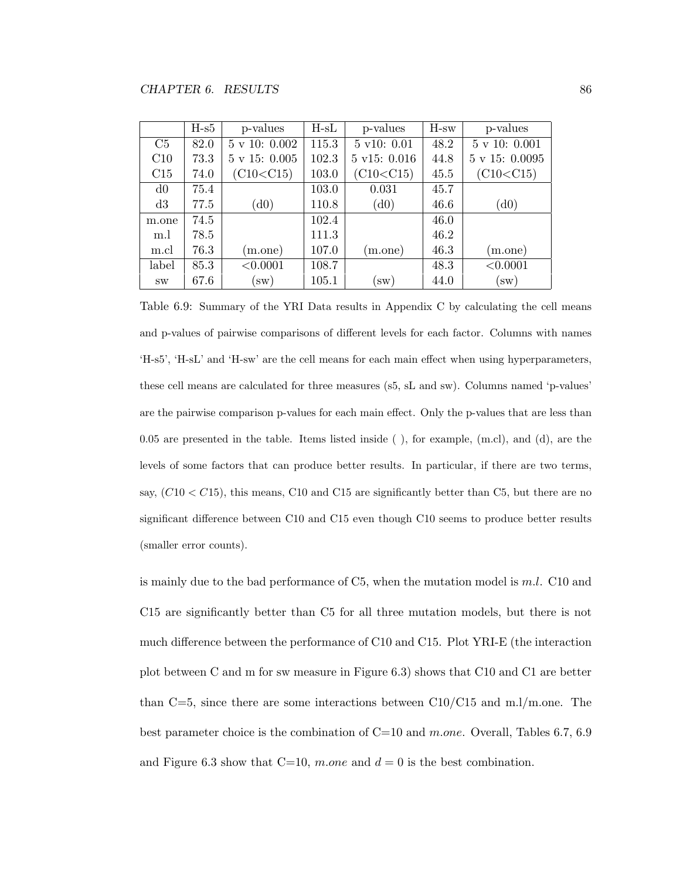| | H-s5 | p-values | H-sL | p-values | H-sw | p-values |
|---|---|---|---|---|---|---|
| C5 | 82.0 | 5 v 10: 0.002 | 115.3 | 5 v10: 0.01 | 48.2 | 5 v 10: 0.001 |
| C10 | 73.3 | 5 v 15: 0.005 | 102.3 | 5 v15: 0.016 | 44.8 | 5 v 15: 0.0095 |
| C15 | 74.0 | (C10<C15) | 103.0 | (C10<C15) | 45.5 | (C10<C15) |
| d0 | 75.4 | | 103.0 | 0.031 | 45.7 | |
| d3 | 77.5 | (d0) | 110.8 | (d0) | 46.6 | (d0) |
| m.one | 74.5 | | 102.4 | | 46.0 | |
| m.l | 78.5 | | 111.3 | | 46.2 | |
| m.cl | 76.3 | (m.one) | 107.0 | (m.one) | 46.3 | (m.one) |
| label | 85.3 | <0.0001 | 108.7 | | 48.3 | <0.0001 |
| sw | 67.6 | (sw) | 105.1 | (sw) | 44.0 | (sw) |

Table 6.9: Summary of the YRI Data results in Appendix C by calculating the cell means and p-values of pairwise comparisons of different levels for each factor. Columns with names 'H-s5', 'H-sL' and 'H-sw' are the cell means for each main effect when using hyperparameters, these cell means are calculated for three measures (s5, sL and sw). Columns named 'p-values' are the pairwise comparison p-values for each main effect. Only the p-values that are less than 0.05 are presented in the table. Items listed inside ( ), for example, (m.cl), and (d), are the levels of some factors that can produce better results. In particular, if there are two terms, say, ($C10 < C15$), this means, C10 and C15 are significantly better than C5, but there are no significant difference between C10 and C15 even though C10 seems to produce better results (smaller error counts).

is mainly due to the bad performance of C5, when the mutation model is *m.l*. C10 and C15 are significantly better than C5 for all three mutation models, but there is not much difference between the performance of C10 and C15. Plot YRI-E (the interaction plot between C and m for sw measure in Figure 6.3) shows that C10 and C1 are better than C=5, since there are some interactions between C10/C15 and m.l/m.one. The best parameter choice is the combination of C=10 and *m.one*. Overall, Tables 6.7, 6.9 and Figure 6.3 show that C=10, *m.one* and $d = 0$ is the best combination.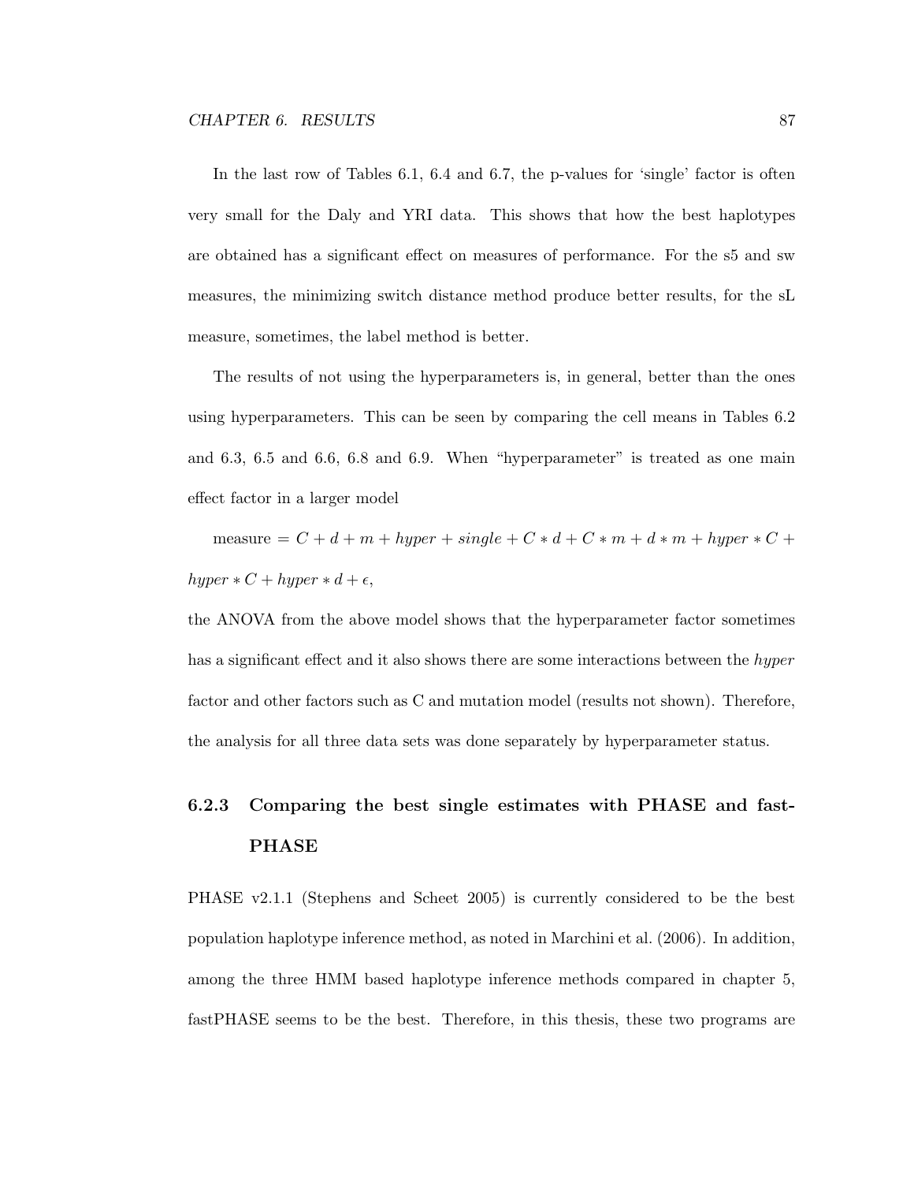In the last row of Tables 6.1, 6.4 and 6.7, the p-values for 'single' factor is often very small for the Daly and YRI data. This shows that how the best haplotypes are obtained has a significant effect on measures of performance. For the s5 and sw measures, the minimizing switch distance method produce better results, for the sL measure, sometimes, the label method is better.

The results of not using the hyperparameters is, in general, better than the ones using hyperparameters. This can be seen by comparing the cell means in Tables 6.2 and 6.3, 6.5 and 6.6, 6.8 and 6.9. When "hyperparameter" is treated as one main effect factor in a larger model

measure $= C + d + m + hyper + single + C*d + C*m + d*m + hyper*C + hyper*C + hyper*d + \epsilon$,

the ANOVA from the above model shows that the hyperparameter factor sometimes has a significant effect and it also shows there are some interactions between the *hyper* factor and other factors such as C and mutation model (results not shown). Therefore, the analysis for all three data sets was done separately by hyperparameter status.

### 6.2.3 Comparing the best single estimates with PHASE and fastPHASE

PHASE v2.1.1 (Stephens and Scheet 2005) is currently considered to be the best population haplotype inference method, as noted in Marchini et al. (2006). In addition, among the three HMM based haplotype inference methods compared in chapter 5, fastPHASE seems to be the best. Therefore, in this thesis, these two programs are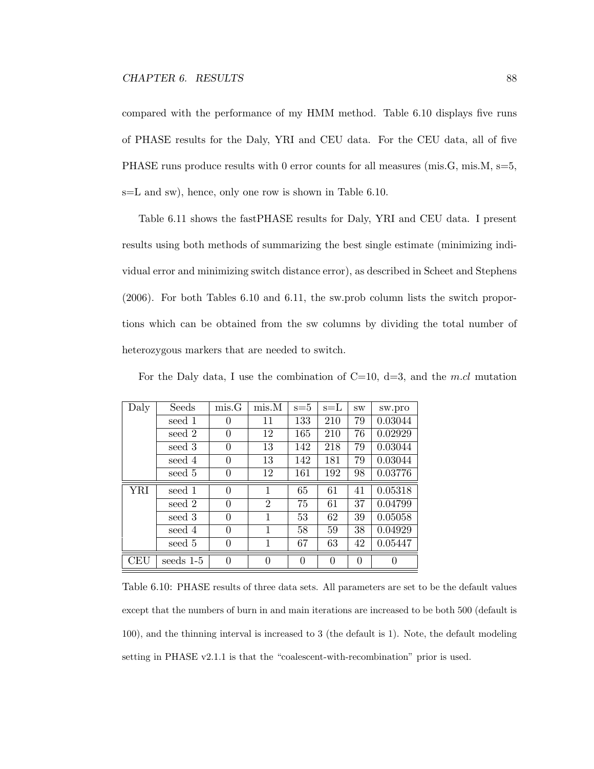compared with the performance of my HMM method. Table 6.10 displays five runs of PHASE results for the Daly, YRI and CEU data. For the CEU data, all of five PHASE runs produce results with 0 error counts for all measures (mis.G, mis.M, s=5, s=L and sw), hence, only one row is shown in Table 6.10.

Table 6.11 shows the fastPHASE results for Daly, YRI and CEU data. I present results using both methods of summarizing the best single estimate (minimizing individual error and minimizing switch distance error), as described in Scheet and Stephens (2006). For both Tables 6.10 and 6.11, the sw.prob column lists the switch proportions which can be obtained from the sw columns by dividing the total number of heterozygous markers that are needed to switch.

For the Daly data, I use the combination of C=10, d=3, and the *m.cl* mutation

| Daly | Seeds | mis.G | mis.M | s=5 | s=L | sw | sw.pro |
|---|---|---|---|---|---|---|---|
| | seed 1 | 0 | 11 | 133 | 210 | 79 | 0.03044 |
| | seed 2 | 0 | 12 | 165 | 210 | 76 | 0.02929 |
| | seed 3 | 0 | 13 | 142 | 218 | 79 | 0.03044 |
| | seed 4 | 0 | 13 | 142 | 181 | 79 | 0.03044 |
| | seed 5 | 0 | 12 | 161 | 192 | 98 | 0.03776 |
| YRI | seed 1 | 0 | 1 | 65 | 61 | 41 | 0.05318 |
| | seed 2 | 0 | 2 | 75 | 61 | 37 | 0.04799 |
| | seed 3 | 0 | 1 | 53 | 62 | 39 | 0.05058 |
| | seed 4 | 0 | 1 | 58 | 59 | 38 | 0.04929 |
| | seed 5 | 0 | 1 | 67 | 63 | 42 | 0.05447 |
| CEU | seeds 1-5 | 0 | 0 | 0 | 0 | 0 | 0 |

Table 6.10: PHASE results of three data sets. All parameters are set to be the default values except that the numbers of burn in and main iterations are increased to be both 500 (default is 100), and the thinning interval is increased to 3 (the default is 1). Note, the default modeling setting in PHASE v2.1.1 is that the "coalescent-with-recombination" prior is used.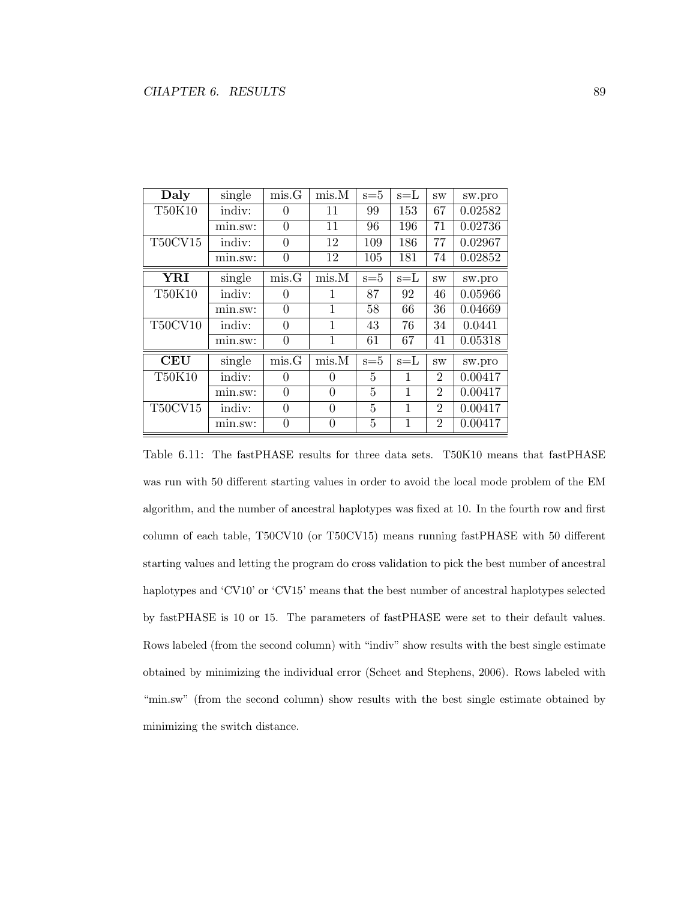| Daly | single | mis.G | mis.M | s=5 | s=L | sw | sw.pro |
|---|---|---|---|---|---|---|---|
| T50K10 | indiv: | 0 | 11 | 99 | 153 | 67 | 0.02582 |
| | min.sw: | 0 | 11 | 96 | 196 | 71 | 0.02736 |
| T50CV15 | indiv: | 0 | 12 | 109 | 186 | 77 | 0.02967 |
| | min.sw: | 0 | 12 | 105 | 181 | 74 | 0.02852 |

| YRI | single | mis.G | mis.M | s=5 | s=L | sw | sw.pro |
|---|---|---|---|---|---|---|---|
| T50K10 | indiv: | 0 | 1 | 87 | 92 | 46 | 0.05966 |
| | min.sw: | 0 | 1 | 58 | 66 | 36 | 0.04669 |
| T50CV10 | indiv: | 0 | 1 | 43 | 76 | 34 | 0.0441 |
| | min.sw: | 0 | 1 | 61 | 67 | 41 | 0.05318 |

| CEU | single | mis.G | mis.M | s=5 | s=L | sw | sw.pro |
|---|---|---|---|---|---|---|---|
| T50K10 | indiv: | 0 | 0 | 5 | 1 | 2 | 0.00417 |
| | min.sw: | 0 | 0 | 5 | 1 | 2 | 0.00417 |
| T50CV15 | indiv: | 0 | 0 | 5 | 1 | 2 | 0.00417 |
| | min.sw: | 0 | 0 | 5 | 1 | 2 | 0.00417 |

Table 6.11: The fastPHASE results for three data sets. T50K10 means that fastPHASE was run with 50 different starting values in order to avoid the local mode problem of the EM algorithm, and the number of ancestral haplotypes was fixed at 10. In the fourth row and first column of each table, T50CV10 (or T50CV15) means running fastPHASE with 50 different starting values and letting the program do cross validation to pick the best number of ancestral haplotypes and 'CV10' or 'CV15' means that the best number of ancestral haplotypes selected by fastPHASE is 10 or 15. The parameters of fastPHASE were set to their default values. Rows labeled (from the second column) with "indiv" show results with the best single estimate obtained by minimizing the individual error (Scheet and Stephens, 2006). Rows labeled with "min.sw" (from the second column) show results with the best single estimate obtained by minimizing the switch distance.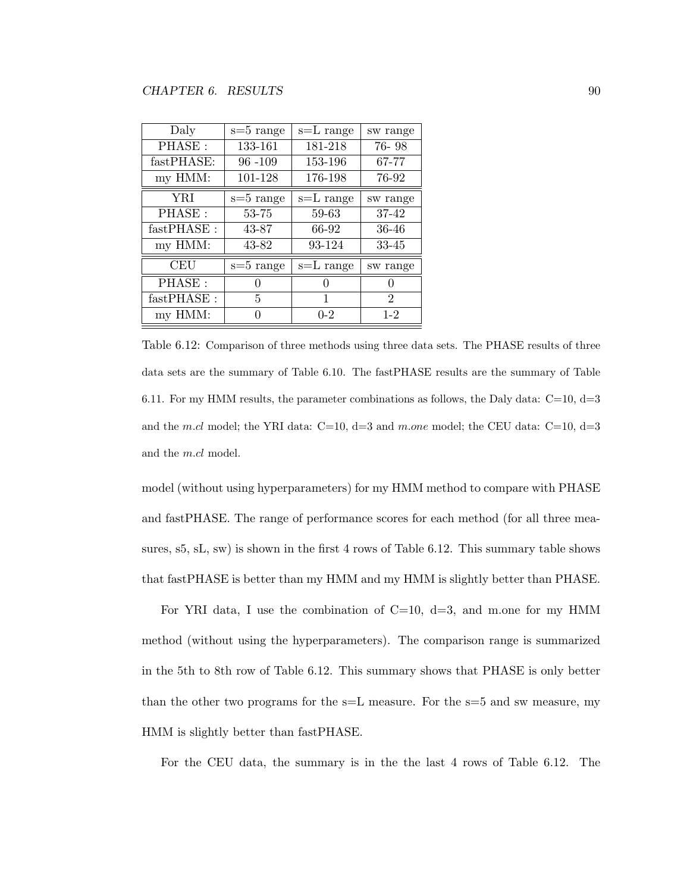| Daly | s=5 range | s=L range | sw range |
|---|---|---|---|
| PHASE : | 133-161 | 181-218 | 76- 98 |
| fastPHASE: | 96 -109 | 153-196 | 67-77 |
| my HMM: | 101-128 | 176-198 | 76-92 |
| YRI | s=5 range | s=L range | sw range |
| PHASE : | 53-75 | 59-63 | 37-42 |
| fastPHASE : | 43-87 | 66-92 | 36-46 |
| my HMM: | 43-82 | 93-124 | 33-45 |
| CEU | s=5 range | s=L range | sw range |
| PHASE : | 0 | 0 | 0 |
| fastPHASE : | 5 | 1 | 2 |
| my HMM: | 0 | 0-2 | 1-2 |

Table 6.12: Comparison of three methods using three data sets. The PHASE results of three data sets are the summary of Table 6.10. The fastPHASE results are the summary of Table 6.11. For my HMM results, the parameter combinations as follows, the Daly data: C=10, d=3 and the *m.cl* model; the YRI data: C=10, d=3 and *m.one* model; the CEU data: C=10, d=3 and the *m.cl* model.

model (without using hyperparameters) for my HMM method to compare with PHASE and fastPHASE. The range of performance scores for each method (for all three measures, s5, sL, sw) is shown in the first 4 rows of Table 6.12. This summary table shows that fastPHASE is better than my HMM and my HMM is slightly better than PHASE.

For YRI data, I use the combination of C=10, d=3, and m.one for my HMM method (without using the hyperparameters). The comparison range is summarized in the 5th to 8th row of Table 6.12. This summary shows that PHASE is only better than the other two programs for the s=L measure. For the s=5 and sw measure, my HMM is slightly better than fastPHASE.

For the CEU data, the summary is in the the last 4 rows of Table 6.12. The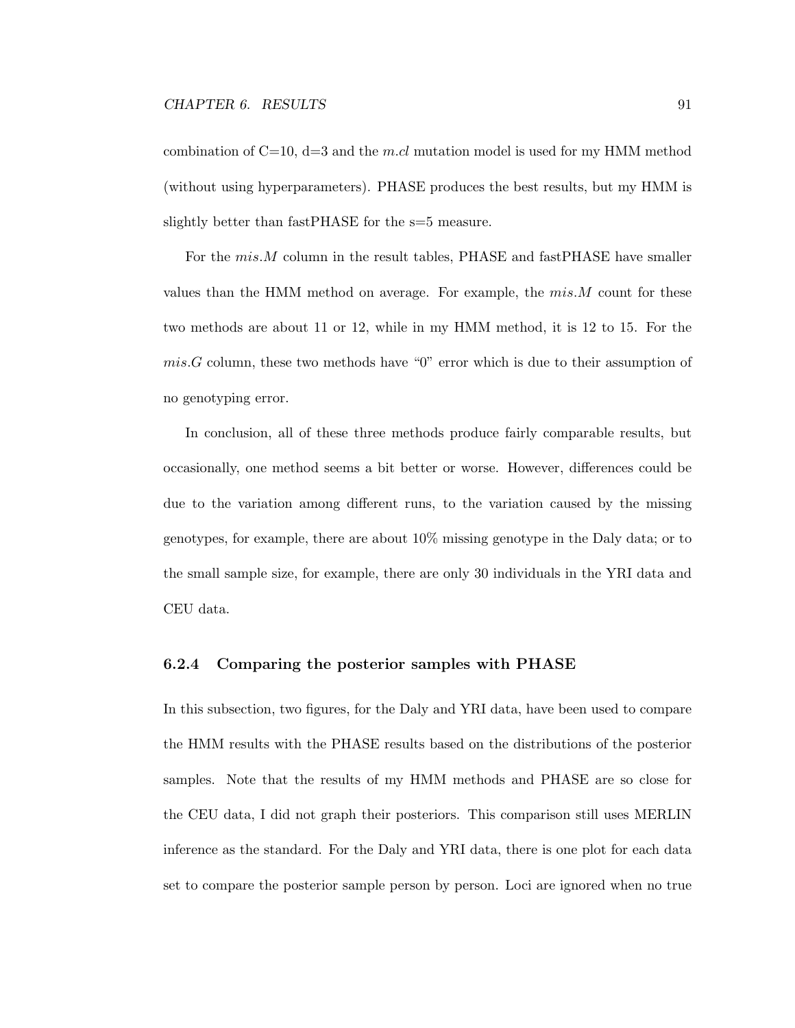combination of C=10, d=3 and the *m.cl* mutation model is used for my HMM method (without using hyperparameters). PHASE produces the best results, but my HMM is slightly better than fastPHASE for the s=5 measure.

For the *mis.M* column in the result tables, PHASE and fastPHASE have smaller values than the HMM method on average. For example, the *mis.M* count for these two methods are about 11 or 12, while in my HMM method, it is 12 to 15. For the *mis.G* column, these two methods have "0" error which is due to their assumption of no genotyping error.

In conclusion, all of these three methods produce fairly comparable results, but occasionally, one method seems a bit better or worse. However, differences could be due to the variation among different runs, to the variation caused by the missing genotypes, for example, there are about 10% missing genotype in the Daly data; or to the small sample size, for example, there are only 30 individuals in the YRI data and CEU data.

### 6.2.4 Comparing the posterior samples with PHASE

In this subsection, two figures, for the Daly and YRI data, have been used to compare the HMM results with the PHASE results based on the distributions of the posterior samples. Note that the results of my HMM methods and PHASE are so close for the CEU data, I did not graph their posteriors. This comparison still uses MERLIN inference as the standard. For the Daly and YRI data, there is one plot for each data set to compare the posterior sample person by person. Loci are ignored when no true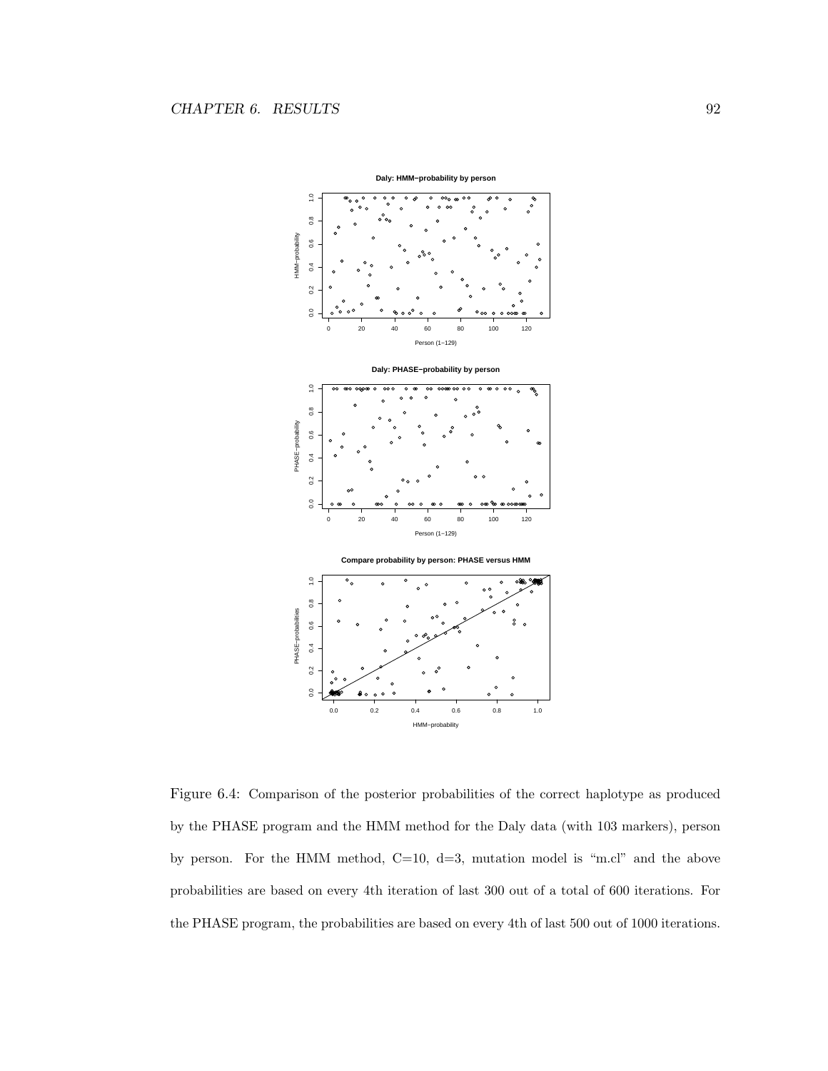Daly: HMM−probability by person

HMM−probability

0.0 0.2 0.4 0.6 0.8 1.0

0 20 40 60 80 100 120

Person (1−129)

Daly: PHASE−probability by person

PHASE−probability

0.0 0.2 0.4 0.6 0.8 1.0

0 20 40 60 80 100 120

Person (1−129)

Compare probability by person: PHASE versus HMM

PHASE−probabilities

0.0 0.2 0.4 0.6 0.8 1.0

0.0 0.2 0.4 0.6 0.8 1.0

HMM−probability

Figure 6.4: Comparison of the posterior probabilities of the correct haplotype as produced by the PHASE program and the HMM method for the Daly data (with 103 markers), person by person. For the HMM method, C=10, d=3, mutation model is "m.cl" and the above probabilities are based on every 4th iteration of last 300 out of a total of 600 iterations. For the PHASE program, the probabilities are based on every 4th of last 500 out of 1000 iterations.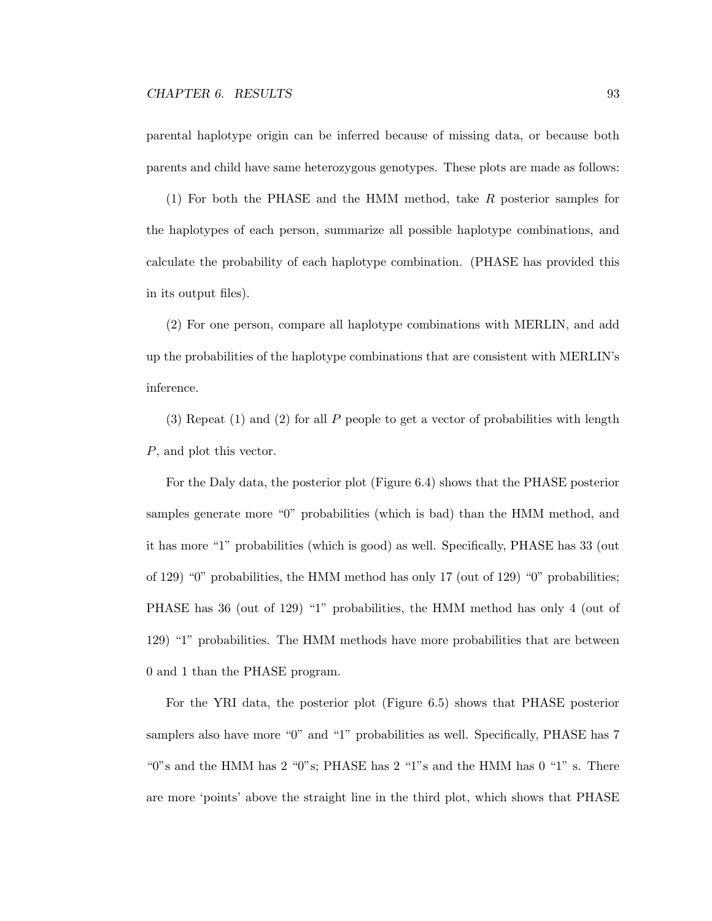parental haplotype origin can be inferred because of missing data, or because both parents and child have same heterozygous genotypes. These plots are made as follows:

(1) For both the PHASE and the HMM method, take $R$ posterior samples for the haplotypes of each person, summarize all possible haplotype combinations, and calculate the probability of each haplotype combination. (PHASE has provided this in its output files).

(2) For one person, compare all haplotype combinations with MERLIN, and add up the probabilities of the haplotype combinations that are consistent with MERLIN's inference.

(3) Repeat (1) and (2) for all $P$ people to get a vector of probabilities with length $P$, and plot this vector.

For the Daly data, the posterior plot (Figure 6.4) shows that the PHASE posterior samples generate more "0" probabilities (which is bad) than the HMM method, and it has more "1" probabilities (which is good) as well. Specifically, PHASE has 33 (out of 129) "0" probabilities, the HMM method has only 17 (out of 129) "0" probabilities; PHASE has 36 (out of 129) "1" probabilities, the HMM method has only 4 (out of 129) "1" probabilities. The HMM methods have more probabilities that are between 0 and 1 than the PHASE program.

For the YRI data, the posterior plot (Figure 6.5) shows that PHASE posterior samplers also have more "0" and "1" probabilities as well. Specifically, PHASE has 7 "0"s and the HMM has 2 "0"s; PHASE has 2 "1"s and the HMM has 0 "1" s. There are more 'points' above the straight line in the third plot, which shows that PHASE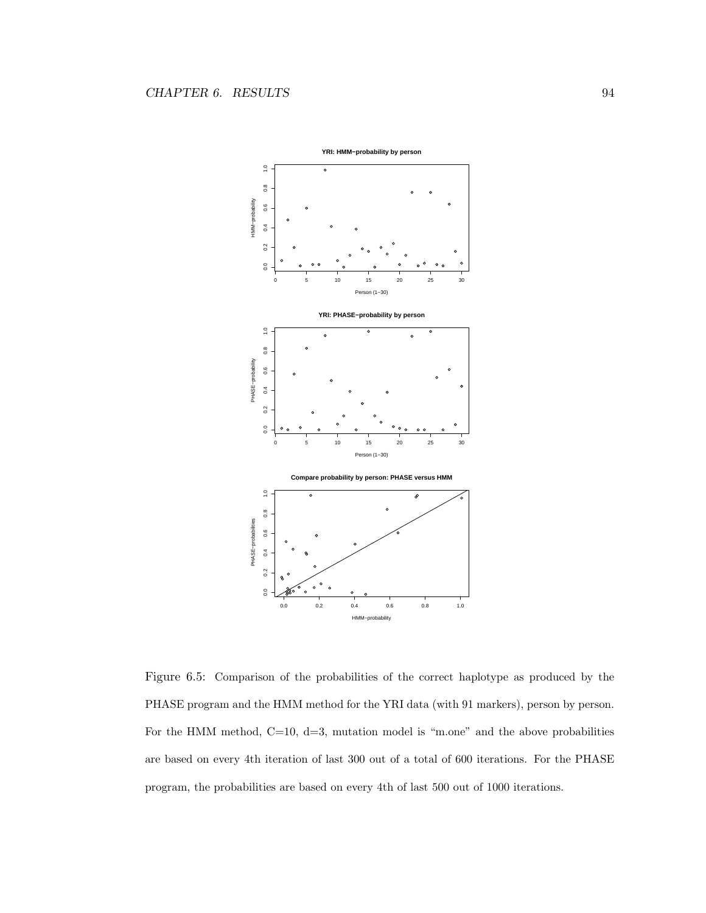Figure 6.5: Comparison of the probabilities of the correct haplotype as produced by the PHASE program and the HMM method for the YRI data (with 91 markers), person by person. For the HMM method, C=10, d=3, mutation model is "m.one" and the above probabilities are based on every 4th iteration of last 300 out of a total of 600 iterations. For the PHASE program, the probabilities are based on every 4th of last 500 out of 1000 iterations.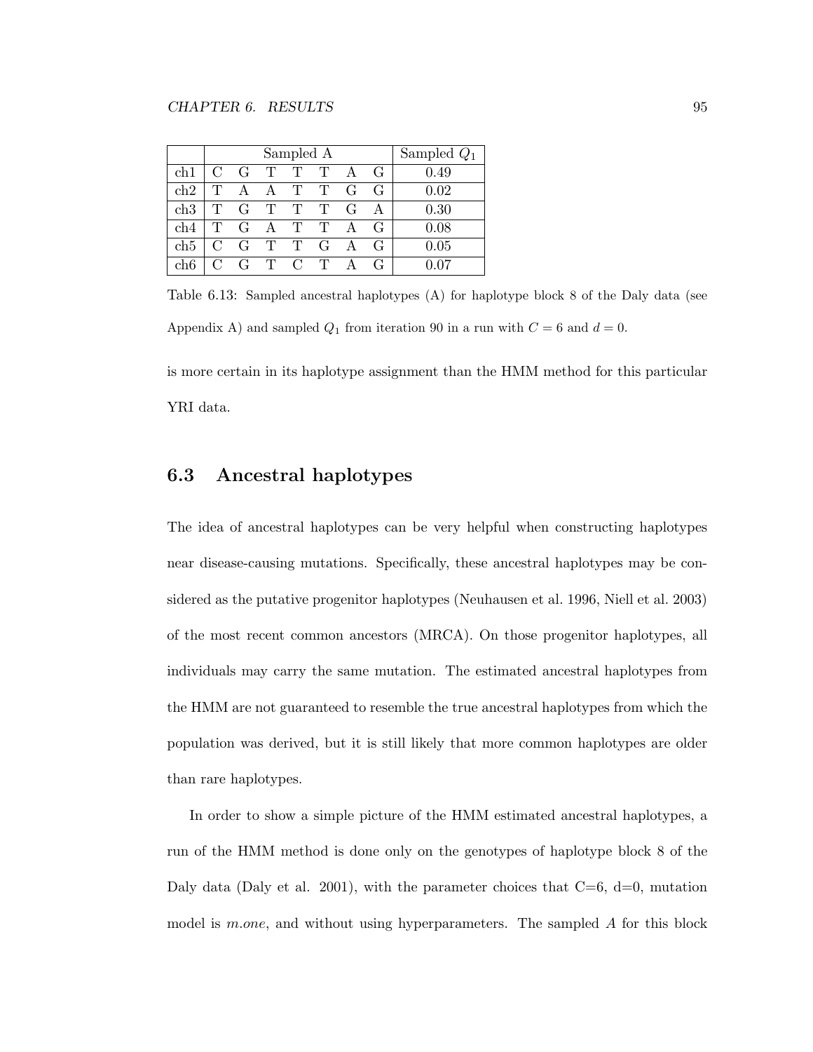| | Sampled A | | | | | | | Sampled $Q_1$ |
|---|---|---|---|---|---|---|---|---|
| ch1 | C | G | T | T | T | A | G | 0.49 |
| ch2 | T | A | A | T | T | G | G | 0.02 |
| ch3 | T | G | T | T | T | G | A | 0.30 |
| ch4 | T | G | A | T | T | A | G | 0.08 |
| ch5 | C | G | T | T | G | A | G | 0.05 |
| ch6 | C | G | T | C | T | A | G | 0.07 |

Table 6.13: Sampled ancestral haplotypes (A) for haplotype block 8 of the Daly data (see Appendix A) and sampled $Q_1$ from iteration 90 in a run with $C = 6$ and $d = 0$.

is more certain in its haplotype assignment than the HMM method for this particular YRI data.

## 6.3 Ancestral haplotypes

The idea of ancestral haplotypes can be very helpful when constructing haplotypes near disease-causing mutations. Specifically, these ancestral haplotypes may be considered as the putative progenitor haplotypes (Neuhausen et al. 1996, Niell et al. 2003) of the most recent common ancestors (MRCA). On those progenitor haplotypes, all individuals may carry the same mutation. The estimated ancestral haplotypes from the HMM are not guaranteed to resemble the true ancestral haplotypes from which the population was derived, but it is still likely that more common haplotypes are older than rare haplotypes.

In order to show a simple picture of the HMM estimated ancestral haplotypes, a run of the HMM method is done only on the genotypes of haplotype block 8 of the Daly data (Daly et al. 2001), with the parameter choices that C=6, d=0, mutation model is *m.one*, and without using hyperparameters. The sampled $A$ for this block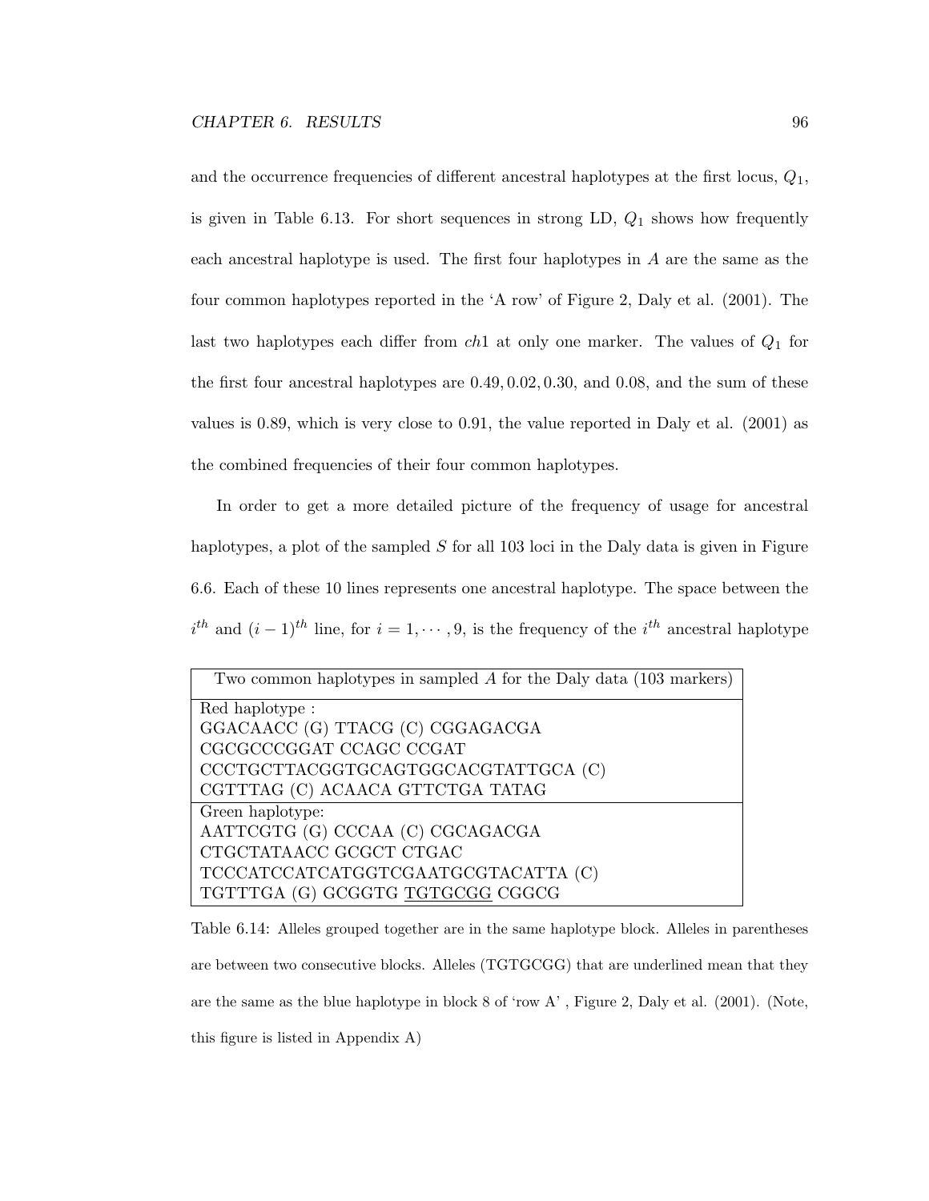and the occurrence frequencies of different ancestral haplotypes at the first locus, $Q_1$, is given in Table 6.13. For short sequences in strong LD, $Q_1$ shows how frequently each ancestral haplotype is used. The first four haplotypes in $A$ are the same as the four common haplotypes reported in the 'A row' of Figure 2, Daly et al. (2001). The last two haplotypes each differ from $ch1$ at only one marker. The values of $Q_1$ for the first four ancestral haplotypes are $0.49, 0.02, 0.30$, and $0.08$, and the sum of these values is 0.89, which is very close to 0.91, the value reported in Daly et al. (2001) as the combined frequencies of their four common haplotypes.

In order to get a more detailed picture of the frequency of usage for ancestral haplotypes, a plot of the sampled $S$ for all 103 loci in the Daly data is given in Figure 6.6. Each of these 10 lines represents one ancestral haplotype. The space between the $i^{th}$ and $(i-1)^{th}$ line, for $i = 1, \cdots, 9$, is the frequency of the $i^{th}$ ancestral haplotype

| Two common haplotypes in sampled $A$ for the Daly data (103 markers) |
|---|
| Red haplotype :<br>GGACAACC (G) TTACG (C) CGGAGACGA<br>CGCGCCCGGAT CCAGC CCGAT<br>CCCTGCTTACGGTGCAGTGGCACGTATTGCA (C)<br>CGTTTAG (C) ACAACA GTTCTGA TATAG |
| Green haplotype:<br>AATTCGTG (G) CCCAA (C) CGCAGACGA<br>CTGCTATAACC GCGCT CTGAC<br>TCCCATCCATCATGGTCGAATGCGTACATTA (C)<br>TGTTTGA (G) GCGGTG <u>TGTGCGG</u> CGGCG |

Table 6.14: Alleles grouped together are in the same haplotype block. Alleles in parentheses are between two consecutive blocks. Alleles (TGTGCGG) that are underlined mean that they are the same as the blue haplotype in block 8 of 'row A' , Figure 2, Daly et al. (2001). (Note, this figure is listed in Appendix A)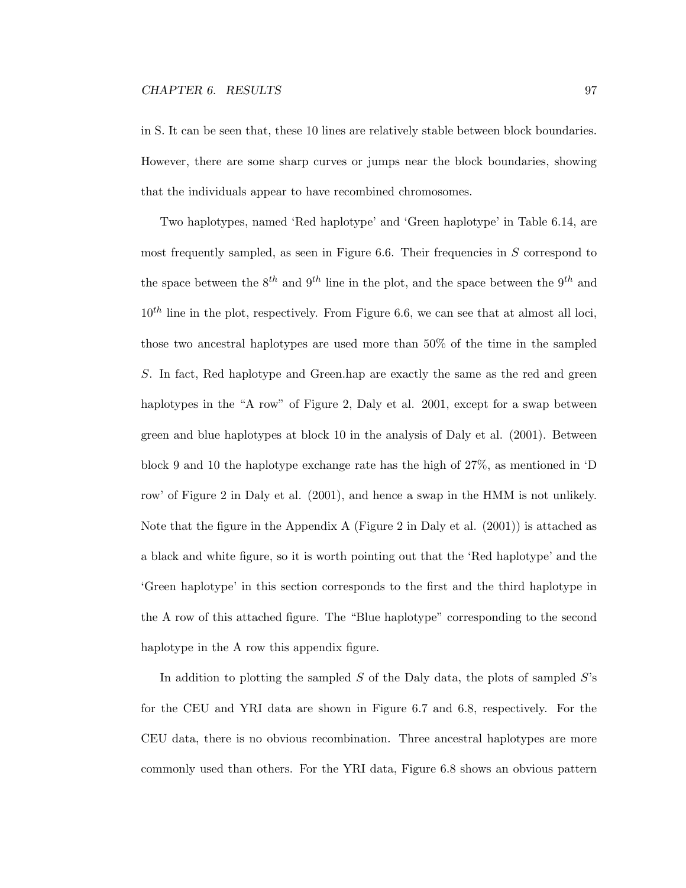in S. It can be seen that, these 10 lines are relatively stable between block boundaries. However, there are some sharp curves or jumps near the block boundaries, showing that the individuals appear to have recombined chromosomes.

Two haplotypes, named 'Red haplotype' and 'Green haplotype' in Table 6.14, are most frequently sampled, as seen in Figure 6.6. Their frequencies in $S$ correspond to the space between the $8^{th}$ and $9^{th}$ line in the plot, and the space between the $9^{th}$ and $10^{th}$ line in the plot, respectively. From Figure 6.6, we can see that at almost all loci, those two ancestral haplotypes are used more than 50% of the time in the sampled $S$. In fact, Red haplotype and Green.hap are exactly the same as the red and green haplotypes in the "A row" of Figure 2, Daly et al. 2001, except for a swap between green and blue haplotypes at block 10 in the analysis of Daly et al. (2001). Between block 9 and 10 the haplotype exchange rate has the high of 27%, as mentioned in 'D row' of Figure 2 in Daly et al. (2001), and hence a swap in the HMM is not unlikely. Note that the figure in the Appendix A (Figure 2 in Daly et al. (2001)) is attached as a black and white figure, so it is worth pointing out that the 'Red haplotype' and the 'Green haplotype' in this section corresponds to the first and the third haplotype in the A row of this attached figure. The "Blue haplotype" corresponding to the second haplotype in the A row this appendix figure.

In addition to plotting the sampled $S$ of the Daly data, the plots of sampled $S$'s for the CEU and YRI data are shown in Figure 6.7 and 6.8, respectively. For the CEU data, there is no obvious recombination. Three ancestral haplotypes are more commonly used than others. For the YRI data, Figure 6.8 shows an obvious pattern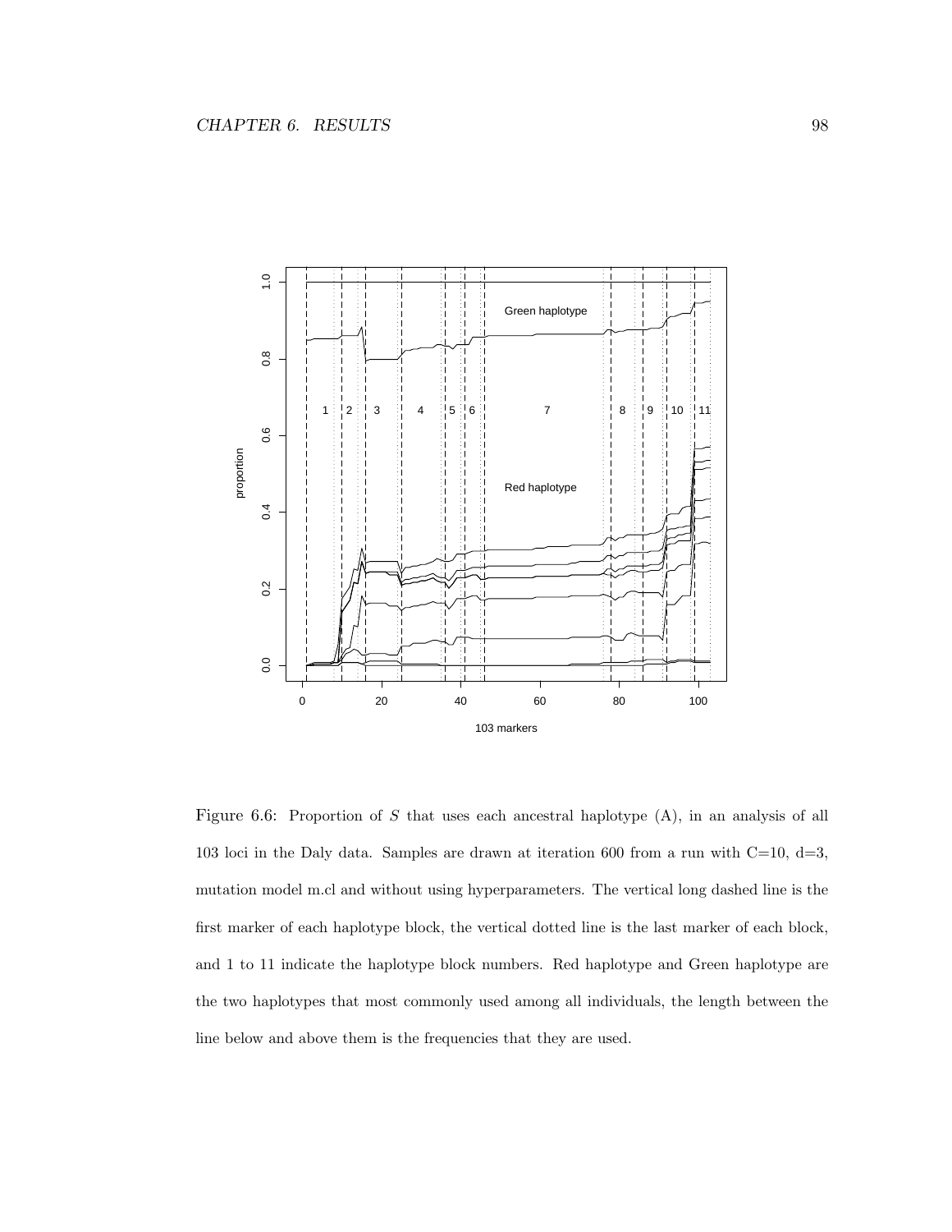proportion

1.0

0.8

0.6

0.4

0.2

0.0

0

20

40

60

80

100

103 markers

Green haplotype

Red haplotype

1 2 3 4 5 6 7 8 9 10 11

Figure 6.6: Proportion of $S$ that uses each ancestral haplotype (A), in an analysis of all 103 loci in the Daly data. Samples are drawn at iteration 600 from a run with C=10, d=3, mutation model m.cl and without using hyperparameters. The vertical long dashed line is the first marker of each haplotype block, the vertical dotted line is the last marker of each block, and 1 to 11 indicate the haplotype block numbers. Red haplotype and Green haplotype are the two haplotypes that most commonly used among all individuals, the length between the line below and above them is the frequencies that they are used.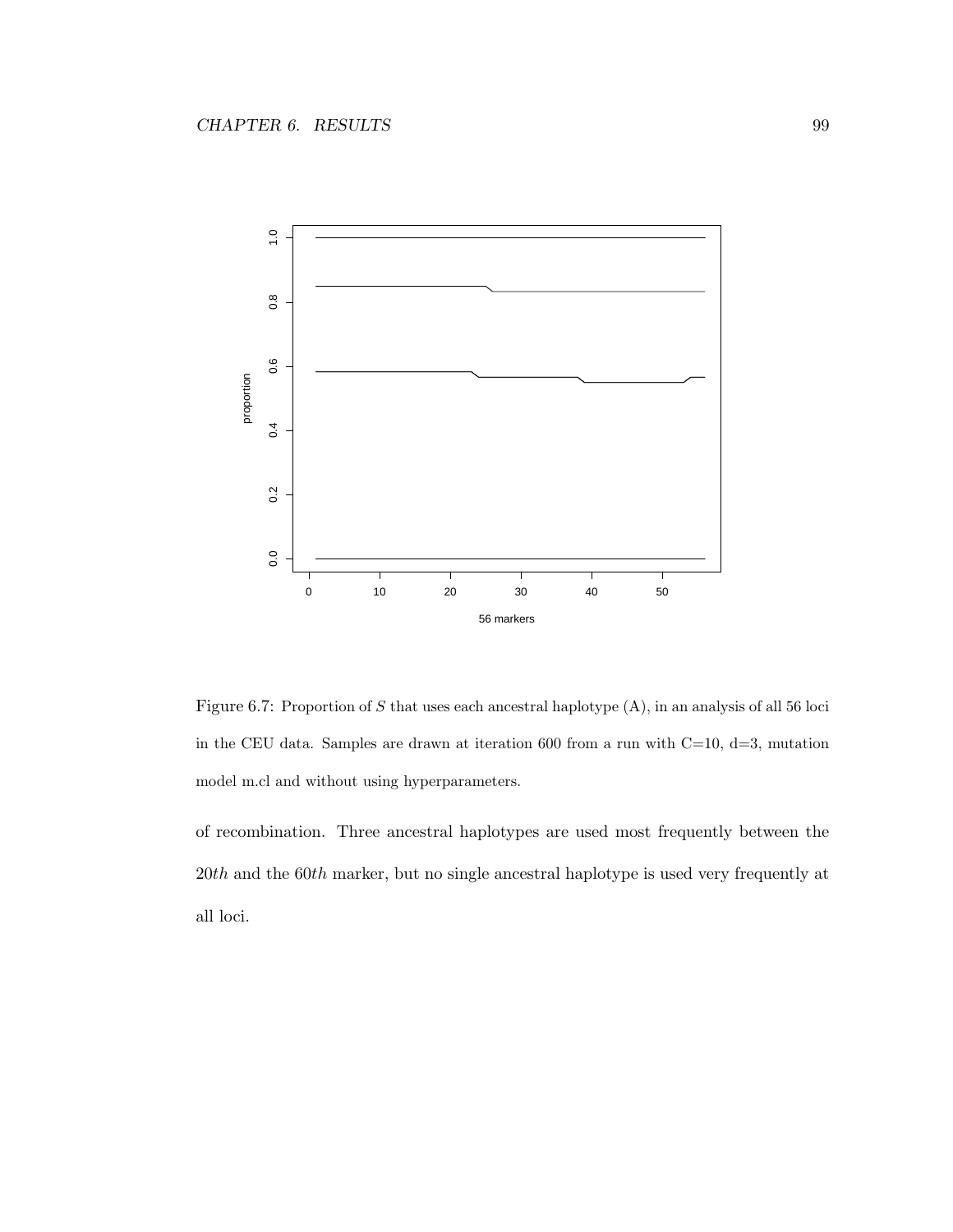proportion

1.0
0.8
0.6
0.4
0.2
0.0

0
10
20
30
40
50

56 markers

Figure 6.7: Proportion of $S$ that uses each ancestral haplotype (A), in an analysis of all 56 loci in the CEU data. Samples are drawn at iteration 600 from a run with C=10, d=3, mutation model m.cl and without using hyperparameters.

of recombination. Three ancestral haplotypes are used most frequently between the $20th$ and the $60th$ marker, but no single ancestral haplotype is used very frequently at all loci.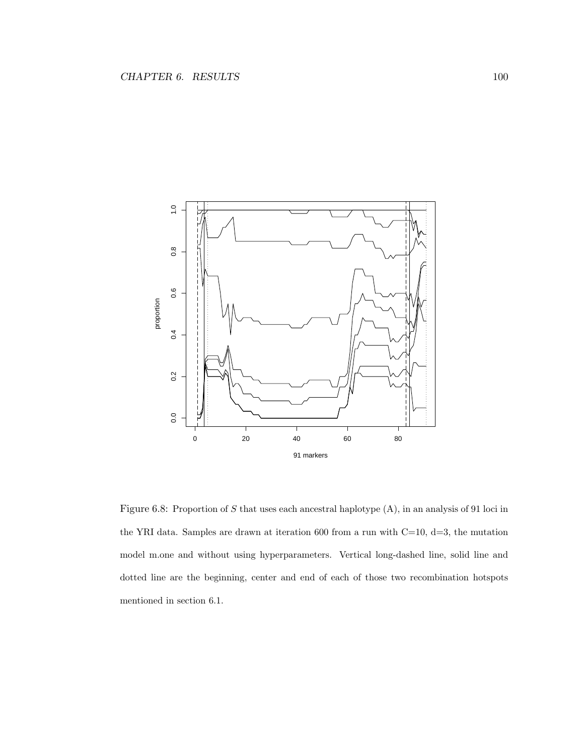1.0
0.8
0.6
0.4
0.2
0.0
proportion
0
20
40
60
80
91 markers

Figure 6.8: Proportion of $S$ that uses each ancestral haplotype (A), in an analysis of 91 loci in the YRI data. Samples are drawn at iteration 600 from a run with C=10, d=3, the mutation model m.one and without using hyperparameters. Vertical long-dashed line, solid line and dotted line are the beginning, center and end of each of those two recombination hotspots mentioned in section 6.1.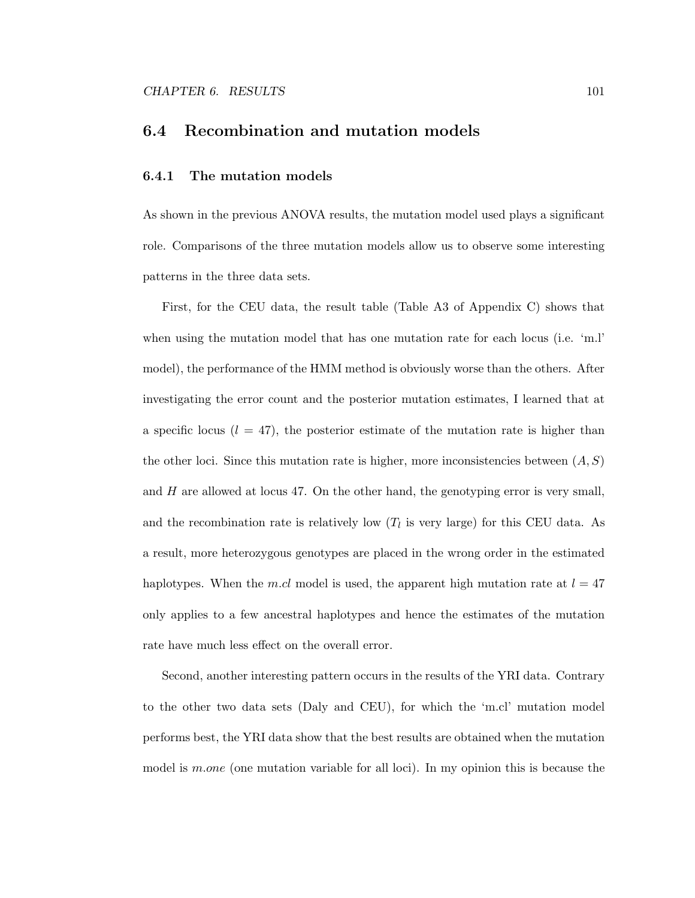## 6.4 Recombination and mutation models

### 6.4.1 The mutation models

As shown in the previous ANOVA results, the mutation model used plays a significant role. Comparisons of the three mutation models allow us to observe some interesting patterns in the three data sets.

First, for the CEU data, the result table (Table A3 of Appendix C) shows that when using the mutation model that has one mutation rate for each locus (i.e. 'm.l' model), the performance of the HMM method is obviously worse than the others. After investigating the error count and the posterior mutation estimates, I learned that at a specific locus ($l = 47$), the posterior estimate of the mutation rate is higher than the other loci. Since this mutation rate is higher, more inconsistencies between $(A, S)$ and $H$ are allowed at locus 47. On the other hand, the genotyping error is very small, and the recombination rate is relatively low ($T_l$ is very large) for this CEU data. As a result, more heterozygous genotypes are placed in the wrong order in the estimated haplotypes. When the *m.cl* model is used, the apparent high mutation rate at $l = 47$ only applies to a few ancestral haplotypes and hence the estimates of the mutation rate have much less effect on the overall error.

Second, another interesting pattern occurs in the results of the YRI data. Contrary to the other two data sets (Daly and CEU), for which the 'm.cl' mutation model performs best, the YRI data show that the best results are obtained when the mutation model is *m.one* (one mutation variable for all loci). In my opinion this is because the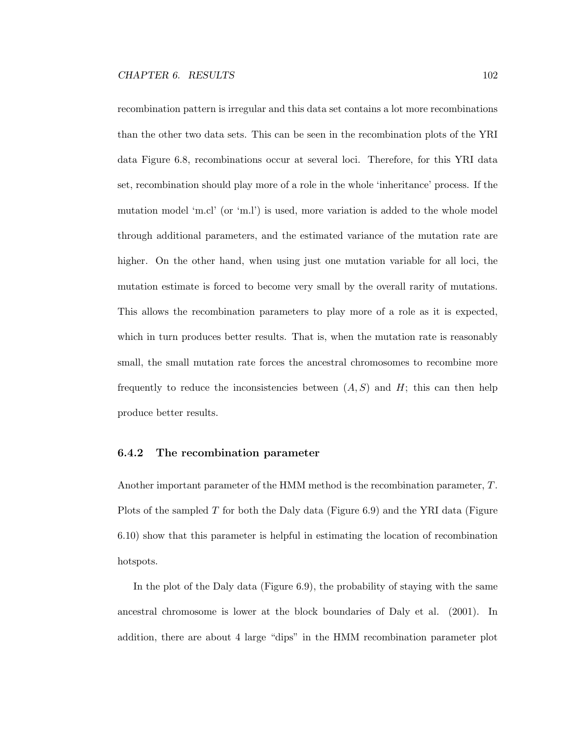recombination pattern is irregular and this data set contains a lot more recombinations than the other two data sets. This can be seen in the recombination plots of the YRI data Figure 6.8, recombinations occur at several loci. Therefore, for this YRI data set, recombination should play more of a role in the whole 'inheritance' process. If the mutation model 'm.cl' (or 'm.l') is used, more variation is added to the whole model through additional parameters, and the estimated variance of the mutation rate are higher. On the other hand, when using just one mutation variable for all loci, the mutation estimate is forced to become very small by the overall rarity of mutations. This allows the recombination parameters to play more of a role as it is expected, which in turn produces better results. That is, when the mutation rate is reasonably small, the small mutation rate forces the ancestral chromosomes to recombine more frequently to reduce the inconsistencies between $(A, S)$ and $H$; this can then help produce better results.

### 6.4.2 The recombination parameter

Another important parameter of the HMM method is the recombination parameter, $T$. Plots of the sampled $T$ for both the Daly data (Figure 6.9) and the YRI data (Figure 6.10) show that this parameter is helpful in estimating the location of recombination hotspots.

In the plot of the Daly data (Figure 6.9), the probability of staying with the same ancestral chromosome is lower at the block boundaries of Daly et al. (2001). In addition, there are about 4 large "dips" in the HMM recombination parameter plot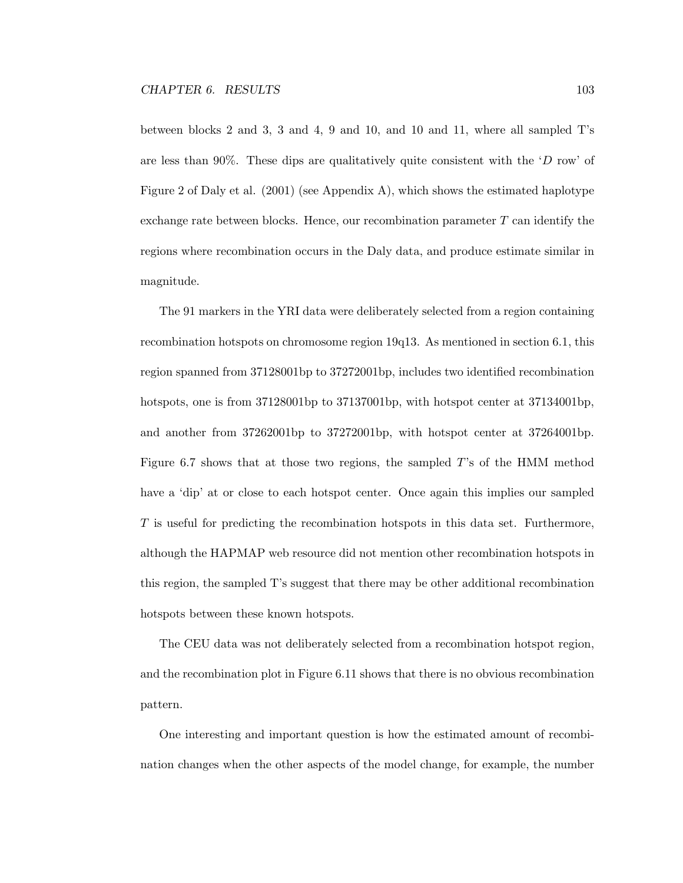between blocks 2 and 3, 3 and 4, 9 and 10, and 10 and 11, where all sampled T's are less than 90%. These dips are qualitatively quite consistent with the '$D$ row' of Figure 2 of Daly et al. (2001) (see Appendix A), which shows the estimated haplotype exchange rate between blocks. Hence, our recombination parameter $T$ can identify the regions where recombination occurs in the Daly data, and produce estimate similar in magnitude.

The 91 markers in the YRI data were deliberately selected from a region containing recombination hotspots on chromosome region 19q13. As mentioned in section 6.1, this region spanned from 37128001bp to 37272001bp, includes two identified recombination hotspots, one is from 37128001bp to 37137001bp, with hotspot center at 37134001bp, and another from 37262001bp to 37272001bp, with hotspot center at 37264001bp. Figure 6.7 shows that at those two regions, the sampled $T$'s of the HMM method have a 'dip' at or close to each hotspot center. Once again this implies our sampled $T$ is useful for predicting the recombination hotspots in this data set. Furthermore, although the HAPMAP web resource did not mention other recombination hotspots in this region, the sampled T's suggest that there may be other additional recombination hotspots between these known hotspots.

The CEU data was not deliberately selected from a recombination hotspot region, and the recombination plot in Figure 6.11 shows that there is no obvious recombination pattern.

One interesting and important question is how the estimated amount of recombination changes when the other aspects of the model change, for example, the number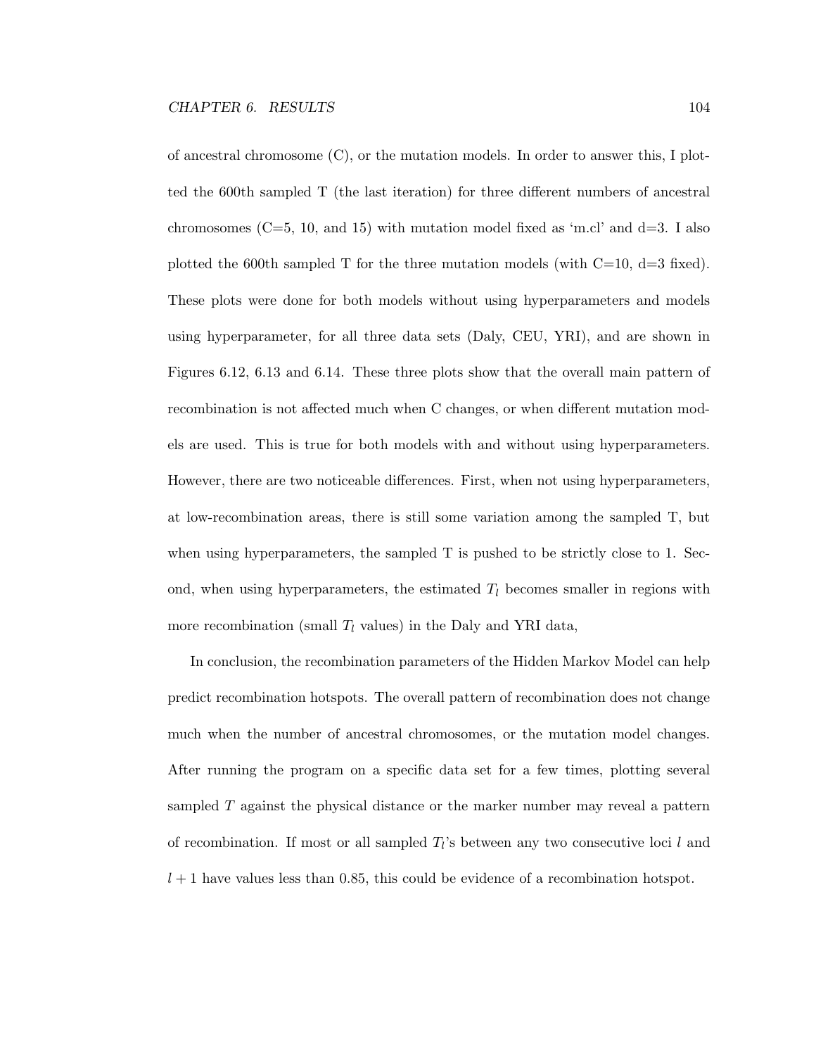of ancestral chromosome (C), or the mutation models. In order to answer this, I plotted the 600th sampled T (the last iteration) for three different numbers of ancestral chromosomes (C=5, 10, and 15) with mutation model fixed as 'm.cl' and d=3. I also plotted the 600th sampled T for the three mutation models (with C=10, d=3 fixed). These plots were done for both models without using hyperparameters and models using hyperparameter, for all three data sets (Daly, CEU, YRI), and are shown in Figures 6.12, 6.13 and 6.14. These three plots show that the overall main pattern of recombination is not affected much when C changes, or when different mutation models are used. This is true for both models with and without using hyperparameters. However, there are two noticeable differences. First, when not using hyperparameters, at low-recombination areas, there is still some variation among the sampled T, but when using hyperparameters, the sampled T is pushed to be strictly close to 1. Second, when using hyperparameters, the estimated $T_l$ becomes smaller in regions with more recombination (small $T_l$ values) in the Daly and YRI data,

In conclusion, the recombination parameters of the Hidden Markov Model can help predict recombination hotspots. The overall pattern of recombination does not change much when the number of ancestral chromosomes, or the mutation model changes. After running the program on a specific data set for a few times, plotting several sampled $T$ against the physical distance or the marker number may reveal a pattern of recombination. If most or all sampled $T_l$'s between any two consecutive loci $l$ and $l+1$ have values less than 0.85, this could be evidence of a recombination hotspot.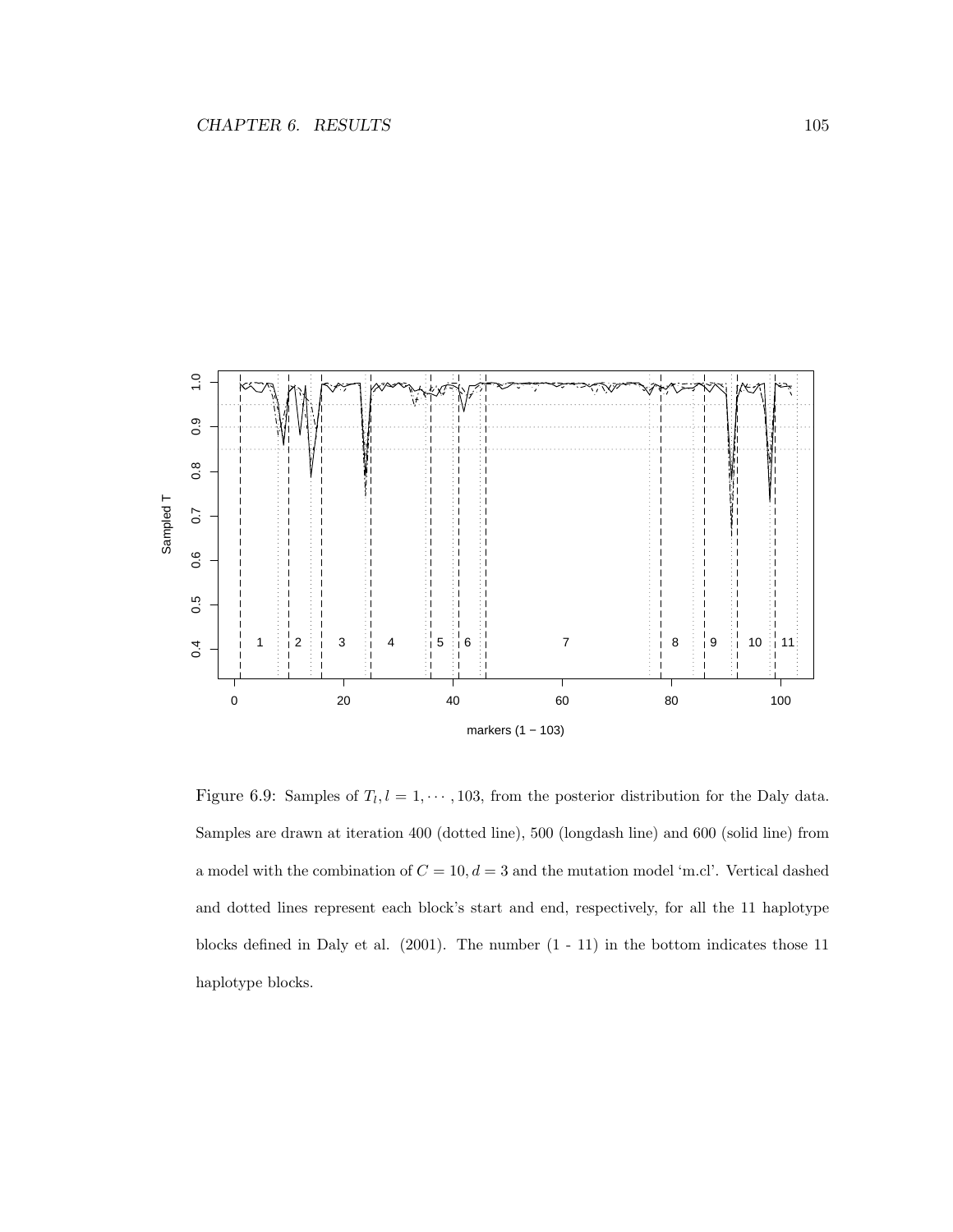Sampled T

1.0
0.9
0.8
0.7
0.6
0.5
0.4

1 2 3 4 5 6 7 8 9 10 11

0 20 40 60 80 100

markers (1 − 103)

Figure 6.9: Samples of $T_l, l = 1, \cdots, 103$, from the posterior distribution for the Daly data. Samples are drawn at iteration 400 (dotted line), 500 (longdash line) and 600 (solid line) from a model with the combination of $C = 10, d = 3$ and the mutation model 'm.cl'. Vertical dashed and dotted lines represent each block's start and end, respectively, for all the 11 haplotype blocks defined in Daly et al. (2001). The number (1 - 11) in the bottom indicates those 11 haplotype blocks.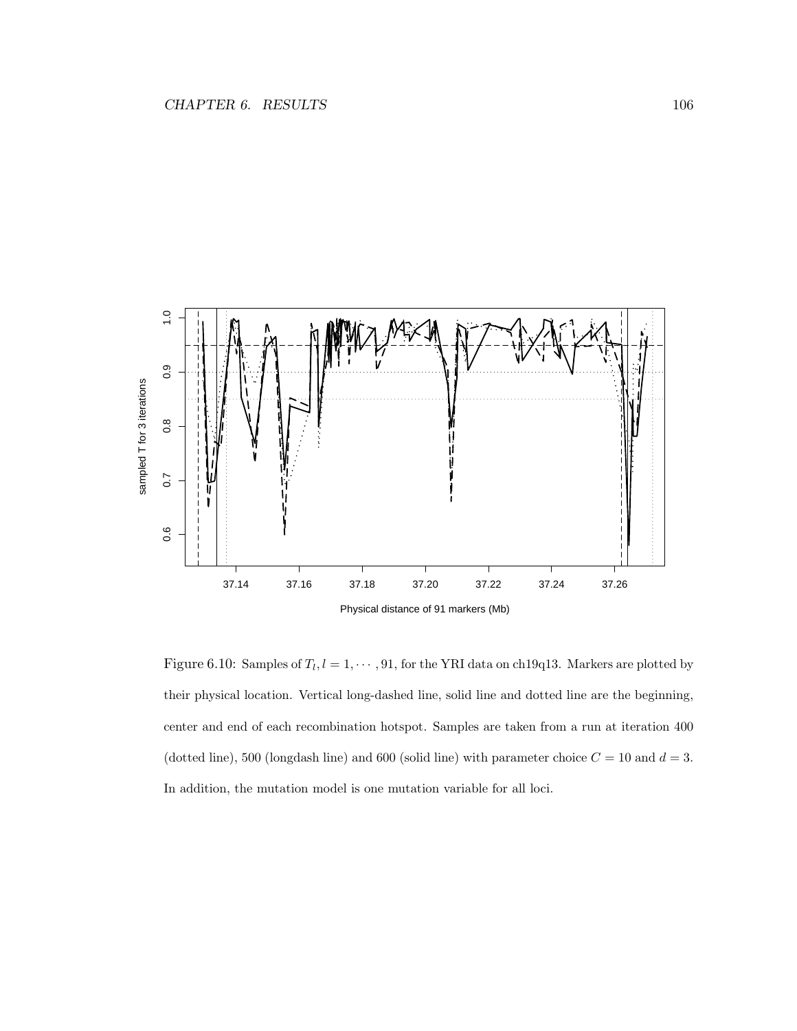sampled T for 3 iterations

1.0
0.9
0.8
0.7
0.6

37.14
37.16
37.18
37.20
37.22
37.24
37.26

Physical distance of 91 markers (Mb)

Figure 6.10: Samples of $T_l, l = 1, \cdots, 91$, for the YRI data on ch19q13. Markers are plotted by their physical location. Vertical long-dashed line, solid line and dotted line are the beginning, center and end of each recombination hotspot. Samples are taken from a run at iteration 400 (dotted line), 500 (longdash line) and 600 (solid line) with parameter choice $C = 10$ and $d = 3$. In addition, the mutation model is one mutation variable for all loci.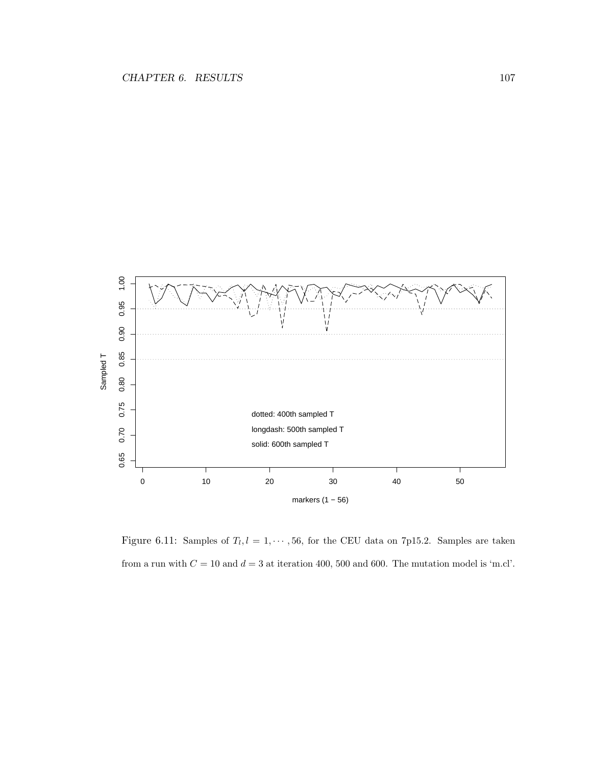Sampled T

1.00
0.95
0.90
0.85
0.80
0.75
0.70
0.65

0
10
20
30
40
50

markers (1 − 56)

dotted: 400th sampled T

longdash: 500th sampled T

solid: 600th sampled T

Figure 6.11: Samples of $T_l, l = 1, \cdots, 56$, for the CEU data on 7p15.2. Samples are taken from a run with $C = 10$ and $d = 3$ at iteration 400, 500 and 600. The mutation model is 'm.cl'.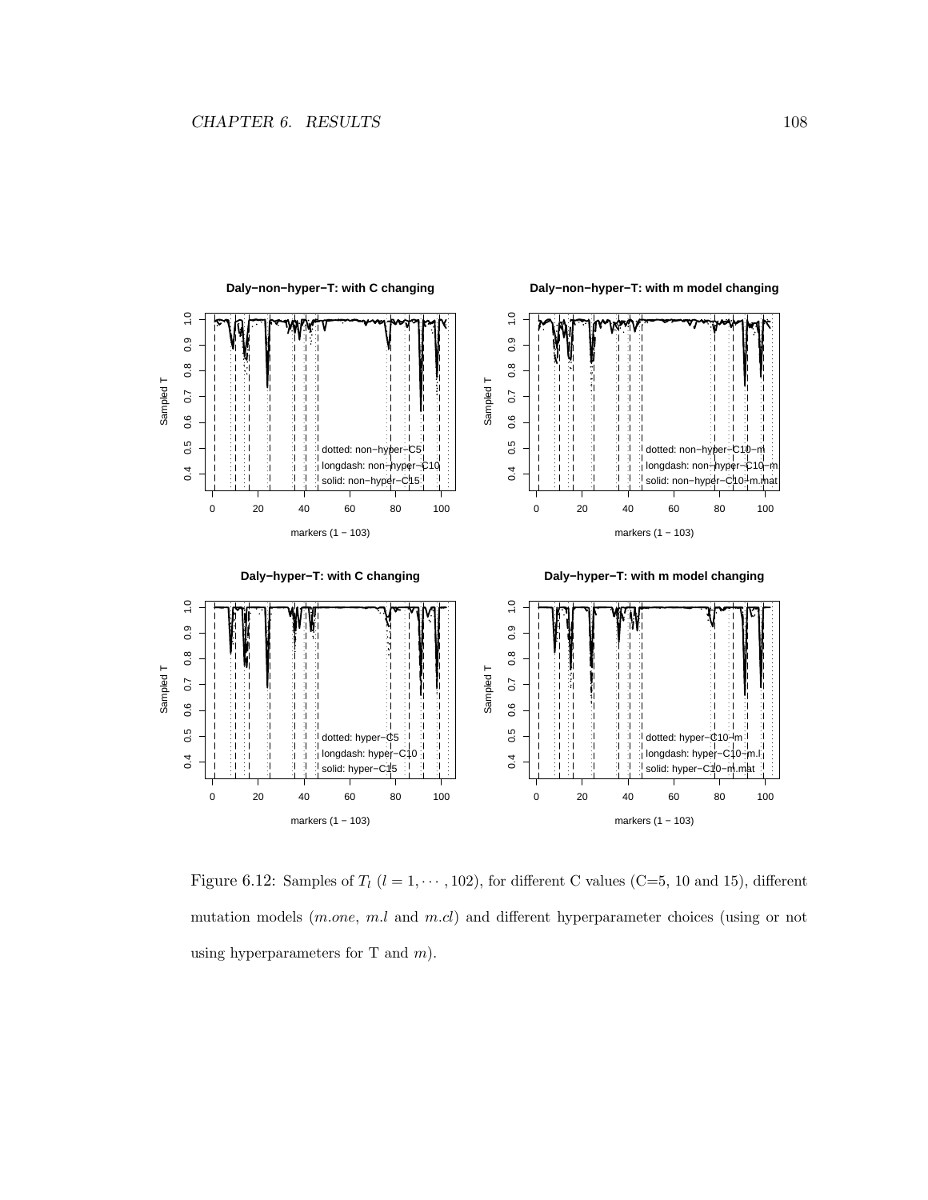Daly−non−hyper−T: with C changing

Sampled T

1.0
0.9
0.8
0.7
0.6
0.5
0.4

dotted: non−hyper−C5
longdash: non−hyper−C10
solid: non−hyper−C15

0 20 40 60 80 100

markers (1 − 103)

Daly−non−hyper−T: with m model changing

Sampled T

1.0
0.9
0.8
0.7
0.6
0.5
0.4

dotted: non−hyper−C10−m
longdash: non−hyper−C10−m
solid: non−hyper−C10−m.mat

0 20 40 60 80 100

markers (1 − 103)

Daly−hyper−T: with C changing

Sampled T

1.0
0.9
0.8
0.7
0.6
0.5
0.4

dotted: hyper−C5
longdash: hyper−C10
solid: hyper−C15

0 20 40 60 80 100

markers (1 − 103)

Daly−hyper−T: with m model changing

Sampled T

1.0
0.9
0.8
0.7
0.6
0.5
0.4

dotted: hyper−C10−m
longdash: hyper−C10−m.l
solid: hyper−C10−m.mat

0 20 40 60 80 100

markers (1 − 103)

Figure 6.12: Samples of $T_l$ $(l = 1, \cdots, 102)$, for different C values (C=5, 10 and 15), different mutation models (*m.one*, *m.l* and *m.cl*) and different hyperparameter choices (using or not using hyperparameters for T and $m$).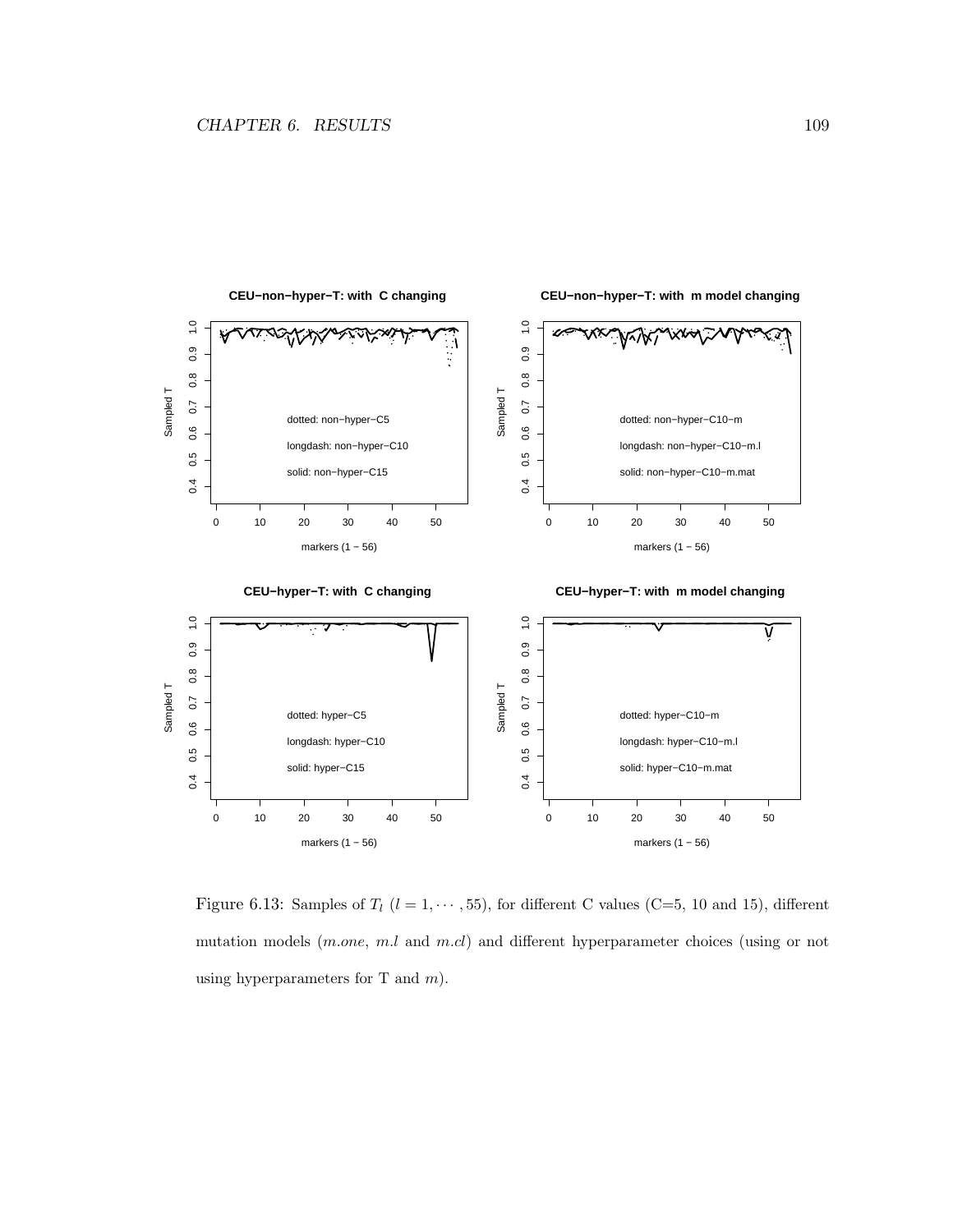CEU−non−hyper−T: with C changing

Sampled T

1.0
0.9
0.8
0.7
0.6
0.5
0.4

dotted: non−hyper−C5

longdash: non−hyper−C10

solid: non−hyper−C15

0 10 20 30 40 50

markers (1 − 56)

CEU−non−hyper−T: with m model changing

Sampled T

1.0
0.9
0.8
0.7
0.6
0.5
0.4

dotted: non−hyper−C10−m

longdash: non−hyper−C10−m.l

solid: non−hyper−C10−m.mat

0 10 20 30 40 50

markers (1 − 56)

CEU−hyper−T: with C changing

Sampled T

1.0
0.9
0.8
0.7
0.6
0.5
0.4

dotted: hyper−C5

longdash: hyper−C10

solid: hyper−C15

0 10 20 30 40 50

markers (1 − 56)

CEU−hyper−T: with m model changing

Sampled T

1.0
0.9
0.8
0.7
0.6
0.5
0.4

dotted: hyper−C10−m

longdash: hyper−C10−m.l

solid: hyper−C10−m.mat

0 10 20 30 40 50

markers (1 − 56)

Figure 6.13: Samples of $T_l$ ($l = 1, \cdots, 55$), for different C values (C=5, 10 and 15), different mutation models (*m.one*, *m.l* and *m.cl*) and different hyperparameter choices (using or not using hyperparameters for T and $m$).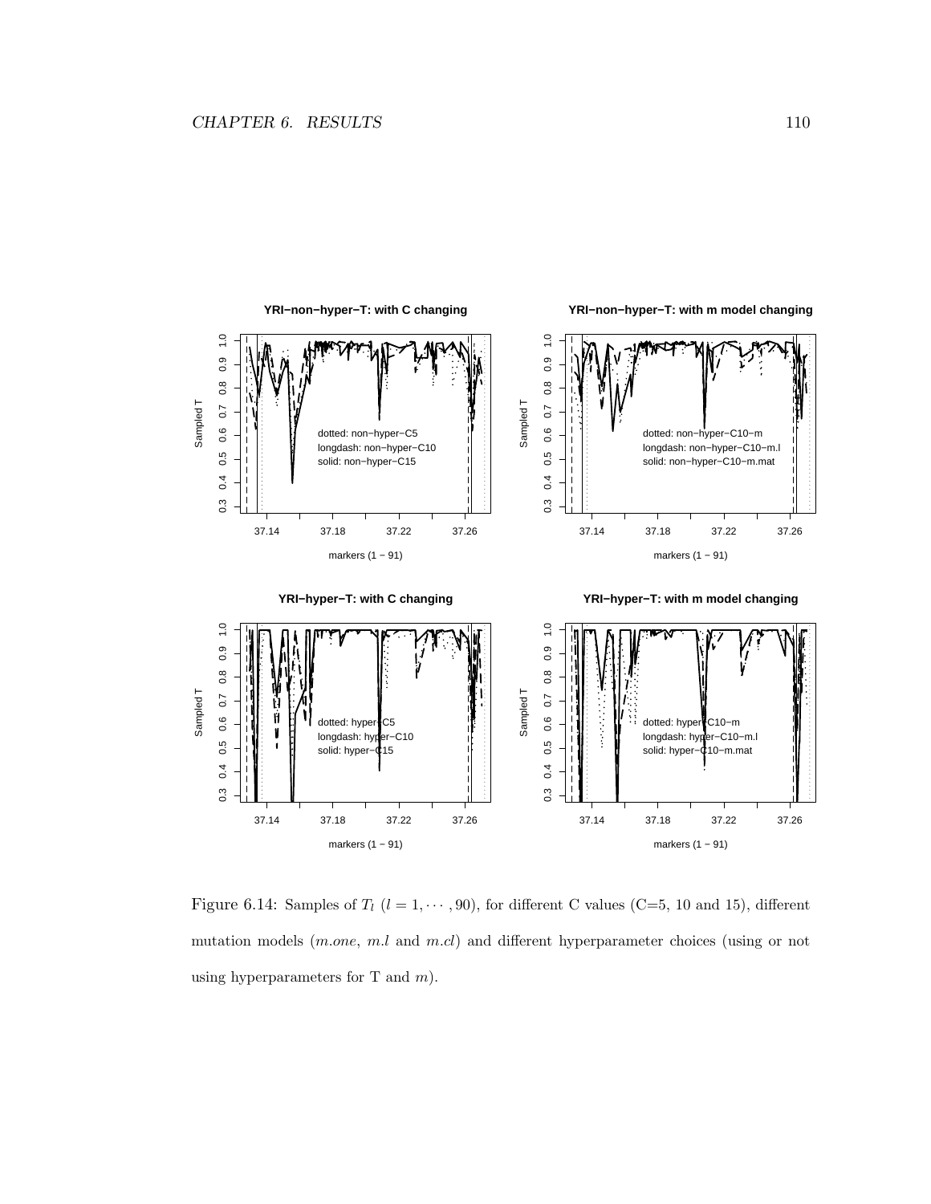YRI−non−hyper−T: with C changing

Sampled T

0.3 0.4 0.5 0.6 0.7 0.8 0.9 1.0

37.14 37.18 37.22 37.26

markers (1 − 91)

dotted: non−hyper−C5
longdash: non−hyper−C10
solid: non−hyper−C15

YRI−non−hyper−T: with m model changing

Sampled T

0.3 0.4 0.5 0.6 0.7 0.8 0.9 1.0

37.14 37.18 37.22 37.26

markers (1 − 91)

dotted: non−hyper−C10−m
longdash: non−hyper−C10−m.l
solid: non−hyper−C10−m.mat

YRI−hyper−T: with C changing

Sampled T

0.3 0.4 0.5 0.6 0.7 0.8 0.9 1.0

37.14 37.18 37.22 37.26

markers (1 − 91)

dotted: hyper−C5
longdash: hyper−C10
solid: hyper−C15

YRI−hyper−T: with m model changing

Sampled T

0.3 0.4 0.5 0.6 0.7 0.8 0.9 1.0

37.14 37.18 37.22 37.26

markers (1 − 91)

dotted: hyper−C10−m
longdash: hyper−C10−m.l
solid: hyper−C10−m.mat

Figure 6.14: Samples of $T_l$ ($l = 1, \cdots, 90$), for different C values (C=5, 10 and 15), different mutation models (*m.one*, *m.l* and *m.cl*) and different hyperparameter choices (using or not using hyperparameters for T and $m$).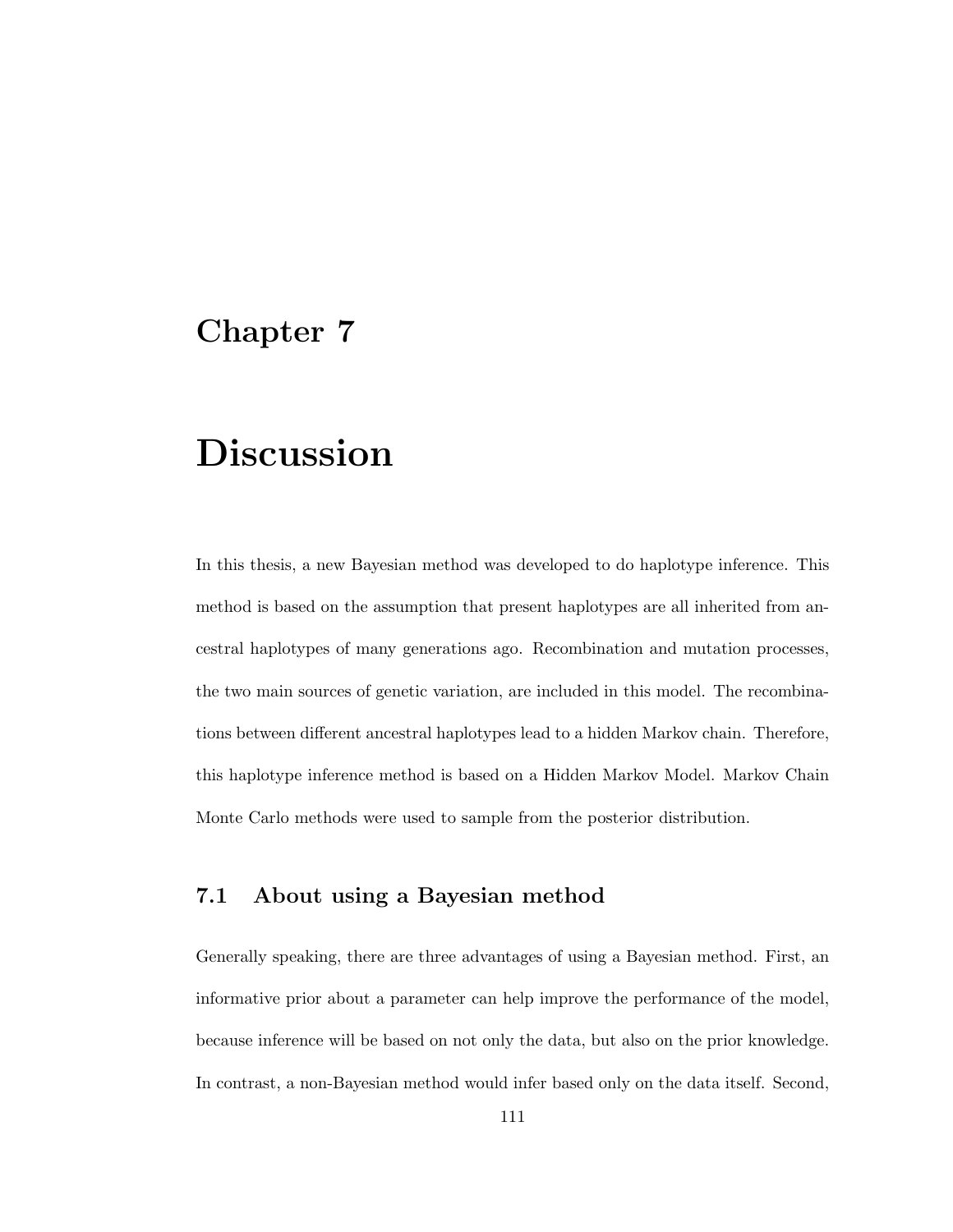# Chapter 7

# Discussion

In this thesis, a new Bayesian method was developed to do haplotype inference. This method is based on the assumption that present haplotypes are all inherited from ancestral haplotypes of many generations ago. Recombination and mutation processes, the two main sources of genetic variation, are included in this model. The recombinations between different ancestral haplotypes lead to a hidden Markov chain. Therefore, this haplotype inference method is based on a Hidden Markov Model. Markov Chain Monte Carlo methods were used to sample from the posterior distribution.

## 7.1 About using a Bayesian method

Generally speaking, there are three advantages of using a Bayesian method. First, an informative prior about a parameter can help improve the performance of the model, because inference will be based on not only the data, but also on the prior knowledge. In contrast, a non-Bayesian method would infer based only on the data itself. Second,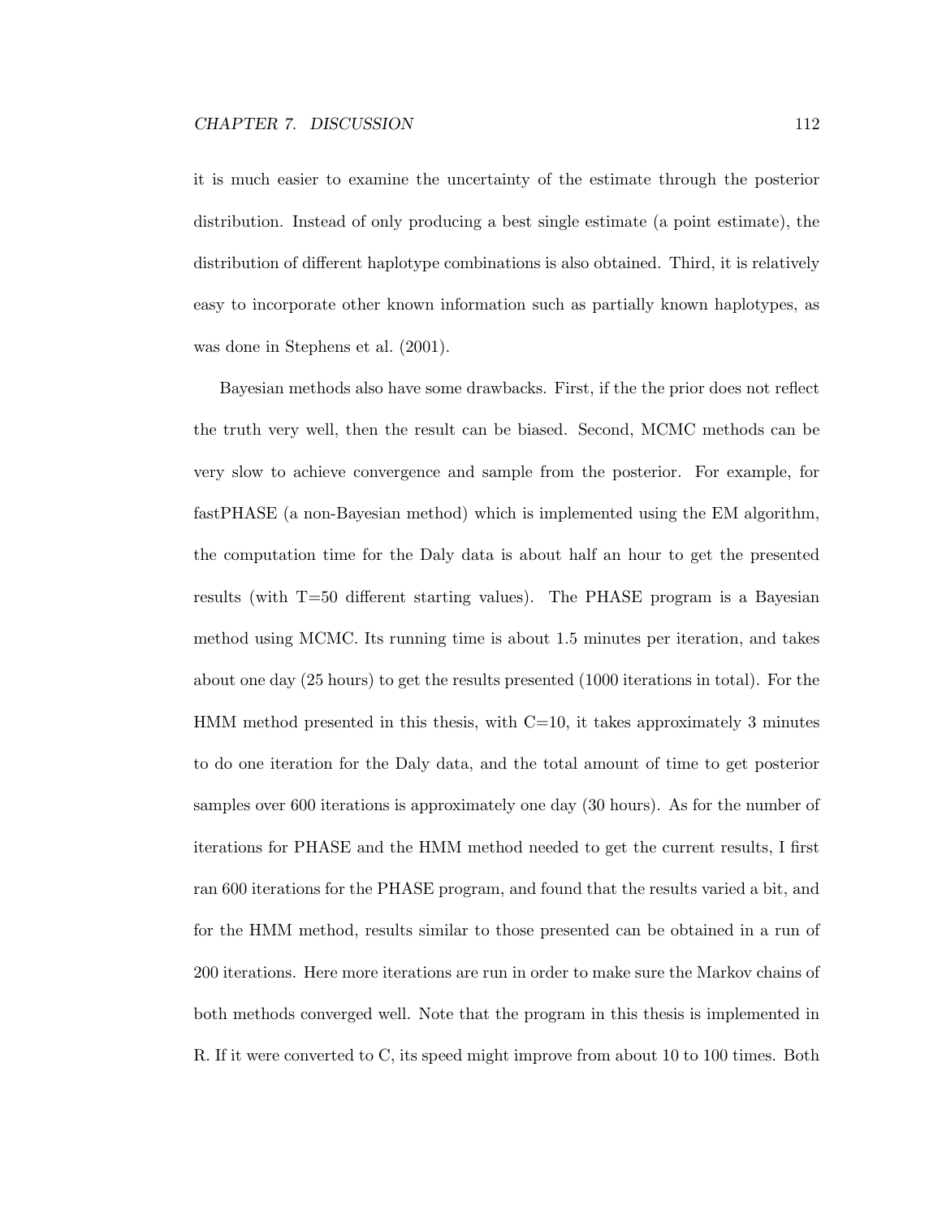it is much easier to examine the uncertainty of the estimate through the posterior distribution. Instead of only producing a best single estimate (a point estimate), the distribution of different haplotype combinations is also obtained. Third, it is relatively easy to incorporate other known information such as partially known haplotypes, as was done in Stephens et al. (2001).

Bayesian methods also have some drawbacks. First, if the the prior does not reflect the truth very well, then the result can be biased. Second, MCMC methods can be very slow to achieve convergence and sample from the posterior. For example, for fastPHASE (a non-Bayesian method) which is implemented using the EM algorithm, the computation time for the Daly data is about half an hour to get the presented results (with T=50 different starting values). The PHASE program is a Bayesian method using MCMC. Its running time is about 1.5 minutes per iteration, and takes about one day (25 hours) to get the results presented (1000 iterations in total). For the HMM method presented in this thesis, with C=10, it takes approximately 3 minutes to do one iteration for the Daly data, and the total amount of time to get posterior samples over 600 iterations is approximately one day (30 hours). As for the number of iterations for PHASE and the HMM method needed to get the current results, I first ran 600 iterations for the PHASE program, and found that the results varied a bit, and for the HMM method, results similar to those presented can be obtained in a run of 200 iterations. Here more iterations are run in order to make sure the Markov chains of both methods converged well. Note that the program in this thesis is implemented in R. If it were converted to C, its speed might improve from about 10 to 100 times. Both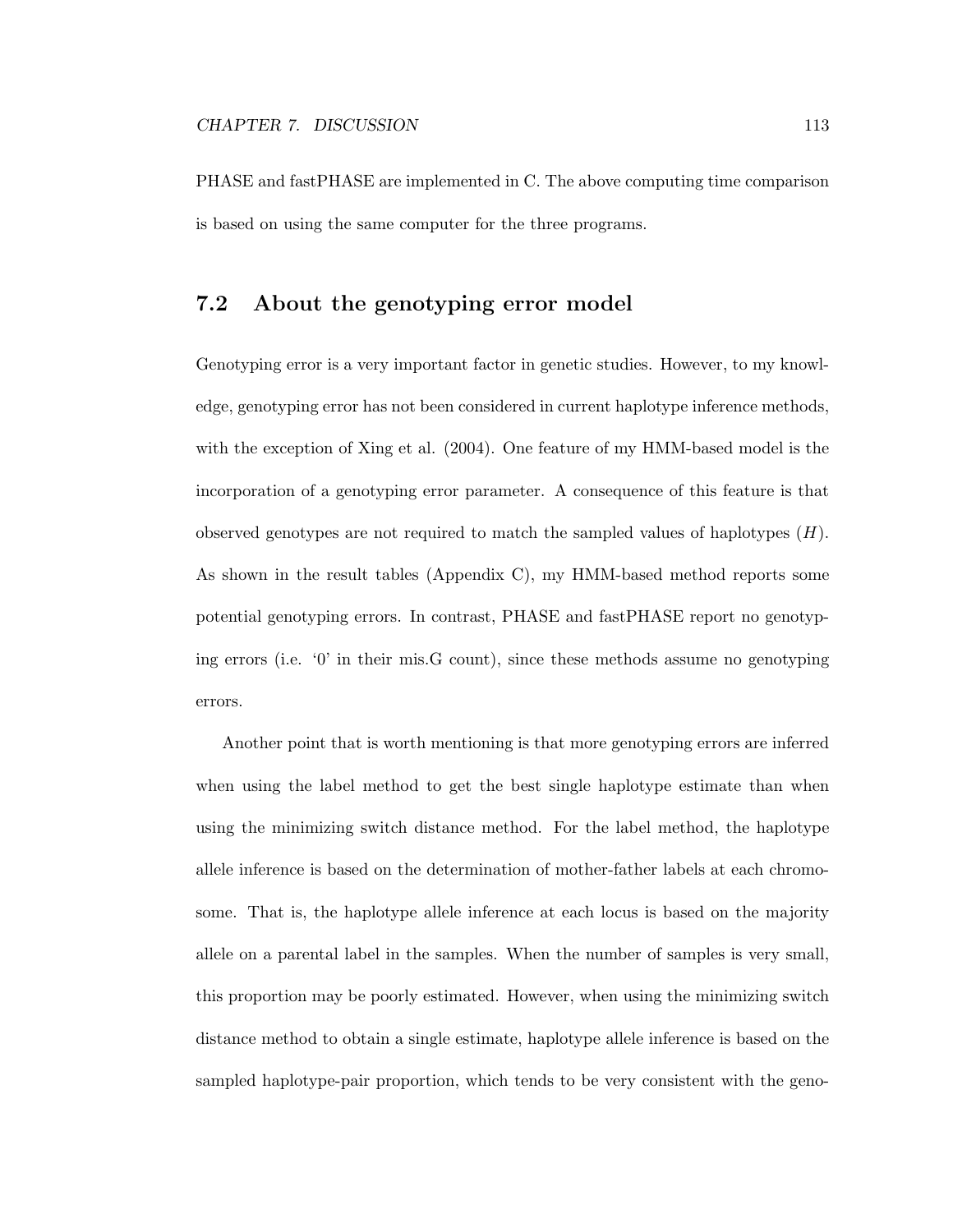PHASE and fastPHASE are implemented in C. The above computing time comparison is based on using the same computer for the three programs.

## 7.2 About the genotyping error model

Genotyping error is a very important factor in genetic studies. However, to my knowledge, genotyping error has not been considered in current haplotype inference methods, with the exception of Xing et al. (2004). One feature of my HMM-based model is the incorporation of a genotyping error parameter. A consequence of this feature is that observed genotypes are not required to match the sampled values of haplotypes ($H$). As shown in the result tables (Appendix C), my HMM-based method reports some potential genotyping errors. In contrast, PHASE and fastPHASE report no genotyping errors (i.e. '0' in their mis.G count), since these methods assume no genotyping errors.

Another point that is worth mentioning is that more genotyping errors are inferred when using the label method to get the best single haplotype estimate than when using the minimizing switch distance method. For the label method, the haplotype allele inference is based on the determination of mother-father labels at each chromosome. That is, the haplotype allele inference at each locus is based on the majority allele on a parental label in the samples. When the number of samples is very small, this proportion may be poorly estimated. However, when using the minimizing switch distance method to obtain a single estimate, haplotype allele inference is based on the sampled haplotype-pair proportion, which tends to be very consistent with the geno-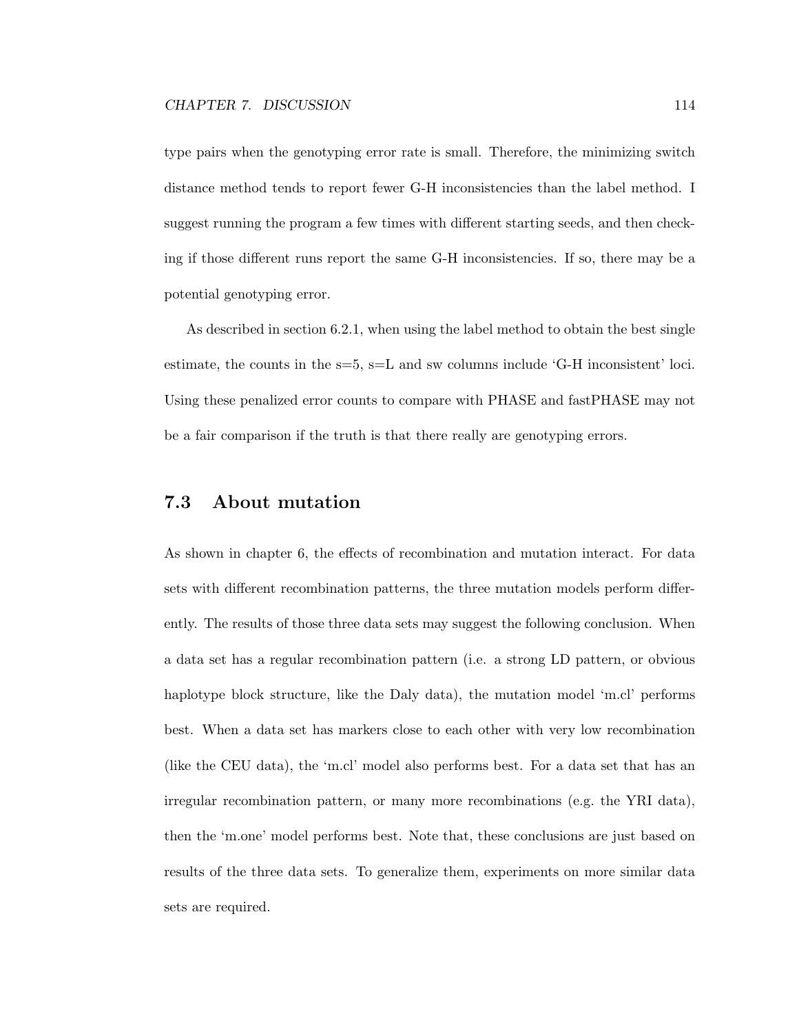type pairs when the genotyping error rate is small. Therefore, the minimizing switch distance method tends to report fewer G-H inconsistencies than the label method. I suggest running the program a few times with different starting seeds, and then checking if those different runs report the same G-H inconsistencies. If so, there may be a potential genotyping error.

As described in section 6.2.1, when using the label method to obtain the best single estimate, the counts in the s=5, s=L and sw columns include 'G-H inconsistent' loci. Using these penalized error counts to compare with PHASE and fastPHASE may not be a fair comparison if the truth is that there really are genotyping errors.

## 7.3 About mutation

As shown in chapter 6, the effects of recombination and mutation interact. For data sets with different recombination patterns, the three mutation models perform differently. The results of those three data sets may suggest the following conclusion. When a data set has a regular recombination pattern (i.e. a strong LD pattern, or obvious haplotype block structure, like the Daly data), the mutation model 'm.cl' performs best. When a data set has markers close to each other with very low recombination (like the CEU data), the 'm.cl' model also performs best. For a data set that has an irregular recombination pattern, or many more recombinations (e.g. the YRI data), then the 'm.one' model performs best. Note that, these conclusions are just based on results of the three data sets. To generalize them, experiments on more similar data sets are required.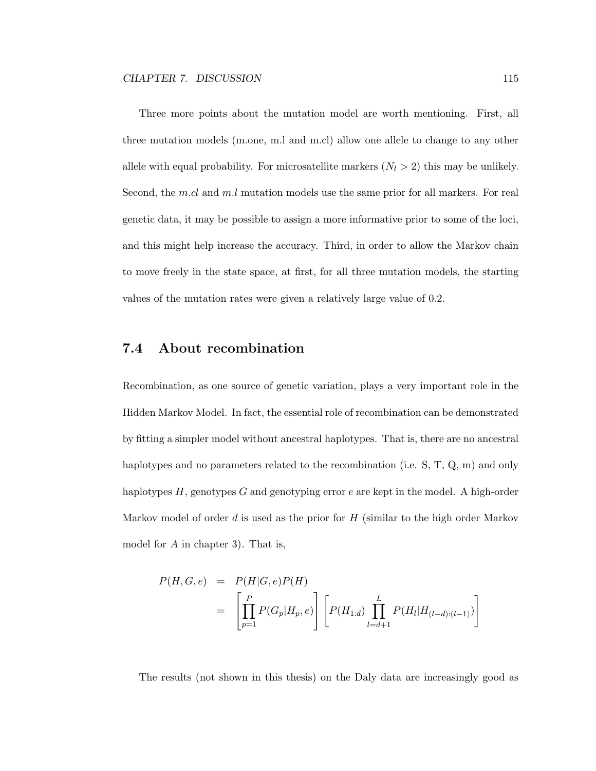Three more points about the mutation model are worth mentioning. First, all three mutation models (m.one, m.l and m.cl) allow one allele to change to any other allele with equal probability. For microsatellite markers ($N_l > 2$) this may be unlikely. Second, the *m.cl* and *m.l* mutation models use the same prior for all markers. For real genetic data, it may be possible to assign a more informative prior to some of the loci, and this might help increase the accuracy. Third, in order to allow the Markov chain to move freely in the state space, at first, for all three mutation models, the starting values of the mutation rates were given a relatively large value of 0.2.

## 7.4 About recombination

Recombination, as one source of genetic variation, plays a very important role in the Hidden Markov Model. In fact, the essential role of recombination can be demonstrated by fitting a simpler model without ancestral haplotypes. That is, there are no ancestral haplotypes and no parameters related to the recombination (i.e. S, T, Q, m) and only haplotypes $H$, genotypes $G$ and genotyping error $e$ are kept in the model. A high-order Markov model of order $d$ is used as the prior for $H$ (similar to the high order Markov model for $A$ in chapter 3). That is,

$$
\begin{aligned}
P(H, G, e) &= P(H|G, e)P(H) \\
&= \left[\prod_{p=1}^{P} P(G_p|H_p, e)\right] \left[P(H_{1:d}) \prod_{l=d+1}^{L} P(H_l|H_{(l-d):(l-1)})\right]
\end{aligned}
$$

The results (not shown in this thesis) on the Daly data are increasingly good as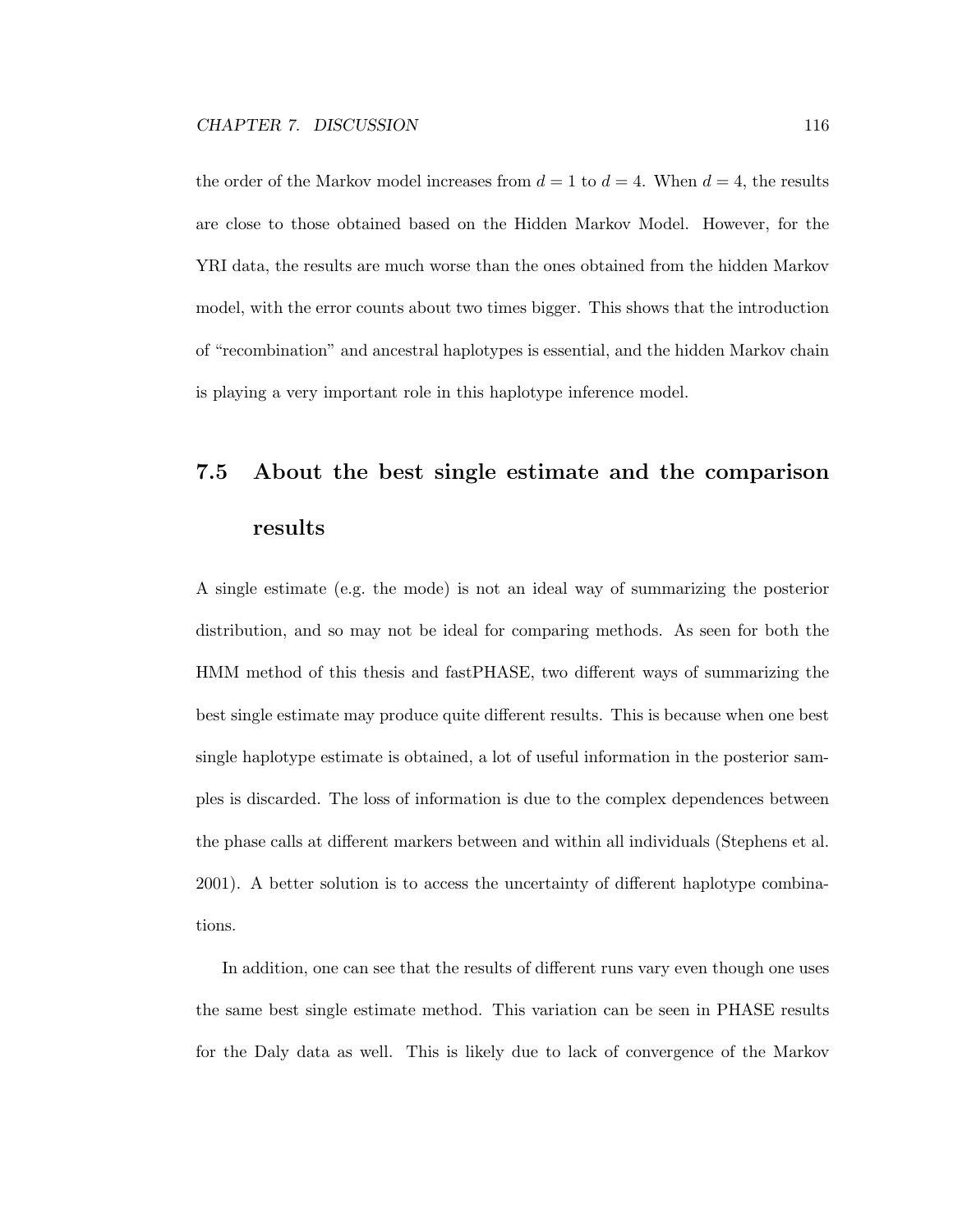the order of the Markov model increases from $d = 1$ to $d = 4$. When $d = 4$, the results are close to those obtained based on the Hidden Markov Model. However, for the YRI data, the results are much worse than the ones obtained from the hidden Markov model, with the error counts about two times bigger. This shows that the introduction of "recombination" and ancestral haplotypes is essential, and the hidden Markov chain is playing a very important role in this haplotype inference model.

## 7.5 About the best single estimate and the comparison results

A single estimate (e.g. the mode) is not an ideal way of summarizing the posterior distribution, and so may not be ideal for comparing methods. As seen for both the HMM method of this thesis and fastPHASE, two different ways of summarizing the best single estimate may produce quite different results. This is because when one best single haplotype estimate is obtained, a lot of useful information in the posterior samples is discarded. The loss of information is due to the complex dependences between the phase calls at different markers between and within all individuals (Stephens et al. 2001). A better solution is to access the uncertainty of different haplotype combinations.

In addition, one can see that the results of different runs vary even though one uses the same best single estimate method. This variation can be seen in PHASE results for the Daly data as well. This is likely due to lack of convergence of the Markov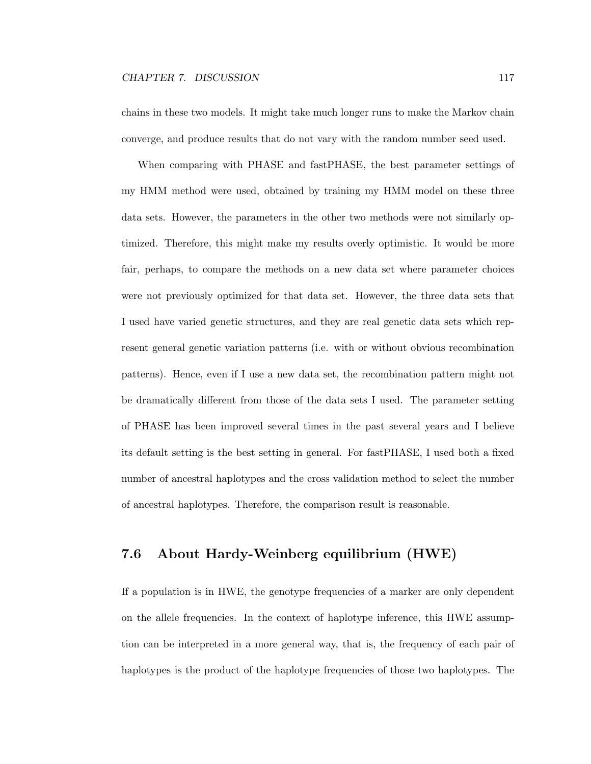chains in these two models. It might take much longer runs to make the Markov chain converge, and produce results that do not vary with the random number seed used.

When comparing with PHASE and fastPHASE, the best parameter settings of my HMM method were used, obtained by training my HMM model on these three data sets. However, the parameters in the other two methods were not similarly optimized. Therefore, this might make my results overly optimistic. It would be more fair, perhaps, to compare the methods on a new data set where parameter choices were not previously optimized for that data set. However, the three data sets that I used have varied genetic structures, and they are real genetic data sets which represent general genetic variation patterns (i.e. with or without obvious recombination patterns). Hence, even if I use a new data set, the recombination pattern might not be dramatically different from those of the data sets I used. The parameter setting of PHASE has been improved several times in the past several years and I believe its default setting is the best setting in general. For fastPHASE, I used both a fixed number of ancestral haplotypes and the cross validation method to select the number of ancestral haplotypes. Therefore, the comparison result is reasonable.

## 7.6 About Hardy-Weinberg equilibrium (HWE)

If a population is in HWE, the genotype frequencies of a marker are only dependent on the allele frequencies. In the context of haplotype inference, this HWE assumption can be interpreted in a more general way, that is, the frequency of each pair of haplotypes is the product of the haplotype frequencies of those two haplotypes. The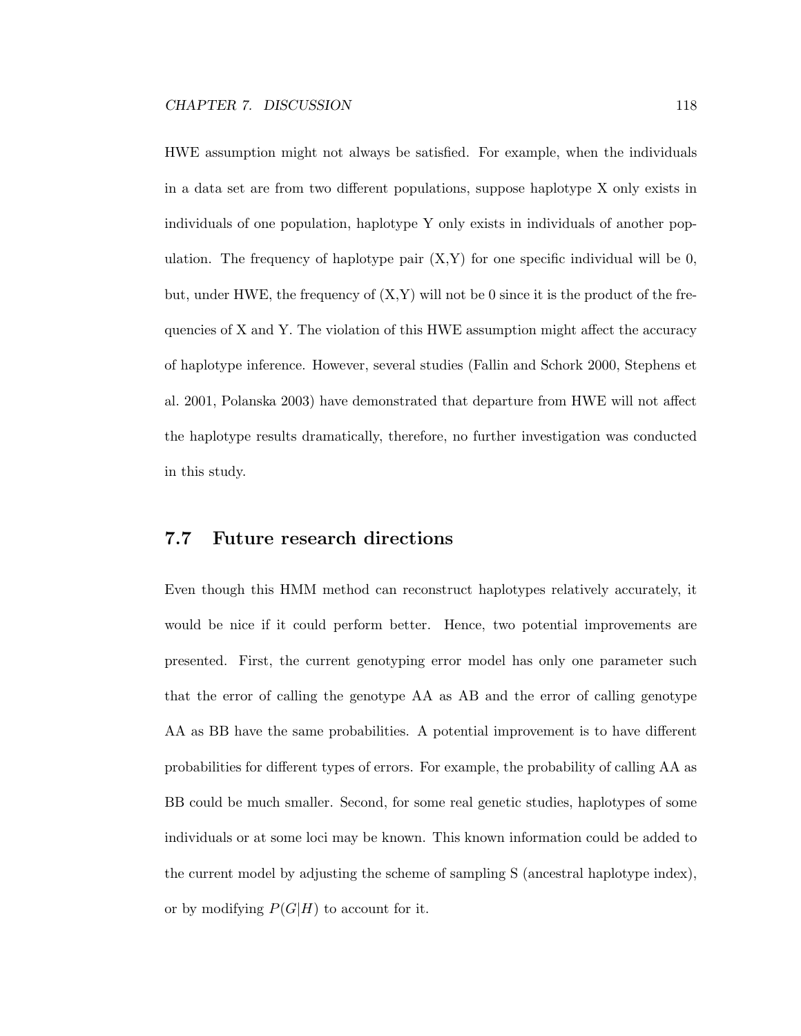HWE assumption might not always be satisfied. For example, when the individuals in a data set are from two different populations, suppose haplotype X only exists in individuals of one population, haplotype Y only exists in individuals of another population. The frequency of haplotype pair (X,Y) for one specific individual will be 0, but, under HWE, the frequency of (X,Y) will not be 0 since it is the product of the frequencies of X and Y. The violation of this HWE assumption might affect the accuracy of haplotype inference. However, several studies (Fallin and Schork 2000, Stephens et al. 2001, Polanska 2003) have demonstrated that departure from HWE will not affect the haplotype results dramatically, therefore, no further investigation was conducted in this study.

## 7.7 Future research directions

Even though this HMM method can reconstruct haplotypes relatively accurately, it would be nice if it could perform better. Hence, two potential improvements are presented. First, the current genotyping error model has only one parameter such that the error of calling the genotype AA as AB and the error of calling genotype AA as BB have the same probabilities. A potential improvement is to have different probabilities for different types of errors. For example, the probability of calling AA as BB could be much smaller. Second, for some real genetic studies, haplotypes of some individuals or at some loci may be known. This known information could be added to the current model by adjusting the scheme of sampling S (ancestral haplotype index), or by modifying $P(G|H)$ to account for it.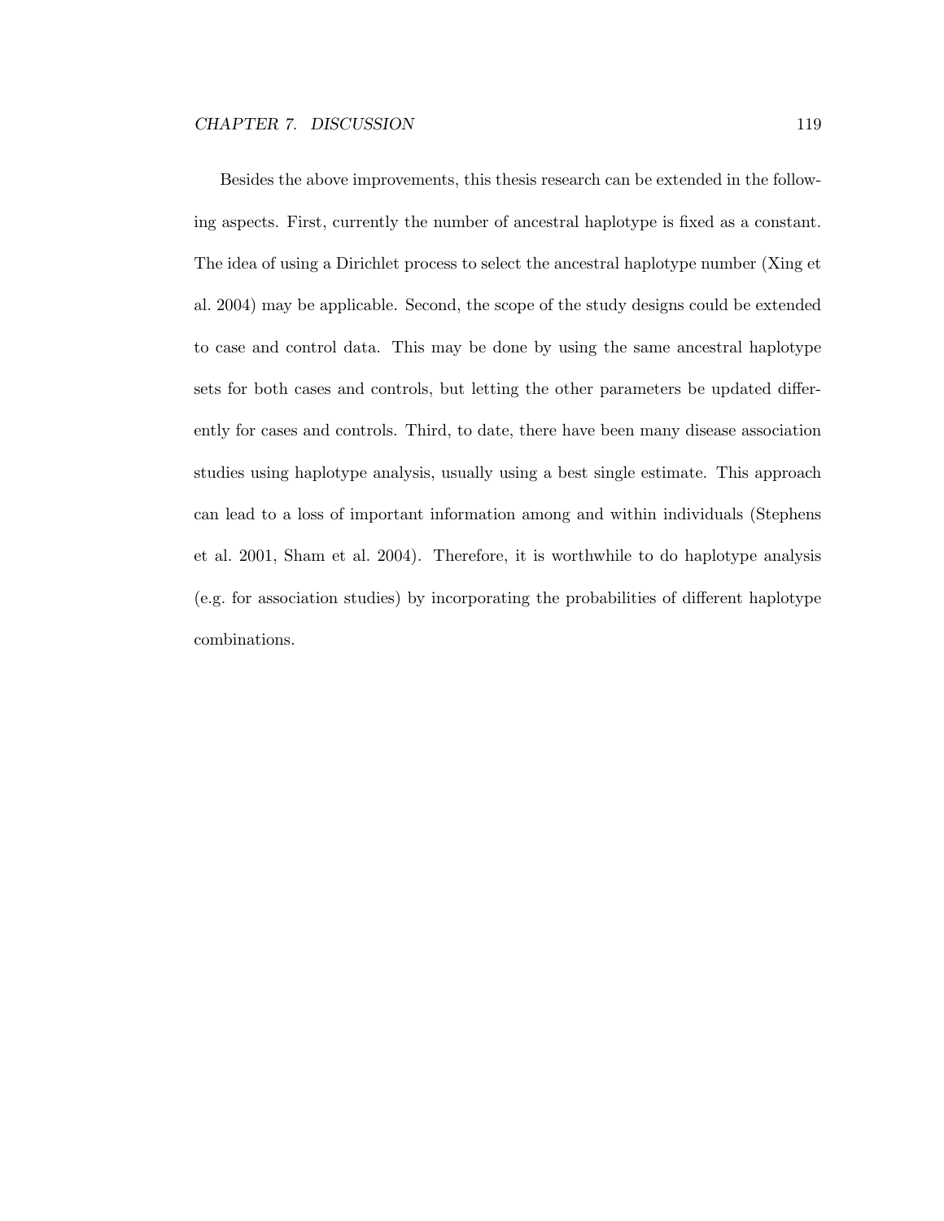Besides the above improvements, this thesis research can be extended in the following aspects. First, currently the number of ancestral haplotype is fixed as a constant. The idea of using a Dirichlet process to select the ancestral haplotype number (Xing et al. 2004) may be applicable. Second, the scope of the study designs could be extended to case and control data. This may be done by using the same ancestral haplotype sets for both cases and controls, but letting the other parameters be updated differently for cases and controls. Third, to date, there have been many disease association studies using haplotype analysis, usually using a best single estimate. This approach can lead to a loss of important information among and within individuals (Stephens et al. 2001, Sham et al. 2004). Therefore, it is worthwhile to do haplotype analysis (e.g. for association studies) by incorporating the probabilities of different haplotype combinations.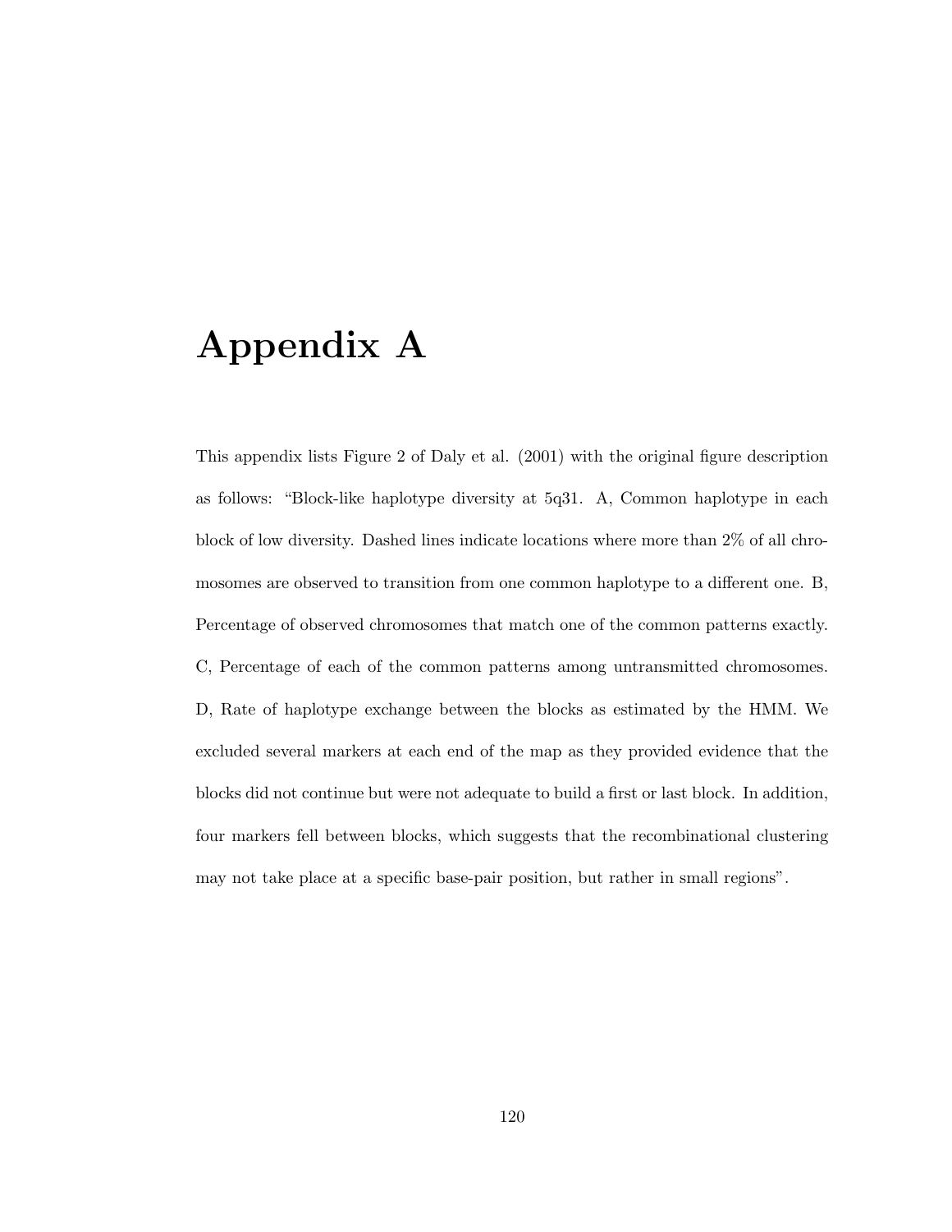# Appendix A

This appendix lists Figure 2 of Daly et al. (2001) with the original figure description as follows: "Block-like haplotype diversity at 5q31. A, Common haplotype in each block of low diversity. Dashed lines indicate locations where more than 2% of all chromosomes are observed to transition from one common haplotype to a different one. B, Percentage of observed chromosomes that match one of the common patterns exactly. C, Percentage of each of the common patterns among untransmitted chromosomes. D, Rate of haplotype exchange between the blocks as estimated by the HMM. We excluded several markers at each end of the map as they provided evidence that the blocks did not continue but were not adequate to build a first or last block. In addition, four markers fell between blocks, which suggests that the recombinational clustering may not take place at a specific base-pair position, but rather in small regions".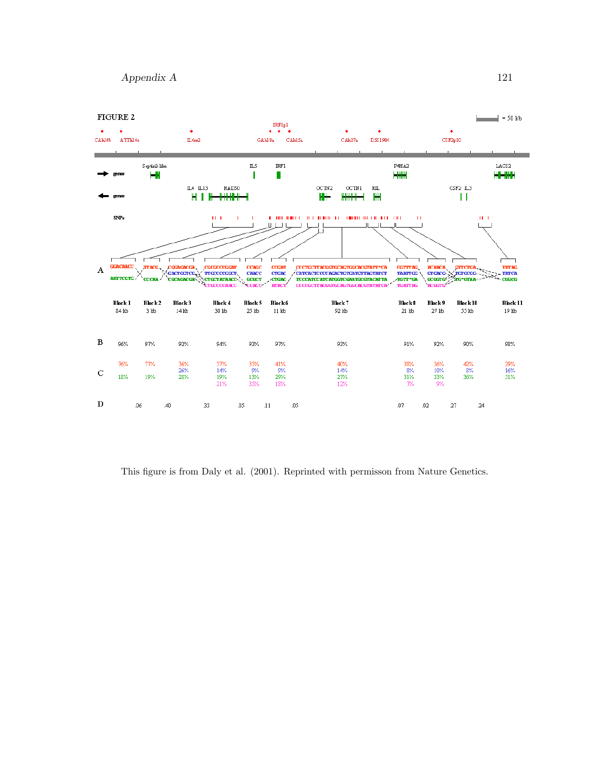FIGURE 2

= 50 kb

CAh14b ATTh14c IL4m2 IRF1p1 GAh18a CAh15a CAh17a D5S1984 CSF2p10

genes Septin2-like IL5 IRF1 P4HA2 LACS2

genes IL4 IL13 RAD50 OCTN2 OCTN1 RIL CSF2 IL3

SNPs

A

Block 1 84 kb

Block 2 3 kb

Block 3 14 kb

Block 4 30 kb

Block 5 25 kb

Block 6 11 kb

Block 7 92 kb

Block 8 21 kb

Block 9 27 kb

Block 10 55 kb

Block 11 19 kb

B 96% 97% 92% 94% 93% 97% 93% 91% 92% 90% 98%

C 76% 77% 36% 37% 35% 41% 40% 38% 36% 42% 29%
26% 14% 9% 9% 14% 8% 10% 8% 16%
18% 19% 28% 19% 13% 29% 27% 31% 33% 36% 51%
21% 35% 18% 12% 7% 9%

D .06 .40 .33 .05 .11 .05 .07 .02 .27 .24

This figure is from Daly et al. (2001). Reprinted with permisson from Nature Genetics.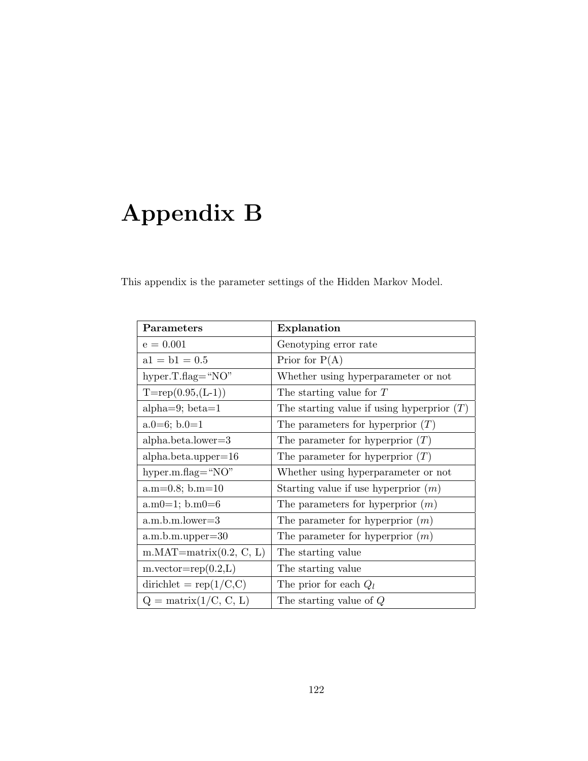# Appendix B

This appendix is the parameter settings of the Hidden Markov Model.

| **Parameters** | **Explanation** |
|---|---|
| e = 0.001 | Genotyping error rate |
| a1 = b1 = 0.5 | Prior for P(A) |
| hyper.T.flag="NO" | Whether using hyperparameter or not |
| T=rep(0.95,(L-1)) | The starting value for $T$ |
| alpha=9; beta=1 | The starting value if using hyperprior ($T$) |
| a.0=6; b.0=1 | The parameters for hyperprior ($T$) |
| alpha.beta.lower=3 | The parameter for hyperprior ($T$) |
| alpha.beta.upper=16 | The parameter for hyperprior ($T$) |
| hyper.m.flag="NO" | Whether using hyperparameter or not |
| a.m=0.8; b.m=10 | Starting value if use hyperprior ($m$) |
| a.m0=1; b.m0=6 | The parameters for hyperprior ($m$) |
| a.m.b.m.lower=3 | The parameter for hyperprior ($m$) |
| a.m.b.m.upper=30 | The parameter for hyperprior ($m$) |
| m.MAT=matrix(0.2, C, L) | The starting value |
| m.vector=rep(0.2,L) | The starting value |
| dirichlet = rep(1/C,C) | The prior for each $Q_l$ |
| Q = matrix(1/C, C, L) | The starting value of $Q$ |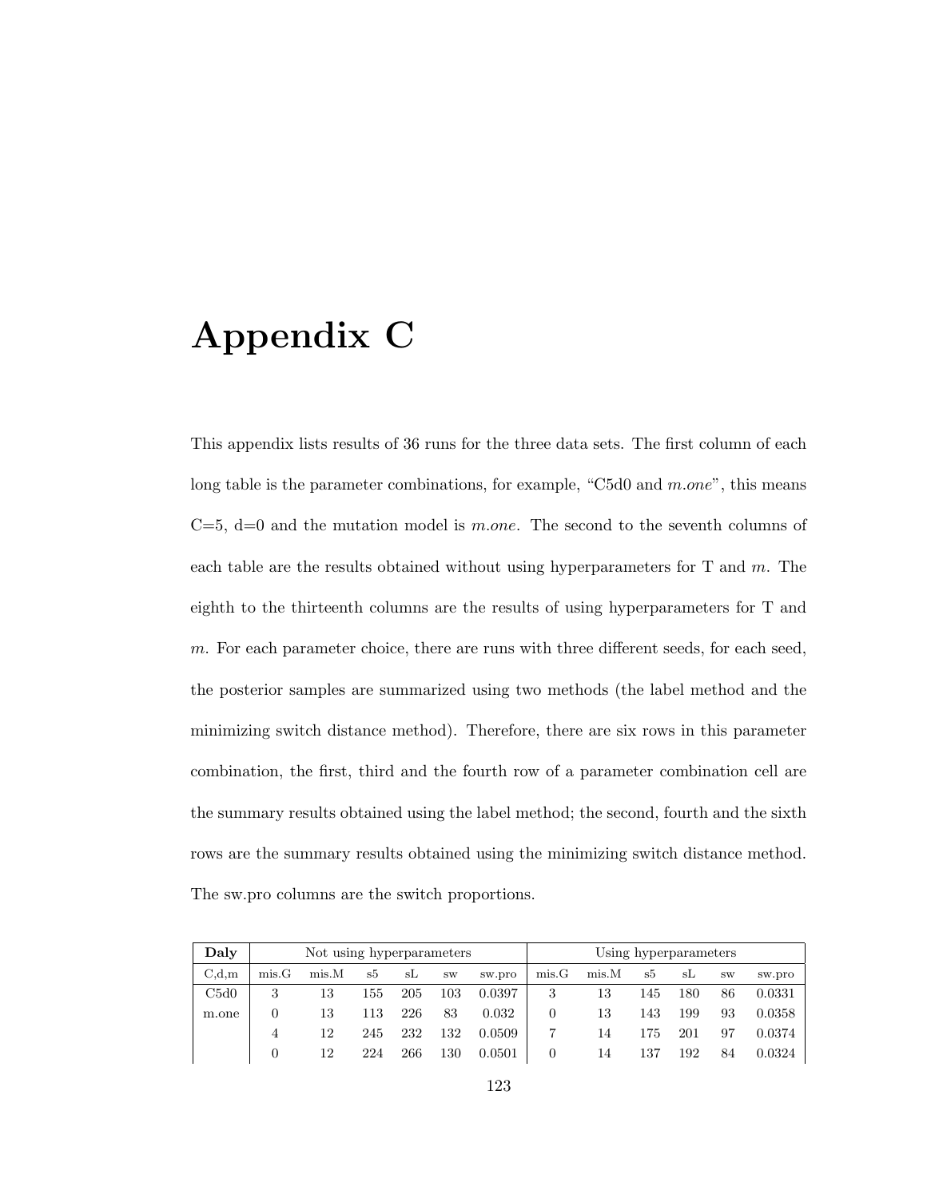# Appendix C

This appendix lists results of 36 runs for the three data sets. The first column of each long table is the parameter combinations, for example, "C5d0 and *m.one*", this means C=5, d=0 and the mutation model is *m.one*. The second to the seventh columns of each table are the results obtained without using hyperparameters for T and $m$. The eighth to the thirteenth columns are the results of using hyperparameters for T and $m$. For each parameter choice, there are runs with three different seeds, for each seed, the posterior samples are summarized using two methods (the label method and the minimizing switch distance method). Therefore, there are six rows in this parameter combination, the first, third and the fourth row of a parameter combination cell are the summary results obtained using the label method; the second, fourth and the sixth rows are the summary results obtained using the minimizing switch distance method. The sw.pro columns are the switch proportions.

| **Daly** | Not using hyperparameters | | | | | | Using hyperparameters | | | | | |
|---|---|---|---|---|---|---|---|---|---|---|---|---|
| C,d,m | mis.G | mis.M | s5 | sL | sw | sw.pro | mis.G | mis.M | s5 | sL | sw | sw.pro |
| C5d0 | 3 | 13 | 155 | 205 | 103 | 0.0397 | 3 | 13 | 145 | 180 | 86 | 0.0331 |
| m.one | 0 | 13 | 113 | 226 | 83 | 0.032 | 0 | 13 | 143 | 199 | 93 | 0.0358 |
| | 4 | 12 | 245 | 232 | 132 | 0.0509 | 7 | 14 | 175 | 201 | 97 | 0.0374 |
| | 0 | 12 | 224 | 266 | 130 | 0.0501 | 0 | 14 | 137 | 192 | 84 | 0.0324 |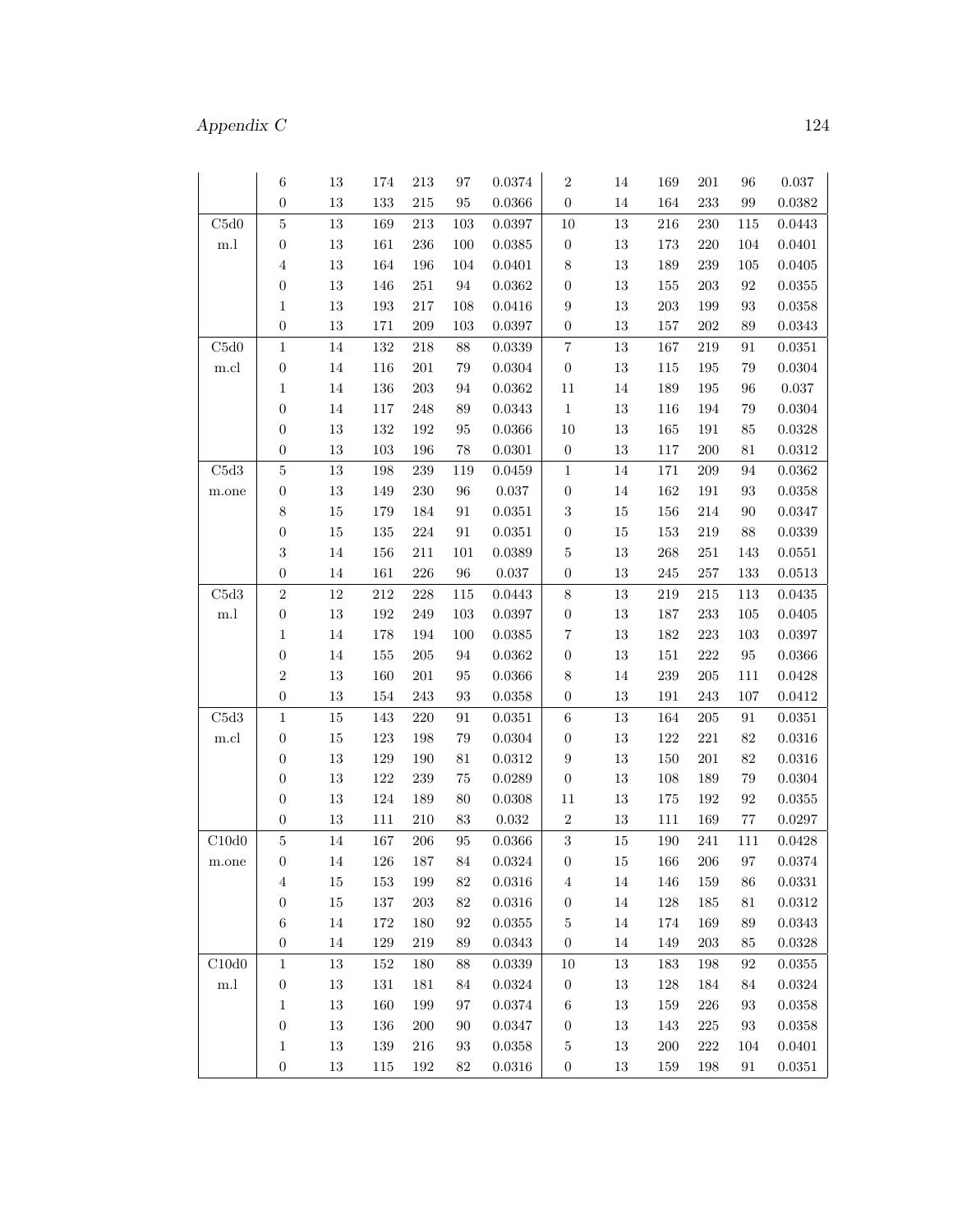| | | | | | | | | | | | | |
|---|---|---|---|---|---|---|---|---|---|---|---|---|
| | 6 | 13 | 174 | 213 | 97 | 0.0374 | 2 | 14 | 169 | 201 | 96 | 0.037 |
| | 0 | 13 | 133 | 215 | 95 | 0.0366 | 0 | 14 | 164 | 233 | 99 | 0.0382 |
| C5d0 | 5 | 13 | 169 | 213 | 103 | 0.0397 | 10 | 13 | 216 | 230 | 115 | 0.0443 |
| m.l | 0 | 13 | 161 | 236 | 100 | 0.0385 | 0 | 13 | 173 | 220 | 104 | 0.0401 |
| | 4 | 13 | 164 | 196 | 104 | 0.0401 | 8 | 13 | 189 | 239 | 105 | 0.0405 |
| | 0 | 13 | 146 | 251 | 94 | 0.0362 | 0 | 13 | 155 | 203 | 92 | 0.0355 |
| | 1 | 13 | 193 | 217 | 108 | 0.0416 | 9 | 13 | 203 | 199 | 93 | 0.0358 |
| | 0 | 13 | 171 | 209 | 103 | 0.0397 | 0 | 13 | 157 | 202 | 89 | 0.0343 |
| C5d0 | 1 | 14 | 132 | 218 | 88 | 0.0339 | 7 | 13 | 167 | 219 | 91 | 0.0351 |
| m.cl | 0 | 14 | 116 | 201 | 79 | 0.0304 | 0 | 13 | 115 | 195 | 79 | 0.0304 |
| | 1 | 14 | 136 | 203 | 94 | 0.0362 | 11 | 14 | 189 | 195 | 96 | 0.037 |
| | 0 | 14 | 117 | 248 | 89 | 0.0343 | 1 | 13 | 116 | 194 | 79 | 0.0304 |
| | 0 | 13 | 132 | 192 | 95 | 0.0366 | 10 | 13 | 165 | 191 | 85 | 0.0328 |
| | 0 | 13 | 103 | 196 | 78 | 0.0301 | 0 | 13 | 117 | 200 | 81 | 0.0312 |
| C5d3 | 5 | 13 | 198 | 239 | 119 | 0.0459 | 1 | 14 | 171 | 209 | 94 | 0.0362 |
| m.one | 0 | 13 | 149 | 230 | 96 | 0.037 | 0 | 14 | 162 | 191 | 93 | 0.0358 |
| | 8 | 15 | 179 | 184 | 91 | 0.0351 | 3 | 15 | 156 | 214 | 90 | 0.0347 |
| | 0 | 15 | 135 | 224 | 91 | 0.0351 | 0 | 15 | 153 | 219 | 88 | 0.0339 |
| | 3 | 14 | 156 | 211 | 101 | 0.0389 | 5 | 13 | 268 | 251 | 143 | 0.0551 |
| | 0 | 14 | 161 | 226 | 96 | 0.037 | 0 | 13 | 245 | 257 | 133 | 0.0513 |
| C5d3 | 2 | 12 | 212 | 228 | 115 | 0.0443 | 8 | 13 | 219 | 215 | 113 | 0.0435 |
| m.l | 0 | 13 | 192 | 249 | 103 | 0.0397 | 0 | 13 | 187 | 233 | 105 | 0.0405 |
| | 1 | 14 | 178 | 194 | 100 | 0.0385 | 7 | 13 | 182 | 223 | 103 | 0.0397 |
| | 0 | 14 | 155 | 205 | 94 | 0.0362 | 0 | 13 | 151 | 222 | 95 | 0.0366 |
| | 2 | 13 | 160 | 201 | 95 | 0.0366 | 8 | 14 | 239 | 205 | 111 | 0.0428 |
| | 0 | 13 | 154 | 243 | 93 | 0.0358 | 0 | 13 | 191 | 243 | 107 | 0.0412 |
| C5d3 | 1 | 15 | 143 | 220 | 91 | 0.0351 | 6 | 13 | 164 | 205 | 91 | 0.0351 |
| m.cl | 0 | 15 | 123 | 198 | 79 | 0.0304 | 0 | 13 | 122 | 221 | 82 | 0.0316 |
| | 0 | 13 | 129 | 190 | 81 | 0.0312 | 9 | 13 | 150 | 201 | 82 | 0.0316 |
| | 0 | 13 | 122 | 239 | 75 | 0.0289 | 0 | 13 | 108 | 189 | 79 | 0.0304 |
| | 0 | 13 | 124 | 189 | 80 | 0.0308 | 11 | 13 | 175 | 192 | 92 | 0.0355 |
| | 0 | 13 | 111 | 210 | 83 | 0.032 | 2 | 13 | 111 | 169 | 77 | 0.0297 |
| C10d0 | 5 | 14 | 167 | 206 | 95 | 0.0366 | 3 | 15 | 190 | 241 | 111 | 0.0428 |
| m.one | 0 | 14 | 126 | 187 | 84 | 0.0324 | 0 | 15 | 166 | 206 | 97 | 0.0374 |
| | 4 | 15 | 153 | 199 | 82 | 0.0316 | 4 | 14 | 146 | 159 | 86 | 0.0331 |
| | 0 | 15 | 137 | 203 | 82 | 0.0316 | 0 | 14 | 128 | 185 | 81 | 0.0312 |
| | 6 | 14 | 172 | 180 | 92 | 0.0355 | 5 | 14 | 174 | 169 | 89 | 0.0343 |
| | 0 | 14 | 129 | 219 | 89 | 0.0343 | 0 | 14 | 149 | 203 | 85 | 0.0328 |
| C10d0 | 1 | 13 | 152 | 180 | 88 | 0.0339 | 10 | 13 | 183 | 198 | 92 | 0.0355 |
| m.l | 0 | 13 | 131 | 181 | 84 | 0.0324 | 0 | 13 | 128 | 184 | 84 | 0.0324 |
| | 1 | 13 | 160 | 199 | 97 | 0.0374 | 6 | 13 | 159 | 226 | 93 | 0.0358 |
| | 0 | 13 | 136 | 200 | 90 | 0.0347 | 0 | 13 | 143 | 225 | 93 | 0.0358 |
| | 1 | 13 | 139 | 216 | 93 | 0.0358 | 5 | 13 | 200 | 222 | 104 | 0.0401 |
| | 0 | 13 | 115 | 192 | 82 | 0.0316 | 0 | 13 | 159 | 198 | 91 | 0.0351 |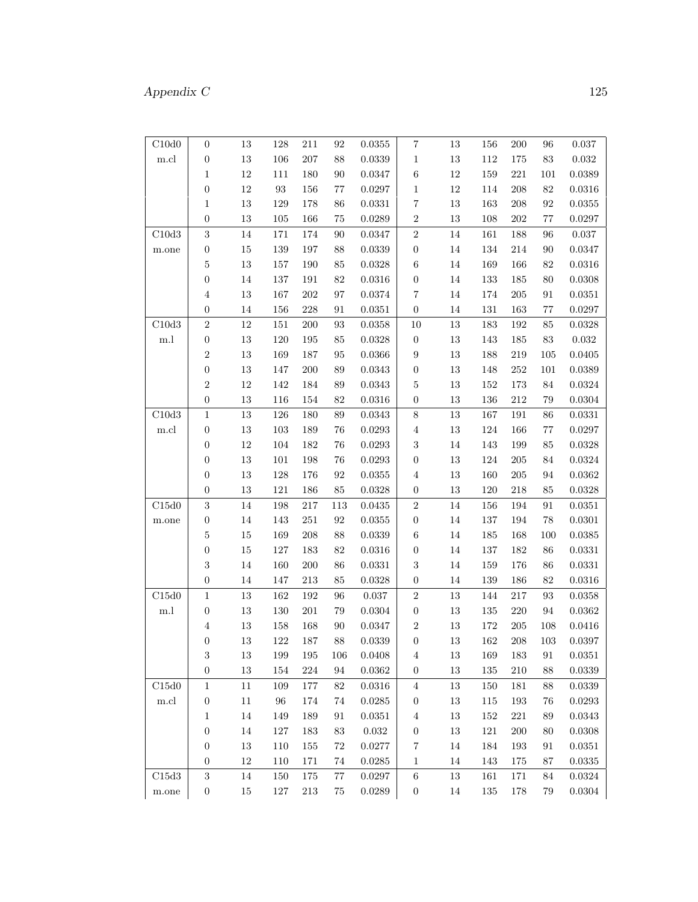| | | | | | | | | | | | | |
|---|---|---|---|---|---|---|---|---|---|---|---|---|
| C10d0 | 0 | 13 | 128 | 211 | 92 | 0.0355 | 7 | 13 | 156 | 200 | 96 | 0.037 |
| m.cl | 0 | 13 | 106 | 207 | 88 | 0.0339 | 1 | 13 | 112 | 175 | 83 | 0.032 |
| | 1 | 12 | 111 | 180 | 90 | 0.0347 | 6 | 12 | 159 | 221 | 101 | 0.0389 |
| | 0 | 12 | 93 | 156 | 77 | 0.0297 | 1 | 12 | 114 | 208 | 82 | 0.0316 |
| | 1 | 13 | 129 | 178 | 86 | 0.0331 | 7 | 13 | 163 | 208 | 92 | 0.0355 |
| | 0 | 13 | 105 | 166 | 75 | 0.0289 | 2 | 13 | 108 | 202 | 77 | 0.0297 |
| C10d3 | 3 | 14 | 171 | 174 | 90 | 0.0347 | 2 | 14 | 161 | 188 | 96 | 0.037 |
| m.one | 0 | 15 | 139 | 197 | 88 | 0.0339 | 0 | 14 | 134 | 214 | 90 | 0.0347 |
| | 5 | 13 | 157 | 190 | 85 | 0.0328 | 6 | 14 | 169 | 166 | 82 | 0.0316 |
| | 0 | 14 | 137 | 191 | 82 | 0.0316 | 0 | 14 | 133 | 185 | 80 | 0.0308 |
| | 4 | 13 | 167 | 202 | 97 | 0.0374 | 7 | 14 | 174 | 205 | 91 | 0.0351 |
| | 0 | 14 | 156 | 228 | 91 | 0.0351 | 0 | 14 | 131 | 163 | 77 | 0.0297 |
| C10d3 | 2 | 12 | 151 | 200 | 93 | 0.0358 | 10 | 13 | 183 | 192 | 85 | 0.0328 |
| m.l | 0 | 13 | 120 | 195 | 85 | 0.0328 | 0 | 13 | 143 | 185 | 83 | 0.032 |
| | 2 | 13 | 169 | 187 | 95 | 0.0366 | 9 | 13 | 188 | 219 | 105 | 0.0405 |
| | 0 | 13 | 147 | 200 | 89 | 0.0343 | 0 | 13 | 148 | 252 | 101 | 0.0389 |
| | 2 | 12 | 142 | 184 | 89 | 0.0343 | 5 | 13 | 152 | 173 | 84 | 0.0324 |
| | 0 | 13 | 116 | 154 | 82 | 0.0316 | 0 | 13 | 136 | 212 | 79 | 0.0304 |
| C10d3 | 1 | 13 | 126 | 180 | 89 | 0.0343 | 8 | 13 | 167 | 191 | 86 | 0.0331 |
| m.cl | 0 | 13 | 103 | 189 | 76 | 0.0293 | 4 | 13 | 124 | 166 | 77 | 0.0297 |
| | 0 | 12 | 104 | 182 | 76 | 0.0293 | 3 | 14 | 143 | 199 | 85 | 0.0328 |
| | 0 | 13 | 101 | 198 | 76 | 0.0293 | 0 | 13 | 124 | 205 | 84 | 0.0324 |
| | 0 | 13 | 128 | 176 | 92 | 0.0355 | 4 | 13 | 160 | 205 | 94 | 0.0362 |
| | 0 | 13 | 121 | 186 | 85 | 0.0328 | 0 | 13 | 120 | 218 | 85 | 0.0328 |
| C15d0 | 3 | 14 | 198 | 217 | 113 | 0.0435 | 2 | 14 | 156 | 194 | 91 | 0.0351 |
| m.one | 0 | 14 | 143 | 251 | 92 | 0.0355 | 0 | 14 | 137 | 194 | 78 | 0.0301 |
| | 5 | 15 | 169 | 208 | 88 | 0.0339 | 6 | 14 | 185 | 168 | 100 | 0.0385 |
| | 0 | 15 | 127 | 183 | 82 | 0.0316 | 0 | 14 | 137 | 182 | 86 | 0.0331 |
| | 3 | 14 | 160 | 200 | 86 | 0.0331 | 3 | 14 | 159 | 176 | 86 | 0.0331 |
| | 0 | 14 | 147 | 213 | 85 | 0.0328 | 0 | 14 | 139 | 186 | 82 | 0.0316 |
| C15d0 | 1 | 13 | 162 | 192 | 96 | 0.037 | 2 | 13 | 144 | 217 | 93 | 0.0358 |
| m.l | 0 | 13 | 130 | 201 | 79 | 0.0304 | 0 | 13 | 135 | 220 | 94 | 0.0362 |
| | 4 | 13 | 158 | 168 | 90 | 0.0347 | 2 | 13 | 172 | 205 | 108 | 0.0416 |
| | 0 | 13 | 122 | 187 | 88 | 0.0339 | 0 | 13 | 162 | 208 | 103 | 0.0397 |
| | 3 | 13 | 199 | 195 | 106 | 0.0408 | 4 | 13 | 169 | 183 | 91 | 0.0351 |
| | 0 | 13 | 154 | 224 | 94 | 0.0362 | 0 | 13 | 135 | 210 | 88 | 0.0339 |
| C15d0 | 1 | 11 | 109 | 177 | 82 | 0.0316 | 4 | 13 | 150 | 181 | 88 | 0.0339 |
| m.cl | 0 | 11 | 96 | 174 | 74 | 0.0285 | 0 | 13 | 115 | 193 | 76 | 0.0293 |
| | 1 | 14 | 149 | 189 | 91 | 0.0351 | 4 | 13 | 152 | 221 | 89 | 0.0343 |
| | 0 | 14 | 127 | 183 | 83 | 0.032 | 0 | 13 | 121 | 200 | 80 | 0.0308 |
| | 0 | 13 | 110 | 155 | 72 | 0.0277 | 7 | 14 | 184 | 193 | 91 | 0.0351 |
| | 0 | 12 | 110 | 171 | 74 | 0.0285 | 1 | 14 | 143 | 175 | 87 | 0.0335 |
| C15d3 | 3 | 14 | 150 | 175 | 77 | 0.0297 | 6 | 13 | 161 | 171 | 84 | 0.0324 |
| m.one | 0 | 15 | 127 | 213 | 75 | 0.0289 | 0 | 14 | 135 | 178 | 79 | 0.0304 |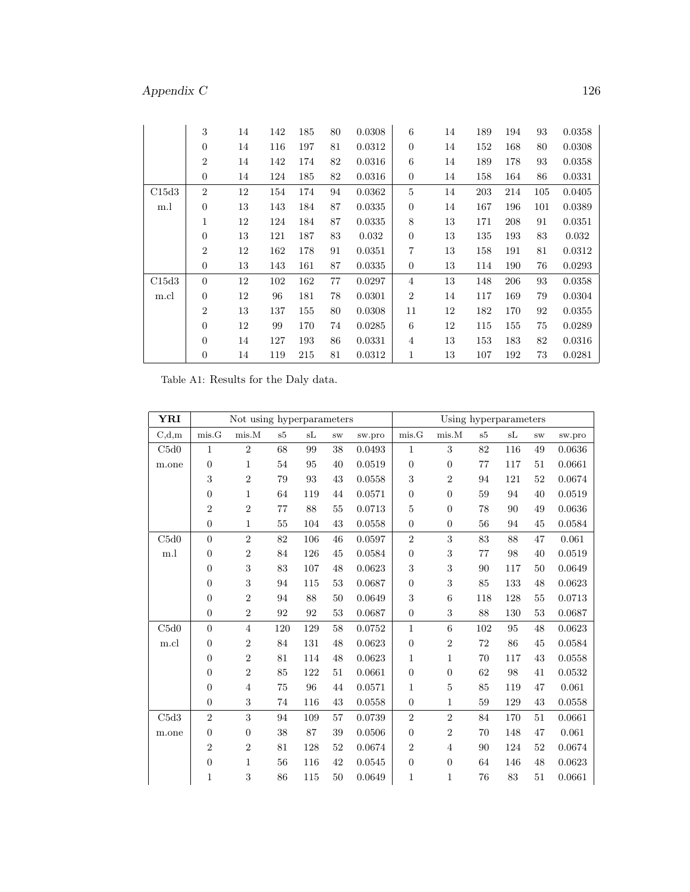| | | | | | | | | | | | | |
|---|---|---|---|---|---|---|---|---|---|---|---|---|
| | 3 | 14 | 142 | 185 | 80 | 0.0308 | 6 | 14 | 189 | 194 | 93 | 0.0358 |
| | 0 | 14 | 116 | 197 | 81 | 0.0312 | 0 | 14 | 152 | 168 | 80 | 0.0308 |
| | 2 | 14 | 142 | 174 | 82 | 0.0316 | 6 | 14 | 189 | 178 | 93 | 0.0358 |
| | 0 | 14 | 124 | 185 | 82 | 0.0316 | 0 | 14 | 158 | 164 | 86 | 0.0331 |
| C15d3 | 2 | 12 | 154 | 174 | 94 | 0.0362 | 5 | 14 | 203 | 214 | 105 | 0.0405 |
| m.l | 0 | 13 | 143 | 184 | 87 | 0.0335 | 0 | 14 | 167 | 196 | 101 | 0.0389 |
| | 1 | 12 | 124 | 184 | 87 | 0.0335 | 8 | 13 | 171 | 208 | 91 | 0.0351 |
| | 0 | 13 | 121 | 187 | 83 | 0.032 | 0 | 13 | 135 | 193 | 83 | 0.032 |
| | 2 | 12 | 162 | 178 | 91 | 0.0351 | 7 | 13 | 158 | 191 | 81 | 0.0312 |
| | 0 | 13 | 143 | 161 | 87 | 0.0335 | 0 | 13 | 114 | 190 | 76 | 0.0293 |
| C15d3 | 0 | 12 | 102 | 162 | 77 | 0.0297 | 4 | 13 | 148 | 206 | 93 | 0.0358 |
| m.cl | 0 | 12 | 96 | 181 | 78 | 0.0301 | 2 | 14 | 117 | 169 | 79 | 0.0304 |
| | 2 | 13 | 137 | 155 | 80 | 0.0308 | 11 | 12 | 182 | 170 | 92 | 0.0355 |
| | 0 | 12 | 99 | 170 | 74 | 0.0285 | 6 | 12 | 115 | 155 | 75 | 0.0289 |
| | 0 | 14 | 127 | 193 | 86 | 0.0331 | 4 | 13 | 153 | 183 | 82 | 0.0316 |
| | 0 | 14 | 119 | 215 | 81 | 0.0312 | 1 | 13 | 107 | 192 | 73 | 0.0281 |

Table A1: Results for the Daly data.

| **YRI** | Not using hyperparameters | | | | | | Using hyperparameters | | | | | |
|---|---|---|---|---|---|---|---|---|---|---|---|---|
| C,d,m | mis.G | mis.M | s5 | sL | sw | sw.pro | mis.G | mis.M | s5 | sL | sw | sw.pro |
| C5d0 | 1 | 2 | 68 | 99 | 38 | 0.0493 | 1 | 3 | 82 | 116 | 49 | 0.0636 |
| m.one | 0 | 1 | 54 | 95 | 40 | 0.0519 | 0 | 0 | 77 | 117 | 51 | 0.0661 |
| | 3 | 2 | 79 | 93 | 43 | 0.0558 | 3 | 2 | 94 | 121 | 52 | 0.0674 |
| | 0 | 1 | 64 | 119 | 44 | 0.0571 | 0 | 0 | 59 | 94 | 40 | 0.0519 |
| | 2 | 2 | 77 | 88 | 55 | 0.0713 | 5 | 0 | 78 | 90 | 49 | 0.0636 |
| | 0 | 1 | 55 | 104 | 43 | 0.0558 | 0 | 0 | 56 | 94 | 45 | 0.0584 |
| C5d0 | 0 | 2 | 82 | 106 | 46 | 0.0597 | 2 | 3 | 83 | 88 | 47 | 0.061 |
| m.l | 0 | 2 | 84 | 126 | 45 | 0.0584 | 0 | 3 | 77 | 98 | 40 | 0.0519 |
| | 0 | 3 | 83 | 107 | 48 | 0.0623 | 3 | 3 | 90 | 117 | 50 | 0.0649 |
| | 0 | 3 | 94 | 115 | 53 | 0.0687 | 0 | 3 | 85 | 133 | 48 | 0.0623 |
| | 0 | 2 | 94 | 88 | 50 | 0.0649 | 3 | 6 | 118 | 128 | 55 | 0.0713 |
| | 0 | 2 | 92 | 92 | 53 | 0.0687 | 0 | 3 | 88 | 130 | 53 | 0.0687 |
| C5d0 | 0 | 4 | 120 | 129 | 58 | 0.0752 | 1 | 6 | 102 | 95 | 48 | 0.0623 |
| m.cl | 0 | 2 | 84 | 131 | 48 | 0.0623 | 0 | 2 | 72 | 86 | 45 | 0.0584 |
| | 0 | 2 | 81 | 114 | 48 | 0.0623 | 1 | 1 | 70 | 117 | 43 | 0.0558 |
| | 0 | 2 | 85 | 122 | 51 | 0.0661 | 0 | 0 | 62 | 98 | 41 | 0.0532 |
| | 0 | 4 | 75 | 96 | 44 | 0.0571 | 1 | 5 | 85 | 119 | 47 | 0.061 |
| | 0 | 3 | 74 | 116 | 43 | 0.0558 | 0 | 1 | 59 | 129 | 43 | 0.0558 |
| C5d3 | 2 | 3 | 94 | 109 | 57 | 0.0739 | 2 | 2 | 84 | 170 | 51 | 0.0661 |
| m.one | 0 | 0 | 38 | 87 | 39 | 0.0506 | 0 | 2 | 70 | 148 | 47 | 0.061 |
| | 2 | 2 | 81 | 128 | 52 | 0.0674 | 2 | 4 | 90 | 124 | 52 | 0.0674 |
| | 0 | 1 | 56 | 116 | 42 | 0.0545 | 0 | 0 | 64 | 146 | 48 | 0.0623 |
| | 1 | 3 | 86 | 115 | 50 | 0.0649 | 1 | 1 | 76 | 83 | 51 | 0.0661 |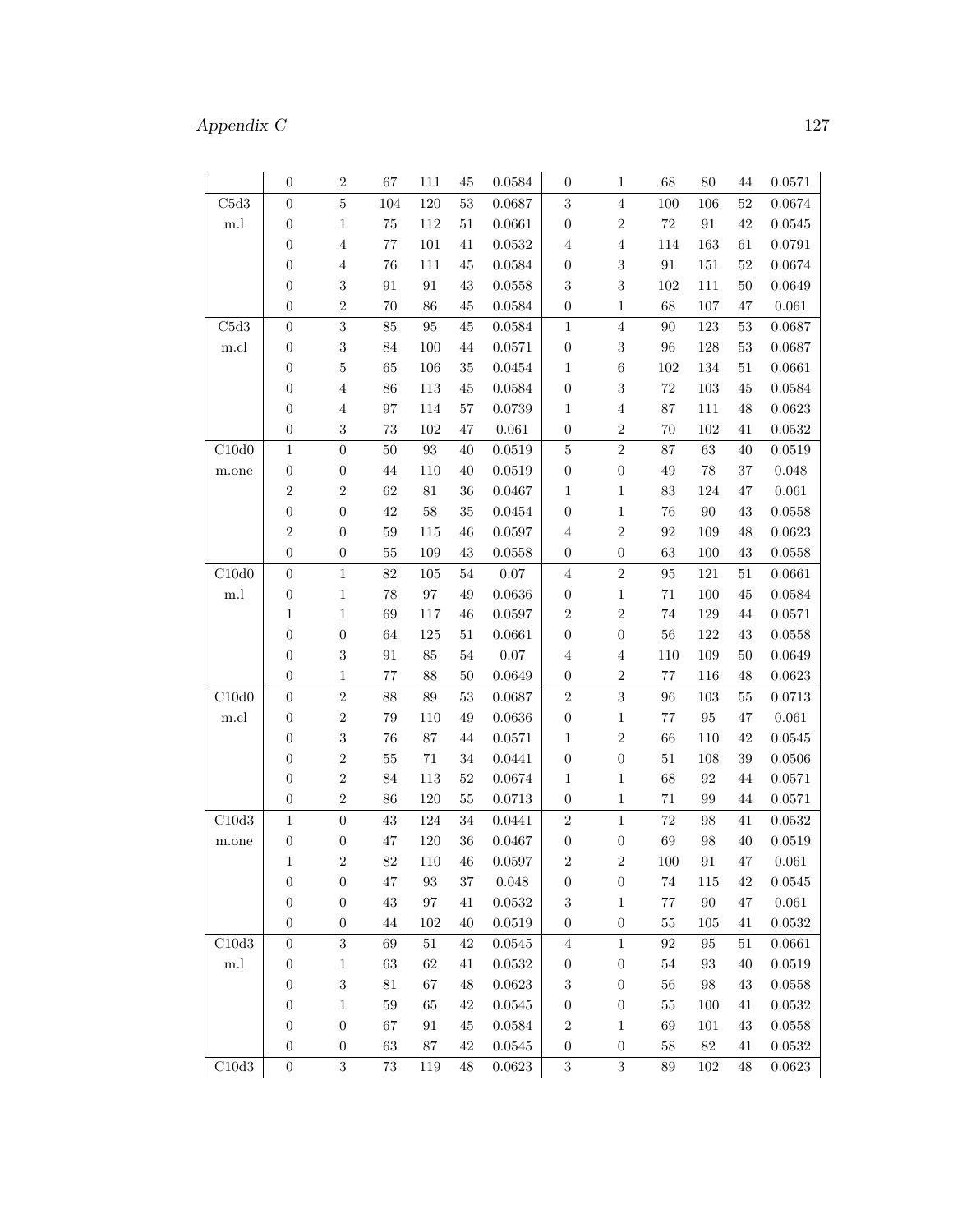| | | | | | | | | | | | | |
|---|---|---|---|---|---|---|---|---|---|---|---|---|
| | 0 | 2 | 67 | 111 | 45 | 0.0584 | 0 | 1 | 68 | 80 | 44 | 0.0571 |
| C5d3 | 0 | 5 | 104 | 120 | 53 | 0.0687 | 3 | 4 | 100 | 106 | 52 | 0.0674 |
| m.l | 0 | 1 | 75 | 112 | 51 | 0.0661 | 0 | 2 | 72 | 91 | 42 | 0.0545 |
| | 0 | 4 | 77 | 101 | 41 | 0.0532 | 4 | 4 | 114 | 163 | 61 | 0.0791 |
| | 0 | 4 | 76 | 111 | 45 | 0.0584 | 0 | 3 | 91 | 151 | 52 | 0.0674 |
| | 0 | 3 | 91 | 91 | 43 | 0.0558 | 3 | 3 | 102 | 111 | 50 | 0.0649 |
| | 0 | 2 | 70 | 86 | 45 | 0.0584 | 0 | 1 | 68 | 107 | 47 | 0.061 |
| C5d3 | 0 | 3 | 85 | 95 | 45 | 0.0584 | 1 | 4 | 90 | 123 | 53 | 0.0687 |
| m.cl | 0 | 3 | 84 | 100 | 44 | 0.0571 | 0 | 3 | 96 | 128 | 53 | 0.0687 |
| | 0 | 5 | 65 | 106 | 35 | 0.0454 | 1 | 6 | 102 | 134 | 51 | 0.0661 |
| | 0 | 4 | 86 | 113 | 45 | 0.0584 | 0 | 3 | 72 | 103 | 45 | 0.0584 |
| | 0 | 4 | 97 | 114 | 57 | 0.0739 | 1 | 4 | 87 | 111 | 48 | 0.0623 |
| | 0 | 3 | 73 | 102 | 47 | 0.061 | 0 | 2 | 70 | 102 | 41 | 0.0532 |
| C10d0 | 1 | 0 | 50 | 93 | 40 | 0.0519 | 5 | 2 | 87 | 63 | 40 | 0.0519 |
| m.one | 0 | 0 | 44 | 110 | 40 | 0.0519 | 0 | 0 | 49 | 78 | 37 | 0.048 |
| | 2 | 2 | 62 | 81 | 36 | 0.0467 | 1 | 1 | 83 | 124 | 47 | 0.061 |
| | 0 | 0 | 42 | 58 | 35 | 0.0454 | 0 | 1 | 76 | 90 | 43 | 0.0558 |
| | 2 | 0 | 59 | 115 | 46 | 0.0597 | 4 | 2 | 92 | 109 | 48 | 0.0623 |
| | 0 | 0 | 55 | 109 | 43 | 0.0558 | 0 | 0 | 63 | 100 | 43 | 0.0558 |
| C10d0 | 0 | 1 | 82 | 105 | 54 | 0.07 | 4 | 2 | 95 | 121 | 51 | 0.0661 |
| m.l | 0 | 1 | 78 | 97 | 49 | 0.0636 | 0 | 1 | 71 | 100 | 45 | 0.0584 |
| | 1 | 1 | 69 | 117 | 46 | 0.0597 | 2 | 2 | 74 | 129 | 44 | 0.0571 |
| | 0 | 0 | 64 | 125 | 51 | 0.0661 | 0 | 0 | 56 | 122 | 43 | 0.0558 |
| | 0 | 3 | 91 | 85 | 54 | 0.07 | 4 | 4 | 110 | 109 | 50 | 0.0649 |
| | 0 | 1 | 77 | 88 | 50 | 0.0649 | 0 | 2 | 77 | 116 | 48 | 0.0623 |
| C10d0 | 0 | 2 | 88 | 89 | 53 | 0.0687 | 2 | 3 | 96 | 103 | 55 | 0.0713 |
| m.cl | 0 | 2 | 79 | 110 | 49 | 0.0636 | 0 | 1 | 77 | 95 | 47 | 0.061 |
| | 0 | 3 | 76 | 87 | 44 | 0.0571 | 1 | 2 | 66 | 110 | 42 | 0.0545 |
| | 0 | 2 | 55 | 71 | 34 | 0.0441 | 0 | 0 | 51 | 108 | 39 | 0.0506 |
| | 0 | 2 | 84 | 113 | 52 | 0.0674 | 1 | 1 | 68 | 92 | 44 | 0.0571 |
| | 0 | 2 | 86 | 120 | 55 | 0.0713 | 0 | 1 | 71 | 99 | 44 | 0.0571 |
| C10d3 | 1 | 0 | 43 | 124 | 34 | 0.0441 | 2 | 1 | 72 | 98 | 41 | 0.0532 |
| m.one | 0 | 0 | 47 | 120 | 36 | 0.0467 | 0 | 0 | 69 | 98 | 40 | 0.0519 |
| | 1 | 2 | 82 | 110 | 46 | 0.0597 | 2 | 2 | 100 | 91 | 47 | 0.061 |
| | 0 | 0 | 47 | 93 | 37 | 0.048 | 0 | 0 | 74 | 115 | 42 | 0.0545 |
| | 0 | 0 | 43 | 97 | 41 | 0.0532 | 3 | 1 | 77 | 90 | 47 | 0.061 |
| | 0 | 0 | 44 | 102 | 40 | 0.0519 | 0 | 0 | 55 | 105 | 41 | 0.0532 |
| C10d3 | 0 | 3 | 69 | 51 | 42 | 0.0545 | 4 | 1 | 92 | 95 | 51 | 0.0661 |
| m.l | 0 | 1 | 63 | 62 | 41 | 0.0532 | 0 | 0 | 54 | 93 | 40 | 0.0519 |
| | 0 | 3 | 81 | 67 | 48 | 0.0623 | 3 | 0 | 56 | 98 | 43 | 0.0558 |
| | 0 | 1 | 59 | 65 | 42 | 0.0545 | 0 | 0 | 55 | 100 | 41 | 0.0532 |
| | 0 | 0 | 67 | 91 | 45 | 0.0584 | 2 | 1 | 69 | 101 | 43 | 0.0558 |
| | 0 | 0 | 63 | 87 | 42 | 0.0545 | 0 | 0 | 58 | 82 | 41 | 0.0532 |
| C10d3 | 0 | 3 | 73 | 119 | 48 | 0.0623 | 3 | 3 | 89 | 102 | 48 | 0.0623 |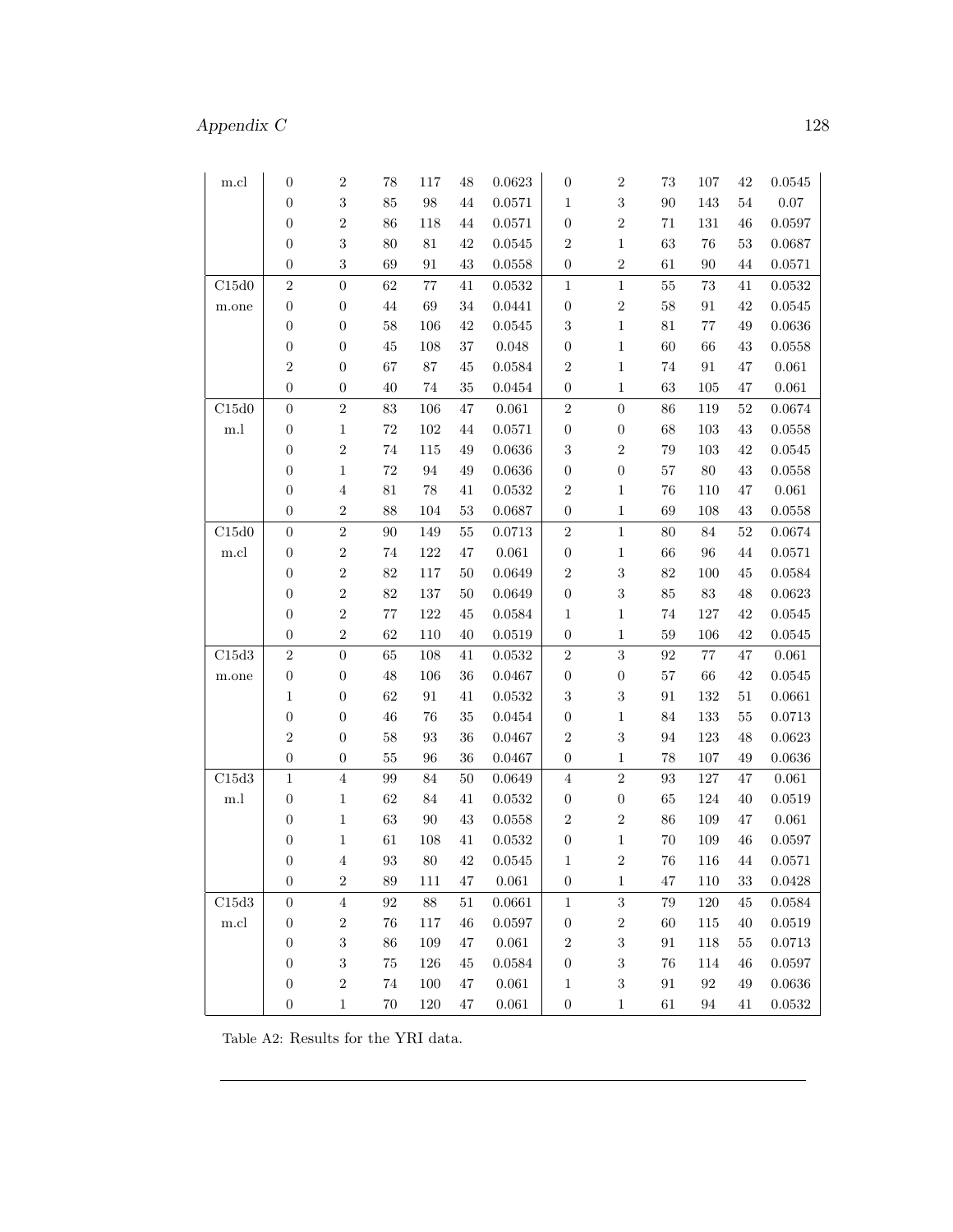| | | | | | | | | | | | | |
|---|---|---|---|---|---|---|---|---|---|---|---|---|
| m.cl | 0 | 2 | 78 | 117 | 48 | 0.0623 | 0 | 2 | 73 | 107 | 42 | 0.0545 |
| | 0 | 3 | 85 | 98 | 44 | 0.0571 | 1 | 3 | 90 | 143 | 54 | 0.07 |
| | 0 | 2 | 86 | 118 | 44 | 0.0571 | 0 | 2 | 71 | 131 | 46 | 0.0597 |
| | 0 | 3 | 80 | 81 | 42 | 0.0545 | 2 | 1 | 63 | 76 | 53 | 0.0687 |
| | 0 | 3 | 69 | 91 | 43 | 0.0558 | 0 | 2 | 61 | 90 | 44 | 0.0571 |
| C15d0 | 2 | 0 | 62 | 77 | 41 | 0.0532 | 1 | 1 | 55 | 73 | 41 | 0.0532 |
| m.one | 0 | 0 | 44 | 69 | 34 | 0.0441 | 0 | 2 | 58 | 91 | 42 | 0.0545 |
| | 0 | 0 | 58 | 106 | 42 | 0.0545 | 3 | 1 | 81 | 77 | 49 | 0.0636 |
| | 0 | 0 | 45 | 108 | 37 | 0.048 | 0 | 1 | 60 | 66 | 43 | 0.0558 |
| | 2 | 0 | 67 | 87 | 45 | 0.0584 | 2 | 1 | 74 | 91 | 47 | 0.061 |
| | 0 | 0 | 40 | 74 | 35 | 0.0454 | 0 | 1 | 63 | 105 | 47 | 0.061 |
| C15d0 | 0 | 2 | 83 | 106 | 47 | 0.061 | 2 | 0 | 86 | 119 | 52 | 0.0674 |
| m.l | 0 | 1 | 72 | 102 | 44 | 0.0571 | 0 | 0 | 68 | 103 | 43 | 0.0558 |
| | 0 | 2 | 74 | 115 | 49 | 0.0636 | 3 | 2 | 79 | 103 | 42 | 0.0545 |
| | 0 | 1 | 72 | 94 | 49 | 0.0636 | 0 | 0 | 57 | 80 | 43 | 0.0558 |
| | 0 | 4 | 81 | 78 | 41 | 0.0532 | 2 | 1 | 76 | 110 | 47 | 0.061 |
| | 0 | 2 | 88 | 104 | 53 | 0.0687 | 0 | 1 | 69 | 108 | 43 | 0.0558 |
| C15d0 | 0 | 2 | 90 | 149 | 55 | 0.0713 | 2 | 1 | 80 | 84 | 52 | 0.0674 |
| m.cl | 0 | 2 | 74 | 122 | 47 | 0.061 | 0 | 1 | 66 | 96 | 44 | 0.0571 |
| | 0 | 2 | 82 | 117 | 50 | 0.0649 | 2 | 3 | 82 | 100 | 45 | 0.0584 |
| | 0 | 2 | 82 | 137 | 50 | 0.0649 | 0 | 3 | 85 | 83 | 48 | 0.0623 |
| | 0 | 2 | 77 | 122 | 45 | 0.0584 | 1 | 1 | 74 | 127 | 42 | 0.0545 |
| | 0 | 2 | 62 | 110 | 40 | 0.0519 | 0 | 1 | 59 | 106 | 42 | 0.0545 |
| C15d3 | 2 | 0 | 65 | 108 | 41 | 0.0532 | 2 | 3 | 92 | 77 | 47 | 0.061 |
| m.one | 0 | 0 | 48 | 106 | 36 | 0.0467 | 0 | 0 | 57 | 66 | 42 | 0.0545 |
| | 1 | 0 | 62 | 91 | 41 | 0.0532 | 3 | 3 | 91 | 132 | 51 | 0.0661 |
| | 0 | 0 | 46 | 76 | 35 | 0.0454 | 0 | 1 | 84 | 133 | 55 | 0.0713 |
| | 2 | 0 | 58 | 93 | 36 | 0.0467 | 2 | 3 | 94 | 123 | 48 | 0.0623 |
| | 0 | 0 | 55 | 96 | 36 | 0.0467 | 0 | 1 | 78 | 107 | 49 | 0.0636 |
| C15d3 | 1 | 4 | 99 | 84 | 50 | 0.0649 | 4 | 2 | 93 | 127 | 47 | 0.061 |
| m.l | 0 | 1 | 62 | 84 | 41 | 0.0532 | 0 | 0 | 65 | 124 | 40 | 0.0519 |
| | 0 | 1 | 63 | 90 | 43 | 0.0558 | 2 | 2 | 86 | 109 | 47 | 0.061 |
| | 0 | 1 | 61 | 108 | 41 | 0.0532 | 0 | 1 | 70 | 109 | 46 | 0.0597 |
| | 0 | 4 | 93 | 80 | 42 | 0.0545 | 1 | 2 | 76 | 116 | 44 | 0.0571 |
| | 0 | 2 | 89 | 111 | 47 | 0.061 | 0 | 1 | 47 | 110 | 33 | 0.0428 |
| C15d3 | 0 | 4 | 92 | 88 | 51 | 0.0661 | 1 | 3 | 79 | 120 | 45 | 0.0584 |
| m.cl | 0 | 2 | 76 | 117 | 46 | 0.0597 | 0 | 2 | 60 | 115 | 40 | 0.0519 |
| | 0 | 3 | 86 | 109 | 47 | 0.061 | 2 | 3 | 91 | 118 | 55 | 0.0713 |
| | 0 | 3 | 75 | 126 | 45 | 0.0584 | 0 | 3 | 76 | 114 | 46 | 0.0597 |
| | 0 | 2 | 74 | 100 | 47 | 0.061 | 1 | 3 | 91 | 92 | 49 | 0.0636 |
| | 0 | 1 | 70 | 120 | 47 | 0.061 | 0 | 1 | 61 | 94 | 41 | 0.0532 |

Table A2: Results for the YRI data.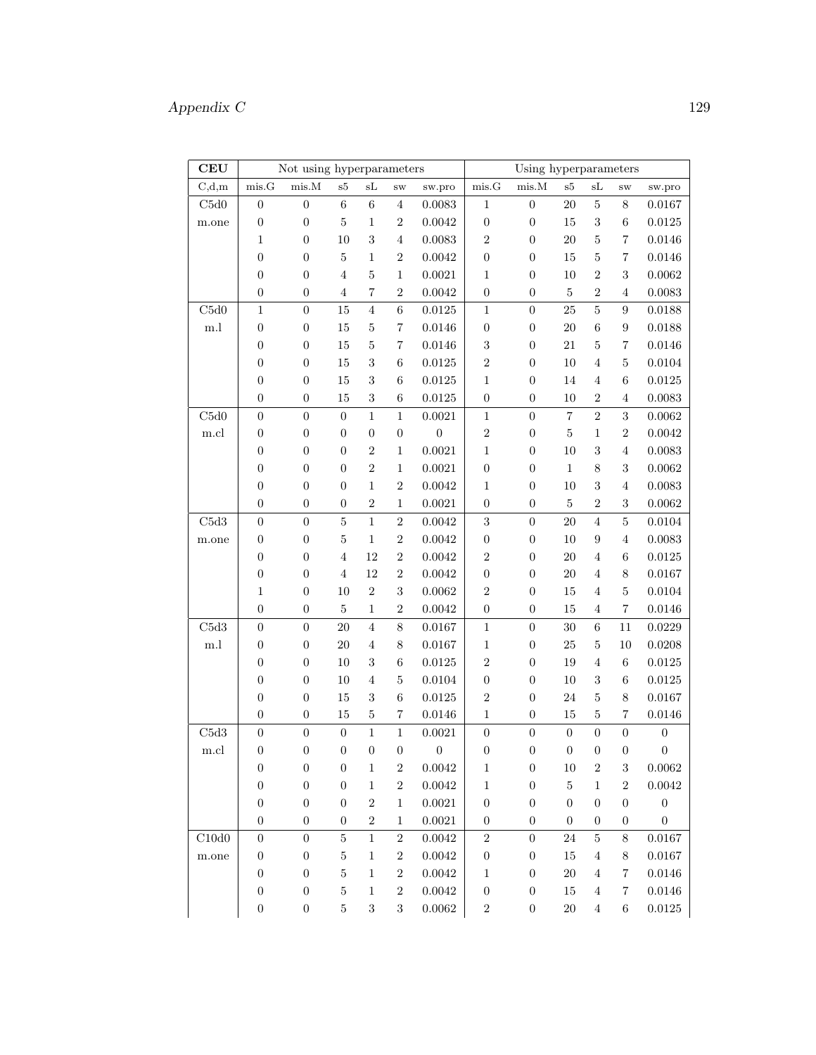| CEU | Not using hyperparameters | | | | | | Using hyperparameters | | | | | |
|---|---|---|---|---|---|---|---|---|---|---|---|---|
| C,d,m | mis.G | mis.M | s5 | sL | sw | sw.pro | mis.G | mis.M | s5 | sL | sw | sw.pro |
| C5d0 | 0 | 0 | 6 | 6 | 4 | 0.0083 | 1 | 0 | 20 | 5 | 8 | 0.0167 |
| m.one | 0 | 0 | 5 | 1 | 2 | 0.0042 | 0 | 0 | 15 | 3 | 6 | 0.0125 |
| | 1 | 0 | 10 | 3 | 4 | 0.0083 | 2 | 0 | 20 | 5 | 7 | 0.0146 |
| | 0 | 0 | 5 | 1 | 2 | 0.0042 | 0 | 0 | 15 | 5 | 7 | 0.0146 |
| | 0 | 0 | 4 | 5 | 1 | 0.0021 | 1 | 0 | 10 | 2 | 3 | 0.0062 |
| | 0 | 0 | 4 | 7 | 2 | 0.0042 | 0 | 0 | 5 | 2 | 4 | 0.0083 |
| C5d0 | 1 | 0 | 15 | 4 | 6 | 0.0125 | 1 | 0 | 25 | 5 | 9 | 0.0188 |
| m.l | 0 | 0 | 15 | 5 | 7 | 0.0146 | 0 | 0 | 20 | 6 | 9 | 0.0188 |
| | 0 | 0 | 15 | 5 | 7 | 0.0146 | 3 | 0 | 21 | 5 | 7 | 0.0146 |
| | 0 | 0 | 15 | 3 | 6 | 0.0125 | 2 | 0 | 10 | 4 | 5 | 0.0104 |
| | 0 | 0 | 15 | 3 | 6 | 0.0125 | 1 | 0 | 14 | 4 | 6 | 0.0125 |
| | 0 | 0 | 15 | 3 | 6 | 0.0125 | 0 | 0 | 10 | 2 | 4 | 0.0083 |
| C5d0 | 0 | 0 | 0 | 1 | 1 | 0.0021 | 1 | 0 | 7 | 2 | 3 | 0.0062 |
| m.cl | 0 | 0 | 0 | 0 | 0 | 0 | 2 | 0 | 5 | 1 | 2 | 0.0042 |
| | 0 | 0 | 0 | 2 | 1 | 0.0021 | 1 | 0 | 10 | 3 | 4 | 0.0083 |
| | 0 | 0 | 0 | 2 | 1 | 0.0021 | 0 | 0 | 1 | 8 | 3 | 0.0062 |
| | 0 | 0 | 0 | 1 | 2 | 0.0042 | 1 | 0 | 10 | 3 | 4 | 0.0083 |
| | 0 | 0 | 0 | 2 | 1 | 0.0021 | 0 | 0 | 5 | 2 | 3 | 0.0062 |
| C5d3 | 0 | 0 | 5 | 1 | 2 | 0.0042 | 3 | 0 | 20 | 4 | 5 | 0.0104 |
| m.one | 0 | 0 | 5 | 1 | 2 | 0.0042 | 0 | 0 | 10 | 9 | 4 | 0.0083 |
| | 0 | 0 | 4 | 12 | 2 | 0.0042 | 2 | 0 | 20 | 4 | 6 | 0.0125 |
| | 0 | 0 | 4 | 12 | 2 | 0.0042 | 0 | 0 | 20 | 4 | 8 | 0.0167 |
| | 1 | 0 | 10 | 2 | 3 | 0.0062 | 2 | 0 | 15 | 4 | 5 | 0.0104 |
| | 0 | 0 | 5 | 1 | 2 | 0.0042 | 0 | 0 | 15 | 4 | 7 | 0.0146 |
| C5d3 | 0 | 0 | 20 | 4 | 8 | 0.0167 | 1 | 0 | 30 | 6 | 11 | 0.0229 |
| m.l | 0 | 0 | 20 | 4 | 8 | 0.0167 | 1 | 0 | 25 | 5 | 10 | 0.0208 |
| | 0 | 0 | 10 | 3 | 6 | 0.0125 | 2 | 0 | 19 | 4 | 6 | 0.0125 |
| | 0 | 0 | 10 | 4 | 5 | 0.0104 | 0 | 0 | 10 | 3 | 6 | 0.0125 |
| | 0 | 0 | 15 | 3 | 6 | 0.0125 | 2 | 0 | 24 | 5 | 8 | 0.0167 |
| | 0 | 0 | 15 | 5 | 7 | 0.0146 | 1 | 0 | 15 | 5 | 7 | 0.0146 |
| C5d3 | 0 | 0 | 0 | 1 | 1 | 0.0021 | 0 | 0 | 0 | 0 | 0 | 0 |
| m.cl | 0 | 0 | 0 | 0 | 0 | 0 | 0 | 0 | 0 | 0 | 0 | 0 |
| | 0 | 0 | 0 | 1 | 2 | 0.0042 | 1 | 0 | 10 | 2 | 3 | 0.0062 |
| | 0 | 0 | 0 | 1 | 2 | 0.0042 | 1 | 0 | 5 | 1 | 2 | 0.0042 |
| | 0 | 0 | 0 | 2 | 1 | 0.0021 | 0 | 0 | 0 | 0 | 0 | 0 |
| | 0 | 0 | 0 | 2 | 1 | 0.0021 | 0 | 0 | 0 | 0 | 0 | 0 |
| C10d0 | 0 | 0 | 5 | 1 | 2 | 0.0042 | 2 | 0 | 24 | 5 | 8 | 0.0167 |
| m.one | 0 | 0 | 5 | 1 | 2 | 0.0042 | 0 | 0 | 15 | 4 | 8 | 0.0167 |
| | 0 | 0 | 5 | 1 | 2 | 0.0042 | 1 | 0 | 20 | 4 | 7 | 0.0146 |
| | 0 | 0 | 5 | 1 | 2 | 0.0042 | 0 | 0 | 15 | 4 | 7 | 0.0146 |
| | 0 | 0 | 5 | 3 | 3 | 0.0062 | 2 | 0 | 20 | 4 | 6 | 0.0125 |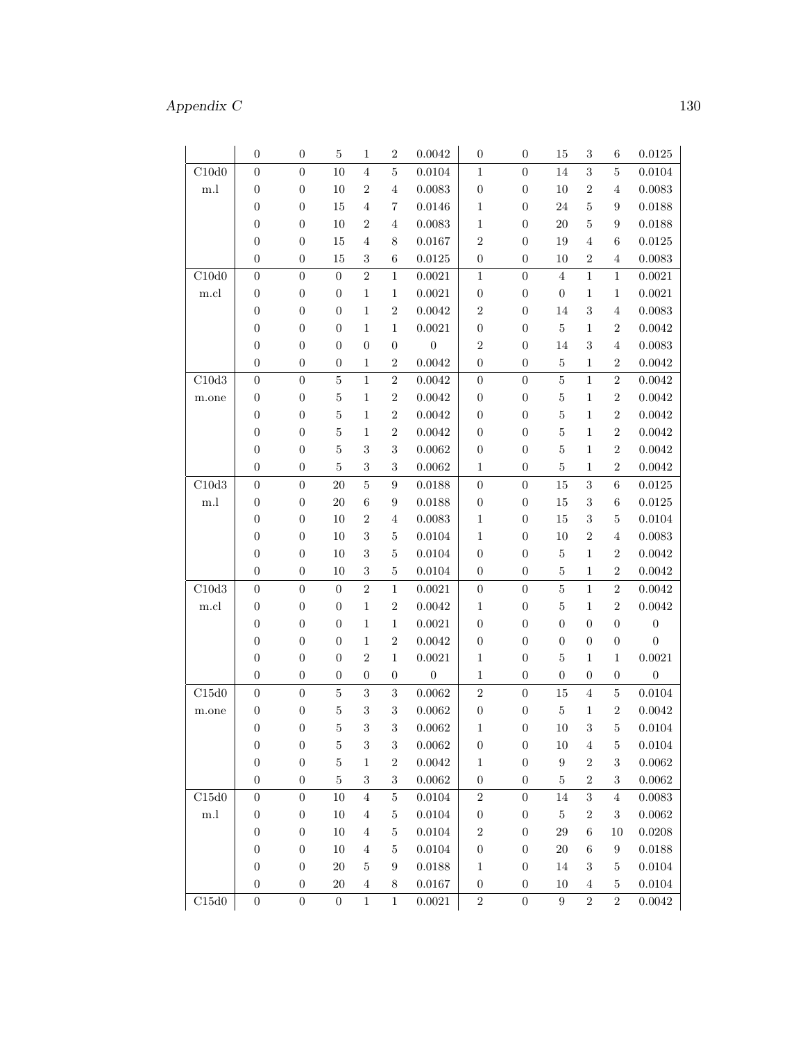| | | | | | | | | | | | | |
|---|---|---|---|---|---|---|---|---|---|---|---|---|
| | 0 | 0 | 5 | 1 | 2 | 0.0042 | 0 | 0 | 15 | 3 | 6 | 0.0125 |
| C10d0 | 0 | 0 | 10 | 4 | 5 | 0.0104 | 1 | 0 | 14 | 3 | 5 | 0.0104 |
| m.l | 0 | 0 | 10 | 2 | 4 | 0.0083 | 0 | 0 | 10 | 2 | 4 | 0.0083 |
| | 0 | 0 | 15 | 4 | 7 | 0.0146 | 1 | 0 | 24 | 5 | 9 | 0.0188 |
| | 0 | 0 | 10 | 2 | 4 | 0.0083 | 1 | 0 | 20 | 5 | 9 | 0.0188 |
| | 0 | 0 | 15 | 4 | 8 | 0.0167 | 2 | 0 | 19 | 4 | 6 | 0.0125 |
| | 0 | 0 | 15 | 3 | 6 | 0.0125 | 0 | 0 | 10 | 2 | 4 | 0.0083 |
| C10d0 | 0 | 0 | 0 | 2 | 1 | 0.0021 | 1 | 0 | 4 | 1 | 1 | 0.0021 |
| m.cl | 0 | 0 | 0 | 1 | 1 | 0.0021 | 0 | 0 | 0 | 1 | 1 | 0.0021 |
| | 0 | 0 | 0 | 1 | 2 | 0.0042 | 2 | 0 | 14 | 3 | 4 | 0.0083 |
| | 0 | 0 | 0 | 1 | 1 | 0.0021 | 0 | 0 | 5 | 1 | 2 | 0.0042 |
| | 0 | 0 | 0 | 0 | 0 | 0 | 2 | 0 | 14 | 3 | 4 | 0.0083 |
| | 0 | 0 | 0 | 1 | 2 | 0.0042 | 0 | 0 | 5 | 1 | 2 | 0.0042 |
| C10d3 | 0 | 0 | 5 | 1 | 2 | 0.0042 | 0 | 0 | 5 | 1 | 2 | 0.0042 |
| m.one | 0 | 0 | 5 | 1 | 2 | 0.0042 | 0 | 0 | 5 | 1 | 2 | 0.0042 |
| | 0 | 0 | 5 | 1 | 2 | 0.0042 | 0 | 0 | 5 | 1 | 2 | 0.0042 |
| | 0 | 0 | 5 | 1 | 2 | 0.0042 | 0 | 0 | 5 | 1 | 2 | 0.0042 |
| | 0 | 0 | 5 | 3 | 3 | 0.0062 | 0 | 0 | 5 | 1 | 2 | 0.0042 |
| | 0 | 0 | 5 | 3 | 3 | 0.0062 | 1 | 0 | 5 | 1 | 2 | 0.0042 |
| C10d3 | 0 | 0 | 20 | 5 | 9 | 0.0188 | 0 | 0 | 15 | 3 | 6 | 0.0125 |
| m.l | 0 | 0 | 20 | 6 | 9 | 0.0188 | 0 | 0 | 15 | 3 | 6 | 0.0125 |
| | 0 | 0 | 10 | 2 | 4 | 0.0083 | 1 | 0 | 15 | 3 | 5 | 0.0104 |
| | 0 | 0 | 10 | 3 | 5 | 0.0104 | 1 | 0 | 10 | 2 | 4 | 0.0083 |
| | 0 | 0 | 10 | 3 | 5 | 0.0104 | 0 | 0 | 5 | 1 | 2 | 0.0042 |
| | 0 | 0 | 10 | 3 | 5 | 0.0104 | 0 | 0 | 5 | 1 | 2 | 0.0042 |
| C10d3 | 0 | 0 | 0 | 2 | 1 | 0.0021 | 0 | 0 | 5 | 1 | 2 | 0.0042 |
| m.cl | 0 | 0 | 0 | 1 | 2 | 0.0042 | 1 | 0 | 5 | 1 | 2 | 0.0042 |
| | 0 | 0 | 0 | 1 | 1 | 0.0021 | 0 | 0 | 0 | 0 | 0 | 0 |
| | 0 | 0 | 0 | 1 | 2 | 0.0042 | 0 | 0 | 0 | 0 | 0 | 0 |
| | 0 | 0 | 0 | 2 | 1 | 0.0021 | 1 | 0 | 5 | 1 | 1 | 0.0021 |
| | 0 | 0 | 0 | 0 | 0 | 0 | 1 | 0 | 0 | 0 | 0 | 0 |
| C15d0 | 0 | 0 | 5 | 3 | 3 | 0.0062 | 2 | 0 | 15 | 4 | 5 | 0.0104 |
| m.one | 0 | 0 | 5 | 3 | 3 | 0.0062 | 0 | 0 | 5 | 1 | 2 | 0.0042 |
| | 0 | 0 | 5 | 3 | 3 | 0.0062 | 1 | 0 | 10 | 3 | 5 | 0.0104 |
| | 0 | 0 | 5 | 3 | 3 | 0.0062 | 0 | 0 | 10 | 4 | 5 | 0.0104 |
| | 0 | 0 | 5 | 1 | 2 | 0.0042 | 1 | 0 | 9 | 2 | 3 | 0.0062 |
| | 0 | 0 | 5 | 3 | 3 | 0.0062 | 0 | 0 | 5 | 2 | 3 | 0.0062 |
| C15d0 | 0 | 0 | 10 | 4 | 5 | 0.0104 | 2 | 0 | 14 | 3 | 4 | 0.0083 |
| m.l | 0 | 0 | 10 | 4 | 5 | 0.0104 | 0 | 0 | 5 | 2 | 3 | 0.0062 |
| | 0 | 0 | 10 | 4 | 5 | 0.0104 | 2 | 0 | 29 | 6 | 10 | 0.0208 |
| | 0 | 0 | 10 | 4 | 5 | 0.0104 | 0 | 0 | 20 | 6 | 9 | 0.0188 |
| | 0 | 0 | 20 | 5 | 9 | 0.0188 | 1 | 0 | 14 | 3 | 5 | 0.0104 |
| | 0 | 0 | 20 | 4 | 8 | 0.0167 | 0 | 0 | 10 | 4 | 5 | 0.0104 |
| C15d0 | 0 | 0 | 0 | 1 | 1 | 0.0021 | 2 | 0 | 9 | 2 | 2 | 0.0042 |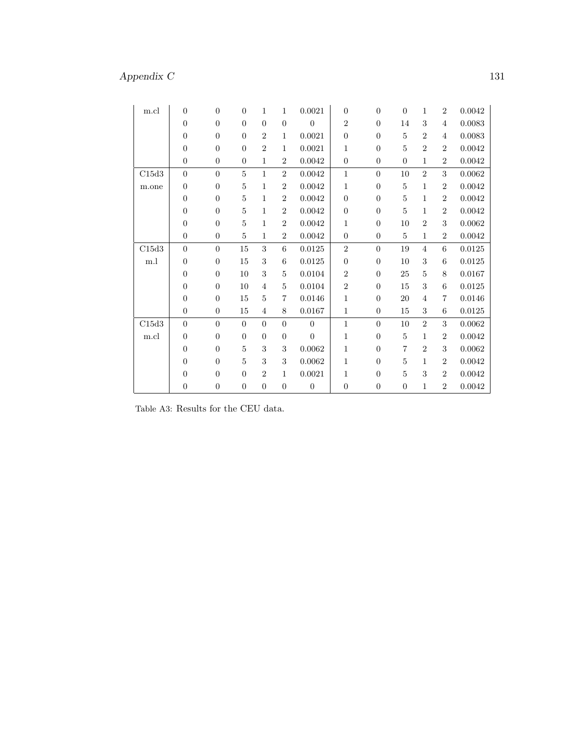| | | | | | | | | | | | | |
|---|---|---|---|---|---|---|---|---|---|---|---|---|
| m.cl | 0 | 0 | 0 | 1 | 1 | 0.0021 | 0 | 0 | 0 | 1 | 2 | 0.0042 |
| | 0 | 0 | 0 | 0 | 0 | 0 | 2 | 0 | 14 | 3 | 4 | 0.0083 |
| | 0 | 0 | 0 | 2 | 1 | 0.0021 | 0 | 0 | 5 | 2 | 4 | 0.0083 |
| | 0 | 0 | 0 | 2 | 1 | 0.0021 | 1 | 0 | 5 | 2 | 2 | 0.0042 |
| | 0 | 0 | 0 | 1 | 2 | 0.0042 | 0 | 0 | 0 | 1 | 2 | 0.0042 |
| C15d3 | 0 | 0 | 5 | 1 | 2 | 0.0042 | 1 | 0 | 10 | 2 | 3 | 0.0062 |
| m.one | 0 | 0 | 5 | 1 | 2 | 0.0042 | 1 | 0 | 5 | 1 | 2 | 0.0042 |
| | 0 | 0 | 5 | 1 | 2 | 0.0042 | 0 | 0 | 5 | 1 | 2 | 0.0042 |
| | 0 | 0 | 5 | 1 | 2 | 0.0042 | 0 | 0 | 5 | 1 | 2 | 0.0042 |
| | 0 | 0 | 5 | 1 | 2 | 0.0042 | 1 | 0 | 10 | 2 | 3 | 0.0062 |
| | 0 | 0 | 5 | 1 | 2 | 0.0042 | 0 | 0 | 5 | 1 | 2 | 0.0042 |
| C15d3 | 0 | 0 | 15 | 3 | 6 | 0.0125 | 2 | 0 | 19 | 4 | 6 | 0.0125 |
| m.l | 0 | 0 | 15 | 3 | 6 | 0.0125 | 0 | 0 | 10 | 3 | 6 | 0.0125 |
| | 0 | 0 | 10 | 3 | 5 | 0.0104 | 2 | 0 | 25 | 5 | 8 | 0.0167 |
| | 0 | 0 | 10 | 4 | 5 | 0.0104 | 2 | 0 | 15 | 3 | 6 | 0.0125 |
| | 0 | 0 | 15 | 5 | 7 | 0.0146 | 1 | 0 | 20 | 4 | 7 | 0.0146 |
| | 0 | 0 | 15 | 4 | 8 | 0.0167 | 1 | 0 | 15 | 3 | 6 | 0.0125 |
| C15d3 | 0 | 0 | 0 | 0 | 0 | 0 | 1 | 0 | 10 | 2 | 3 | 0.0062 |
| m.cl | 0 | 0 | 0 | 0 | 0 | 0 | 1 | 0 | 5 | 1 | 2 | 0.0042 |
| | 0 | 0 | 5 | 3 | 3 | 0.0062 | 1 | 0 | 7 | 2 | 3 | 0.0062 |
| | 0 | 0 | 5 | 3 | 3 | 0.0062 | 1 | 0 | 5 | 1 | 2 | 0.0042 |
| | 0 | 0 | 0 | 2 | 1 | 0.0021 | 1 | 0 | 5 | 3 | 2 | 0.0042 |
| | 0 | 0 | 0 | 0 | 0 | 0 | 0 | 0 | 0 | 1 | 2 | 0.0042 |

Table A3: Results for the CEU data.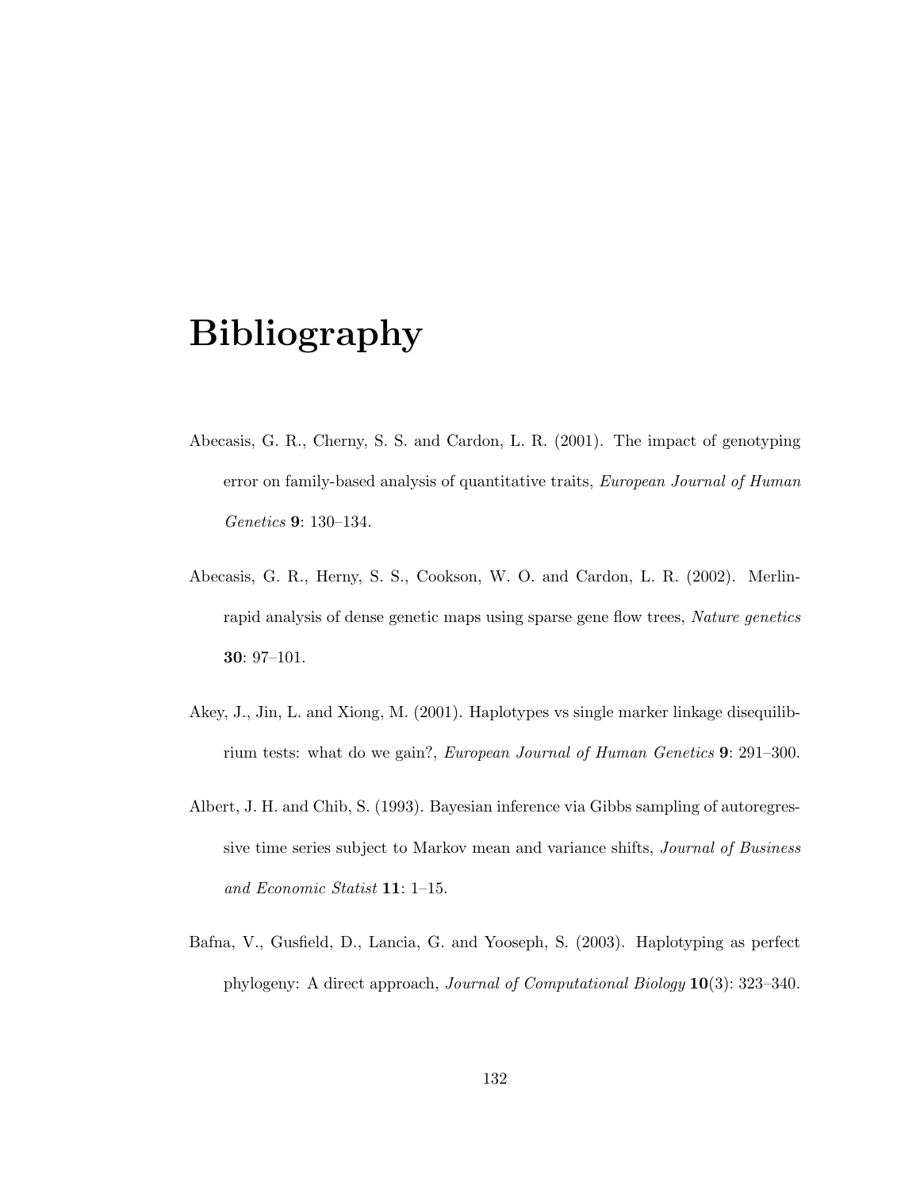# Bibliography

Abecasis, G. R., Cherny, S. S. and Cardon, L. R. (2001). The impact of genotyping error on family-based analysis of quantitative traits, *European Journal of Human Genetics* **9**: 130–134.

Abecasis, G. R., Herny, S. S., Cookson, W. O. and Cardon, L. R. (2002). Merlin-rapid analysis of dense genetic maps using sparse gene flow trees, *Nature genetics* **30**: 97–101.

Akey, J., Jin, L. and Xiong, M. (2001). Haplotypes vs single marker linkage disequilibrium tests: what do we gain?, *European Journal of Human Genetics* **9**: 291–300.

Albert, J. H. and Chib, S. (1993). Bayesian inference via Gibbs sampling of autoregressive time series subject to Markov mean and variance shifts, *Journal of Business and Economic Statist* **11**: 1–15.

Bafna, V., Gusfield, D., Lancia, G. and Yooseph, S. (2003). Haplotyping as perfect phylogeny: A direct approach, *Journal of Computational Biology* **10**(3): 323–340.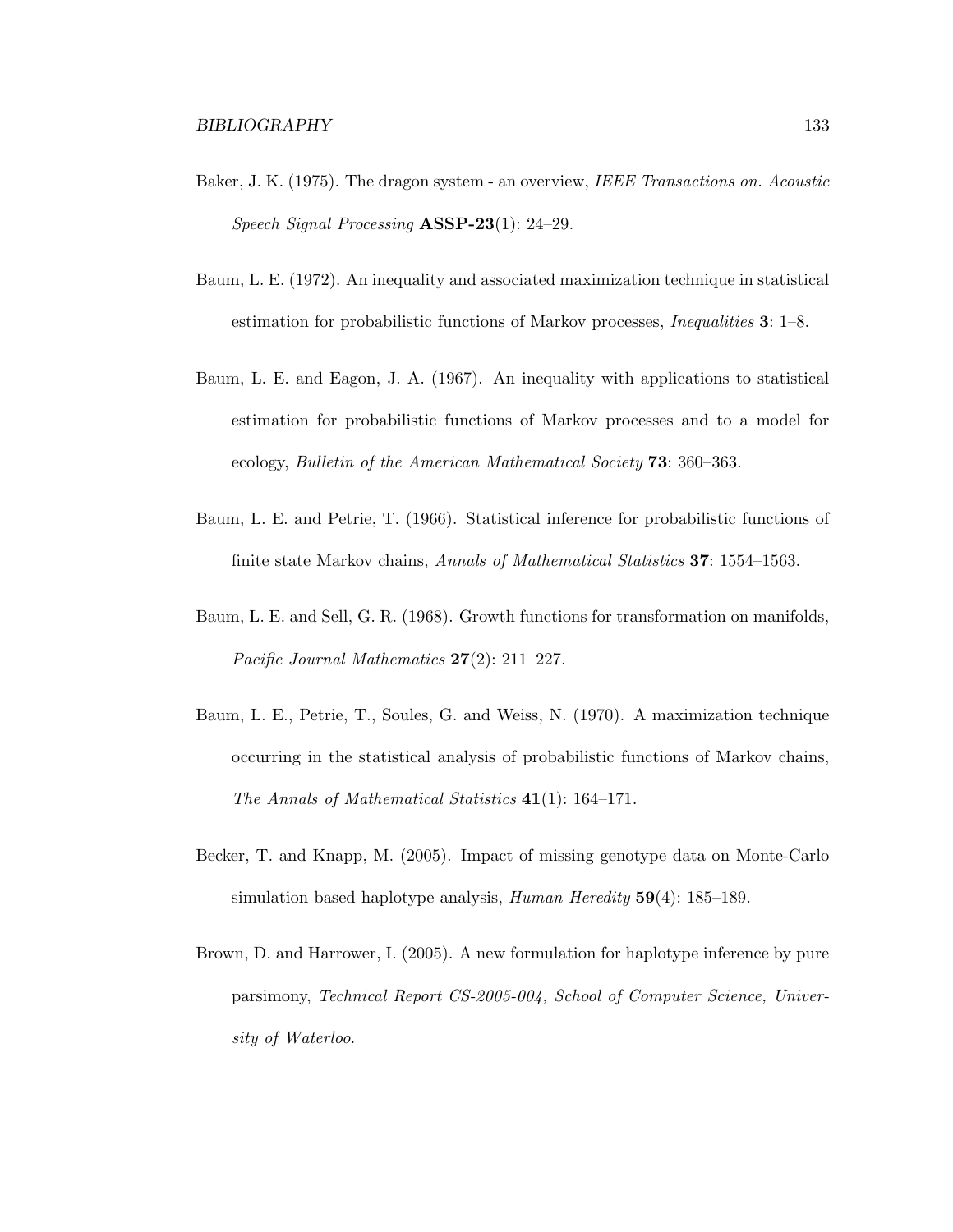Baker, J. K. (1975). The dragon system - an overview, *IEEE Transactions on. Acoustic Speech Signal Processing* **ASSP-23**(1): 24–29.

Baum, L. E. (1972). An inequality and associated maximization technique in statistical estimation for probabilistic functions of Markov processes, *Inequalities* **3**: 1–8.

Baum, L. E. and Eagon, J. A. (1967). An inequality with applications to statistical estimation for probabilistic functions of Markov processes and to a model for ecology, *Bulletin of the American Mathematical Society* **73**: 360–363.

Baum, L. E. and Petrie, T. (1966). Statistical inference for probabilistic functions of finite state Markov chains, *Annals of Mathematical Statistics* **37**: 1554–1563.

Baum, L. E. and Sell, G. R. (1968). Growth functions for transformation on manifolds, *Pacific Journal Mathematics* **27**(2): 211–227.

Baum, L. E., Petrie, T., Soules, G. and Weiss, N. (1970). A maximization technique occurring in the statistical analysis of probabilistic functions of Markov chains, *The Annals of Mathematical Statistics* **41**(1): 164–171.

Becker, T. and Knapp, M. (2005). Impact of missing genotype data on Monte-Carlo simulation based haplotype analysis, *Human Heredity* **59**(4): 185–189.

Brown, D. and Harrower, I. (2005). A new formulation for haplotype inference by pure parsimony, *Technical Report CS-2005-004, School of Computer Science, University of Waterloo.*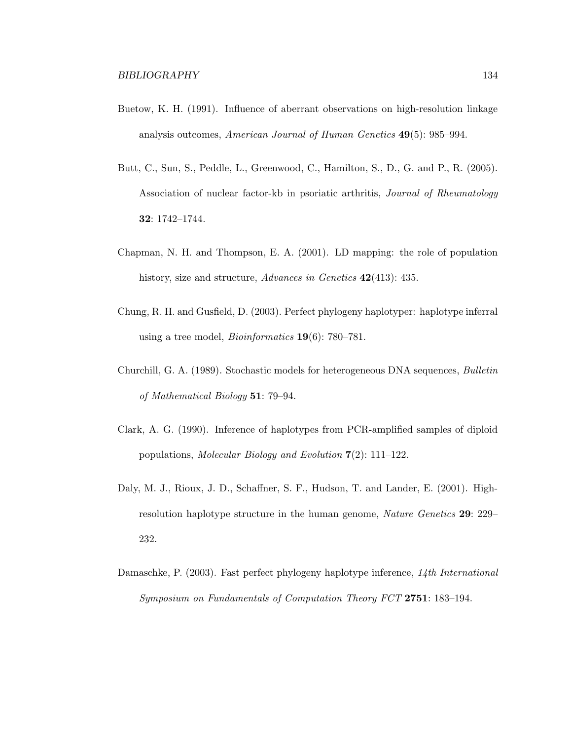Buetow, K. H. (1991). Influence of aberrant observations on high-resolution linkage analysis outcomes, *American Journal of Human Genetics* **49**(5): 985–994.

Butt, C., Sun, S., Peddle, L., Greenwood, C., Hamilton, S., D., G. and P., R. (2005). Association of nuclear factor-kb in psoriatic arthritis, *Journal of Rheumatology* **32**: 1742–1744.

Chapman, N. H. and Thompson, E. A. (2001). LD mapping: the role of population history, size and structure, *Advances in Genetics* **42**(413): 435.

Chung, R. H. and Gusfield, D. (2003). Perfect phylogeny haplotyper: haplotype inferral using a tree model, *Bioinformatics* **19**(6): 780–781.

Churchill, G. A. (1989). Stochastic models for heterogeneous DNA sequences, *Bulletin of Mathematical Biology* **51**: 79–94.

Clark, A. G. (1990). Inference of haplotypes from PCR-amplified samples of diploid populations, *Molecular Biology and Evolution* **7**(2): 111–122.

Daly, M. J., Rioux, J. D., Schaffner, S. F., Hudson, T. and Lander, E. (2001). High-resolution haplotype structure in the human genome, *Nature Genetics* **29**: 229–232.

Damaschke, P. (2003). Fast perfect phylogeny haplotype inference, *14th International Symposium on Fundamentals of Computation Theory FCT* **2751**: 183–194.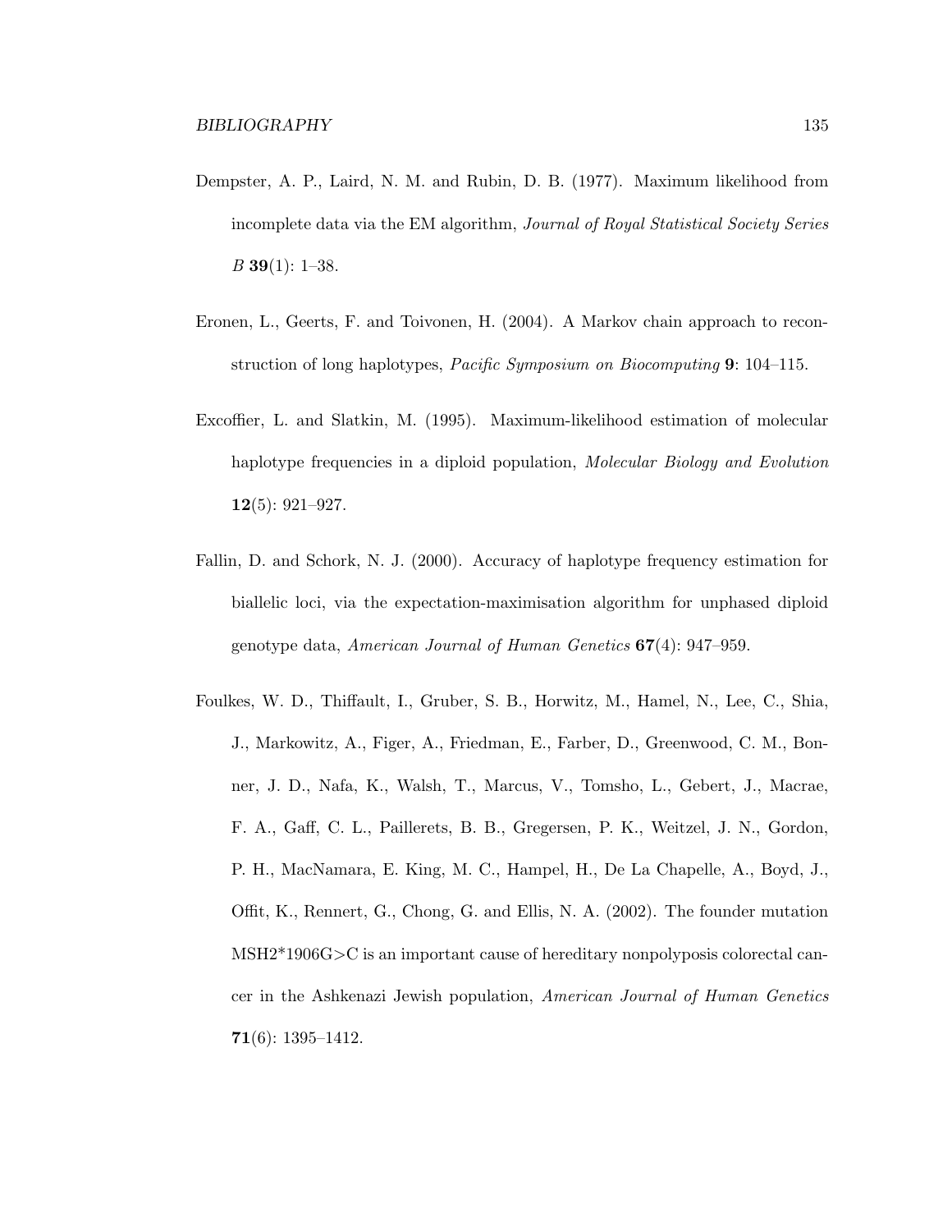Dempster, A. P., Laird, N. M. and Rubin, D. B. (1977). Maximum likelihood from incomplete data via the EM algorithm, *Journal of Royal Statistical Society Series B* **39**(1): 1–38.

Eronen, L., Geerts, F. and Toivonen, H. (2004). A Markov chain approach to reconstruction of long haplotypes, *Pacific Symposium on Biocomputing* **9**: 104–115.

Excoffier, L. and Slatkin, M. (1995). Maximum-likelihood estimation of molecular haplotype frequencies in a diploid population, *Molecular Biology and Evolution* **12**(5): 921–927.

Fallin, D. and Schork, N. J. (2000). Accuracy of haplotype frequency estimation for biallelic loci, via the expectation-maximisation algorithm for unphased diploid genotype data, *American Journal of Human Genetics* **67**(4): 947–959.

Foulkes, W. D., Thiffault, I., Gruber, S. B., Horwitz, M., Hamel, N., Lee, C., Shia, J., Markowitz, A., Figer, A., Friedman, E., Farber, D., Greenwood, C. M., Bonner, J. D., Nafa, K., Walsh, T., Marcus, V., Tomsho, L., Gebert, J., Macrae, F. A., Gaff, C. L., Paillerets, B. B., Gregersen, P. K., Weitzel, J. N., Gordon, P. H., MacNamara, E. King, M. C., Hampel, H., De La Chapelle, A., Boyd, J., Offit, K., Rennert, G., Chong, G. and Ellis, N. A. (2002). The founder mutation MSH2*1906G>C is an important cause of hereditary nonpolyposis colorectal cancer in the Ashkenazi Jewish population, *American Journal of Human Genetics* **71**(6): 1395–1412.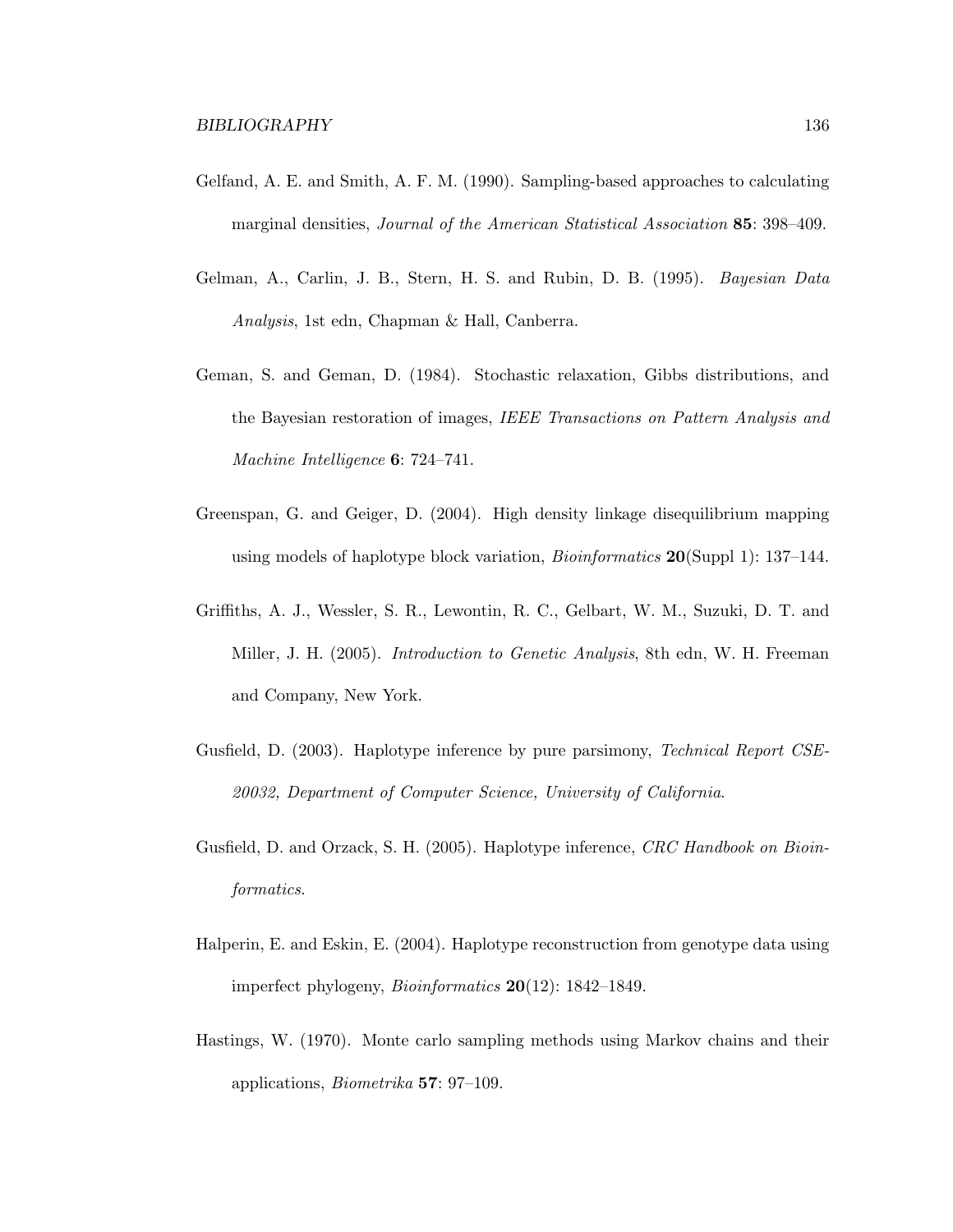Gelfand, A. E. and Smith, A. F. M. (1990). Sampling-based approaches to calculating marginal densities, *Journal of the American Statistical Association* **85**: 398–409.

Gelman, A., Carlin, J. B., Stern, H. S. and Rubin, D. B. (1995). *Bayesian Data Analysis*, 1st edn, Chapman & Hall, Canberra.

Geman, S. and Geman, D. (1984). Stochastic relaxation, Gibbs distributions, and the Bayesian restoration of images, *IEEE Transactions on Pattern Analysis and Machine Intelligence* **6**: 724–741.

Greenspan, G. and Geiger, D. (2004). High density linkage disequilibrium mapping using models of haplotype block variation, *Bioinformatics* **20**(Suppl 1): 137–144.

Griffiths, A. J., Wessler, S. R., Lewontin, R. C., Gelbart, W. M., Suzuki, D. T. and Miller, J. H. (2005). *Introduction to Genetic Analysis*, 8th edn, W. H. Freeman and Company, New York.

Gusfield, D. (2003). Haplotype inference by pure parsimony, *Technical Report CSE-20032, Department of Computer Science, University of California*.

Gusfield, D. and Orzack, S. H. (2005). Haplotype inference, *CRC Handbook on Bioinformatics*.

Halperin, E. and Eskin, E. (2004). Haplotype reconstruction from genotype data using imperfect phylogeny, *Bioinformatics* **20**(12): 1842–1849.

Hastings, W. (1970). Monte carlo sampling methods using Markov chains and their applications, *Biometrika* **57**: 97–109.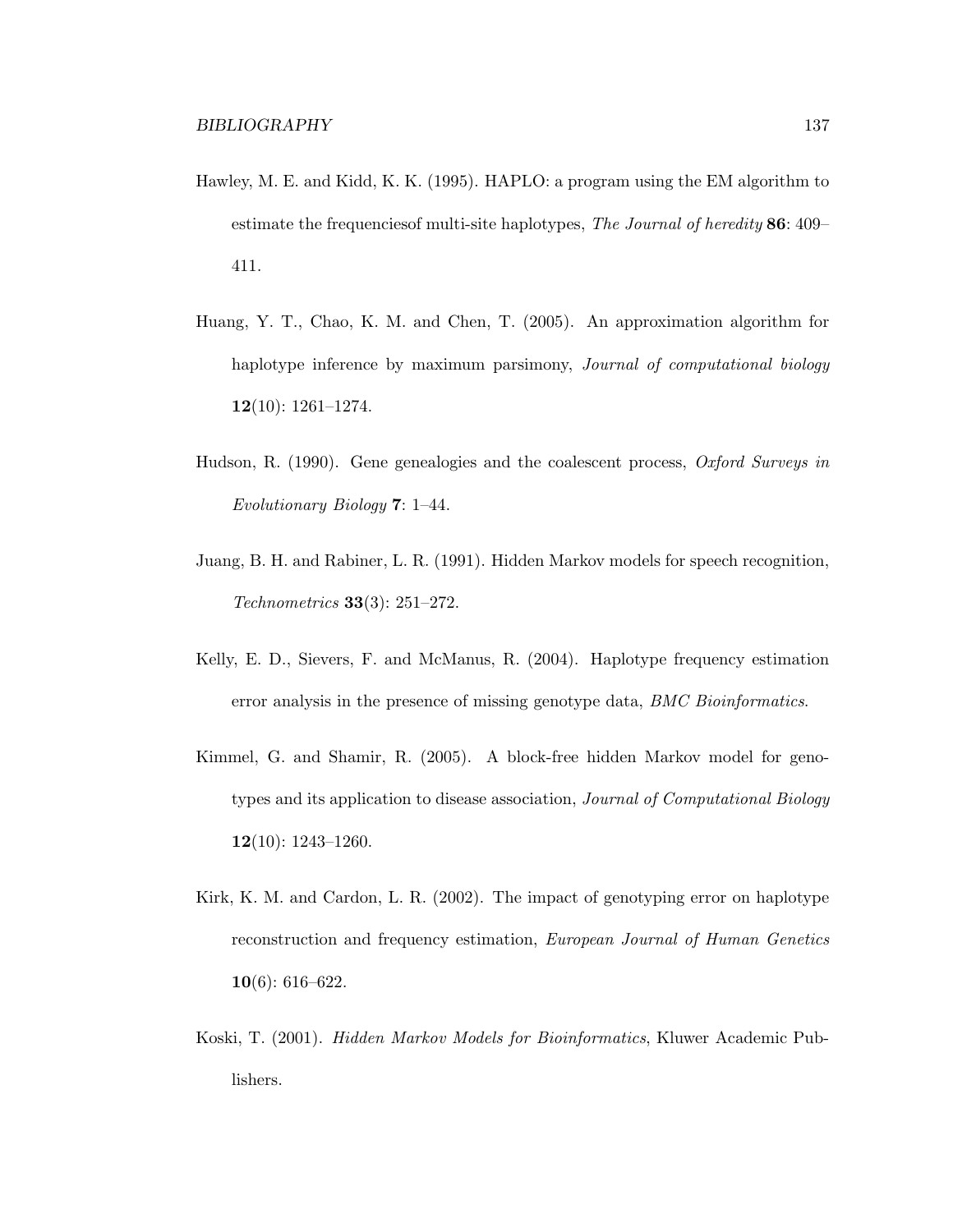Hawley, M. E. and Kidd, K. K. (1995). HAPLO: a program using the EM algorithm to estimate the frequenciesof multi-site haplotypes, *The Journal of heredity* **86**: 409–411.

Huang, Y. T., Chao, K. M. and Chen, T. (2005). An approximation algorithm for haplotype inference by maximum parsimony, *Journal of computational biology* **12**(10): 1261–1274.

Hudson, R. (1990). Gene genealogies and the coalescent process, *Oxford Surveys in Evolutionary Biology* **7**: 1–44.

Juang, B. H. and Rabiner, L. R. (1991). Hidden Markov models for speech recognition, *Technometrics* **33**(3): 251–272.

Kelly, E. D., Sievers, F. and McManus, R. (2004). Haplotype frequency estimation error analysis in the presence of missing genotype data, *BMC Bioinformatics*.

Kimmel, G. and Shamir, R. (2005). A block-free hidden Markov model for genotypes and its application to disease association, *Journal of Computational Biology* **12**(10): 1243–1260.

Kirk, K. M. and Cardon, L. R. (2002). The impact of genotyping error on haplotype reconstruction and frequency estimation, *European Journal of Human Genetics* **10**(6): 616–622.

Koski, T. (2001). *Hidden Markov Models for Bioinformatics*, Kluwer Academic Publishers.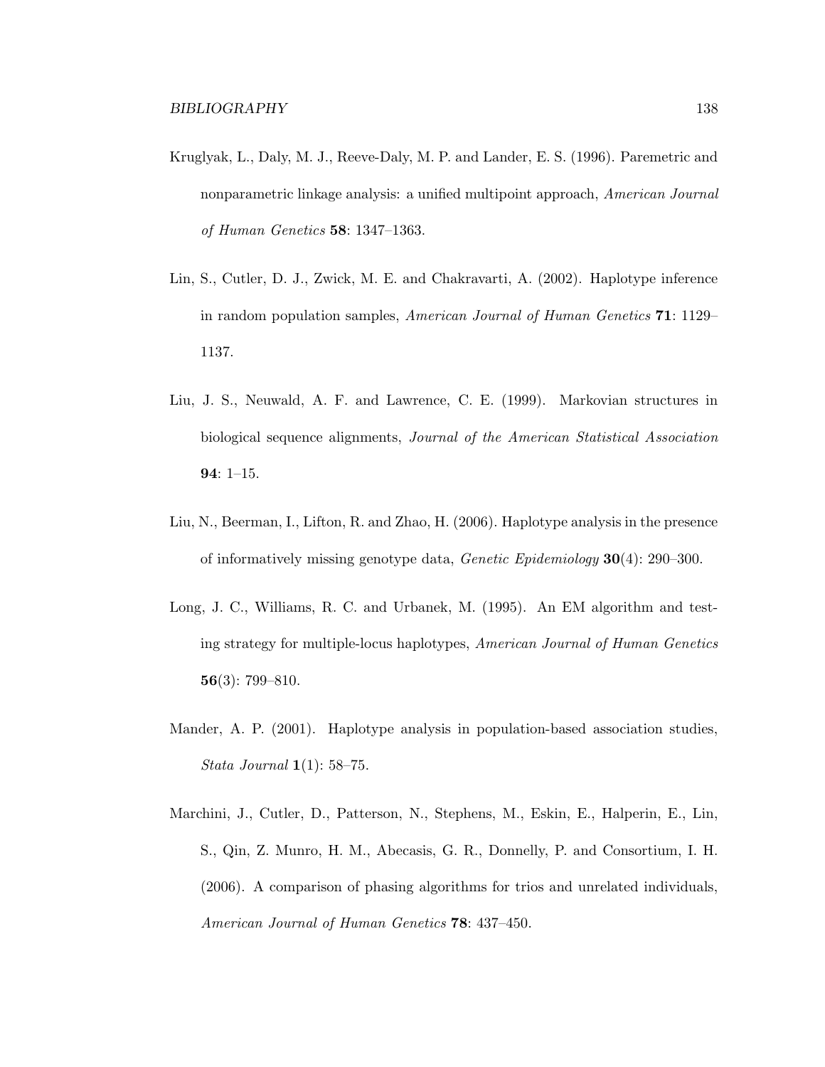Kruglyak, L., Daly, M. J., Reeve-Daly, M. P. and Lander, E. S. (1996). Paremetric and nonparametric linkage analysis: a unified multipoint approach, *American Journal of Human Genetics* **58**: 1347–1363.

Lin, S., Cutler, D. J., Zwick, M. E. and Chakravarti, A. (2002). Haplotype inference in random population samples, *American Journal of Human Genetics* **71**: 1129–1137.

Liu, J. S., Neuwald, A. F. and Lawrence, C. E. (1999). Markovian structures in biological sequence alignments, *Journal of the American Statistical Association* **94**: 1–15.

Liu, N., Beerman, I., Lifton, R. and Zhao, H. (2006). Haplotype analysis in the presence of informatively missing genotype data, *Genetic Epidemiology* **30**(4): 290–300.

Long, J. C., Williams, R. C. and Urbanek, M. (1995). An EM algorithm and testing strategy for multiple-locus haplotypes, *American Journal of Human Genetics* **56**(3): 799–810.

Mander, A. P. (2001). Haplotype analysis in population-based association studies, *Stata Journal* **1**(1): 58–75.

Marchini, J., Cutler, D., Patterson, N., Stephens, M., Eskin, E., Halperin, E., Lin, S., Qin, Z. Munro, H. M., Abecasis, G. R., Donnelly, P. and Consortium, I. H. (2006). A comparison of phasing algorithms for trios and unrelated individuals, *American Journal of Human Genetics* **78**: 437–450.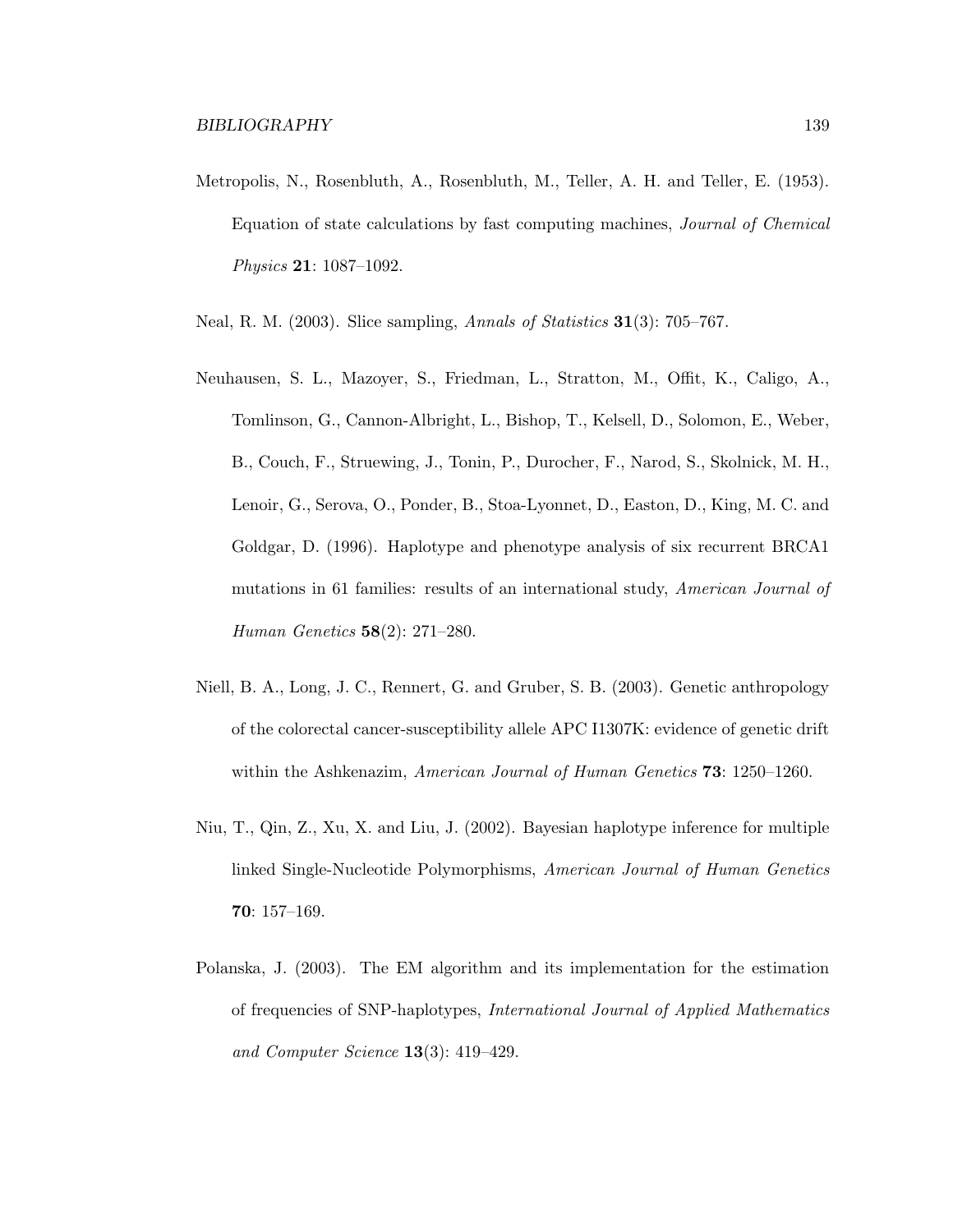Metropolis, N., Rosenbluth, A., Rosenbluth, M., Teller, A. H. and Teller, E. (1953). Equation of state calculations by fast computing machines, *Journal of Chemical Physics* **21**: 1087–1092.

Neal, R. M. (2003). Slice sampling, *Annals of Statistics* **31**(3): 705–767.

Neuhausen, S. L., Mazoyer, S., Friedman, L., Stratton, M., Offit, K., Caligo, A., Tomlinson, G., Cannon-Albright, L., Bishop, T., Kelsell, D., Solomon, E., Weber, B., Couch, F., Struewing, J., Tonin, P., Durocher, F., Narod, S., Skolnick, M. H., Lenoir, G., Serova, O., Ponder, B., Stoa-Lyonnet, D., Easton, D., King, M. C. and Goldgar, D. (1996). Haplotype and phenotype analysis of six recurrent BRCA1 mutations in 61 families: results of an international study, *American Journal of Human Genetics* **58**(2): 271–280.

Niell, B. A., Long, J. C., Rennert, G. and Gruber, S. B. (2003). Genetic anthropology of the colorectal cancer-susceptibility allele APC I1307K: evidence of genetic drift within the Ashkenazim, *American Journal of Human Genetics* **73**: 1250–1260.

Niu, T., Qin, Z., Xu, X. and Liu, J. (2002). Bayesian haplotype inference for multiple linked Single-Nucleotide Polymorphisms, *American Journal of Human Genetics* **70**: 157–169.

Polanska, J. (2003). The EM algorithm and its implementation for the estimation of frequencies of SNP-haplotypes, *International Journal of Applied Mathematics and Computer Science* **13**(3): 419–429.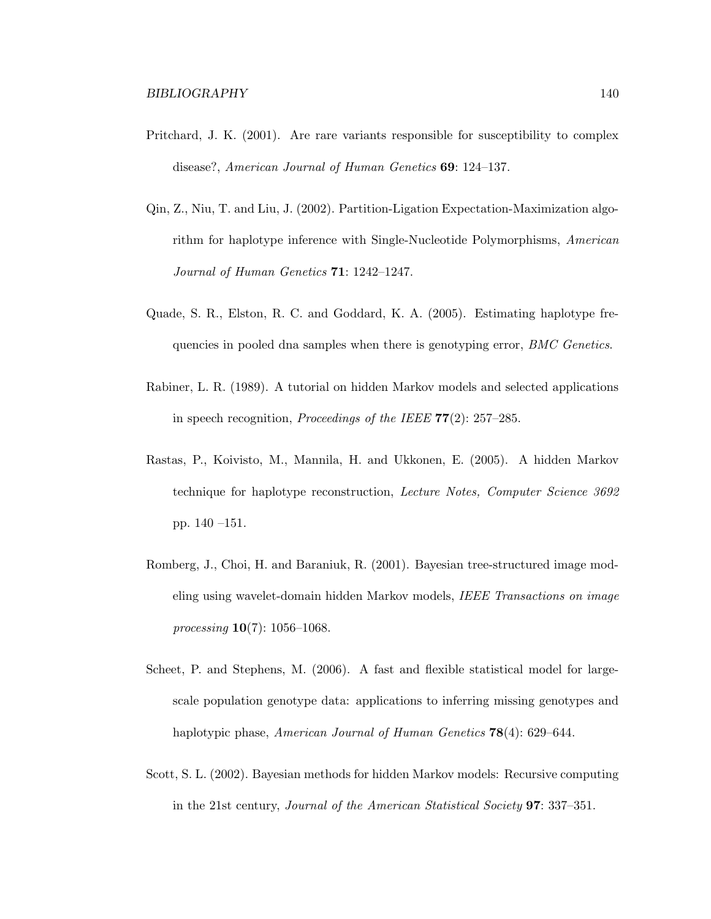Pritchard, J. K. (2001). Are rare variants responsible for susceptibility to complex disease?, *American Journal of Human Genetics* **69**: 124–137.

Qin, Z., Niu, T. and Liu, J. (2002). Partition-Ligation Expectation-Maximization algorithm for haplotype inference with Single-Nucleotide Polymorphisms, *American Journal of Human Genetics* **71**: 1242–1247.

Quade, S. R., Elston, R. C. and Goddard, K. A. (2005). Estimating haplotype frequencies in pooled dna samples when there is genotyping error, *BMC Genetics*.

Rabiner, L. R. (1989). A tutorial on hidden Markov models and selected applications in speech recognition, *Proceedings of the IEEE* **77**(2): 257–285.

Rastas, P., Koivisto, M., Mannila, H. and Ukkonen, E. (2005). A hidden Markov technique for haplotype reconstruction, *Lecture Notes, Computer Science 3692* pp. 140 –151.

Romberg, J., Choi, H. and Baraniuk, R. (2001). Bayesian tree-structured image modeling using wavelet-domain hidden Markov models, *IEEE Transactions on image processing* **10**(7): 1056–1068.

Scheet, P. and Stephens, M. (2006). A fast and flexible statistical model for large-scale population genotype data: applications to inferring missing genotypes and haplotypic phase, *American Journal of Human Genetics* **78**(4): 629–644.

Scott, S. L. (2002). Bayesian methods for hidden Markov models: Recursive computing in the 21st century, *Journal of the American Statistical Society* **97**: 337–351.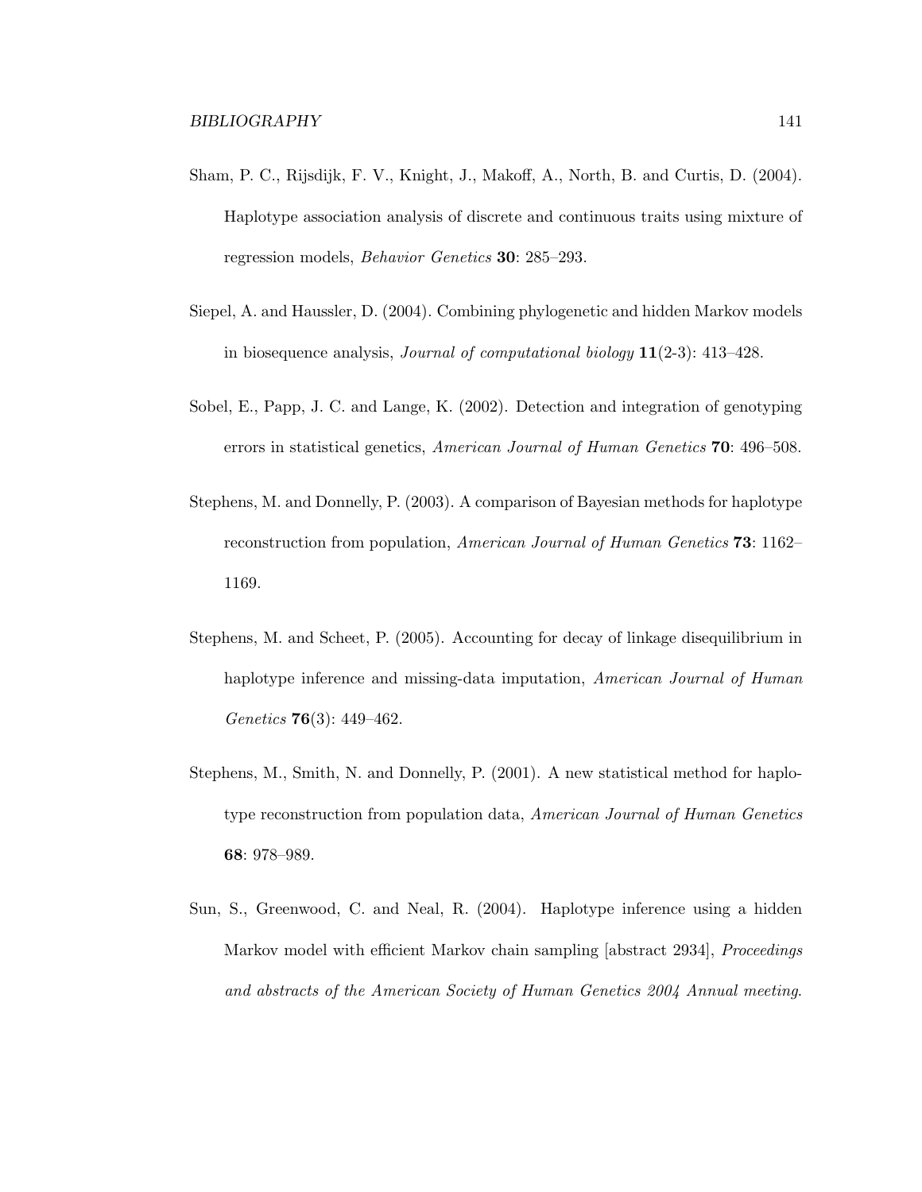Sham, P. C., Rijsdijk, F. V., Knight, J., Makoff, A., North, B. and Curtis, D. (2004). Haplotype association analysis of discrete and continuous traits using mixture of regression models, *Behavior Genetics* **30**: 285–293.

Siepel, A. and Haussler, D. (2004). Combining phylogenetic and hidden Markov models in biosequence analysis, *Journal of computational biology* **11**(2-3): 413–428.

Sobel, E., Papp, J. C. and Lange, K. (2002). Detection and integration of genotyping errors in statistical genetics, *American Journal of Human Genetics* **70**: 496–508.

Stephens, M. and Donnelly, P. (2003). A comparison of Bayesian methods for haplotype reconstruction from population, *American Journal of Human Genetics* **73**: 1162–1169.

Stephens, M. and Scheet, P. (2005). Accounting for decay of linkage disequilibrium in haplotype inference and missing-data imputation, *American Journal of Human Genetics* **76**(3): 449–462.

Stephens, M., Smith, N. and Donnelly, P. (2001). A new statistical method for haplotype reconstruction from population data, *American Journal of Human Genetics* **68**: 978–989.

Sun, S., Greenwood, C. and Neal, R. (2004). Haplotype inference using a hidden Markov model with efficient Markov chain sampling [abstract 2934], *Proceedings and abstracts of the American Society of Human Genetics 2004 Annual meeting*.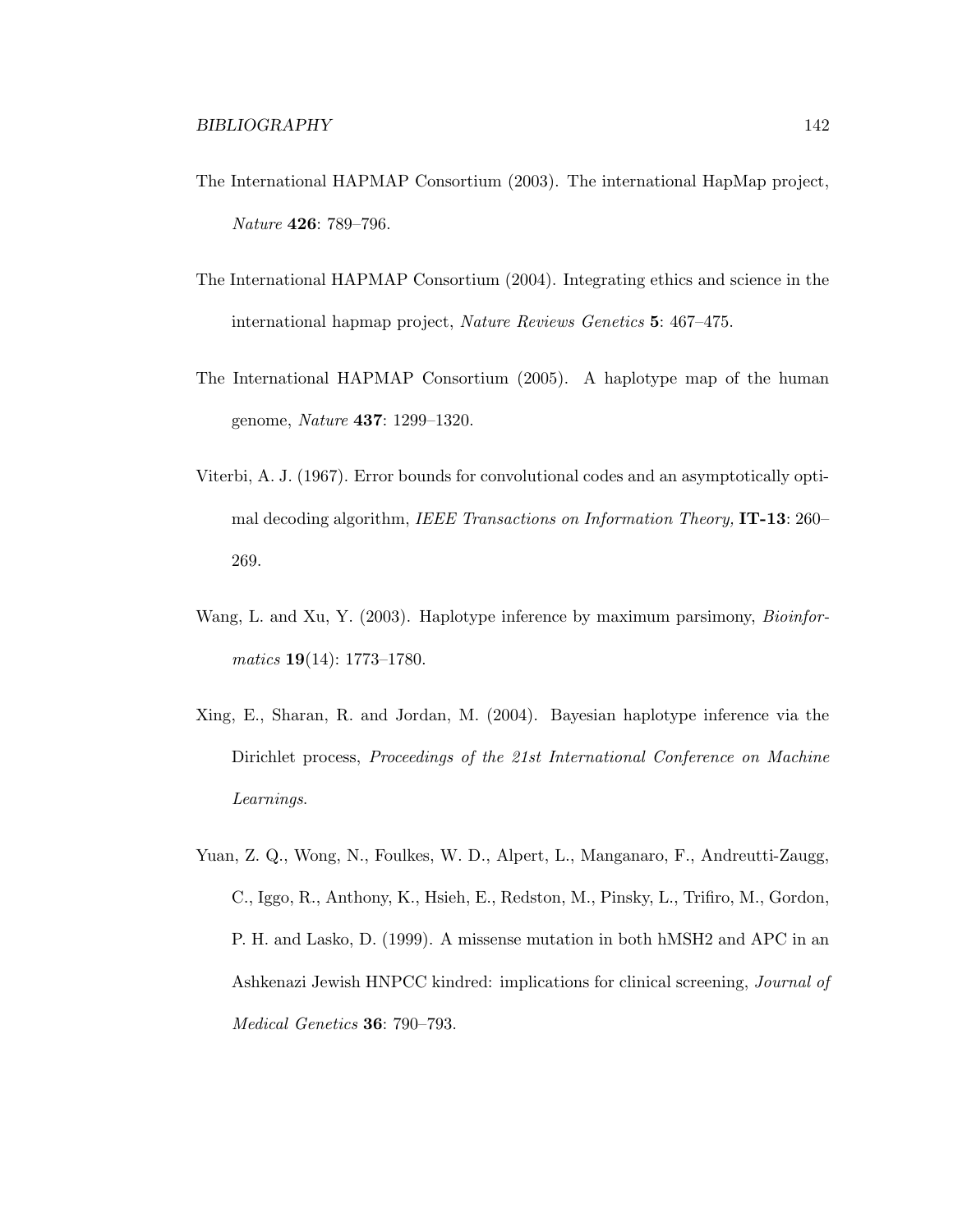The International HAPMAP Consortium (2003). The international HapMap project, *Nature* **426**: 789–796.

The International HAPMAP Consortium (2004). Integrating ethics and science in the international hapmap project, *Nature Reviews Genetics* **5**: 467–475.

The International HAPMAP Consortium (2005). A haplotype map of the human genome, *Nature* **437**: 1299–1320.

Viterbi, A. J. (1967). Error bounds for convolutional codes and an asymptotically optimal decoding algorithm, *IEEE Transactions on Information Theory,* **IT-13**: 260–269.

Wang, L. and Xu, Y. (2003). Haplotype inference by maximum parsimony, *Bioinformatics* **19**(14): 1773–1780.

Xing, E., Sharan, R. and Jordan, M. (2004). Bayesian haplotype inference via the Dirichlet process, *Proceedings of the 21st International Conference on Machine Learnings*.

Yuan, Z. Q., Wong, N., Foulkes, W. D., Alpert, L., Manganaro, F., Andreutti-Zaugg, C., Iggo, R., Anthony, K., Hsieh, E., Redston, M., Pinsky, L., Trifiro, M., Gordon, P. H. and Lasko, D. (1999). A missense mutation in both hMSH2 and APC in an Ashkenazi Jewish HNPCC kindred: implications for clinical screening, *Journal of Medical Genetics* **36**: 790–793.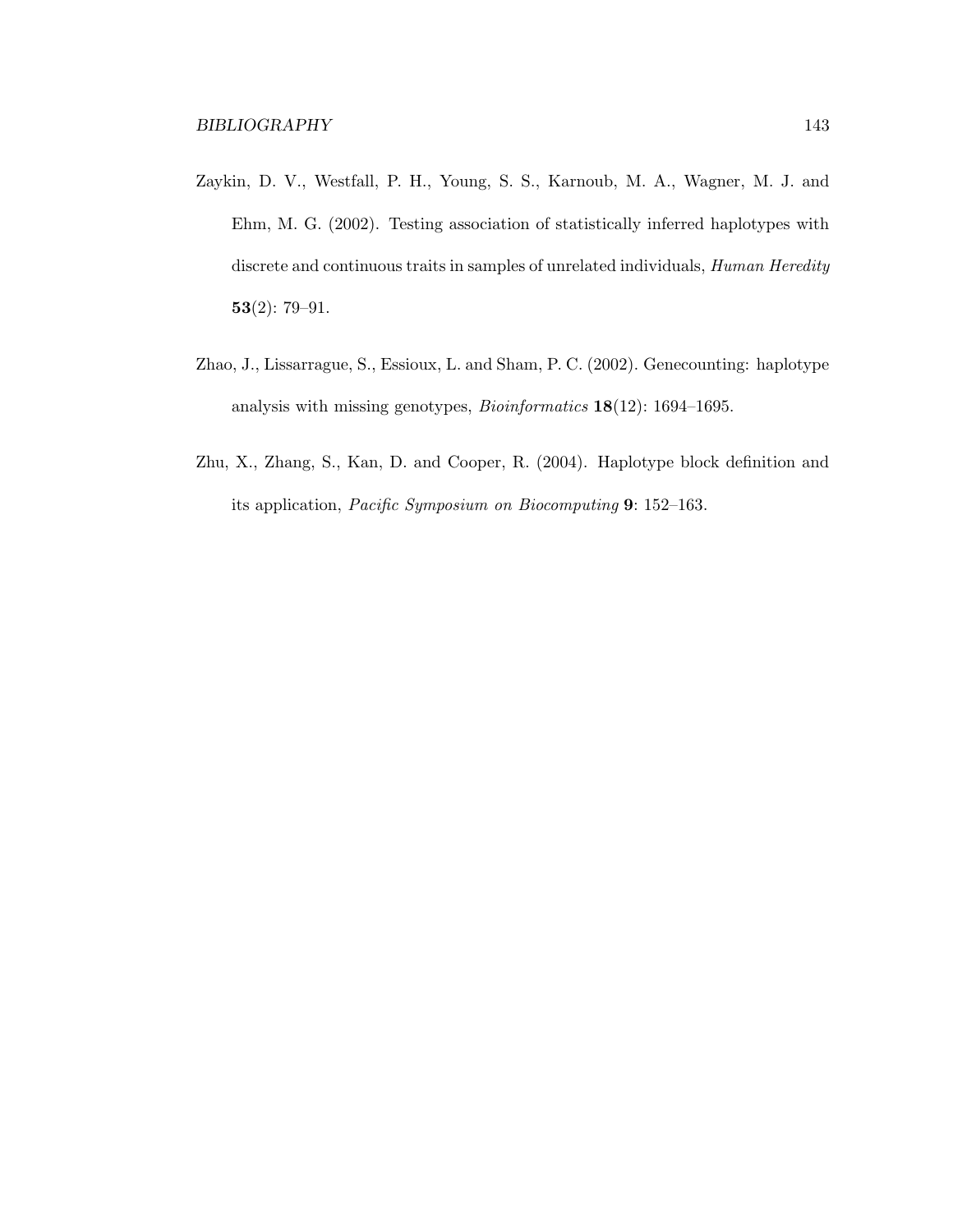Zaykin, D. V., Westfall, P. H., Young, S. S., Karnoub, M. A., Wagner, M. J. and Ehm, M. G. (2002). Testing association of statistically inferred haplotypes with discrete and continuous traits in samples of unrelated individuals, *Human Heredity* **53**(2): 79–91.

Zhao, J., Lissarrague, S., Essioux, L. and Sham, P. C. (2002). Genecounting: haplotype analysis with missing genotypes, *Bioinformatics* **18**(12): 1694–1695.

Zhu, X., Zhang, S., Kan, D. and Cooper, R. (2004). Haplotype block definition and its application, *Pacific Symposium on Biocomputing* **9**: 152–163.